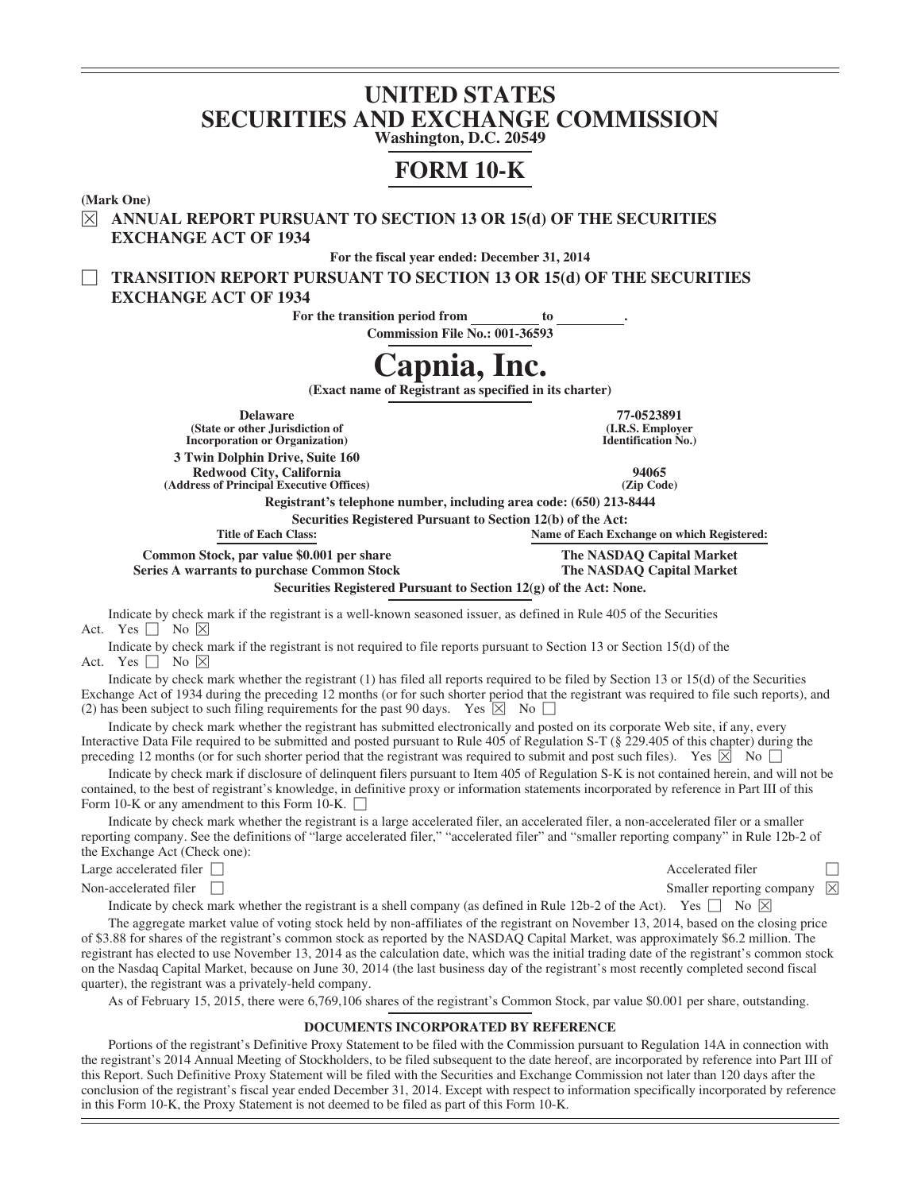# UNITED STATES SECURITIES AND EXCHANGE COMMISSION

**Washington, D.C. 20549**

# FORM 10-K

**(Mark One)**

☒ **ANNUAL REPORT PURSUANT TO SECTION 13 OR 15(d) OF THE SECURITIES EXCHANGE ACT OF 1934**

**For the fiscal year ended: December 31, 2014**

☐ **TRANSITION REPORT PURSUANT TO SECTION 13 OR 15(d) OF THE SECURITIES EXCHANGE ACT OF 1934**

**For the transition period from \_\_\_\_\_\_\_\_\_\_ to \_\_\_\_\_\_\_\_\_\_.**

**Commission File No.: 001-36593**

# Capnia, Inc.

**(Exact name of Registrant as specified in its charter)**

| | |
|---|---|
| **Delaware** | **77-0523891** |
| **(State or other Jurisdiction of Incorporation or Organization)** | **(I.R.S. Employer Identification No.)** |
| **3 Twin Dolphin Drive, Suite 160 Redwood City, California** | **94065** |
| **(Address of Principal Executive Offices)** | **(Zip Code)** |

**Registrant's telephone number, including area code: (650) 213-8444**

**Securities Registered Pursuant to Section 12(b) of the Act:**

| Title of Each Class: | Name of Each Exchange on which Registered: |
|---|---|
| **Common Stock, par value $0.001 per share** | **The NASDAQ Capital Market** |
| **Series A warrants to purchase Common Stock** | **The NASDAQ Capital Market** |

**Securities Registered Pursuant to Section 12(g) of the Act: None.**

Indicate by check mark if the registrant is a well-known seasoned issuer, as defined in Rule 405 of the Securities Act. Yes ☐ No ☒

Indicate by check mark if the registrant is not required to file reports pursuant to Section 13 or Section 15(d) of the Act. Yes ☐ No ☒

Indicate by check mark whether the registrant (1) has filed all reports required to be filed by Section 13 or 15(d) of the Securities Exchange Act of 1934 during the preceding 12 months (or for such shorter period that the registrant was required to file such reports), and (2) has been subject to such filing requirements for the past 90 days. Yes ☒ No ☐

Indicate by check mark whether the registrant has submitted electronically and posted on its corporate Web site, if any, every Interactive Data File required to be submitted and posted pursuant to Rule 405 of Regulation S-T (§ 229.405 of this chapter) during the preceding 12 months (or for such shorter period that the registrant was required to submit and post such files). Yes ☒ No ☐

Indicate by check mark if disclosure of delinquent filers pursuant to Item 405 of Regulation S-K is not contained herein, and will not be contained, to the best of registrant's knowledge, in definitive proxy or information statements incorporated by reference in Part III of this Form 10-K or any amendment to this Form 10-K. ☐

Indicate by check mark whether the registrant is a large accelerated filer, an accelerated filer, a non-accelerated filer or a smaller reporting company. See the definitions of "large accelerated filer," "accelerated filer" and "smaller reporting company" in Rule 12b-2 of the Exchange Act (Check one):

| | |
|---|---|
| Large accelerated filer ☐ | Accelerated filer ☐ |
| Non-accelerated filer ☐ | Smaller reporting company ☒ |

Indicate by check mark whether the registrant is a shell company (as defined in Rule 12b-2 of the Act). Yes ☐ No ☒

The aggregate market value of voting stock held by non-affiliates of the registrant on November 13, 2014, based on the closing price of $3.88 for shares of the registrant's common stock as reported by the NASDAQ Capital Market, was approximately $6.2 million. The registrant has elected to use November 13, 2014 as the calculation date, which was the initial trading date of the registrant's common stock on the Nasdaq Capital Market, because on June 30, 2014 (the last business day of the registrant's most recently completed second fiscal quarter), the registrant was a privately-held company.

As of February 15, 2015, there were 6,769,106 shares of the registrant's Common Stock, par value $0.001 per share, outstanding.

## DOCUMENTS INCORPORATED BY REFERENCE

Portions of the registrant's Definitive Proxy Statement to be filed with the Commission pursuant to Regulation 14A in connection with the registrant's 2014 Annual Meeting of Stockholders, to be filed subsequent to the date hereof, are incorporated by reference into Part III of this Report. Such Definitive Proxy Statement will be filed with the Securities and Exchange Commission not later than 120 days after the conclusion of the registrant's fiscal year ended December 31, 2014. Except with respect to information specifically incorporated by reference in this Form 10-K, the Proxy Statement is not deemed to be filed as part of this Form 10-K.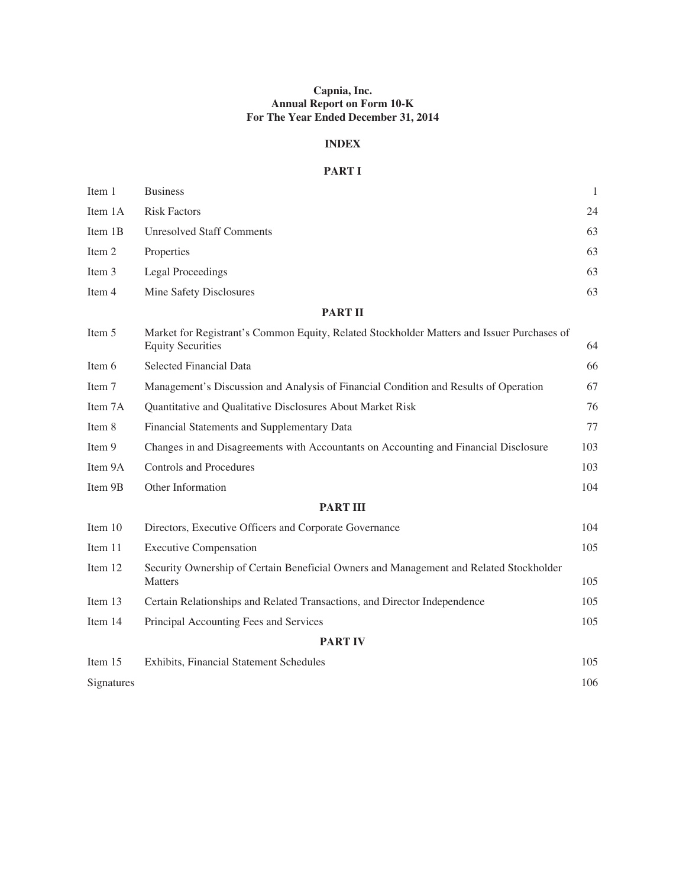**Capnia, Inc.**
**Annual Report on Form 10-K**
**For The Year Ended December 31, 2014**

**INDEX**

**PART I**

| | | |
|---|---|---|
| Item 1 | Business | 1 |
| Item 1A | Risk Factors | 24 |
| Item 1B | Unresolved Staff Comments | 63 |
| Item 2 | Properties | 63 |
| Item 3 | Legal Proceedings | 63 |
| Item 4 | Mine Safety Disclosures | 63 |

**PART II**

| | | |
|---|---|---|
| Item 5 | Market for Registrant's Common Equity, Related Stockholder Matters and Issuer Purchases of Equity Securities | 64 |
| Item 6 | Selected Financial Data | 66 |
| Item 7 | Management's Discussion and Analysis of Financial Condition and Results of Operation | 67 |
| Item 7A | Quantitative and Qualitative Disclosures About Market Risk | 76 |
| Item 8 | Financial Statements and Supplementary Data | 77 |
| Item 9 | Changes in and Disagreements with Accountants on Accounting and Financial Disclosure | 103 |
| Item 9A | Controls and Procedures | 103 |
| Item 9B | Other Information | 104 |

**PART III**

| | | |
|---|---|---|
| Item 10 | Directors, Executive Officers and Corporate Governance | 104 |
| Item 11 | Executive Compensation | 105 |
| Item 12 | Security Ownership of Certain Beneficial Owners and Management and Related Stockholder Matters | 105 |
| Item 13 | Certain Relationships and Related Transactions, and Director Independence | 105 |
| Item 14 | Principal Accounting Fees and Services | 105 |

**PART IV**

| | | |
|---|---|---|
| Item 15 | Exhibits, Financial Statement Schedules | 105 |
| Signatures | | 106 |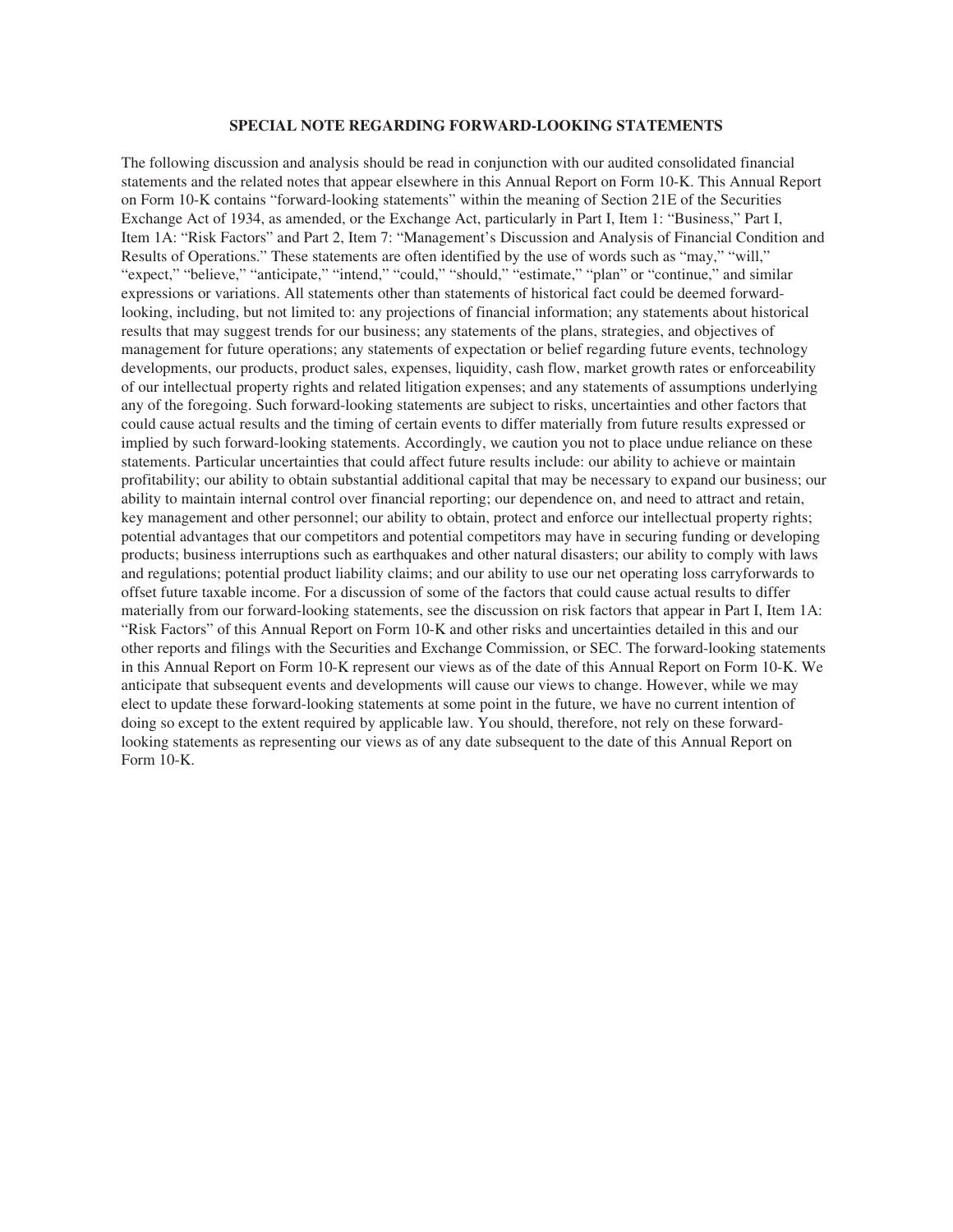## SPECIAL NOTE REGARDING FORWARD-LOOKING STATEMENTS

The following discussion and analysis should be read in conjunction with our audited consolidated financial statements and the related notes that appear elsewhere in this Annual Report on Form 10-K. This Annual Report on Form 10-K contains "forward-looking statements" within the meaning of Section 21E of the Securities Exchange Act of 1934, as amended, or the Exchange Act, particularly in Part I, Item 1: "Business," Part I, Item 1A: "Risk Factors" and Part 2, Item 7: "Management's Discussion and Analysis of Financial Condition and Results of Operations." These statements are often identified by the use of words such as "may," "will," "expect," "believe," "anticipate," "intend," "could," "should," "estimate," "plan" or "continue," and similar expressions or variations. All statements other than statements of historical fact could be deemed forward-looking, including, but not limited to: any projections of financial information; any statements about historical results that may suggest trends for our business; any statements of the plans, strategies, and objectives of management for future operations; any statements of expectation or belief regarding future events, technology developments, our products, product sales, expenses, liquidity, cash flow, market growth rates or enforceability of our intellectual property rights and related litigation expenses; and any statements of assumptions underlying any of the foregoing. Such forward-looking statements are subject to risks, uncertainties and other factors that could cause actual results and the timing of certain events to differ materially from future results expressed or implied by such forward-looking statements. Accordingly, we caution you not to place undue reliance on these statements. Particular uncertainties that could affect future results include: our ability to achieve or maintain profitability; our ability to obtain substantial additional capital that may be necessary to expand our business; our ability to maintain internal control over financial reporting; our dependence on, and need to attract and retain, key management and other personnel; our ability to obtain, protect and enforce our intellectual property rights; potential advantages that our competitors and potential competitors may have in securing funding or developing products; business interruptions such as earthquakes and other natural disasters; our ability to comply with laws and regulations; potential product liability claims; and our ability to use our net operating loss carryforwards to offset future taxable income. For a discussion of some of the factors that could cause actual results to differ materially from our forward-looking statements, see the discussion on risk factors that appear in Part I, Item 1A: "Risk Factors" of this Annual Report on Form 10-K and other risks and uncertainties detailed in this and our other reports and filings with the Securities and Exchange Commission, or SEC. The forward-looking statements in this Annual Report on Form 10-K represent our views as of the date of this Annual Report on Form 10-K. We anticipate that subsequent events and developments will cause our views to change. However, while we may elect to update these forward-looking statements at some point in the future, we have no current intention of doing so except to the extent required by applicable law. You should, therefore, not rely on these forward-looking statements as representing our views as of any date subsequent to the date of this Annual Report on Form 10-K.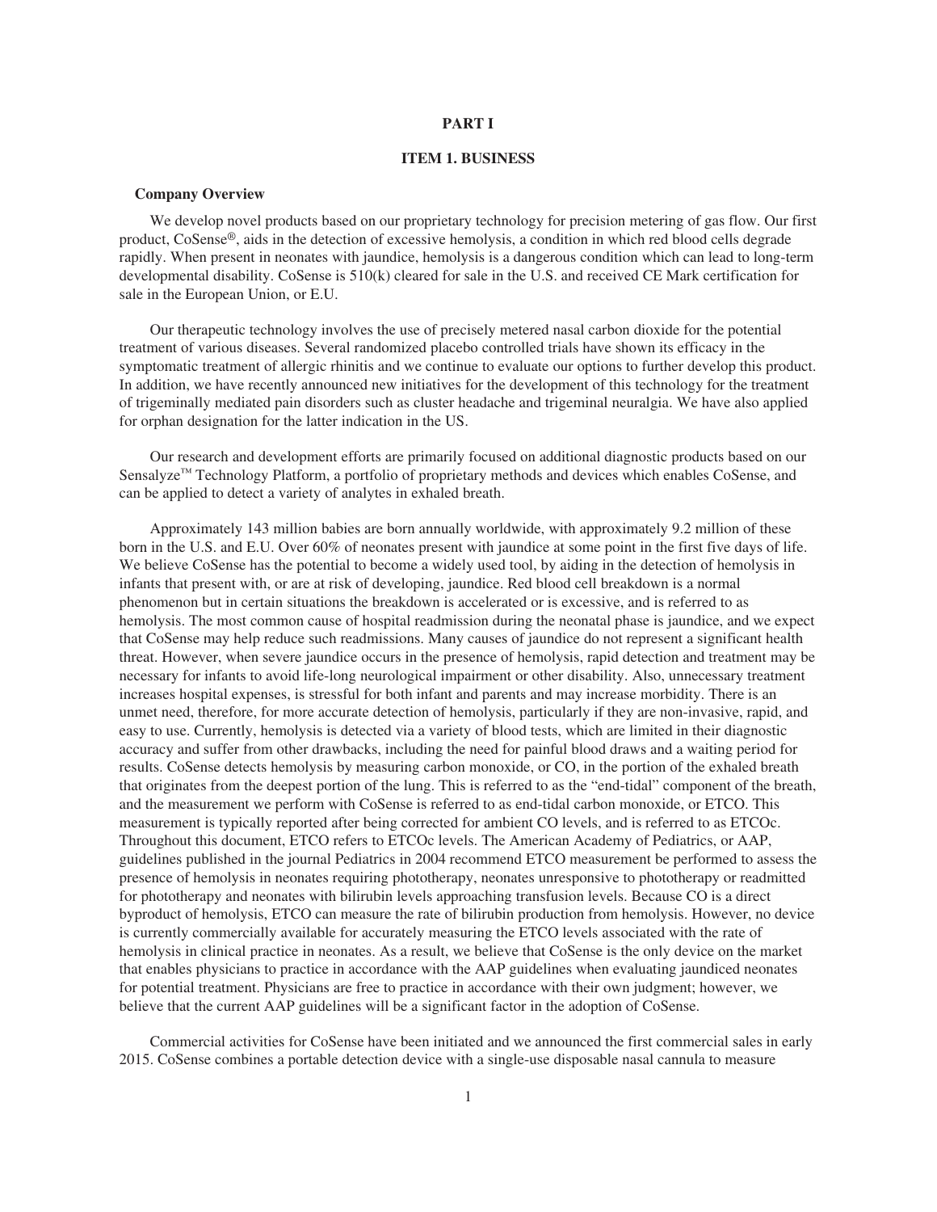# PART I

## ITEM 1. BUSINESS

### Company Overview

We develop novel products based on our proprietary technology for precision metering of gas flow. Our first product, CoSense®, aids in the detection of excessive hemolysis, a condition in which red blood cells degrade rapidly. When present in neonates with jaundice, hemolysis is a dangerous condition which can lead to long-term developmental disability. CoSense is 510(k) cleared for sale in the U.S. and received CE Mark certification for sale in the European Union, or E.U.

Our therapeutic technology involves the use of precisely metered nasal carbon dioxide for the potential treatment of various diseases. Several randomized placebo controlled trials have shown its efficacy in the symptomatic treatment of allergic rhinitis and we continue to evaluate our options to further develop this product. In addition, we have recently announced new initiatives for the development of this technology for the treatment of trigeminally mediated pain disorders such as cluster headache and trigeminal neuralgia. We have also applied for orphan designation for the latter indication in the US.

Our research and development efforts are primarily focused on additional diagnostic products based on our Sensalyze™ Technology Platform, a portfolio of proprietary methods and devices which enables CoSense, and can be applied to detect a variety of analytes in exhaled breath.

Approximately 143 million babies are born annually worldwide, with approximately 9.2 million of these born in the U.S. and E.U. Over 60% of neonates present with jaundice at some point in the first five days of life. We believe CoSense has the potential to become a widely used tool, by aiding in the detection of hemolysis in infants that present with, or are at risk of developing, jaundice. Red blood cell breakdown is a normal phenomenon but in certain situations the breakdown is accelerated or is excessive, and is referred to as hemolysis. The most common cause of hospital readmission during the neonatal phase is jaundice, and we expect that CoSense may help reduce such readmissions. Many causes of jaundice do not represent a significant health threat. However, when severe jaundice occurs in the presence of hemolysis, rapid detection and treatment may be necessary for infants to avoid life-long neurological impairment or other disability. Also, unnecessary treatment increases hospital expenses, is stressful for both infant and parents and may increase morbidity. There is an unmet need, therefore, for more accurate detection of hemolysis, particularly if they are non-invasive, rapid, and easy to use. Currently, hemolysis is detected via a variety of blood tests, which are limited in their diagnostic accuracy and suffer from other drawbacks, including the need for painful blood draws and a waiting period for results. CoSense detects hemolysis by measuring carbon monoxide, or CO, in the portion of the exhaled breath that originates from the deepest portion of the lung. This is referred to as the "end-tidal" component of the breath, and the measurement we perform with CoSense is referred to as end-tidal carbon monoxide, or ETCO. This measurement is typically reported after being corrected for ambient CO levels, and is referred to as ETCOc. Throughout this document, ETCO refers to ETCOc levels. The American Academy of Pediatrics, or AAP, guidelines published in the journal Pediatrics in 2004 recommend ETCO measurement be performed to assess the presence of hemolysis in neonates requiring phototherapy, neonates unresponsive to phototherapy or readmitted for phototherapy and neonates with bilirubin levels approaching transfusion levels. Because CO is a direct byproduct of hemolysis, ETCO can measure the rate of bilirubin production from hemolysis. However, no device is currently commercially available for accurately measuring the ETCO levels associated with the rate of hemolysis in clinical practice in neonates. As a result, we believe that CoSense is the only device on the market that enables physicians to practice in accordance with the AAP guidelines when evaluating jaundiced neonates for potential treatment. Physicians are free to practice in accordance with their own judgment; however, we believe that the current AAP guidelines will be a significant factor in the adoption of CoSense.

Commercial activities for CoSense have been initiated and we announced the first commercial sales in early 2015. CoSense combines a portable detection device with a single-use disposable nasal cannula to measure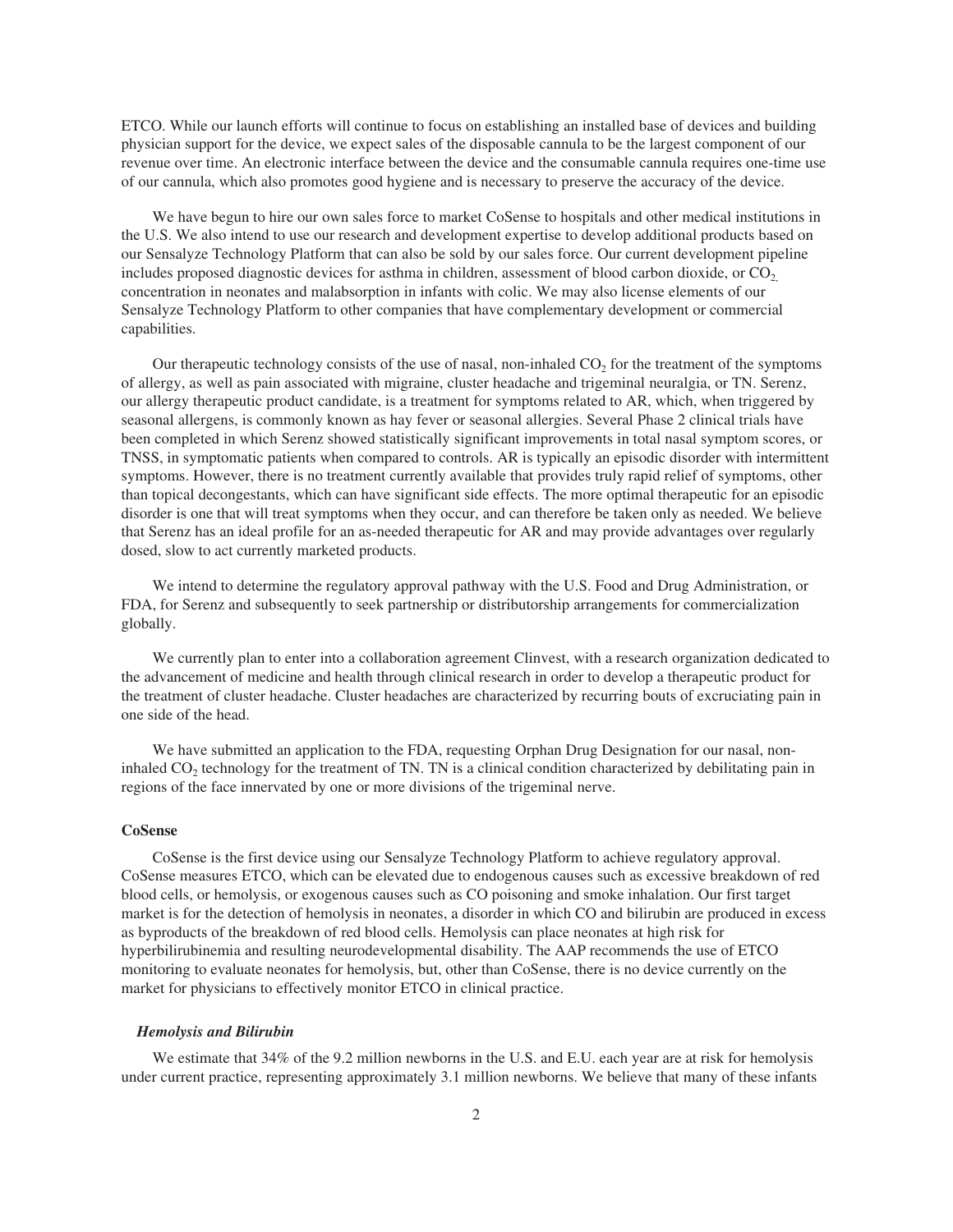ETCO. While our launch efforts will continue to focus on establishing an installed base of devices and building physician support for the device, we expect sales of the disposable cannula to be the largest component of our revenue over time. An electronic interface between the device and the consumable cannula requires one-time use of our cannula, which also promotes good hygiene and is necessary to preserve the accuracy of the device.

We have begun to hire our own sales force to market CoSense to hospitals and other medical institutions in the U.S. We also intend to use our research and development expertise to develop additional products based on our Sensalyze Technology Platform that can also be sold by our sales force. Our current development pipeline includes proposed diagnostic devices for asthma in children, assessment of blood carbon dioxide, or $CO_2$, concentration in neonates and malabsorption in infants with colic. We may also license elements of our Sensalyze Technology Platform to other companies that have complementary development or commercial capabilities.

Our therapeutic technology consists of the use of nasal, non-inhaled $CO_2$ for the treatment of the symptoms of allergy, as well as pain associated with migraine, cluster headache and trigeminal neuralgia, or TN. Serenz, our allergy therapeutic product candidate, is a treatment for symptoms related to AR, which, when triggered by seasonal allergens, is commonly known as hay fever or seasonal allergies. Several Phase 2 clinical trials have been completed in which Serenz showed statistically significant improvements in total nasal symptom scores, or TNSS, in symptomatic patients when compared to controls. AR is typically an episodic disorder with intermittent symptoms. However, there is no treatment currently available that provides truly rapid relief of symptoms, other than topical decongestants, which can have significant side effects. The more optimal therapeutic for an episodic disorder is one that will treat symptoms when they occur, and can therefore be taken only as needed. We believe that Serenz has an ideal profile for an as-needed therapeutic for AR and may provide advantages over regularly dosed, slow to act currently marketed products.

We intend to determine the regulatory approval pathway with the U.S. Food and Drug Administration, or FDA, for Serenz and subsequently to seek partnership or distributorship arrangements for commercialization globally.

We currently plan to enter into a collaboration agreement Clinvest, with a research organization dedicated to the advancement of medicine and health through clinical research in order to develop a therapeutic product for the treatment of cluster headache. Cluster headaches are characterized by recurring bouts of excruciating pain in one side of the head.

We have submitted an application to the FDA, requesting Orphan Drug Designation for our nasal, non-inhaled $CO_2$ technology for the treatment of TN. TN is a clinical condition characterized by debilitating pain in regions of the face innervated by one or more divisions of the trigeminal nerve.

### CoSense

CoSense is the first device using our Sensalyze Technology Platform to achieve regulatory approval. CoSense measures ETCO, which can be elevated due to endogenous causes such as excessive breakdown of red blood cells, or hemolysis, or exogenous causes such as CO poisoning and smoke inhalation. Our first target market is for the detection of hemolysis in neonates, a disorder in which CO and bilirubin are produced in excess as byproducts of the breakdown of red blood cells. Hemolysis can place neonates at high risk for hyperbilirubinemia and resulting neurodevelopmental disability. The AAP recommends the use of ETCO monitoring to evaluate neonates for hemolysis, but, other than CoSense, there is no device currently on the market for physicians to effectively monitor ETCO in clinical practice.

#### *Hemolysis and Bilirubin*

We estimate that 34% of the 9.2 million newborns in the U.S. and E.U. each year are at risk for hemolysis under current practice, representing approximately 3.1 million newborns. We believe that many of these infants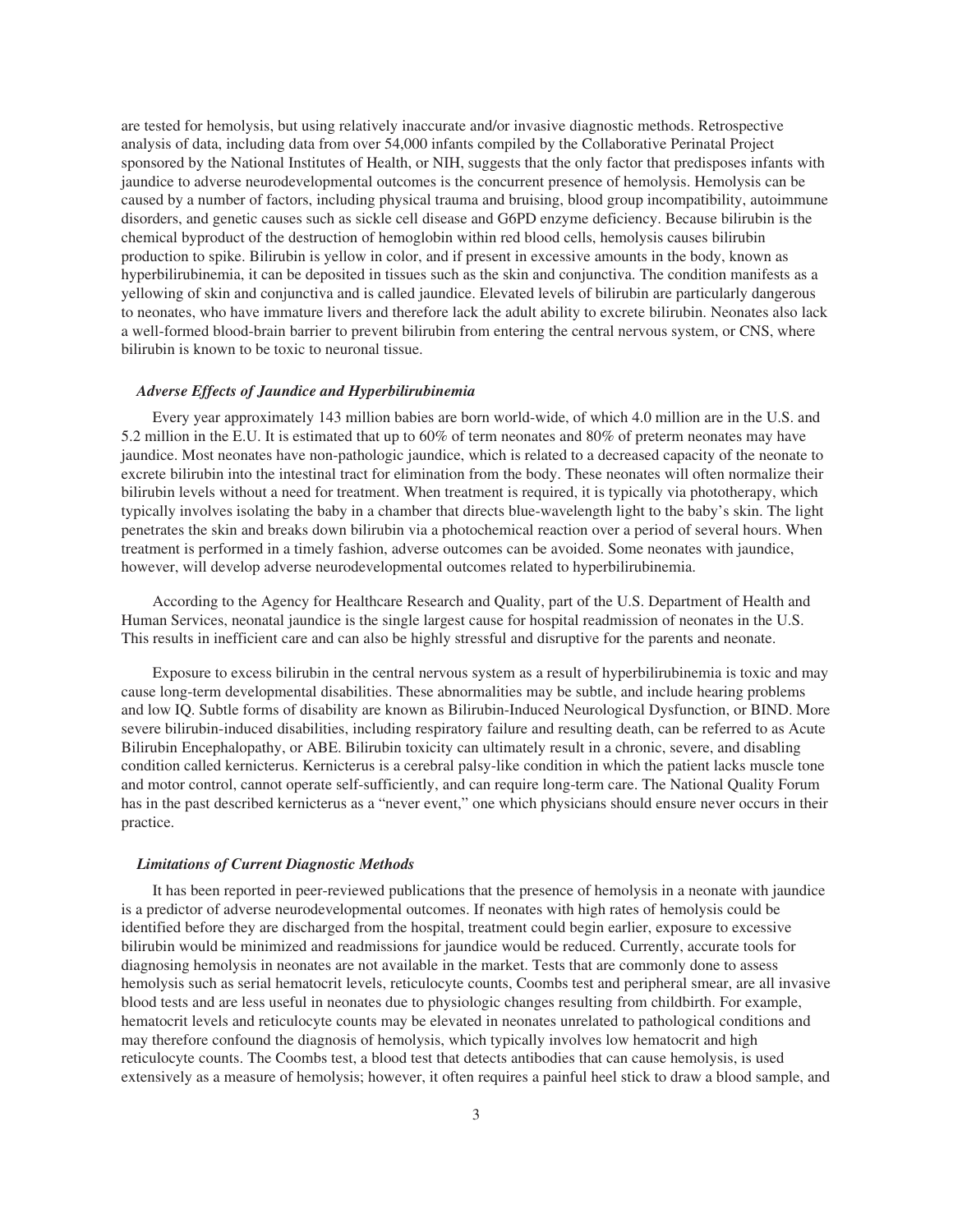are tested for hemolysis, but using relatively inaccurate and/or invasive diagnostic methods. Retrospective analysis of data, including data from over 54,000 infants compiled by the Collaborative Perinatal Project sponsored by the National Institutes of Health, or NIH, suggests that the only factor that predisposes infants with jaundice to adverse neurodevelopmental outcomes is the concurrent presence of hemolysis. Hemolysis can be caused by a number of factors, including physical trauma and bruising, blood group incompatibility, autoimmune disorders, and genetic causes such as sickle cell disease and G6PD enzyme deficiency. Because bilirubin is the chemical byproduct of the destruction of hemoglobin within red blood cells, hemolysis causes bilirubin production to spike. Bilirubin is yellow in color, and if present in excessive amounts in the body, known as hyperbilirubinemia, it can be deposited in tissues such as the skin and conjunctiva. The condition manifests as a yellowing of skin and conjunctiva and is called jaundice. Elevated levels of bilirubin are particularly dangerous to neonates, who have immature livers and therefore lack the adult ability to excrete bilirubin. Neonates also lack a well-formed blood-brain barrier to prevent bilirubin from entering the central nervous system, or CNS, where bilirubin is known to be toxic to neuronal tissue.

***Adverse Effects of Jaundice and Hyperbilirubinemia***

Every year approximately 143 million babies are born world-wide, of which 4.0 million are in the U.S. and 5.2 million in the E.U. It is estimated that up to 60% of term neonates and 80% of preterm neonates may have jaundice. Most neonates have non-pathologic jaundice, which is related to a decreased capacity of the neonate to excrete bilirubin into the intestinal tract for elimination from the body. These neonates will often normalize their bilirubin levels without a need for treatment. When treatment is required, it is typically via phototherapy, which typically involves isolating the baby in a chamber that directs blue-wavelength light to the baby's skin. The light penetrates the skin and breaks down bilirubin via a photochemical reaction over a period of several hours. When treatment is performed in a timely fashion, adverse outcomes can be avoided. Some neonates with jaundice, however, will develop adverse neurodevelopmental outcomes related to hyperbilirubinemia.

According to the Agency for Healthcare Research and Quality, part of the U.S. Department of Health and Human Services, neonatal jaundice is the single largest cause for hospital readmission of neonates in the U.S. This results in inefficient care and can also be highly stressful and disruptive for the parents and neonate.

Exposure to excess bilirubin in the central nervous system as a result of hyperbilirubinemia is toxic and may cause long-term developmental disabilities. These abnormalities may be subtle, and include hearing problems and low IQ. Subtle forms of disability are known as Bilirubin-Induced Neurological Dysfunction, or BIND. More severe bilirubin-induced disabilities, including respiratory failure and resulting death, can be referred to as Acute Bilirubin Encephalopathy, or ABE. Bilirubin toxicity can ultimately result in a chronic, severe, and disabling condition called kernicterus. Kernicterus is a cerebral palsy-like condition in which the patient lacks muscle tone and motor control, cannot operate self-sufficiently, and can require long-term care. The National Quality Forum has in the past described kernicterus as a "never event," one which physicians should ensure never occurs in their practice.

***Limitations of Current Diagnostic Methods***

It has been reported in peer-reviewed publications that the presence of hemolysis in a neonate with jaundice is a predictor of adverse neurodevelopmental outcomes. If neonates with high rates of hemolysis could be identified before they are discharged from the hospital, treatment could begin earlier, exposure to excessive bilirubin would be minimized and readmissions for jaundice would be reduced. Currently, accurate tools for diagnosing hemolysis in neonates are not available in the market. Tests that are commonly done to assess hemolysis such as serial hematocrit levels, reticulocyte counts, Coombs test and peripheral smear, are all invasive blood tests and are less useful in neonates due to physiologic changes resulting from childbirth. For example, hematocrit levels and reticulocyte counts may be elevated in neonates unrelated to pathological conditions and may therefore confound the diagnosis of hemolysis, which typically involves low hematocrit and high reticulocyte counts. The Coombs test, a blood test that detects antibodies that can cause hemolysis, is used extensively as a measure of hemolysis; however, it often requires a painful heel stick to draw a blood sample, and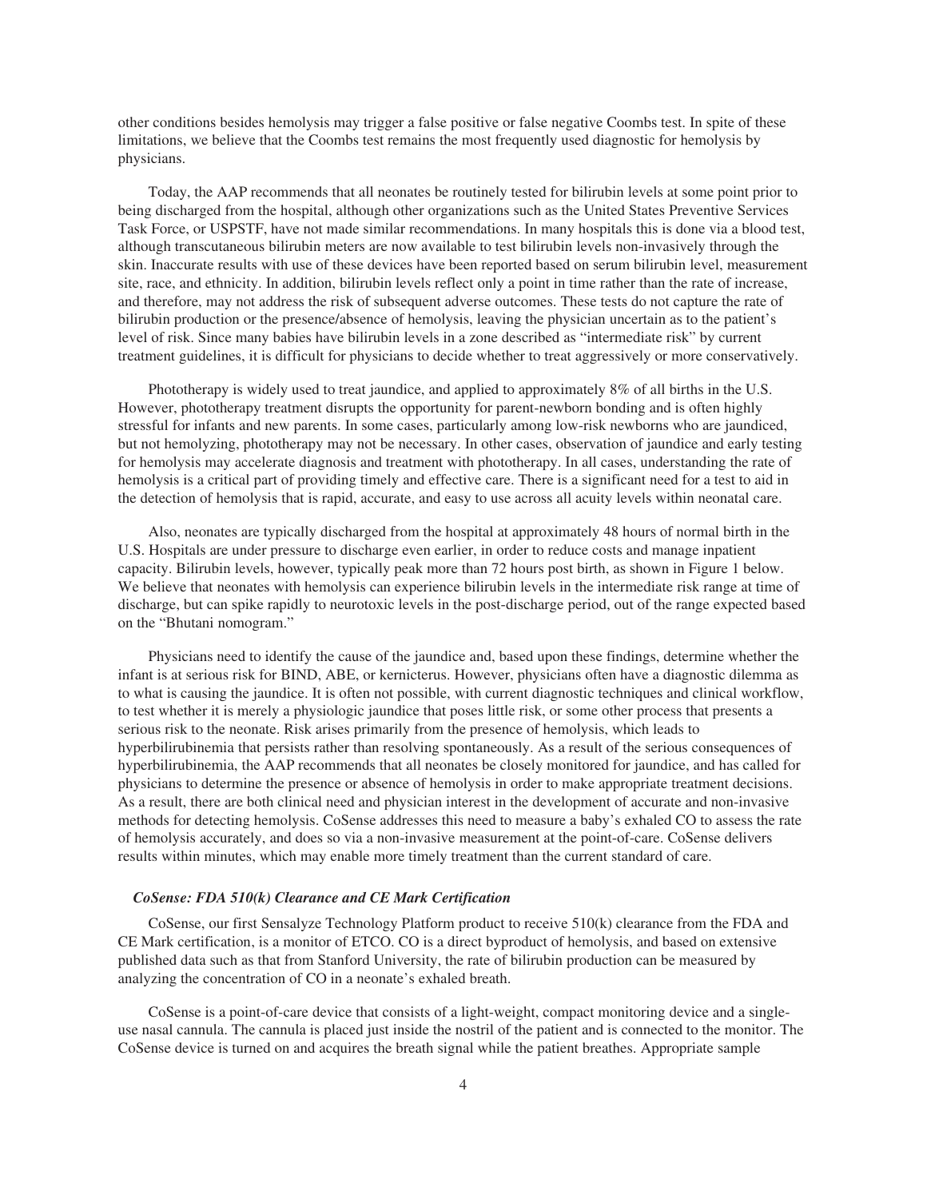other conditions besides hemolysis may trigger a false positive or false negative Coombs test. In spite of these limitations, we believe that the Coombs test remains the most frequently used diagnostic for hemolysis by physicians.

Today, the AAP recommends that all neonates be routinely tested for bilirubin levels at some point prior to being discharged from the hospital, although other organizations such as the United States Preventive Services Task Force, or USPSTF, have not made similar recommendations. In many hospitals this is done via a blood test, although transcutaneous bilirubin meters are now available to test bilirubin levels non-invasively through the skin. Inaccurate results with use of these devices have been reported based on serum bilirubin level, measurement site, race, and ethnicity. In addition, bilirubin levels reflect only a point in time rather than the rate of increase, and therefore, may not address the risk of subsequent adverse outcomes. These tests do not capture the rate of bilirubin production or the presence/absence of hemolysis, leaving the physician uncertain as to the patient's level of risk. Since many babies have bilirubin levels in a zone described as "intermediate risk" by current treatment guidelines, it is difficult for physicians to decide whether to treat aggressively or more conservatively.

Phototherapy is widely used to treat jaundice, and applied to approximately 8% of all births in the U.S. However, phototherapy treatment disrupts the opportunity for parent-newborn bonding and is often highly stressful for infants and new parents. In some cases, particularly among low-risk newborns who are jaundiced, but not hemolyzing, phototherapy may not be necessary. In other cases, observation of jaundice and early testing for hemolysis may accelerate diagnosis and treatment with phototherapy. In all cases, understanding the rate of hemolysis is a critical part of providing timely and effective care. There is a significant need for a test to aid in the detection of hemolysis that is rapid, accurate, and easy to use across all acuity levels within neonatal care.

Also, neonates are typically discharged from the hospital at approximately 48 hours of normal birth in the U.S. Hospitals are under pressure to discharge even earlier, in order to reduce costs and manage inpatient capacity. Bilirubin levels, however, typically peak more than 72 hours post birth, as shown in Figure 1 below. We believe that neonates with hemolysis can experience bilirubin levels in the intermediate risk range at time of discharge, but can spike rapidly to neurotoxic levels in the post-discharge period, out of the range expected based on the "Bhutani nomogram."

Physicians need to identify the cause of the jaundice and, based upon these findings, determine whether the infant is at serious risk for BIND, ABE, or kernicterus. However, physicians often have a diagnostic dilemma as to what is causing the jaundice. It is often not possible, with current diagnostic techniques and clinical workflow, to test whether it is merely a physiologic jaundice that poses little risk, or some other process that presents a serious risk to the neonate. Risk arises primarily from the presence of hemolysis, which leads to hyperbilirubinemia that persists rather than resolving spontaneously. As a result of the serious consequences of hyperbilirubinemia, the AAP recommends that all neonates be closely monitored for jaundice, and has called for physicians to determine the presence or absence of hemolysis in order to make appropriate treatment decisions. As a result, there are both clinical need and physician interest in the development of accurate and non-invasive methods for detecting hemolysis. CoSense addresses this need to measure a baby's exhaled CO to assess the rate of hemolysis accurately, and does so via a non-invasive measurement at the point-of-care. CoSense delivers results within minutes, which may enable more timely treatment than the current standard of care.

### *CoSense: FDA 510(k) Clearance and CE Mark Certification*

CoSense, our first Sensalyze Technology Platform product to receive 510(k) clearance from the FDA and CE Mark certification, is a monitor of ETCO. CO is a direct byproduct of hemolysis, and based on extensive published data such as that from Stanford University, the rate of bilirubin production can be measured by analyzing the concentration of CO in a neonate's exhaled breath.

CoSense is a point-of-care device that consists of a light-weight, compact monitoring device and a single-use nasal cannula. The cannula is placed just inside the nostril of the patient and is connected to the monitor. The CoSense device is turned on and acquires the breath signal while the patient breathes. Appropriate sample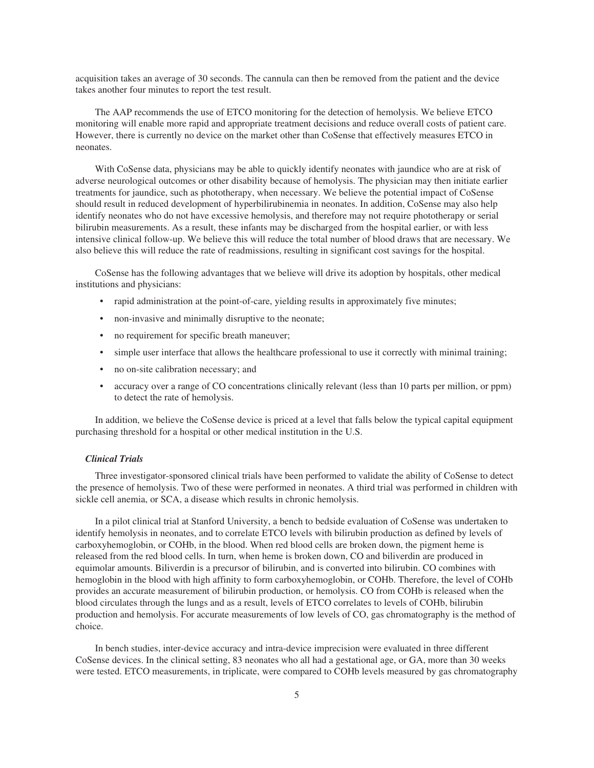acquisition takes an average of 30 seconds. The cannula can then be removed from the patient and the device takes another four minutes to report the test result.

The AAP recommends the use of ETCO monitoring for the detection of hemolysis. We believe ETCO monitoring will enable more rapid and appropriate treatment decisions and reduce overall costs of patient care. However, there is currently no device on the market other than CoSense that effectively measures ETCO in neonates.

With CoSense data, physicians may be able to quickly identify neonates with jaundice who are at risk of adverse neurological outcomes or other disability because of hemolysis. The physician may then initiate earlier treatments for jaundice, such as phototherapy, when necessary. We believe the potential impact of CoSense should result in reduced development of hyperbilirubinemia in neonates. In addition, CoSense may also help identify neonates who do not have excessive hemolysis, and therefore may not require phototherapy or serial bilirubin measurements. As a result, these infants may be discharged from the hospital earlier, or with less intensive clinical follow-up. We believe this will reduce the total number of blood draws that are necessary. We also believe this will reduce the rate of readmissions, resulting in significant cost savings for the hospital.

CoSense has the following advantages that we believe will drive its adoption by hospitals, other medical institutions and physicians:

- rapid administration at the point-of-care, yielding results in approximately five minutes;
- non-invasive and minimally disruptive to the neonate;
- no requirement for specific breath maneuver;
- simple user interface that allows the healthcare professional to use it correctly with minimal training;
- no on-site calibration necessary; and
- accuracy over a range of CO concentrations clinically relevant (less than 10 parts per million, or ppm) to detect the rate of hemolysis.

In addition, we believe the CoSense device is priced at a level that falls below the typical capital equipment purchasing threshold for a hospital or other medical institution in the U.S.

### *Clinical Trials*

Three investigator-sponsored clinical trials have been performed to validate the ability of CoSense to detect the presence of hemolysis. Two of these were performed in neonates. A third trial was performed in children with sickle cell anemia, or SCA, a disease which results in chronic hemolysis.

In a pilot clinical trial at Stanford University, a bench to bedside evaluation of CoSense was undertaken to identify hemolysis in neonates, and to correlate ETCO levels with bilirubin production as defined by levels of carboxyhemoglobin, or COHb, in the blood. When red blood cells are broken down, the pigment heme is released from the red blood cells. In turn, when heme is broken down, CO and biliverdin are produced in equimolar amounts. Biliverdin is a precursor of bilirubin, and is converted into bilirubin. CO combines with hemoglobin in the blood with high affinity to form carboxyhemoglobin, or COHb. Therefore, the level of COHb provides an accurate measurement of bilirubin production, or hemolysis. CO from COHb is released when the blood circulates through the lungs and as a result, levels of ETCO correlates to levels of COHb, bilirubin production and hemolysis. For accurate measurements of low levels of CO, gas chromatography is the method of choice.

In bench studies, inter-device accuracy and intra-device imprecision were evaluated in three different CoSense devices. In the clinical setting, 83 neonates who all had a gestational age, or GA, more than 30 weeks were tested. ETCO measurements, in triplicate, were compared to COHb levels measured by gas chromatography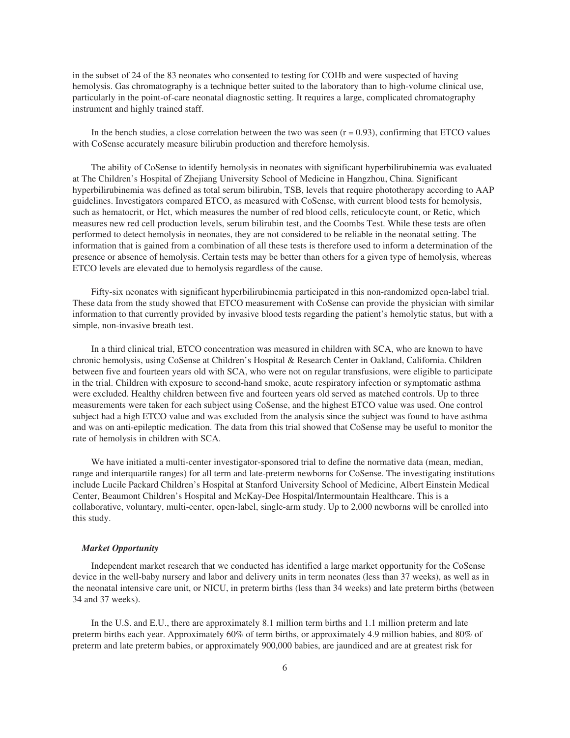in the subset of 24 of the 83 neonates who consented to testing for COHb and were suspected of having hemolysis. Gas chromatography is a technique better suited to the laboratory than to high-volume clinical use, particularly in the point-of-care neonatal diagnostic setting. It requires a large, complicated chromatography instrument and highly trained staff.

In the bench studies, a close correlation between the two was seen ($r = 0.93$), confirming that ETCO values with CoSense accurately measure bilirubin production and therefore hemolysis.

The ability of CoSense to identify hemolysis in neonates with significant hyperbilirubinemia was evaluated at The Children's Hospital of Zhejiang University School of Medicine in Hangzhou, China. Significant hyperbilirubinemia was defined as total serum bilirubin, TSB, levels that require phototherapy according to AAP guidelines. Investigators compared ETCO, as measured with CoSense, with current blood tests for hemolysis, such as hematocrit, or Hct, which measures the number of red blood cells, reticulocyte count, or Retic, which measures new red cell production levels, serum bilirubin test, and the Coombs Test. While these tests are often performed to detect hemolysis in neonates, they are not considered to be reliable in the neonatal setting. The information that is gained from a combination of all these tests is therefore used to inform a determination of the presence or absence of hemolysis. Certain tests may be better than others for a given type of hemolysis, whereas ETCO levels are elevated due to hemolysis regardless of the cause.

Fifty-six neonates with significant hyperbilirubinemia participated in this non-randomized open-label trial. These data from the study showed that ETCO measurement with CoSense can provide the physician with similar information to that currently provided by invasive blood tests regarding the patient's hemolytic status, but with a simple, non-invasive breath test.

In a third clinical trial, ETCO concentration was measured in children with SCA, who are known to have chronic hemolysis, using CoSense at Children's Hospital & Research Center in Oakland, California. Children between five and fourteen years old with SCA, who were not on regular transfusions, were eligible to participate in the trial. Children with exposure to second-hand smoke, acute respiratory infection or symptomatic asthma were excluded. Healthy children between five and fourteen years old served as matched controls. Up to three measurements were taken for each subject using CoSense, and the highest ETCO value was used. One control subject had a high ETCO value and was excluded from the analysis since the subject was found to have asthma and was on anti-epileptic medication. The data from this trial showed that CoSense may be useful to monitor the rate of hemolysis in children with SCA.

We have initiated a multi-center investigator-sponsored trial to define the normative data (mean, median, range and interquartile ranges) for all term and late-preterm newborns for CoSense. The investigating institutions include Lucile Packard Children's Hospital at Stanford University School of Medicine, Albert Einstein Medical Center, Beaumont Children's Hospital and McKay-Dee Hospital/Intermountain Healthcare. This is a collaborative, voluntary, multi-center, open-label, single-arm study. Up to 2,000 newborns will be enrolled into this study.

### *Market Opportunity*

Independent market research that we conducted has identified a large market opportunity for the CoSense device in the well-baby nursery and labor and delivery units in term neonates (less than 37 weeks), as well as in the neonatal intensive care unit, or NICU, in preterm births (less than 34 weeks) and late preterm births (between 34 and 37 weeks).

In the U.S. and E.U., there are approximately 8.1 million term births and 1.1 million preterm and late preterm births each year. Approximately 60% of term births, or approximately 4.9 million babies, and 80% of preterm and late preterm babies, or approximately 900,000 babies, are jaundiced and are at greatest risk for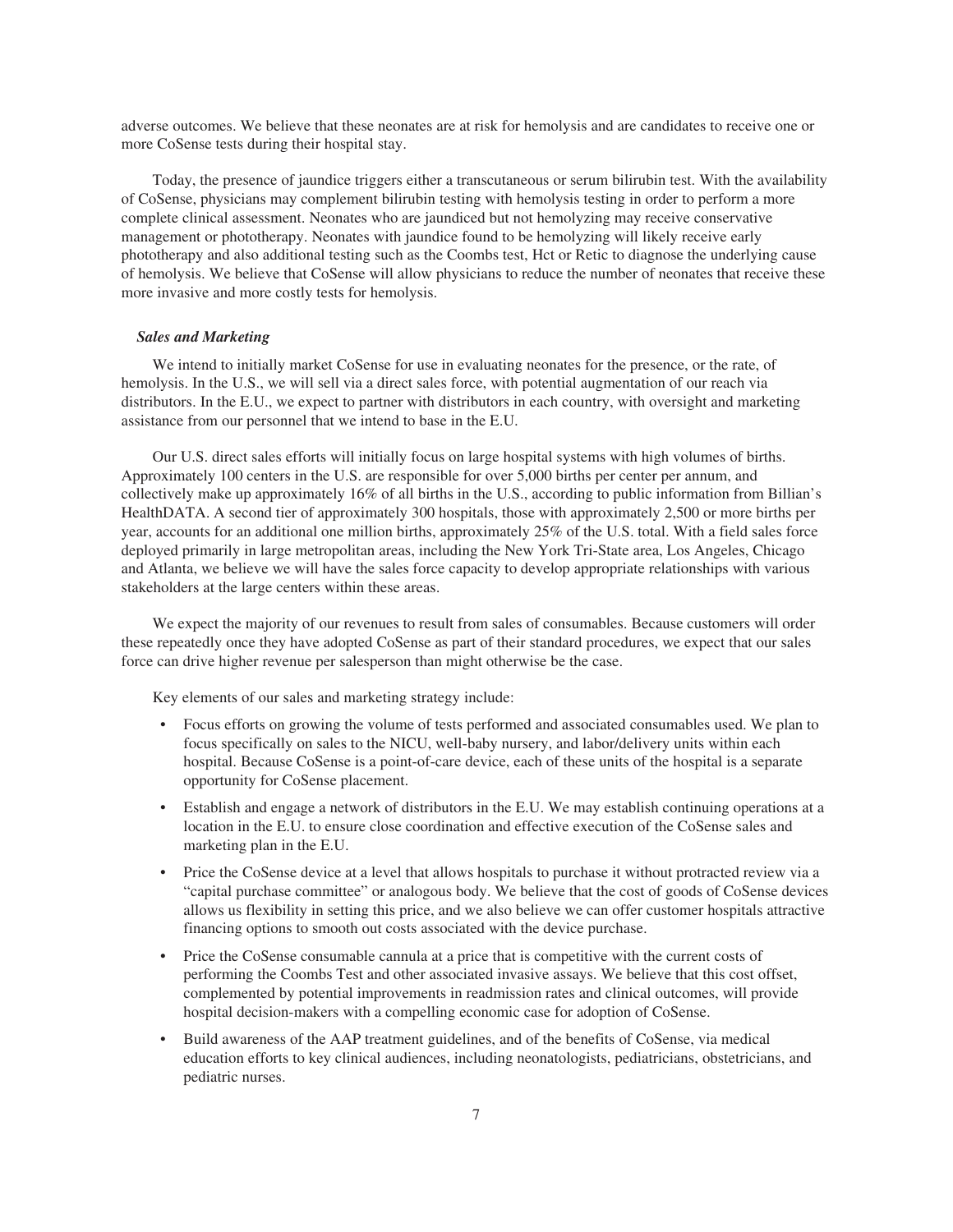adverse outcomes. We believe that these neonates are at risk for hemolysis and are candidates to receive one or more CoSense tests during their hospital stay.

Today, the presence of jaundice triggers either a transcutaneous or serum bilirubin test. With the availability of CoSense, physicians may complement bilirubin testing with hemolysis testing in order to perform a more complete clinical assessment. Neonates who are jaundiced but not hemolyzing may receive conservative management or phototherapy. Neonates with jaundice found to be hemolyzing will likely receive early phototherapy and also additional testing such as the Coombs test, Hct or Retic to diagnose the underlying cause of hemolysis. We believe that CoSense will allow physicians to reduce the number of neonates that receive these more invasive and more costly tests for hemolysis.

***Sales and Marketing***

We intend to initially market CoSense for use in evaluating neonates for the presence, or the rate, of hemolysis. In the U.S., we will sell via a direct sales force, with potential augmentation of our reach via distributors. In the E.U., we expect to partner with distributors in each country, with oversight and marketing assistance from our personnel that we intend to base in the E.U.

Our U.S. direct sales efforts will initially focus on large hospital systems with high volumes of births. Approximately 100 centers in the U.S. are responsible for over 5,000 births per center per annum, and collectively make up approximately 16% of all births in the U.S., according to public information from Billian's HealthDATA. A second tier of approximately 300 hospitals, those with approximately 2,500 or more births per year, accounts for an additional one million births, approximately 25% of the U.S. total. With a field sales force deployed primarily in large metropolitan areas, including the New York Tri-State area, Los Angeles, Chicago and Atlanta, we believe we will have the sales force capacity to develop appropriate relationships with various stakeholders at the large centers within these areas.

We expect the majority of our revenues to result from sales of consumables. Because customers will order these repeatedly once they have adopted CoSense as part of their standard procedures, we expect that our sales force can drive higher revenue per salesperson than might otherwise be the case.

Key elements of our sales and marketing strategy include:

- Focus efforts on growing the volume of tests performed and associated consumables used. We plan to focus specifically on sales to the NICU, well-baby nursery, and labor/delivery units within each hospital. Because CoSense is a point-of-care device, each of these units of the hospital is a separate opportunity for CoSense placement.
- Establish and engage a network of distributors in the E.U. We may establish continuing operations at a location in the E.U. to ensure close coordination and effective execution of the CoSense sales and marketing plan in the E.U.
- Price the CoSense device at a level that allows hospitals to purchase it without protracted review via a "capital purchase committee" or analogous body. We believe that the cost of goods of CoSense devices allows us flexibility in setting this price, and we also believe we can offer customer hospitals attractive financing options to smooth out costs associated with the device purchase.
- Price the CoSense consumable cannula at a price that is competitive with the current costs of performing the Coombs Test and other associated invasive assays. We believe that this cost offset, complemented by potential improvements in readmission rates and clinical outcomes, will provide hospital decision-makers with a compelling economic case for adoption of CoSense.
- Build awareness of the AAP treatment guidelines, and of the benefits of CoSense, via medical education efforts to key clinical audiences, including neonatologists, pediatricians, obstetricians, and pediatric nurses.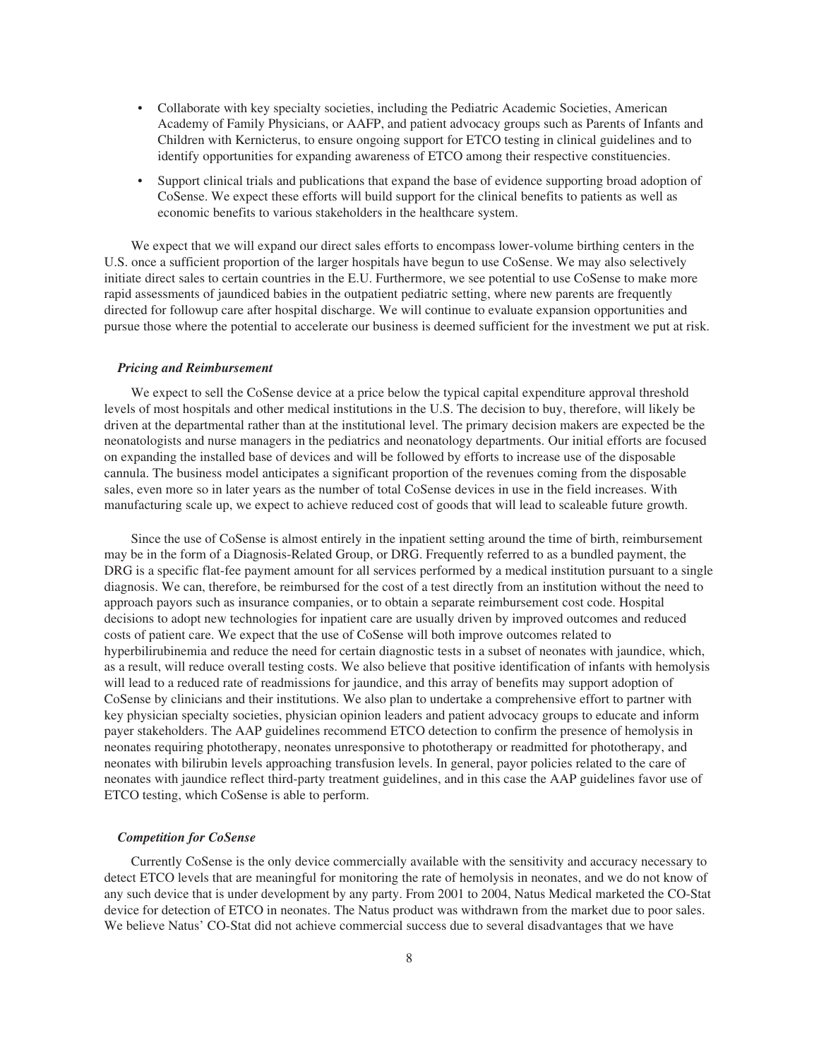- Collaborate with key specialty societies, including the Pediatric Academic Societies, American Academy of Family Physicians, or AAFP, and patient advocacy groups such as Parents of Infants and Children with Kernicterus, to ensure ongoing support for ETCO testing in clinical guidelines and to identify opportunities for expanding awareness of ETCO among their respective constituencies.
- Support clinical trials and publications that expand the base of evidence supporting broad adoption of CoSense. We expect these efforts will build support for the clinical benefits to patients as well as economic benefits to various stakeholders in the healthcare system.

We expect that we will expand our direct sales efforts to encompass lower-volume birthing centers in the U.S. once a sufficient proportion of the larger hospitals have begun to use CoSense. We may also selectively initiate direct sales to certain countries in the E.U. Furthermore, we see potential to use CoSense to make more rapid assessments of jaundiced babies in the outpatient pediatric setting, where new parents are frequently directed for followup care after hospital discharge. We will continue to evaluate expansion opportunities and pursue those where the potential to accelerate our business is deemed sufficient for the investment we put at risk.

### *Pricing and Reimbursement*

We expect to sell the CoSense device at a price below the typical capital expenditure approval threshold levels of most hospitals and other medical institutions in the U.S. The decision to buy, therefore, will likely be driven at the departmental rather than at the institutional level. The primary decision makers are expected be the neonatologists and nurse managers in the pediatrics and neonatology departments. Our initial efforts are focused on expanding the installed base of devices and will be followed by efforts to increase use of the disposable cannula. The business model anticipates a significant proportion of the revenues coming from the disposable sales, even more so in later years as the number of total CoSense devices in use in the field increases. With manufacturing scale up, we expect to achieve reduced cost of goods that will lead to scaleable future growth.

Since the use of CoSense is almost entirely in the inpatient setting around the time of birth, reimbursement may be in the form of a Diagnosis-Related Group, or DRG. Frequently referred to as a bundled payment, the DRG is a specific flat-fee payment amount for all services performed by a medical institution pursuant to a single diagnosis. We can, therefore, be reimbursed for the cost of a test directly from an institution without the need to approach payors such as insurance companies, or to obtain a separate reimbursement cost code. Hospital decisions to adopt new technologies for inpatient care are usually driven by improved outcomes and reduced costs of patient care. We expect that the use of CoSense will both improve outcomes related to hyperbilirubinemia and reduce the need for certain diagnostic tests in a subset of neonates with jaundice, which, as a result, will reduce overall testing costs. We also believe that positive identification of infants with hemolysis will lead to a reduced rate of readmissions for jaundice, and this array of benefits may support adoption of CoSense by clinicians and their institutions. We also plan to undertake a comprehensive effort to partner with key physician specialty societies, physician opinion leaders and patient advocacy groups to educate and inform payer stakeholders. The AAP guidelines recommend ETCO detection to confirm the presence of hemolysis in neonates requiring phototherapy, neonates unresponsive to phototherapy or readmitted for phototherapy, and neonates with bilirubin levels approaching transfusion levels. In general, payor policies related to the care of neonates with jaundice reflect third-party treatment guidelines, and in this case the AAP guidelines favor use of ETCO testing, which CoSense is able to perform.

### *Competition for CoSense*

Currently CoSense is the only device commercially available with the sensitivity and accuracy necessary to detect ETCO levels that are meaningful for monitoring the rate of hemolysis in neonates, and we do not know of any such device that is under development by any party. From 2001 to 2004, Natus Medical marketed the CO-Stat device for detection of ETCO in neonates. The Natus product was withdrawn from the market due to poor sales. We believe Natus' CO-Stat did not achieve commercial success due to several disadvantages that we have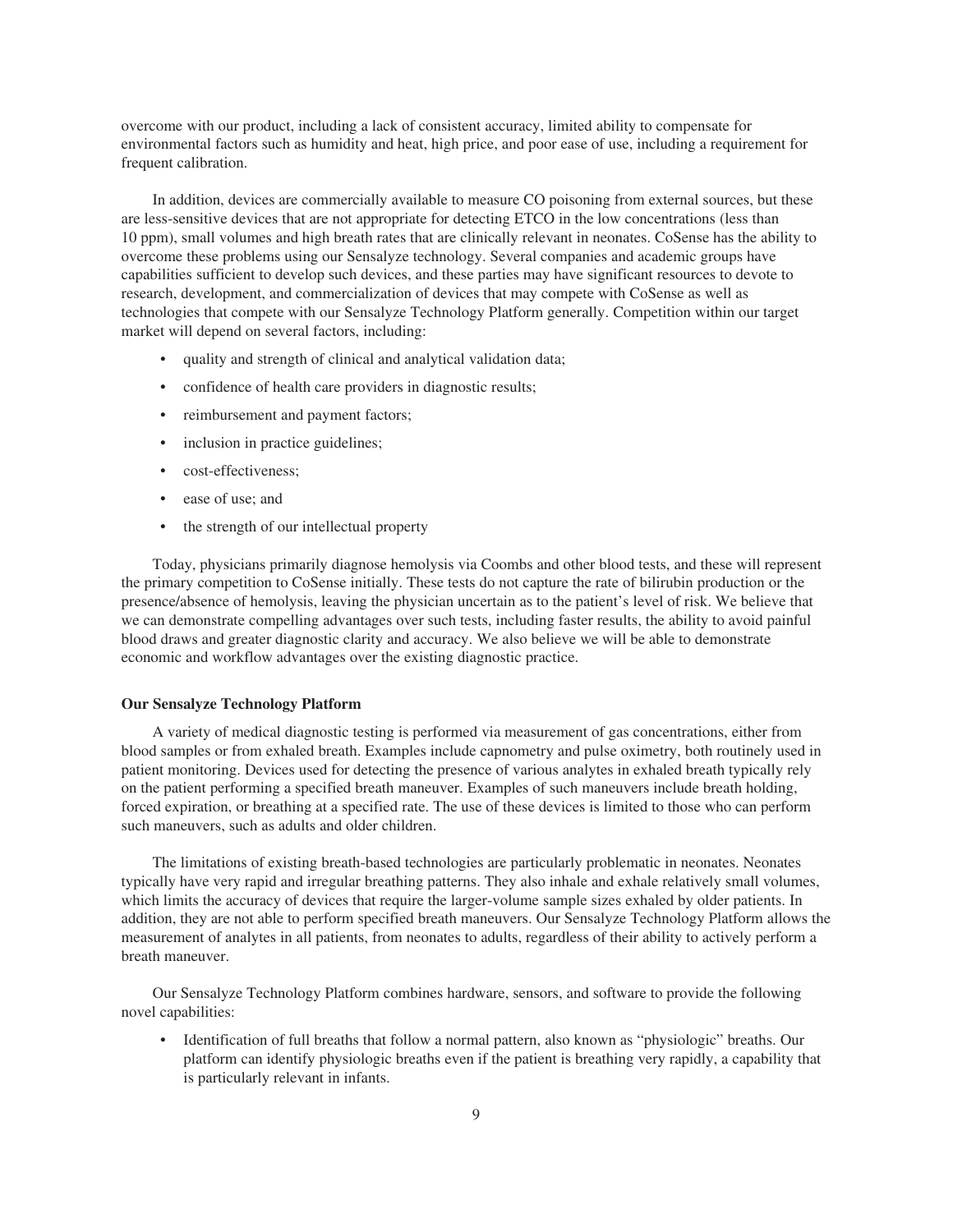overcome with our product, including a lack of consistent accuracy, limited ability to compensate for environmental factors such as humidity and heat, high price, and poor ease of use, including a requirement for frequent calibration.

In addition, devices are commercially available to measure CO poisoning from external sources, but these are less-sensitive devices that are not appropriate for detecting ETCO in the low concentrations (less than 10 ppm), small volumes and high breath rates that are clinically relevant in neonates. CoSense has the ability to overcome these problems using our Sensalyze technology. Several companies and academic groups have capabilities sufficient to develop such devices, and these parties may have significant resources to devote to research, development, and commercialization of devices that may compete with CoSense as well as technologies that compete with our Sensalyze Technology Platform generally. Competition within our target market will depend on several factors, including:

- quality and strength of clinical and analytical validation data;
- confidence of health care providers in diagnostic results;
- reimbursement and payment factors;
- inclusion in practice guidelines;
- cost-effectiveness;
- ease of use; and
- the strength of our intellectual property

Today, physicians primarily diagnose hemolysis via Coombs and other blood tests, and these will represent the primary competition to CoSense initially. These tests do not capture the rate of bilirubin production or the presence/absence of hemolysis, leaving the physician uncertain as to the patient's level of risk. We believe that we can demonstrate compelling advantages over such tests, including faster results, the ability to avoid painful blood draws and greater diagnostic clarity and accuracy. We also believe we will be able to demonstrate economic and workflow advantages over the existing diagnostic practice.

**Our Sensalyze Technology Platform**

A variety of medical diagnostic testing is performed via measurement of gas concentrations, either from blood samples or from exhaled breath. Examples include capnometry and pulse oximetry, both routinely used in patient monitoring. Devices used for detecting the presence of various analytes in exhaled breath typically rely on the patient performing a specified breath maneuver. Examples of such maneuvers include breath holding, forced expiration, or breathing at a specified rate. The use of these devices is limited to those who can perform such maneuvers, such as adults and older children.

The limitations of existing breath-based technologies are particularly problematic in neonates. Neonates typically have very rapid and irregular breathing patterns. They also inhale and exhale relatively small volumes, which limits the accuracy of devices that require the larger-volume sample sizes exhaled by older patients. In addition, they are not able to perform specified breath maneuvers. Our Sensalyze Technology Platform allows the measurement of analytes in all patients, from neonates to adults, regardless of their ability to actively perform a breath maneuver.

Our Sensalyze Technology Platform combines hardware, sensors, and software to provide the following novel capabilities:

- Identification of full breaths that follow a normal pattern, also known as "physiologic" breaths. Our platform can identify physiologic breaths even if the patient is breathing very rapidly, a capability that is particularly relevant in infants.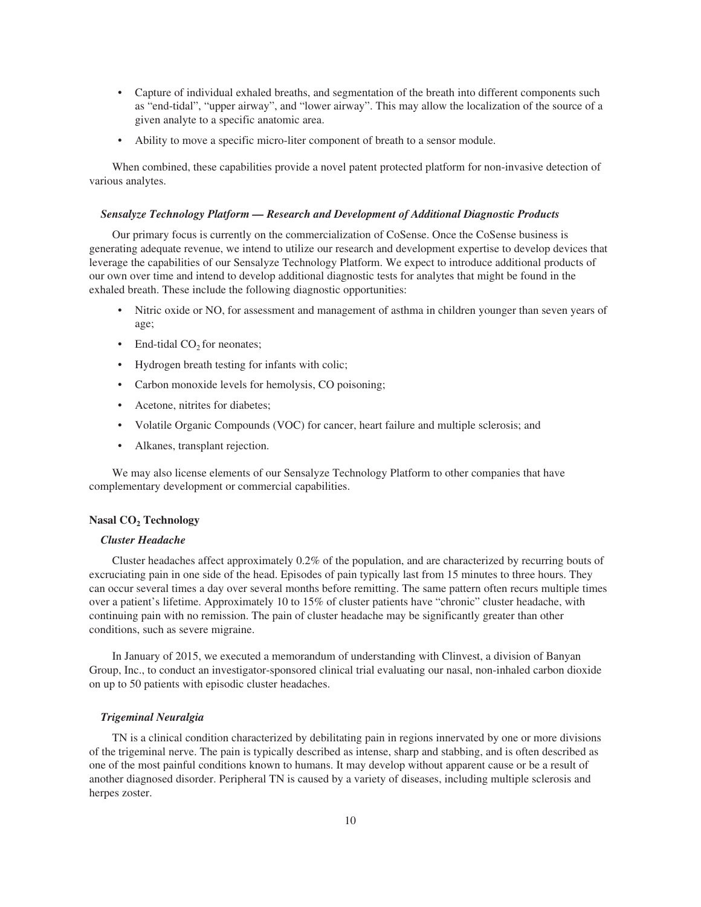- Capture of individual exhaled breaths, and segmentation of the breath into different components such as "end-tidal", "upper airway", and "lower airway". This may allow the localization of the source of a given analyte to a specific anatomic area.
- Ability to move a specific micro-liter component of breath to a sensor module.

When combined, these capabilities provide a novel patent protected platform for non-invasive detection of various analytes.

### *Sensalyze Technology Platform — Research and Development of Additional Diagnostic Products*

Our primary focus is currently on the commercialization of CoSense. Once the CoSense business is generating adequate revenue, we intend to utilize our research and development expertise to develop devices that leverage the capabilities of our Sensalyze Technology Platform. We expect to introduce additional products of our own over time and intend to develop additional diagnostic tests for analytes that might be found in the exhaled breath. These include the following diagnostic opportunities:

- Nitric oxide or NO, for assessment and management of asthma in children younger than seven years of age;
- End-tidal $CO_2$ for neonates;
- Hydrogen breath testing for infants with colic;
- Carbon monoxide levels for hemolysis, CO poisoning;
- Acetone, nitrites for diabetes;
- Volatile Organic Compounds (VOC) for cancer, heart failure and multiple sclerosis; and
- Alkanes, transplant rejection.

We may also license elements of our Sensalyze Technology Platform to other companies that have complementary development or commercial capabilities.

## Nasal $CO_2$ Technology

### *Cluster Headache*

Cluster headaches affect approximately 0.2% of the population, and are characterized by recurring bouts of excruciating pain in one side of the head. Episodes of pain typically last from 15 minutes to three hours. They can occur several times a day over several months before remitting. The same pattern often recurs multiple times over a patient's lifetime. Approximately 10 to 15% of cluster patients have "chronic" cluster headache, with continuing pain with no remission. The pain of cluster headache may be significantly greater than other conditions, such as severe migraine.

In January of 2015, we executed a memorandum of understanding with Clinvest, a division of Banyan Group, Inc., to conduct an investigator-sponsored clinical trial evaluating our nasal, non-inhaled carbon dioxide on up to 50 patients with episodic cluster headaches.

### *Trigeminal Neuralgia*

TN is a clinical condition characterized by debilitating pain in regions innervated by one or more divisions of the trigeminal nerve. The pain is typically described as intense, sharp and stabbing, and is often described as one of the most painful conditions known to humans. It may develop without apparent cause or be a result of another diagnosed disorder. Peripheral TN is caused by a variety of diseases, including multiple sclerosis and herpes zoster.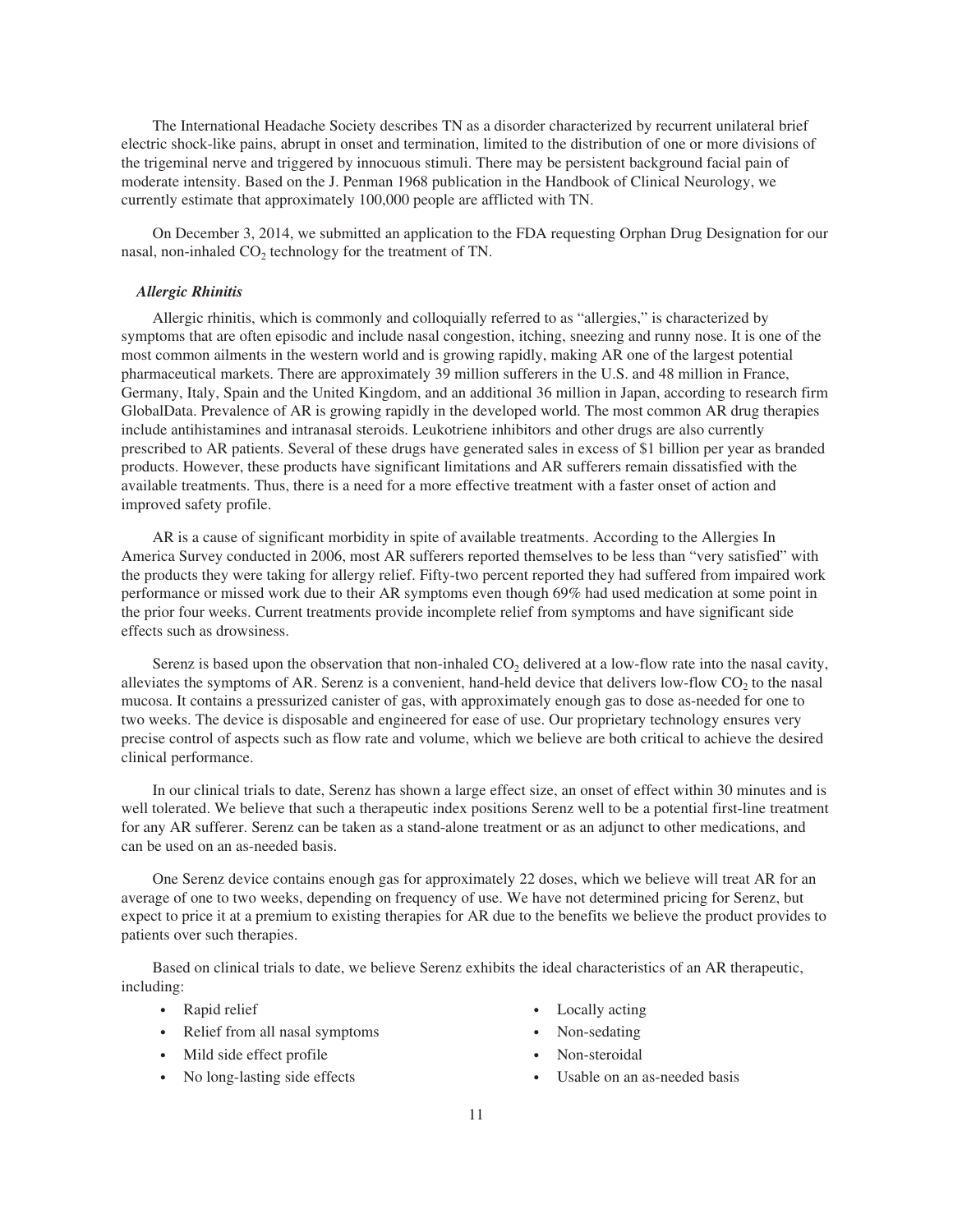The International Headache Society describes TN as a disorder characterized by recurrent unilateral brief electric shock-like pains, abrupt in onset and termination, limited to the distribution of one or more divisions of the trigeminal nerve and triggered by innocuous stimuli. There may be persistent background facial pain of moderate intensity. Based on the J. Penman 1968 publication in the Handbook of Clinical Neurology, we currently estimate that approximately 100,000 people are afflicted with TN.

On December 3, 2014, we submitted an application to the FDA requesting Orphan Drug Designation for our nasal, non-inhaled $CO_2$ technology for the treatment of TN.

***Allergic Rhinitis***

Allergic rhinitis, which is commonly and colloquially referred to as "allergies," is characterized by symptoms that are often episodic and include nasal congestion, itching, sneezing and runny nose. It is one of the most common ailments in the western world and is growing rapidly, making AR one of the largest potential pharmaceutical markets. There are approximately 39 million sufferers in the U.S. and 48 million in France, Germany, Italy, Spain and the United Kingdom, and an additional 36 million in Japan, according to research firm GlobalData. Prevalence of AR is growing rapidly in the developed world. The most common AR drug therapies include antihistamines and intranasal steroids. Leukotriene inhibitors and other drugs are also currently prescribed to AR patients. Several of these drugs have generated sales in excess of $1 billion per year as branded products. However, these products have significant limitations and AR sufferers remain dissatisfied with the available treatments. Thus, there is a need for a more effective treatment with a faster onset of action and improved safety profile.

AR is a cause of significant morbidity in spite of available treatments. According to the Allergies In America Survey conducted in 2006, most AR sufferers reported themselves to be less than "very satisfied" with the products they were taking for allergy relief. Fifty-two percent reported they had suffered from impaired work performance or missed work due to their AR symptoms even though 69% had used medication at some point in the prior four weeks. Current treatments provide incomplete relief from symptoms and have significant side effects such as drowsiness.

Serenz is based upon the observation that non-inhaled $CO_2$ delivered at a low-flow rate into the nasal cavity, alleviates the symptoms of AR. Serenz is a convenient, hand-held device that delivers low-flow $CO_2$ to the nasal mucosa. It contains a pressurized canister of gas, with approximately enough gas to dose as-needed for one to two weeks. The device is disposable and engineered for ease of use. Our proprietary technology ensures very precise control of aspects such as flow rate and volume, which we believe are both critical to achieve the desired clinical performance.

In our clinical trials to date, Serenz has shown a large effect size, an onset of effect within 30 minutes and is well tolerated. We believe that such a therapeutic index positions Serenz well to be a potential first-line treatment for any AR sufferer. Serenz can be taken as a stand-alone treatment or as an adjunct to other medications, and can be used on an as-needed basis.

One Serenz device contains enough gas for approximately 22 doses, which we believe will treat AR for an average of one to two weeks, depending on frequency of use. We have not determined pricing for Serenz, but expect to price it at a premium to existing therapies for AR due to the benefits we believe the product provides to patients over such therapies.

Based on clinical trials to date, we believe Serenz exhibits the ideal characteristics of an AR therapeutic, including:

- Rapid relief
- Relief from all nasal symptoms
- Mild side effect profile
- No long-lasting side effects
- Locally acting
- Non-sedating
- Non-steroidal
- Usable on an as-needed basis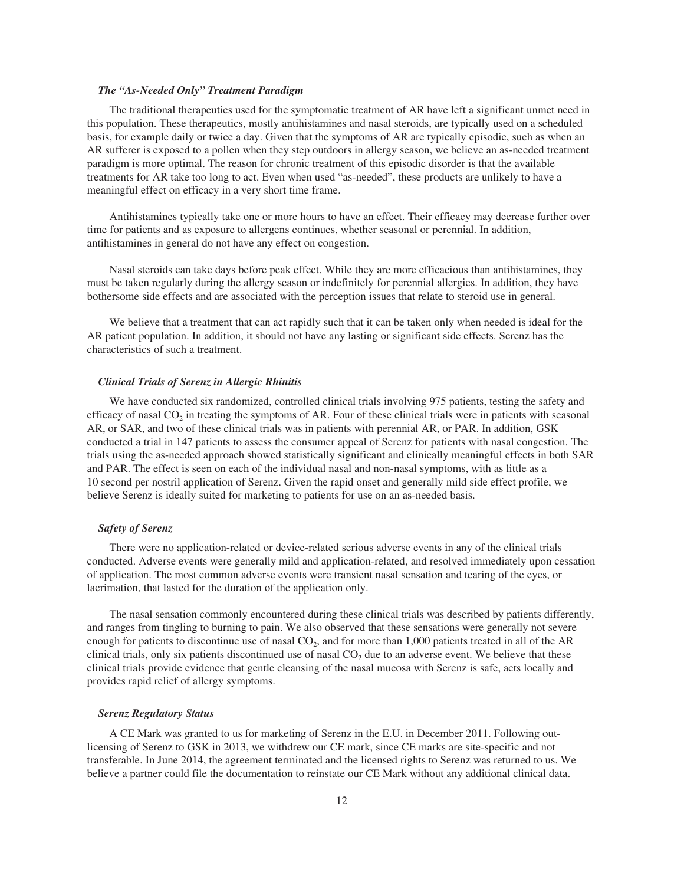### *The "As-Needed Only" Treatment Paradigm*

The traditional therapeutics used for the symptomatic treatment of AR have left a significant unmet need in this population. These therapeutics, mostly antihistamines and nasal steroids, are typically used on a scheduled basis, for example daily or twice a day. Given that the symptoms of AR are typically episodic, such as when an AR sufferer is exposed to a pollen when they step outdoors in allergy season, we believe an as-needed treatment paradigm is more optimal. The reason for chronic treatment of this episodic disorder is that the available treatments for AR take too long to act. Even when used "as-needed", these products are unlikely to have a meaningful effect on efficacy in a very short time frame.

Antihistamines typically take one or more hours to have an effect. Their efficacy may decrease further over time for patients and as exposure to allergens continues, whether seasonal or perennial. In addition, antihistamines in general do not have any effect on congestion.

Nasal steroids can take days before peak effect. While they are more efficacious than antihistamines, they must be taken regularly during the allergy season or indefinitely for perennial allergies. In addition, they have bothersome side effects and are associated with the perception issues that relate to steroid use in general.

We believe that a treatment that can act rapidly such that it can be taken only when needed is ideal for the AR patient population. In addition, it should not have any lasting or significant side effects. Serenz has the characteristics of such a treatment.

### *Clinical Trials of Serenz in Allergic Rhinitis*

We have conducted six randomized, controlled clinical trials involving 975 patients, testing the safety and efficacy of nasal $CO_2$ in treating the symptoms of AR. Four of these clinical trials were in patients with seasonal AR, or SAR, and two of these clinical trials was in patients with perennial AR, or PAR. In addition, GSK conducted a trial in 147 patients to assess the consumer appeal of Serenz for patients with nasal congestion. The trials using the as-needed approach showed statistically significant and clinically meaningful effects in both SAR and PAR. The effect is seen on each of the individual nasal and non-nasal symptoms, with as little as a 10 second per nostril application of Serenz. Given the rapid onset and generally mild side effect profile, we believe Serenz is ideally suited for marketing to patients for use on an as-needed basis.

### *Safety of Serenz*

There were no application-related or device-related serious adverse events in any of the clinical trials conducted. Adverse events were generally mild and application-related, and resolved immediately upon cessation of application. The most common adverse events were transient nasal sensation and tearing of the eyes, or lacrimation, that lasted for the duration of the application only.

The nasal sensation commonly encountered during these clinical trials was described by patients differently, and ranges from tingling to burning to pain. We also observed that these sensations were generally not severe enough for patients to discontinue use of nasal $CO_2$, and for more than 1,000 patients treated in all of the AR clinical trials, only six patients discontinued use of nasal $CO_2$ due to an adverse event. We believe that these clinical trials provide evidence that gentle cleansing of the nasal mucosa with Serenz is safe, acts locally and provides rapid relief of allergy symptoms.

### *Serenz Regulatory Status*

A CE Mark was granted to us for marketing of Serenz in the E.U. in December 2011. Following out-licensing of Serenz to GSK in 2013, we withdrew our CE mark, since CE marks are site-specific and not transferable. In June 2014, the agreement terminated and the licensed rights to Serenz was returned to us. We believe a partner could file the documentation to reinstate our CE Mark without any additional clinical data.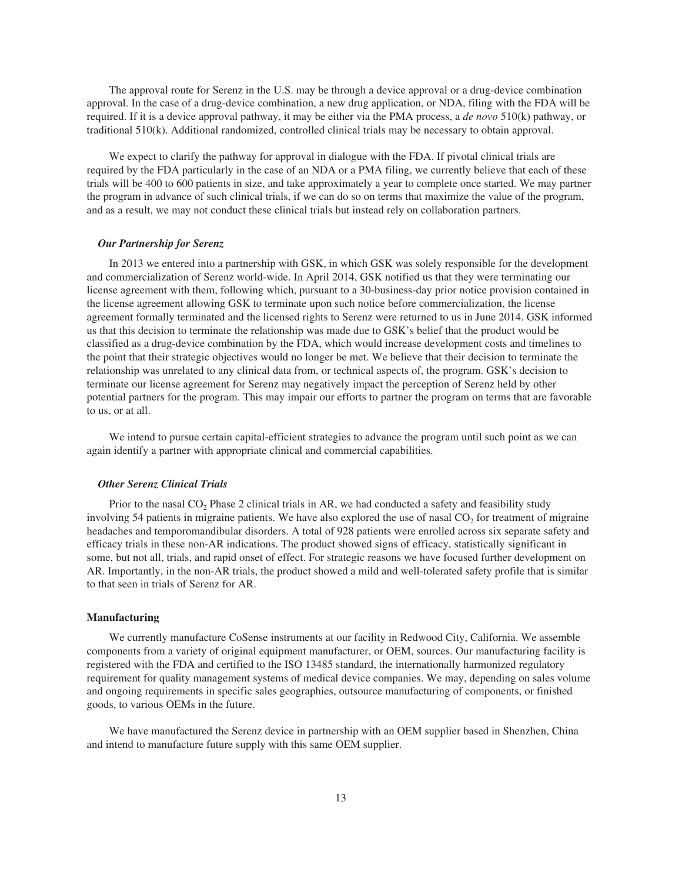The approval route for Serenz in the U.S. may be through a device approval or a drug-device combination approval. In the case of a drug-device combination, a new drug application, or NDA, filing with the FDA will be required. If it is a device approval pathway, it may be either via the PMA process, a *de novo* 510(k) pathway, or traditional 510(k). Additional randomized, controlled clinical trials may be necessary to obtain approval.

We expect to clarify the pathway for approval in dialogue with the FDA. If pivotal clinical trials are required by the FDA particularly in the case of an NDA or a PMA filing, we currently believe that each of these trials will be 400 to 600 patients in size, and take approximately a year to complete once started. We may partner the program in advance of such clinical trials, if we can do so on terms that maximize the value of the program, and as a result, we may not conduct these clinical trials but instead rely on collaboration partners.

***Our Partnership for Serenz***

In 2013 we entered into a partnership with GSK, in which GSK was solely responsible for the development and commercialization of Serenz world-wide. In April 2014, GSK notified us that they were terminating our license agreement with them, following which, pursuant to a 30-business-day prior notice provision contained in the license agreement allowing GSK to terminate upon such notice before commercialization, the license agreement formally terminated and the licensed rights to Serenz were returned to us in June 2014. GSK informed us that this decision to terminate the relationship was made due to GSK's belief that the product would be classified as a drug-device combination by the FDA, which would increase development costs and timelines to the point that their strategic objectives would no longer be met. We believe that their decision to terminate the relationship was unrelated to any clinical data from, or technical aspects of, the program. GSK's decision to terminate our license agreement for Serenz may negatively impact the perception of Serenz held by other potential partners for the program. This may impair our efforts to partner the program on terms that are favorable to us, or at all.

We intend to pursue certain capital-efficient strategies to advance the program until such point as we can again identify a partner with appropriate clinical and commercial capabilities.

***Other Serenz Clinical Trials***

Prior to the nasal $CO_2$ Phase 2 clinical trials in AR, we had conducted a safety and feasibility study involving 54 patients in migraine patients. We have also explored the use of nasal $CO_2$ for treatment of migraine headaches and temporomandibular disorders. A total of 928 patients were enrolled across six separate safety and efficacy trials in these non-AR indications. The product showed signs of efficacy, statistically significant in some, but not all, trials, and rapid onset of effect. For strategic reasons we have focused further development on AR. Importantly, in the non-AR trials, the product showed a mild and well-tolerated safety profile that is similar to that seen in trials of Serenz for AR.

**Manufacturing**

We currently manufacture CoSense instruments at our facility in Redwood City, California. We assemble components from a variety of original equipment manufacturer, or OEM, sources. Our manufacturing facility is registered with the FDA and certified to the ISO 13485 standard, the internationally harmonized regulatory requirement for quality management systems of medical device companies. We may, depending on sales volume and ongoing requirements in specific sales geographies, outsource manufacturing of components, or finished goods, to various OEMs in the future.

We have manufactured the Serenz device in partnership with an OEM supplier based in Shenzhen, China and intend to manufacture future supply with this same OEM supplier.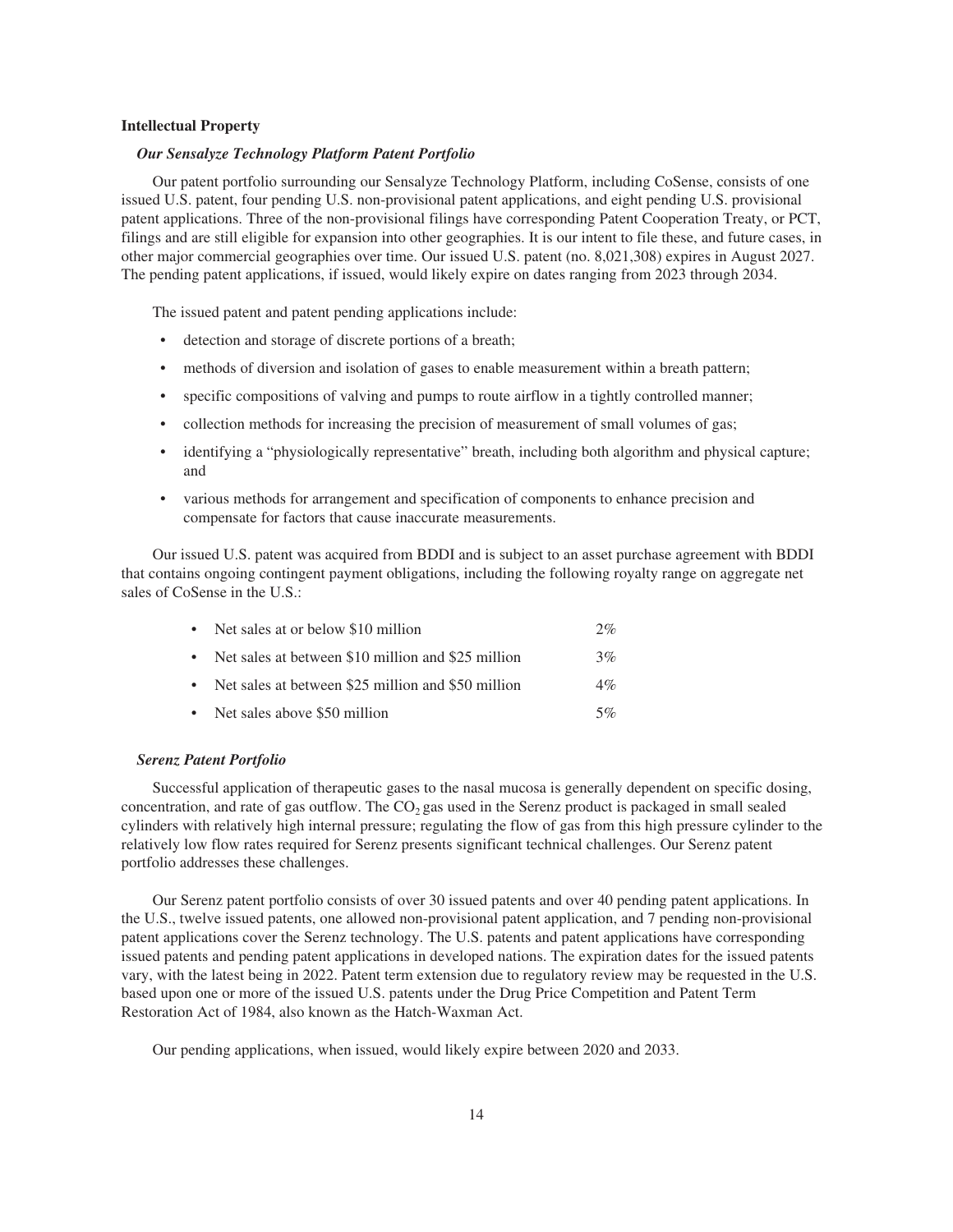### Intellectual Property

#### *Our Sensalyze Technology Platform Patent Portfolio*

Our patent portfolio surrounding our Sensalyze Technology Platform, including CoSense, consists of one issued U.S. patent, four pending U.S. non-provisional patent applications, and eight pending U.S. provisional patent applications. Three of the non-provisional filings have corresponding Patent Cooperation Treaty, or PCT, filings and are still eligible for expansion into other geographies. It is our intent to file these, and future cases, in other major commercial geographies over time. Our issued U.S. patent (no. 8,021,308) expires in August 2027. The pending patent applications, if issued, would likely expire on dates ranging from 2023 through 2034.

The issued patent and patent pending applications include:

- detection and storage of discrete portions of a breath;
- methods of diversion and isolation of gases to enable measurement within a breath pattern;
- specific compositions of valving and pumps to route airflow in a tightly controlled manner;
- collection methods for increasing the precision of measurement of small volumes of gas;
- identifying a "physiologically representative" breath, including both algorithm and physical capture; and
- various methods for arrangement and specification of components to enhance precision and compensate for factors that cause inaccurate measurements.

Our issued U.S. patent was acquired from BDDI and is subject to an asset purchase agreement with BDDI that contains ongoing contingent payment obligations, including the following royalty range on aggregate net sales of CoSense in the U.S.:

| | |
|---|---|
| • Net sales at or below $10 million | 2% |
| • Net sales at between $10 million and $25 million | 3% |
| • Net sales at between $25 million and $50 million | 4% |
| • Net sales above $50 million | 5% |

#### *Serenz Patent Portfolio*

Successful application of therapeutic gases to the nasal mucosa is generally dependent on specific dosing, concentration, and rate of gas outflow. The $CO_2$ gas used in the Serenz product is packaged in small sealed cylinders with relatively high internal pressure; regulating the flow of gas from this high pressure cylinder to the relatively low flow rates required for Serenz presents significant technical challenges. Our Serenz patent portfolio addresses these challenges.

Our Serenz patent portfolio consists of over 30 issued patents and over 40 pending patent applications. In the U.S., twelve issued patents, one allowed non-provisional patent application, and 7 pending non-provisional patent applications cover the Serenz technology. The U.S. patents and patent applications have corresponding issued patents and pending patent applications in developed nations. The expiration dates for the issued patents vary, with the latest being in 2022. Patent term extension due to regulatory review may be requested in the U.S. based upon one or more of the issued U.S. patents under the Drug Price Competition and Patent Term Restoration Act of 1984, also known as the Hatch-Waxman Act.

Our pending applications, when issued, would likely expire between 2020 and 2033.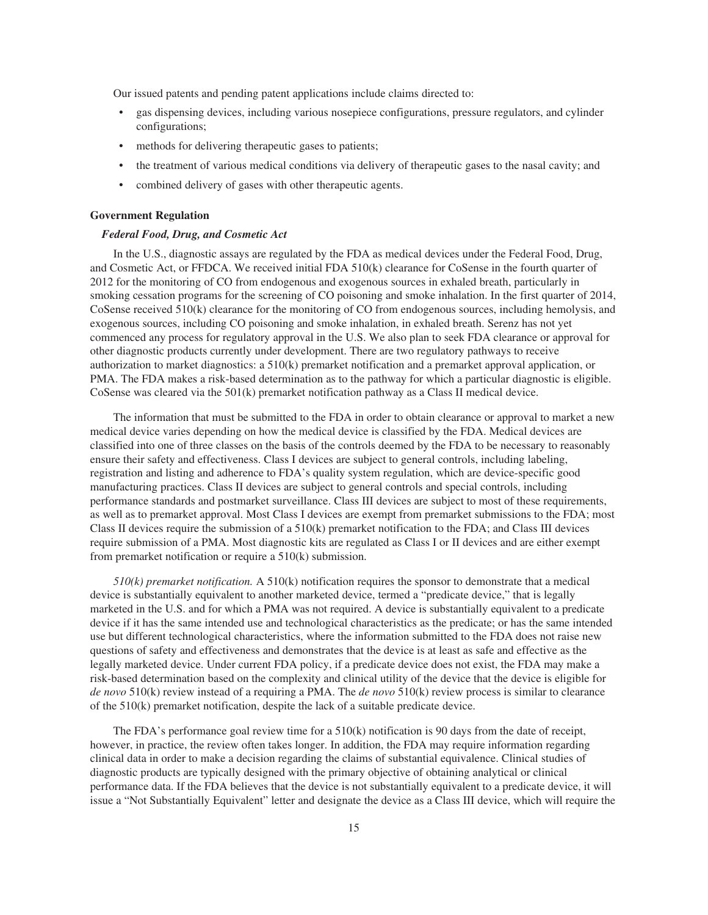Our issued patents and pending patent applications include claims directed to:

- gas dispensing devices, including various nosepiece configurations, pressure regulators, and cylinder configurations;
- methods for delivering therapeutic gases to patients;
- the treatment of various medical conditions via delivery of therapeutic gases to the nasal cavity; and
- combined delivery of gases with other therapeutic agents.

### Government Regulation

#### *Federal Food, Drug, and Cosmetic Act*

In the U.S., diagnostic assays are regulated by the FDA as medical devices under the Federal Food, Drug, and Cosmetic Act, or FFDCA. We received initial FDA 510(k) clearance for CoSense in the fourth quarter of 2012 for the monitoring of CO from endogenous and exogenous sources in exhaled breath, particularly in smoking cessation programs for the screening of CO poisoning and smoke inhalation. In the first quarter of 2014, CoSense received 510(k) clearance for the monitoring of CO from endogenous sources, including hemolysis, and exogenous sources, including CO poisoning and smoke inhalation, in exhaled breath. Serenz has not yet commenced any process for regulatory approval in the U.S. We also plan to seek FDA clearance or approval for other diagnostic products currently under development. There are two regulatory pathways to receive authorization to market diagnostics: a 510(k) premarket notification and a premarket approval application, or PMA. The FDA makes a risk-based determination as to the pathway for which a particular diagnostic is eligible. CoSense was cleared via the 501(k) premarket notification pathway as a Class II medical device.

The information that must be submitted to the FDA in order to obtain clearance or approval to market a new medical device varies depending on how the medical device is classified by the FDA. Medical devices are classified into one of three classes on the basis of the controls deemed by the FDA to be necessary to reasonably ensure their safety and effectiveness. Class I devices are subject to general controls, including labeling, registration and listing and adherence to FDA's quality system regulation, which are device-specific good manufacturing practices. Class II devices are subject to general controls and special controls, including performance standards and postmarket surveillance. Class III devices are subject to most of these requirements, as well as to premarket approval. Most Class I devices are exempt from premarket submissions to the FDA; most Class II devices require the submission of a 510(k) premarket notification to the FDA; and Class III devices require submission of a PMA. Most diagnostic kits are regulated as Class I or II devices and are either exempt from premarket notification or require a 510(k) submission.

*510(k) premarket notification.* A 510(k) notification requires the sponsor to demonstrate that a medical device is substantially equivalent to another marketed device, termed a "predicate device," that is legally marketed in the U.S. and for which a PMA was not required. A device is substantially equivalent to a predicate device if it has the same intended use and technological characteristics as the predicate; or has the same intended use but different technological characteristics, where the information submitted to the FDA does not raise new questions of safety and effectiveness and demonstrates that the device is at least as safe and effective as the legally marketed device. Under current FDA policy, if a predicate device does not exist, the FDA may make a risk-based determination based on the complexity and clinical utility of the device that the device is eligible for *de novo* 510(k) review instead of a requiring a PMA. The *de novo* 510(k) review process is similar to clearance of the 510(k) premarket notification, despite the lack of a suitable predicate device.

The FDA's performance goal review time for a 510(k) notification is 90 days from the date of receipt, however, in practice, the review often takes longer. In addition, the FDA may require information regarding clinical data in order to make a decision regarding the claims of substantial equivalence. Clinical studies of diagnostic products are typically designed with the primary objective of obtaining analytical or clinical performance data. If the FDA believes that the device is not substantially equivalent to a predicate device, it will issue a "Not Substantially Equivalent" letter and designate the device as a Class III device, which will require the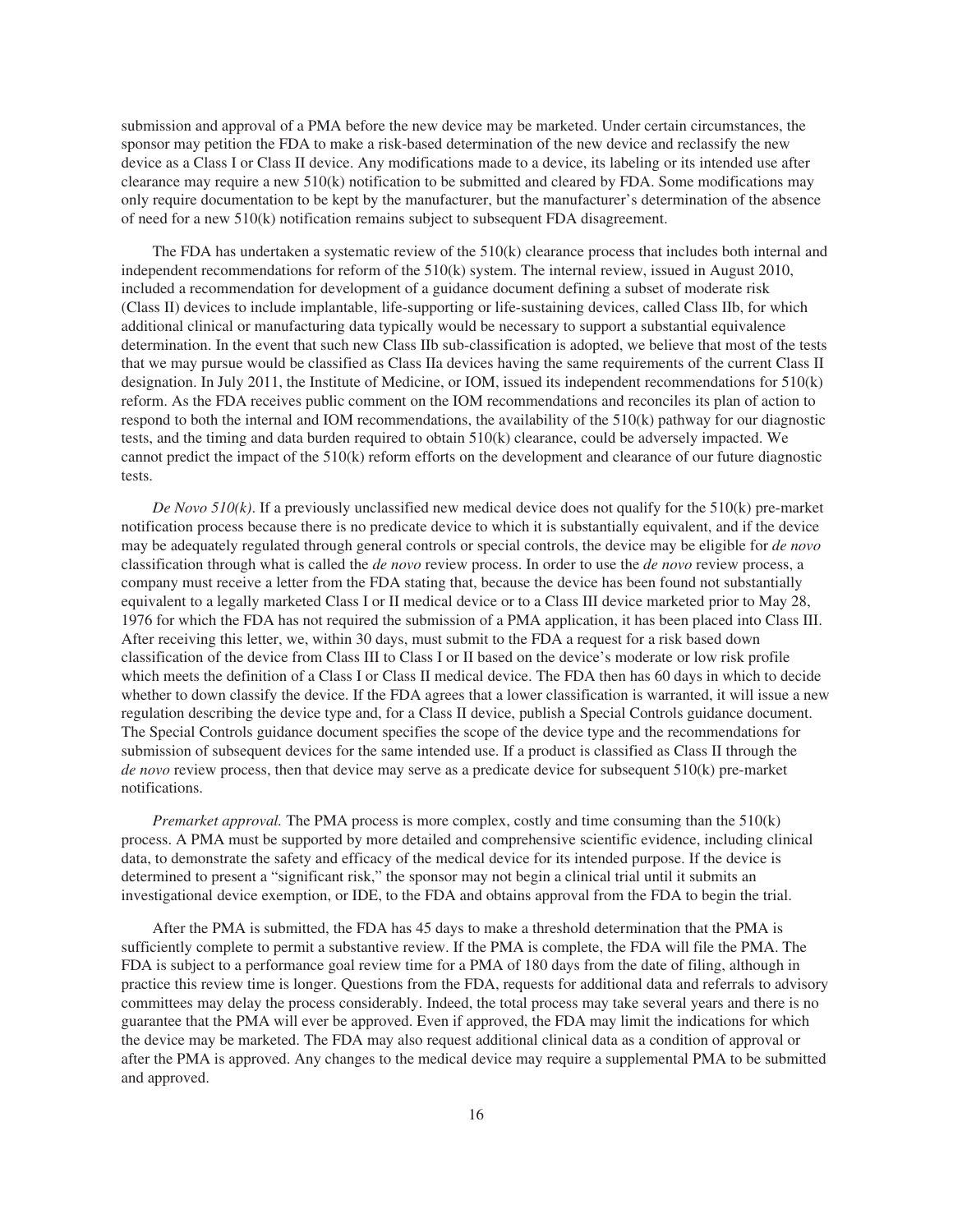submission and approval of a PMA before the new device may be marketed. Under certain circumstances, the sponsor may petition the FDA to make a risk-based determination of the new device and reclassify the new device as a Class I or Class II device. Any modifications made to a device, its labeling or its intended use after clearance may require a new 510(k) notification to be submitted and cleared by FDA. Some modifications may only require documentation to be kept by the manufacturer, but the manufacturer's determination of the absence of need for a new 510(k) notification remains subject to subsequent FDA disagreement.

The FDA has undertaken a systematic review of the 510(k) clearance process that includes both internal and independent recommendations for reform of the 510(k) system. The internal review, issued in August 2010, included a recommendation for development of a guidance document defining a subset of moderate risk (Class II) devices to include implantable, life-supporting or life-sustaining devices, called Class IIb, for which additional clinical or manufacturing data typically would be necessary to support a substantial equivalence determination. In the event that such new Class IIb sub-classification is adopted, we believe that most of the tests that we may pursue would be classified as Class IIa devices having the same requirements of the current Class II designation. In July 2011, the Institute of Medicine, or IOM, issued its independent recommendations for 510(k) reform. As the FDA receives public comment on the IOM recommendations and reconciles its plan of action to respond to both the internal and IOM recommendations, the availability of the 510(k) pathway for our diagnostic tests, and the timing and data burden required to obtain 510(k) clearance, could be adversely impacted. We cannot predict the impact of the 510(k) reform efforts on the development and clearance of our future diagnostic tests.

*De Novo 510(k)*. If a previously unclassified new medical device does not qualify for the 510(k) pre-market notification process because there is no predicate device to which it is substantially equivalent, and if the device may be adequately regulated through general controls or special controls, the device may be eligible for *de novo* classification through what is called the *de novo* review process. In order to use the *de novo* review process, a company must receive a letter from the FDA stating that, because the device has been found not substantially equivalent to a legally marketed Class I or II medical device or to a Class III device marketed prior to May 28, 1976 for which the FDA has not required the submission of a PMA application, it has been placed into Class III. After receiving this letter, we, within 30 days, must submit to the FDA a request for a risk based down classification of the device from Class III to Class I or II based on the device's moderate or low risk profile which meets the definition of a Class I or Class II medical device. The FDA then has 60 days in which to decide whether to down classify the device. If the FDA agrees that a lower classification is warranted, it will issue a new regulation describing the device type and, for a Class II device, publish a Special Controls guidance document. The Special Controls guidance document specifies the scope of the device type and the recommendations for submission of subsequent devices for the same intended use. If a product is classified as Class II through the *de novo* review process, then that device may serve as a predicate device for subsequent 510(k) pre-market notifications.

*Premarket approval.* The PMA process is more complex, costly and time consuming than the 510(k) process. A PMA must be supported by more detailed and comprehensive scientific evidence, including clinical data, to demonstrate the safety and efficacy of the medical device for its intended purpose. If the device is determined to present a "significant risk," the sponsor may not begin a clinical trial until it submits an investigational device exemption, or IDE, to the FDA and obtains approval from the FDA to begin the trial.

After the PMA is submitted, the FDA has 45 days to make a threshold determination that the PMA is sufficiently complete to permit a substantive review. If the PMA is complete, the FDA will file the PMA. The FDA is subject to a performance goal review time for a PMA of 180 days from the date of filing, although in practice this review time is longer. Questions from the FDA, requests for additional data and referrals to advisory committees may delay the process considerably. Indeed, the total process may take several years and there is no guarantee that the PMA will ever be approved. Even if approved, the FDA may limit the indications for which the device may be marketed. The FDA may also request additional clinical data as a condition of approval or after the PMA is approved. Any changes to the medical device may require a supplemental PMA to be submitted and approved.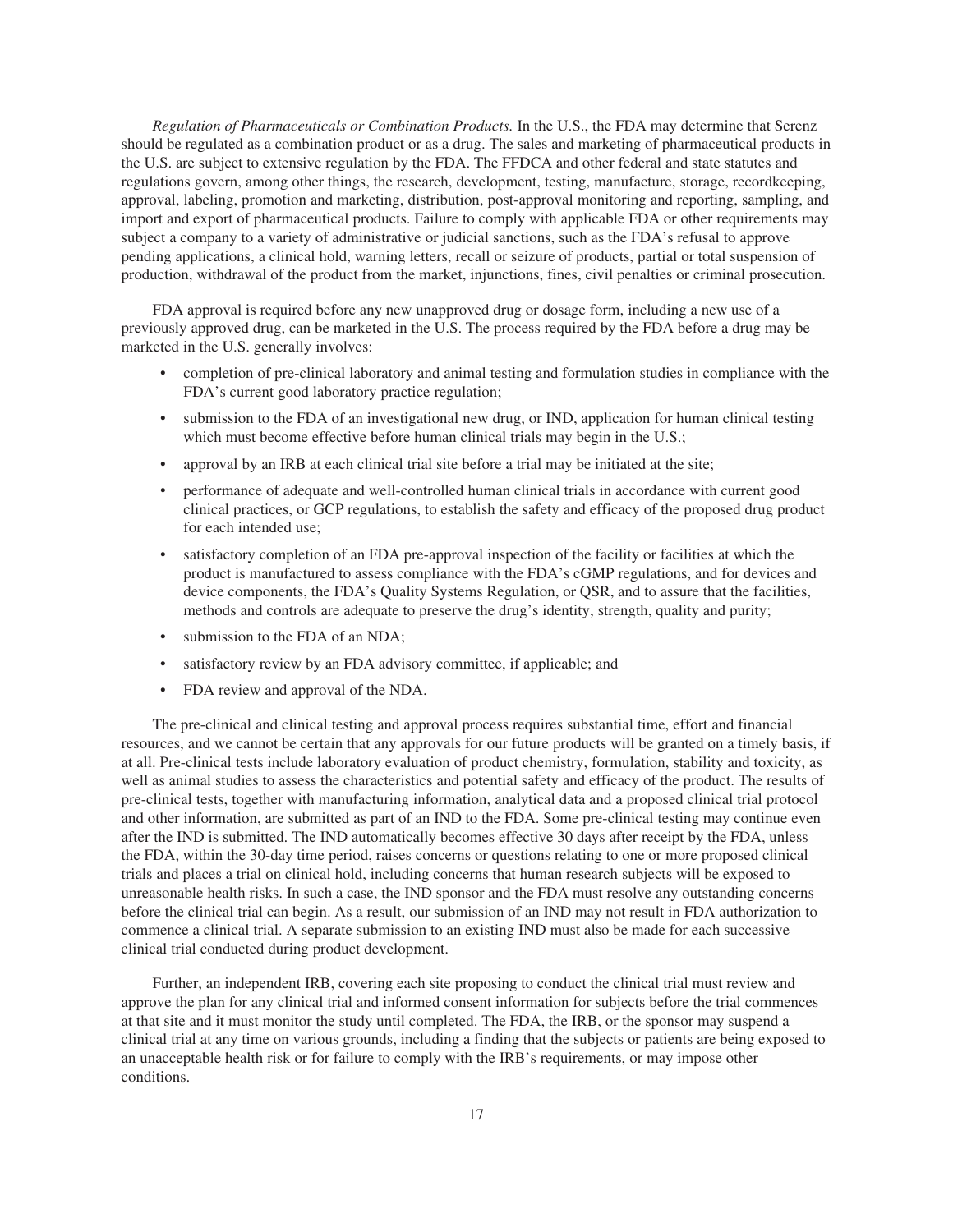*Regulation of Pharmaceuticals or Combination Products.* In the U.S., the FDA may determine that Serenz should be regulated as a combination product or as a drug. The sales and marketing of pharmaceutical products in the U.S. are subject to extensive regulation by the FDA. The FFDCA and other federal and state statutes and regulations govern, among other things, the research, development, testing, manufacture, storage, recordkeeping, approval, labeling, promotion and marketing, distribution, post-approval monitoring and reporting, sampling, and import and export of pharmaceutical products. Failure to comply with applicable FDA or other requirements may subject a company to a variety of administrative or judicial sanctions, such as the FDA's refusal to approve pending applications, a clinical hold, warning letters, recall or seizure of products, partial or total suspension of production, withdrawal of the product from the market, injunctions, fines, civil penalties or criminal prosecution.

FDA approval is required before any new unapproved drug or dosage form, including a new use of a previously approved drug, can be marketed in the U.S. The process required by the FDA before a drug may be marketed in the U.S. generally involves:

- completion of pre-clinical laboratory and animal testing and formulation studies in compliance with the FDA's current good laboratory practice regulation;
- submission to the FDA of an investigational new drug, or IND, application for human clinical testing which must become effective before human clinical trials may begin in the U.S.;
- approval by an IRB at each clinical trial site before a trial may be initiated at the site;
- performance of adequate and well-controlled human clinical trials in accordance with current good clinical practices, or GCP regulations, to establish the safety and efficacy of the proposed drug product for each intended use;
- satisfactory completion of an FDA pre-approval inspection of the facility or facilities at which the product is manufactured to assess compliance with the FDA's cGMP regulations, and for devices and device components, the FDA's Quality Systems Regulation, or QSR, and to assure that the facilities, methods and controls are adequate to preserve the drug's identity, strength, quality and purity;
- submission to the FDA of an NDA;
- satisfactory review by an FDA advisory committee, if applicable; and
- FDA review and approval of the NDA.

The pre-clinical and clinical testing and approval process requires substantial time, effort and financial resources, and we cannot be certain that any approvals for our future products will be granted on a timely basis, if at all. Pre-clinical tests include laboratory evaluation of product chemistry, formulation, stability and toxicity, as well as animal studies to assess the characteristics and potential safety and efficacy of the product. The results of pre-clinical tests, together with manufacturing information, analytical data and a proposed clinical trial protocol and other information, are submitted as part of an IND to the FDA. Some pre-clinical testing may continue even after the IND is submitted. The IND automatically becomes effective 30 days after receipt by the FDA, unless the FDA, within the 30-day time period, raises concerns or questions relating to one or more proposed clinical trials and places a trial on clinical hold, including concerns that human research subjects will be exposed to unreasonable health risks. In such a case, the IND sponsor and the FDA must resolve any outstanding concerns before the clinical trial can begin. As a result, our submission of an IND may not result in FDA authorization to commence a clinical trial. A separate submission to an existing IND must also be made for each successive clinical trial conducted during product development.

Further, an independent IRB, covering each site proposing to conduct the clinical trial must review and approve the plan for any clinical trial and informed consent information for subjects before the trial commences at that site and it must monitor the study until completed. The FDA, the IRB, or the sponsor may suspend a clinical trial at any time on various grounds, including a finding that the subjects or patients are being exposed to an unacceptable health risk or for failure to comply with the IRB's requirements, or may impose other conditions.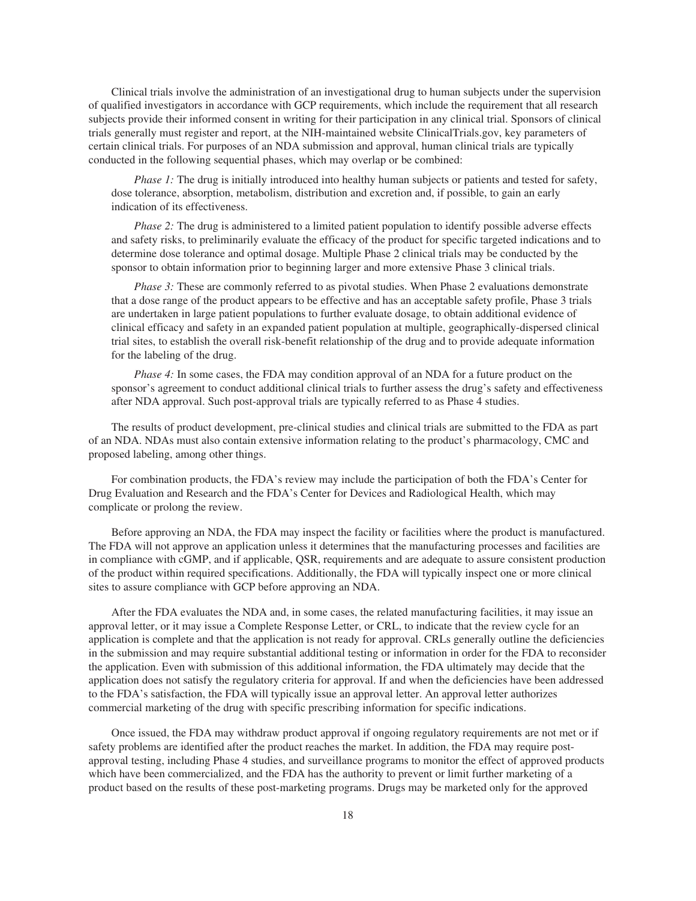Clinical trials involve the administration of an investigational drug to human subjects under the supervision of qualified investigators in accordance with GCP requirements, which include the requirement that all research subjects provide their informed consent in writing for their participation in any clinical trial. Sponsors of clinical trials generally must register and report, at the NIH-maintained website ClinicalTrials.gov, key parameters of certain clinical trials. For purposes of an NDA submission and approval, human clinical trials are typically conducted in the following sequential phases, which may overlap or be combined:

*Phase 1:* The drug is initially introduced into healthy human subjects or patients and tested for safety, dose tolerance, absorption, metabolism, distribution and excretion and, if possible, to gain an early indication of its effectiveness.

*Phase 2:* The drug is administered to a limited patient population to identify possible adverse effects and safety risks, to preliminarily evaluate the efficacy of the product for specific targeted indications and to determine dose tolerance and optimal dosage. Multiple Phase 2 clinical trials may be conducted by the sponsor to obtain information prior to beginning larger and more extensive Phase 3 clinical trials.

*Phase 3:* These are commonly referred to as pivotal studies. When Phase 2 evaluations demonstrate that a dose range of the product appears to be effective and has an acceptable safety profile, Phase 3 trials are undertaken in large patient populations to further evaluate dosage, to obtain additional evidence of clinical efficacy and safety in an expanded patient population at multiple, geographically-dispersed clinical trial sites, to establish the overall risk-benefit relationship of the drug and to provide adequate information for the labeling of the drug.

*Phase 4:* In some cases, the FDA may condition approval of an NDA for a future product on the sponsor's agreement to conduct additional clinical trials to further assess the drug's safety and effectiveness after NDA approval. Such post-approval trials are typically referred to as Phase 4 studies.

The results of product development, pre-clinical studies and clinical trials are submitted to the FDA as part of an NDA. NDAs must also contain extensive information relating to the product's pharmacology, CMC and proposed labeling, among other things.

For combination products, the FDA's review may include the participation of both the FDA's Center for Drug Evaluation and Research and the FDA's Center for Devices and Radiological Health, which may complicate or prolong the review.

Before approving an NDA, the FDA may inspect the facility or facilities where the product is manufactured. The FDA will not approve an application unless it determines that the manufacturing processes and facilities are in compliance with cGMP, and if applicable, QSR, requirements and are adequate to assure consistent production of the product within required specifications. Additionally, the FDA will typically inspect one or more clinical sites to assure compliance with GCP before approving an NDA.

After the FDA evaluates the NDA and, in some cases, the related manufacturing facilities, it may issue an approval letter, or it may issue a Complete Response Letter, or CRL, to indicate that the review cycle for an application is complete and that the application is not ready for approval. CRLs generally outline the deficiencies in the submission and may require substantial additional testing or information in order for the FDA to reconsider the application. Even with submission of this additional information, the FDA ultimately may decide that the application does not satisfy the regulatory criteria for approval. If and when the deficiencies have been addressed to the FDA's satisfaction, the FDA will typically issue an approval letter. An approval letter authorizes commercial marketing of the drug with specific prescribing information for specific indications.

Once issued, the FDA may withdraw product approval if ongoing regulatory requirements are not met or if safety problems are identified after the product reaches the market. In addition, the FDA may require post-approval testing, including Phase 4 studies, and surveillance programs to monitor the effect of approved products which have been commercialized, and the FDA has the authority to prevent or limit further marketing of a product based on the results of these post-marketing programs. Drugs may be marketed only for the approved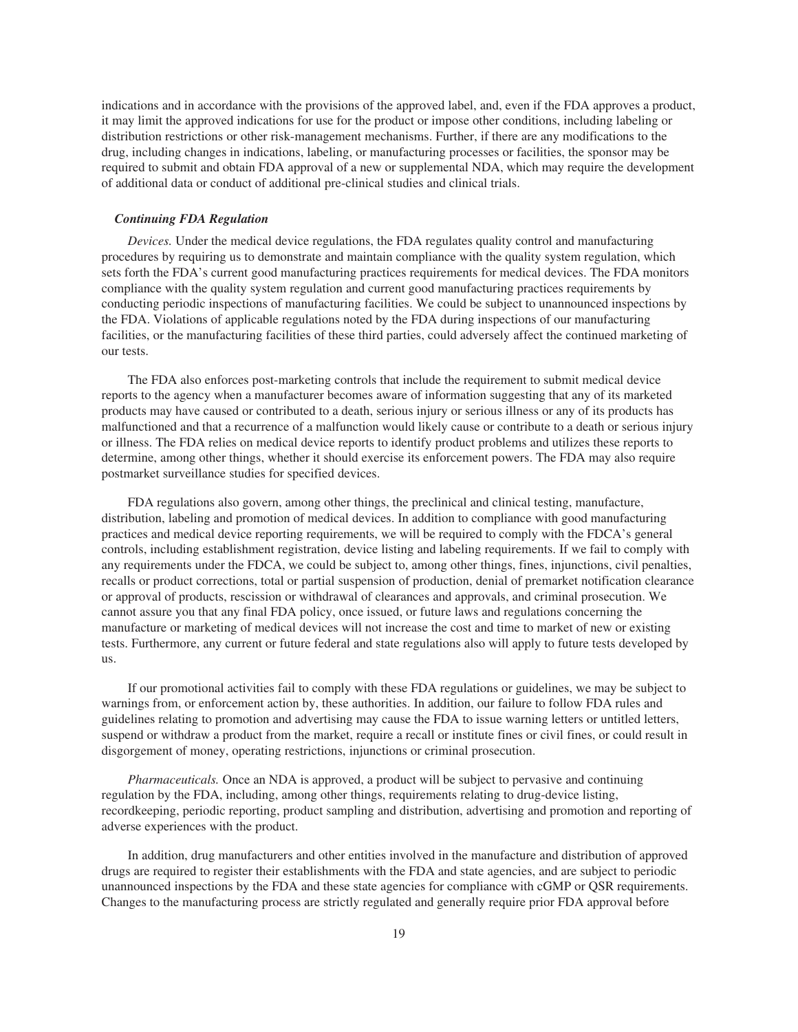indications and in accordance with the provisions of the approved label, and, even if the FDA approves a product, it may limit the approved indications for use for the product or impose other conditions, including labeling or distribution restrictions or other risk-management mechanisms. Further, if there are any modifications to the drug, including changes in indications, labeling, or manufacturing processes or facilities, the sponsor may be required to submit and obtain FDA approval of a new or supplemental NDA, which may require the development of additional data or conduct of additional pre-clinical studies and clinical trials.

***Continuing FDA Regulation***

*Devices.* Under the medical device regulations, the FDA regulates quality control and manufacturing procedures by requiring us to demonstrate and maintain compliance with the quality system regulation, which sets forth the FDA's current good manufacturing practices requirements for medical devices. The FDA monitors compliance with the quality system regulation and current good manufacturing practices requirements by conducting periodic inspections of manufacturing facilities. We could be subject to unannounced inspections by the FDA. Violations of applicable regulations noted by the FDA during inspections of our manufacturing facilities, or the manufacturing facilities of these third parties, could adversely affect the continued marketing of our tests.

The FDA also enforces post-marketing controls that include the requirement to submit medical device reports to the agency when a manufacturer becomes aware of information suggesting that any of its marketed products may have caused or contributed to a death, serious injury or serious illness or any of its products has malfunctioned and that a recurrence of a malfunction would likely cause or contribute to a death or serious injury or illness. The FDA relies on medical device reports to identify product problems and utilizes these reports to determine, among other things, whether it should exercise its enforcement powers. The FDA may also require postmarket surveillance studies for specified devices.

FDA regulations also govern, among other things, the preclinical and clinical testing, manufacture, distribution, labeling and promotion of medical devices. In addition to compliance with good manufacturing practices and medical device reporting requirements, we will be required to comply with the FDCA's general controls, including establishment registration, device listing and labeling requirements. If we fail to comply with any requirements under the FDCA, we could be subject to, among other things, fines, injunctions, civil penalties, recalls or product corrections, total or partial suspension of production, denial of premarket notification clearance or approval of products, rescission or withdrawal of clearances and approvals, and criminal prosecution. We cannot assure you that any final FDA policy, once issued, or future laws and regulations concerning the manufacture or marketing of medical devices will not increase the cost and time to market of new or existing tests. Furthermore, any current or future federal and state regulations also will apply to future tests developed by us.

If our promotional activities fail to comply with these FDA regulations or guidelines, we may be subject to warnings from, or enforcement action by, these authorities. In addition, our failure to follow FDA rules and guidelines relating to promotion and advertising may cause the FDA to issue warning letters or untitled letters, suspend or withdraw a product from the market, require a recall or institute fines or civil fines, or could result in disgorgement of money, operating restrictions, injunctions or criminal prosecution.

*Pharmaceuticals.* Once an NDA is approved, a product will be subject to pervasive and continuing regulation by the FDA, including, among other things, requirements relating to drug-device listing, recordkeeping, periodic reporting, product sampling and distribution, advertising and promotion and reporting of adverse experiences with the product.

In addition, drug manufacturers and other entities involved in the manufacture and distribution of approved drugs are required to register their establishments with the FDA and state agencies, and are subject to periodic unannounced inspections by the FDA and these state agencies for compliance with cGMP or QSR requirements. Changes to the manufacturing process are strictly regulated and generally require prior FDA approval before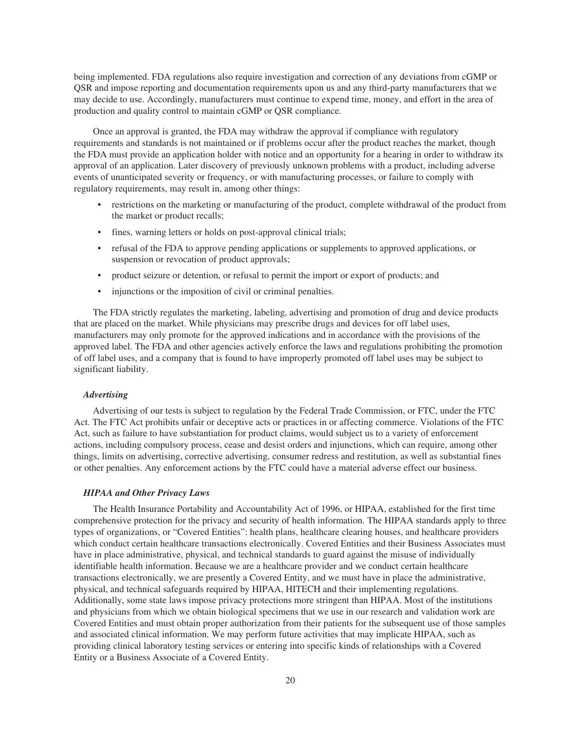being implemented. FDA regulations also require investigation and correction of any deviations from cGMP or QSR and impose reporting and documentation requirements upon us and any third-party manufacturers that we may decide to use. Accordingly, manufacturers must continue to expend time, money, and effort in the area of production and quality control to maintain cGMP or QSR compliance.

Once an approval is granted, the FDA may withdraw the approval if compliance with regulatory requirements and standards is not maintained or if problems occur after the product reaches the market, though the FDA must provide an application holder with notice and an opportunity for a hearing in order to withdraw its approval of an application. Later discovery of previously unknown problems with a product, including adverse events of unanticipated severity or frequency, or with manufacturing processes, or failure to comply with regulatory requirements, may result in, among other things:

- restrictions on the marketing or manufacturing of the product, complete withdrawal of the product from the market or product recalls;
- fines, warning letters or holds on post-approval clinical trials;
- refusal of the FDA to approve pending applications or supplements to approved applications, or suspension or revocation of product approvals;
- product seizure or detention, or refusal to permit the import or export of products; and
- injunctions or the imposition of civil or criminal penalties.

The FDA strictly regulates the marketing, labeling, advertising and promotion of drug and device products that are placed on the market. While physicians may prescribe drugs and devices for off label uses, manufacturers may only promote for the approved indications and in accordance with the provisions of the approved label. The FDA and other agencies actively enforce the laws and regulations prohibiting the promotion of off label uses, and a company that is found to have improperly promoted off label uses may be subject to significant liability.

***Advertising***

Advertising of our tests is subject to regulation by the Federal Trade Commission, or FTC, under the FTC Act. The FTC Act prohibits unfair or deceptive acts or practices in or affecting commerce. Violations of the FTC Act, such as failure to have substantiation for product claims, would subject us to a variety of enforcement actions, including compulsory process, cease and desist orders and injunctions, which can require, among other things, limits on advertising, corrective advertising, consumer redress and restitution, as well as substantial fines or other penalties. Any enforcement actions by the FTC could have a material adverse effect our business.

***HIPAA and Other Privacy Laws***

The Health Insurance Portability and Accountability Act of 1996, or HIPAA, established for the first time comprehensive protection for the privacy and security of health information. The HIPAA standards apply to three types of organizations, or "Covered Entities": health plans, healthcare clearing houses, and healthcare providers which conduct certain healthcare transactions electronically. Covered Entities and their Business Associates must have in place administrative, physical, and technical standards to guard against the misuse of individually identifiable health information. Because we are a healthcare provider and we conduct certain healthcare transactions electronically, we are presently a Covered Entity, and we must have in place the administrative, physical, and technical safeguards required by HIPAA, HITECH and their implementing regulations. Additionally, some state laws impose privacy protections more stringent than HIPAA. Most of the institutions and physicians from which we obtain biological specimens that we use in our research and validation work are Covered Entities and must obtain proper authorization from their patients for the subsequent use of those samples and associated clinical information. We may perform future activities that may implicate HIPAA, such as providing clinical laboratory testing services or entering into specific kinds of relationships with a Covered Entity or a Business Associate of a Covered Entity.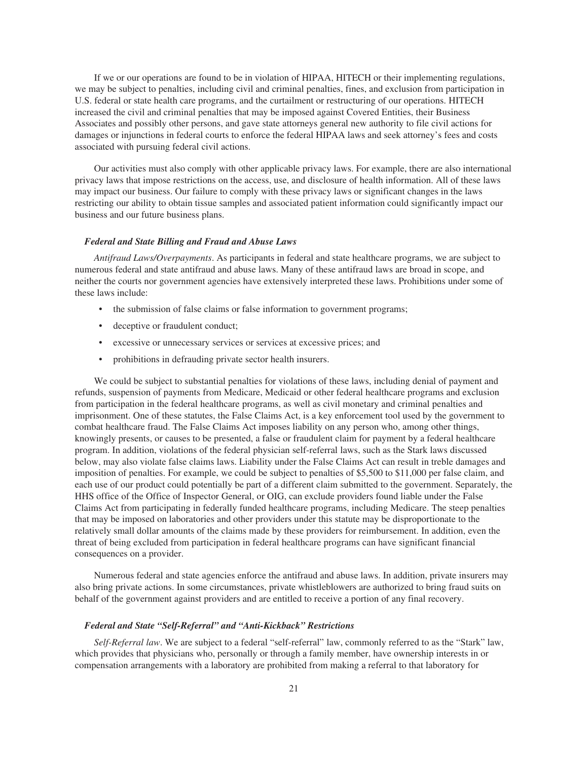If we or our operations are found to be in violation of HIPAA, HITECH or their implementing regulations, we may be subject to penalties, including civil and criminal penalties, fines, and exclusion from participation in U.S. federal or state health care programs, and the curtailment or restructuring of our operations. HITECH increased the civil and criminal penalties that may be imposed against Covered Entities, their Business Associates and possibly other persons, and gave state attorneys general new authority to file civil actions for damages or injunctions in federal courts to enforce the federal HIPAA laws and seek attorney's fees and costs associated with pursuing federal civil actions.

Our activities must also comply with other applicable privacy laws. For example, there are also international privacy laws that impose restrictions on the access, use, and disclosure of health information. All of these laws may impact our business. Our failure to comply with these privacy laws or significant changes in the laws restricting our ability to obtain tissue samples and associated patient information could significantly impact our business and our future business plans.

### *Federal and State Billing and Fraud and Abuse Laws*

*Antifraud Laws/Overpayments*. As participants in federal and state healthcare programs, we are subject to numerous federal and state antifraud and abuse laws. Many of these antifraud laws are broad in scope, and neither the courts nor government agencies have extensively interpreted these laws. Prohibitions under some of these laws include:

- the submission of false claims or false information to government programs;
- deceptive or fraudulent conduct;
- excessive or unnecessary services or services at excessive prices; and
- prohibitions in defrauding private sector health insurers.

We could be subject to substantial penalties for violations of these laws, including denial of payment and refunds, suspension of payments from Medicare, Medicaid or other federal healthcare programs and exclusion from participation in the federal healthcare programs, as well as civil monetary and criminal penalties and imprisonment. One of these statutes, the False Claims Act, is a key enforcement tool used by the government to combat healthcare fraud. The False Claims Act imposes liability on any person who, among other things, knowingly presents, or causes to be presented, a false or fraudulent claim for payment by a federal healthcare program. In addition, violations of the federal physician self-referral laws, such as the Stark laws discussed below, may also violate false claims laws. Liability under the False Claims Act can result in treble damages and imposition of penalties. For example, we could be subject to penalties of $5,500 to $11,000 per false claim, and each use of our product could potentially be part of a different claim submitted to the government. Separately, the HHS office of the Office of Inspector General, or OIG, can exclude providers found liable under the False Claims Act from participating in federally funded healthcare programs, including Medicare. The steep penalties that may be imposed on laboratories and other providers under this statute may be disproportionate to the relatively small dollar amounts of the claims made by these providers for reimbursement. In addition, even the threat of being excluded from participation in federal healthcare programs can have significant financial consequences on a provider.

Numerous federal and state agencies enforce the antifraud and abuse laws. In addition, private insurers may also bring private actions. In some circumstances, private whistleblowers are authorized to bring fraud suits on behalf of the government against providers and are entitled to receive a portion of any final recovery.

### *Federal and State "Self-Referral" and "Anti-Kickback" Restrictions*

*Self-Referral law*. We are subject to a federal "self-referral" law, commonly referred to as the "Stark" law, which provides that physicians who, personally or through a family member, have ownership interests in or compensation arrangements with a laboratory are prohibited from making a referral to that laboratory for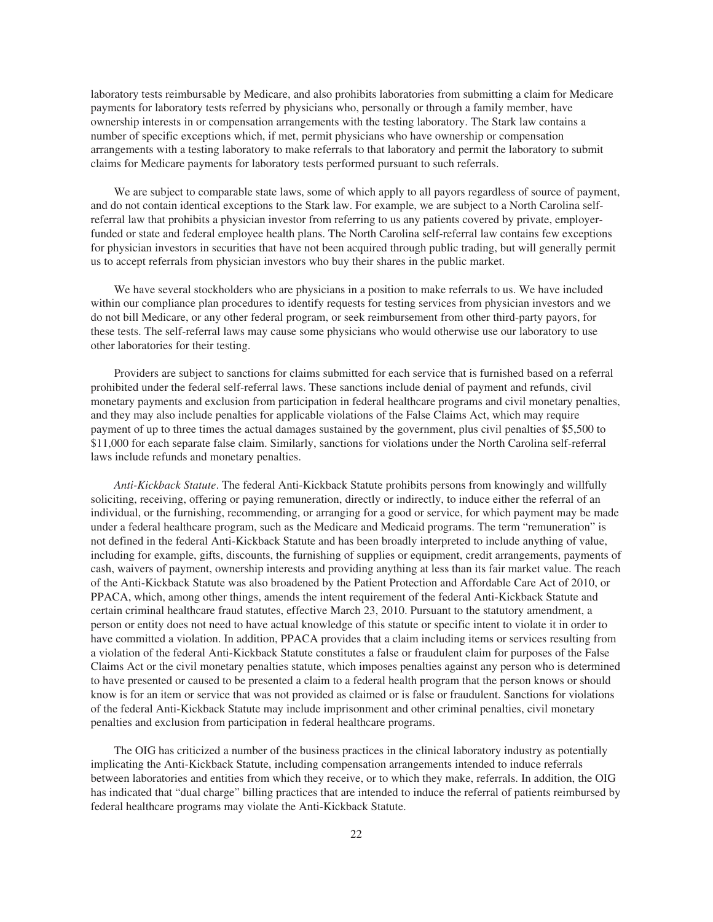laboratory tests reimbursable by Medicare, and also prohibits laboratories from submitting a claim for Medicare payments for laboratory tests referred by physicians who, personally or through a family member, have ownership interests in or compensation arrangements with the testing laboratory. The Stark law contains a number of specific exceptions which, if met, permit physicians who have ownership or compensation arrangements with a testing laboratory to make referrals to that laboratory and permit the laboratory to submit claims for Medicare payments for laboratory tests performed pursuant to such referrals.

We are subject to comparable state laws, some of which apply to all payors regardless of source of payment, and do not contain identical exceptions to the Stark law. For example, we are subject to a North Carolina self-referral law that prohibits a physician investor from referring to us any patients covered by private, employer-funded or state and federal employee health plans. The North Carolina self-referral law contains few exceptions for physician investors in securities that have not been acquired through public trading, but will generally permit us to accept referrals from physician investors who buy their shares in the public market.

We have several stockholders who are physicians in a position to make referrals to us. We have included within our compliance plan procedures to identify requests for testing services from physician investors and we do not bill Medicare, or any other federal program, or seek reimbursement from other third-party payors, for these tests. The self-referral laws may cause some physicians who would otherwise use our laboratory to use other laboratories for their testing.

Providers are subject to sanctions for claims submitted for each service that is furnished based on a referral prohibited under the federal self-referral laws. These sanctions include denial of payment and refunds, civil monetary payments and exclusion from participation in federal healthcare programs and civil monetary penalties, and they may also include penalties for applicable violations of the False Claims Act, which may require payment of up to three times the actual damages sustained by the government, plus civil penalties of $5,500 to $11,000 for each separate false claim. Similarly, sanctions for violations under the North Carolina self-referral laws include refunds and monetary penalties.

*Anti-Kickback Statute*. The federal Anti-Kickback Statute prohibits persons from knowingly and willfully soliciting, receiving, offering or paying remuneration, directly or indirectly, to induce either the referral of an individual, or the furnishing, recommending, or arranging for a good or service, for which payment may be made under a federal healthcare program, such as the Medicare and Medicaid programs. The term "remuneration" is not defined in the federal Anti-Kickback Statute and has been broadly interpreted to include anything of value, including for example, gifts, discounts, the furnishing of supplies or equipment, credit arrangements, payments of cash, waivers of payment, ownership interests and providing anything at less than its fair market value. The reach of the Anti-Kickback Statute was also broadened by the Patient Protection and Affordable Care Act of 2010, or PPACA, which, among other things, amends the intent requirement of the federal Anti-Kickback Statute and certain criminal healthcare fraud statutes, effective March 23, 2010. Pursuant to the statutory amendment, a person or entity does not need to have actual knowledge of this statute or specific intent to violate it in order to have committed a violation. In addition, PPACA provides that a claim including items or services resulting from a violation of the federal Anti-Kickback Statute constitutes a false or fraudulent claim for purposes of the False Claims Act or the civil monetary penalties statute, which imposes penalties against any person who is determined to have presented or caused to be presented a claim to a federal health program that the person knows or should know is for an item or service that was not provided as claimed or is false or fraudulent. Sanctions for violations of the federal Anti-Kickback Statute may include imprisonment and other criminal penalties, civil monetary penalties and exclusion from participation in federal healthcare programs.

The OIG has criticized a number of the business practices in the clinical laboratory industry as potentially implicating the Anti-Kickback Statute, including compensation arrangements intended to induce referrals between laboratories and entities from which they receive, or to which they make, referrals. In addition, the OIG has indicated that "dual charge" billing practices that are intended to induce the referral of patients reimbursed by federal healthcare programs may violate the Anti-Kickback Statute.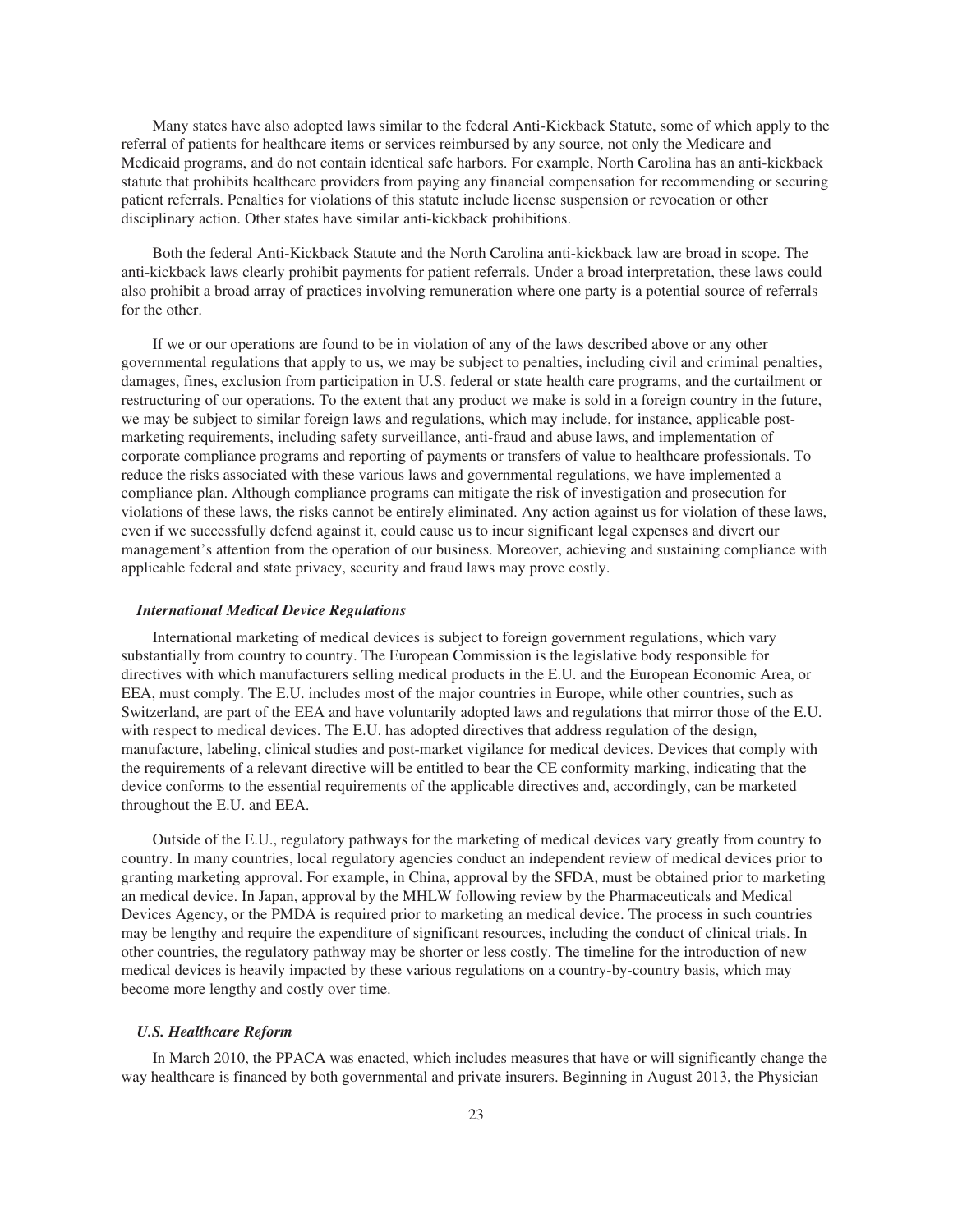Many states have also adopted laws similar to the federal Anti-Kickback Statute, some of which apply to the referral of patients for healthcare items or services reimbursed by any source, not only the Medicare and Medicaid programs, and do not contain identical safe harbors. For example, North Carolina has an anti-kickback statute that prohibits healthcare providers from paying any financial compensation for recommending or securing patient referrals. Penalties for violations of this statute include license suspension or revocation or other disciplinary action. Other states have similar anti-kickback prohibitions.

Both the federal Anti-Kickback Statute and the North Carolina anti-kickback law are broad in scope. The anti-kickback laws clearly prohibit payments for patient referrals. Under a broad interpretation, these laws could also prohibit a broad array of practices involving remuneration where one party is a potential source of referrals for the other.

If we or our operations are found to be in violation of any of the laws described above or any other governmental regulations that apply to us, we may be subject to penalties, including civil and criminal penalties, damages, fines, exclusion from participation in U.S. federal or state health care programs, and the curtailment or restructuring of our operations. To the extent that any product we make is sold in a foreign country in the future, we may be subject to similar foreign laws and regulations, which may include, for instance, applicable post-marketing requirements, including safety surveillance, anti-fraud and abuse laws, and implementation of corporate compliance programs and reporting of payments or transfers of value to healthcare professionals. To reduce the risks associated with these various laws and governmental regulations, we have implemented a compliance plan. Although compliance programs can mitigate the risk of investigation and prosecution for violations of these laws, the risks cannot be entirely eliminated. Any action against us for violation of these laws, even if we successfully defend against it, could cause us to incur significant legal expenses and divert our management's attention from the operation of our business. Moreover, achieving and sustaining compliance with applicable federal and state privacy, security and fraud laws may prove costly.

### *International Medical Device Regulations*

International marketing of medical devices is subject to foreign government regulations, which vary substantially from country to country. The European Commission is the legislative body responsible for directives with which manufacturers selling medical products in the E.U. and the European Economic Area, or EEA, must comply. The E.U. includes most of the major countries in Europe, while other countries, such as Switzerland, are part of the EEA and have voluntarily adopted laws and regulations that mirror those of the E.U. with respect to medical devices. The E.U. has adopted directives that address regulation of the design, manufacture, labeling, clinical studies and post-market vigilance for medical devices. Devices that comply with the requirements of a relevant directive will be entitled to bear the CE conformity marking, indicating that the device conforms to the essential requirements of the applicable directives and, accordingly, can be marketed throughout the E.U. and EEA.

Outside of the E.U., regulatory pathways for the marketing of medical devices vary greatly from country to country. In many countries, local regulatory agencies conduct an independent review of medical devices prior to granting marketing approval. For example, in China, approval by the SFDA, must be obtained prior to marketing an medical device. In Japan, approval by the MHLW following review by the Pharmaceuticals and Medical Devices Agency, or the PMDA is required prior to marketing an medical device. The process in such countries may be lengthy and require the expenditure of significant resources, including the conduct of clinical trials. In other countries, the regulatory pathway may be shorter or less costly. The timeline for the introduction of new medical devices is heavily impacted by these various regulations on a country-by-country basis, which may become more lengthy and costly over time.

### *U.S. Healthcare Reform*

In March 2010, the PPACA was enacted, which includes measures that have or will significantly change the way healthcare is financed by both governmental and private insurers. Beginning in August 2013, the Physician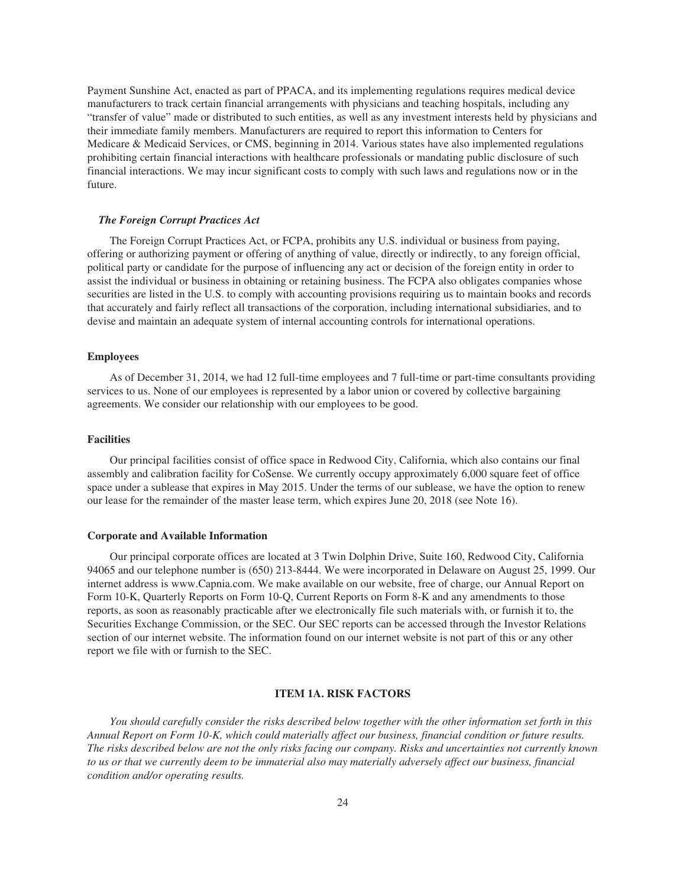Payment Sunshine Act, enacted as part of PPACA, and its implementing regulations requires medical device manufacturers to track certain financial arrangements with physicians and teaching hospitals, including any "transfer of value" made or distributed to such entities, as well as any investment interests held by physicians and their immediate family members. Manufacturers are required to report this information to Centers for Medicare & Medicaid Services, or CMS, beginning in 2014. Various states have also implemented regulations prohibiting certain financial interactions with healthcare professionals or mandating public disclosure of such financial interactions. We may incur significant costs to comply with such laws and regulations now or in the future.

#### *The Foreign Corrupt Practices Act*

The Foreign Corrupt Practices Act, or FCPA, prohibits any U.S. individual or business from paying, offering or authorizing payment or offering of anything of value, directly or indirectly, to any foreign official, political party or candidate for the purpose of influencing any act or decision of the foreign entity in order to assist the individual or business in obtaining or retaining business. The FCPA also obligates companies whose securities are listed in the U.S. to comply with accounting provisions requiring us to maintain books and records that accurately and fairly reflect all transactions of the corporation, including international subsidiaries, and to devise and maintain an adequate system of internal accounting controls for international operations.

### Employees

As of December 31, 2014, we had 12 full-time employees and 7 full-time or part-time consultants providing services to us. None of our employees is represented by a labor union or covered by collective bargaining agreements. We consider our relationship with our employees to be good.

### Facilities

Our principal facilities consist of office space in Redwood City, California, which also contains our final assembly and calibration facility for CoSense. We currently occupy approximately 6,000 square feet of office space under a sublease that expires in May 2015. Under the terms of our sublease, we have the option to renew our lease for the remainder of the master lease term, which expires June 20, 2018 (see Note 16).

### Corporate and Available Information

Our principal corporate offices are located at 3 Twin Dolphin Drive, Suite 160, Redwood City, California 94065 and our telephone number is (650) 213-8444. We were incorporated in Delaware on August 25, 1999. Our internet address is www.Capnia.com. We make available on our website, free of charge, our Annual Report on Form 10-K, Quarterly Reports on Form 10-Q, Current Reports on Form 8-K and any amendments to those reports, as soon as reasonably practicable after we electronically file such materials with, or furnish it to, the Securities Exchange Commission, or the SEC. Our SEC reports can be accessed through the Investor Relations section of our internet website. The information found on our internet website is not part of this or any other report we file with or furnish to the SEC.

## ITEM 1A. RISK FACTORS

*You should carefully consider the risks described below together with the other information set forth in this Annual Report on Form 10-K, which could materially affect our business, financial condition or future results. The risks described below are not the only risks facing our company. Risks and uncertainties not currently known to us or that we currently deem to be immaterial also may materially adversely affect our business, financial condition and/or operating results.*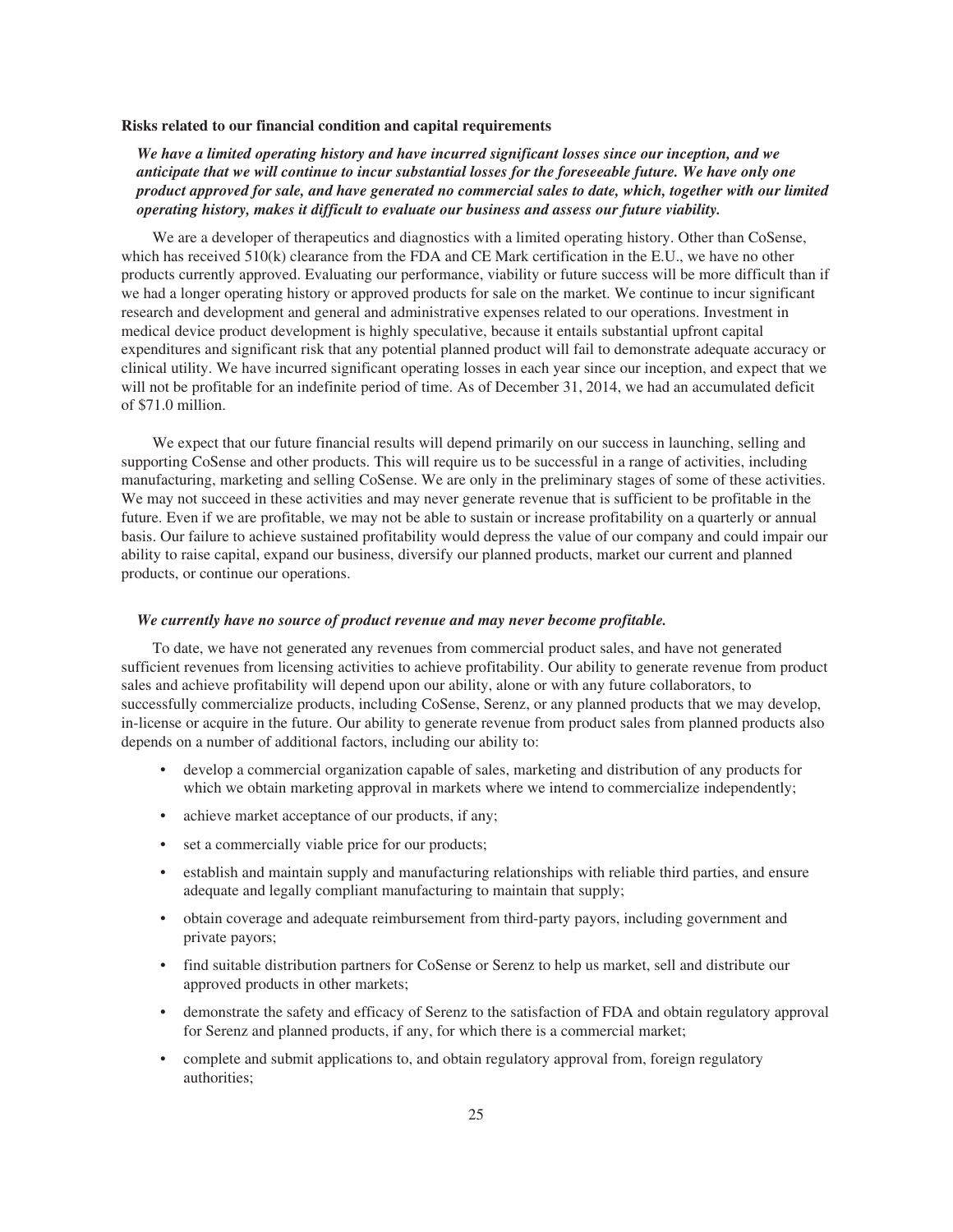### Risks related to our financial condition and capital requirements

***We have a limited operating history and have incurred significant losses since our inception, and we anticipate that we will continue to incur substantial losses for the foreseeable future. We have only one product approved for sale, and have generated no commercial sales to date, which, together with our limited operating history, makes it difficult to evaluate our business and assess our future viability.***

We are a developer of therapeutics and diagnostics with a limited operating history. Other than CoSense, which has received 510(k) clearance from the FDA and CE Mark certification in the E.U., we have no other products currently approved. Evaluating our performance, viability or future success will be more difficult than if we had a longer operating history or approved products for sale on the market. We continue to incur significant research and development and general and administrative expenses related to our operations. Investment in medical device product development is highly speculative, because it entails substantial upfront capital expenditures and significant risk that any potential planned product will fail to demonstrate adequate accuracy or clinical utility. We have incurred significant operating losses in each year since our inception, and expect that we will not be profitable for an indefinite period of time. As of December 31, 2014, we had an accumulated deficit of $71.0 million.

We expect that our future financial results will depend primarily on our success in launching, selling and supporting CoSense and other products. This will require us to be successful in a range of activities, including manufacturing, marketing and selling CoSense. We are only in the preliminary stages of some of these activities. We may not succeed in these activities and may never generate revenue that is sufficient to be profitable in the future. Even if we are profitable, we may not be able to sustain or increase profitability on a quarterly or annual basis. Our failure to achieve sustained profitability would depress the value of our company and could impair our ability to raise capital, expand our business, diversify our planned products, market our current and planned products, or continue our operations.

***We currently have no source of product revenue and may never become profitable.***

To date, we have not generated any revenues from commercial product sales, and have not generated sufficient revenues from licensing activities to achieve profitability. Our ability to generate revenue from product sales and achieve profitability will depend upon our ability, alone or with any future collaborators, to successfully commercialize products, including CoSense, Serenz, or any planned products that we may develop, in-license or acquire in the future. Our ability to generate revenue from product sales from planned products also depends on a number of additional factors, including our ability to:

- develop a commercial organization capable of sales, marketing and distribution of any products for which we obtain marketing approval in markets where we intend to commercialize independently;
- achieve market acceptance of our products, if any;
- set a commercially viable price for our products;
- establish and maintain supply and manufacturing relationships with reliable third parties, and ensure adequate and legally compliant manufacturing to maintain that supply;
- obtain coverage and adequate reimbursement from third-party payors, including government and private payors;
- find suitable distribution partners for CoSense or Serenz to help us market, sell and distribute our approved products in other markets;
- demonstrate the safety and efficacy of Serenz to the satisfaction of FDA and obtain regulatory approval for Serenz and planned products, if any, for which there is a commercial market;
- complete and submit applications to, and obtain regulatory approval from, foreign regulatory authorities;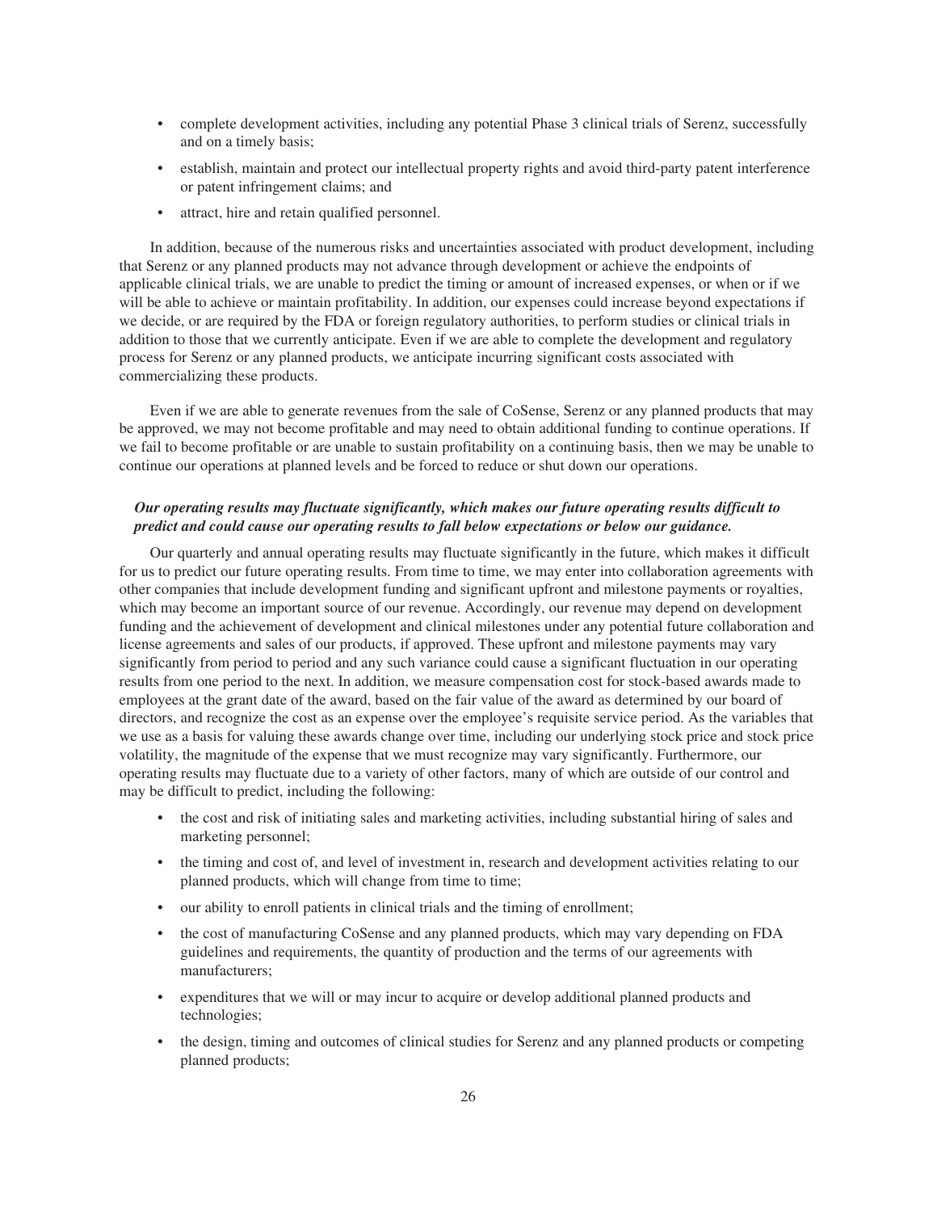- complete development activities, including any potential Phase 3 clinical trials of Serenz, successfully and on a timely basis;
- establish, maintain and protect our intellectual property rights and avoid third-party patent interference or patent infringement claims; and
- attract, hire and retain qualified personnel.

In addition, because of the numerous risks and uncertainties associated with product development, including that Serenz or any planned products may not advance through development or achieve the endpoints of applicable clinical trials, we are unable to predict the timing or amount of increased expenses, or when or if we will be able to achieve or maintain profitability. In addition, our expenses could increase beyond expectations if we decide, or are required by the FDA or foreign regulatory authorities, to perform studies or clinical trials in addition to those that we currently anticipate. Even if we are able to complete the development and regulatory process for Serenz or any planned products, we anticipate incurring significant costs associated with commercializing these products.

Even if we are able to generate revenues from the sale of CoSense, Serenz or any planned products that may be approved, we may not become profitable and may need to obtain additional funding to continue operations. If we fail to become profitable or are unable to sustain profitability on a continuing basis, then we may be unable to continue our operations at planned levels and be forced to reduce or shut down our operations.

***Our operating results may fluctuate significantly, which makes our future operating results difficult to predict and could cause our operating results to fall below expectations or below our guidance.***

Our quarterly and annual operating results may fluctuate significantly in the future, which makes it difficult for us to predict our future operating results. From time to time, we may enter into collaboration agreements with other companies that include development funding and significant upfront and milestone payments or royalties, which may become an important source of our revenue. Accordingly, our revenue may depend on development funding and the achievement of development and clinical milestones under any potential future collaboration and license agreements and sales of our products, if approved. These upfront and milestone payments may vary significantly from period to period and any such variance could cause a significant fluctuation in our operating results from one period to the next. In addition, we measure compensation cost for stock-based awards made to employees at the grant date of the award, based on the fair value of the award as determined by our board of directors, and recognize the cost as an expense over the employee's requisite service period. As the variables that we use as a basis for valuing these awards change over time, including our underlying stock price and stock price volatility, the magnitude of the expense that we must recognize may vary significantly. Furthermore, our operating results may fluctuate due to a variety of other factors, many of which are outside of our control and may be difficult to predict, including the following:

- the cost and risk of initiating sales and marketing activities, including substantial hiring of sales and marketing personnel;
- the timing and cost of, and level of investment in, research and development activities relating to our planned products, which will change from time to time;
- our ability to enroll patients in clinical trials and the timing of enrollment;
- the cost of manufacturing CoSense and any planned products, which may vary depending on FDA guidelines and requirements, the quantity of production and the terms of our agreements with manufacturers;
- expenditures that we will or may incur to acquire or develop additional planned products and technologies;
- the design, timing and outcomes of clinical studies for Serenz and any planned products or competing planned products;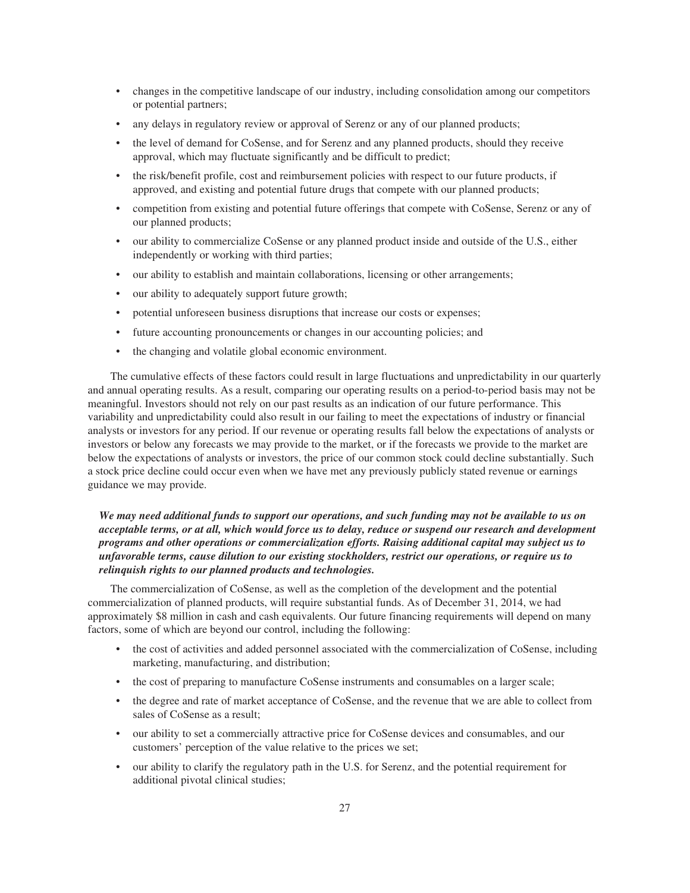- changes in the competitive landscape of our industry, including consolidation among our competitors or potential partners;
- any delays in regulatory review or approval of Serenz or any of our planned products;
- the level of demand for CoSense, and for Serenz and any planned products, should they receive approval, which may fluctuate significantly and be difficult to predict;
- the risk/benefit profile, cost and reimbursement policies with respect to our future products, if approved, and existing and potential future drugs that compete with our planned products;
- competition from existing and potential future offerings that compete with CoSense, Serenz or any of our planned products;
- our ability to commercialize CoSense or any planned product inside and outside of the U.S., either independently or working with third parties;
- our ability to establish and maintain collaborations, licensing or other arrangements;
- our ability to adequately support future growth;
- potential unforeseen business disruptions that increase our costs or expenses;
- future accounting pronouncements or changes in our accounting policies; and
- the changing and volatile global economic environment.

The cumulative effects of these factors could result in large fluctuations and unpredictability in our quarterly and annual operating results. As a result, comparing our operating results on a period-to-period basis may not be meaningful. Investors should not rely on our past results as an indication of our future performance. This variability and unpredictability could also result in our failing to meet the expectations of industry or financial analysts or investors for any period. If our revenue or operating results fall below the expectations of analysts or investors or below any forecasts we may provide to the market, or if the forecasts we provide to the market are below the expectations of analysts or investors, the price of our common stock could decline substantially. Such a stock price decline could occur even when we have met any previously publicly stated revenue or earnings guidance we may provide.

***We may need additional funds to support our operations, and such funding may not be available to us on acceptable terms, or at all, which would force us to delay, reduce or suspend our research and development programs and other operations or commercialization efforts. Raising additional capital may subject us to unfavorable terms, cause dilution to our existing stockholders, restrict our operations, or require us to relinquish rights to our planned products and technologies.***

The commercialization of CoSense, as well as the completion of the development and the potential commercialization of planned products, will require substantial funds. As of December 31, 2014, we had approximately $8 million in cash and cash equivalents. Our future financing requirements will depend on many factors, some of which are beyond our control, including the following:

- the cost of activities and added personnel associated with the commercialization of CoSense, including marketing, manufacturing, and distribution;
- the cost of preparing to manufacture CoSense instruments and consumables on a larger scale;
- the degree and rate of market acceptance of CoSense, and the revenue that we are able to collect from sales of CoSense as a result;
- our ability to set a commercially attractive price for CoSense devices and consumables, and our customers' perception of the value relative to the prices we set;
- our ability to clarify the regulatory path in the U.S. for Serenz, and the potential requirement for additional pivotal clinical studies;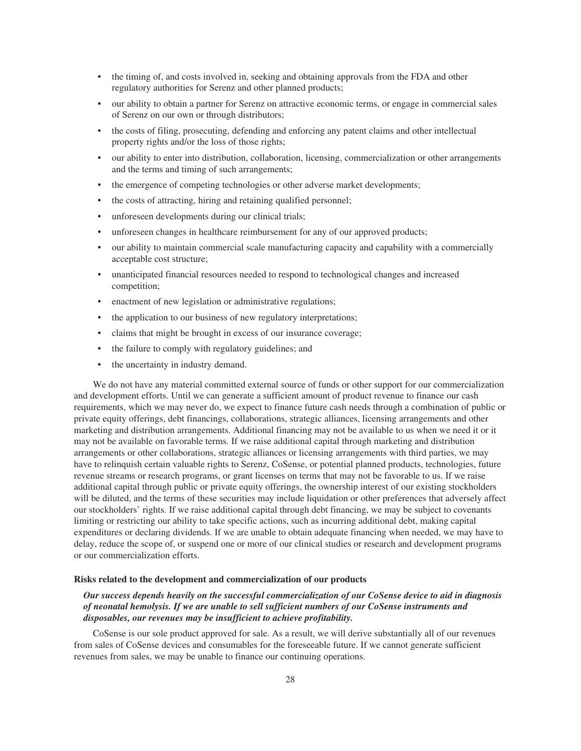- the timing of, and costs involved in, seeking and obtaining approvals from the FDA and other regulatory authorities for Serenz and other planned products;
- our ability to obtain a partner for Serenz on attractive economic terms, or engage in commercial sales of Serenz on our own or through distributors;
- the costs of filing, prosecuting, defending and enforcing any patent claims and other intellectual property rights and/or the loss of those rights;
- our ability to enter into distribution, collaboration, licensing, commercialization or other arrangements and the terms and timing of such arrangements;
- the emergence of competing technologies or other adverse market developments;
- the costs of attracting, hiring and retaining qualified personnel;
- unforeseen developments during our clinical trials;
- unforeseen changes in healthcare reimbursement for any of our approved products;
- our ability to maintain commercial scale manufacturing capacity and capability with a commercially acceptable cost structure;
- unanticipated financial resources needed to respond to technological changes and increased competition;
- enactment of new legislation or administrative regulations;
- the application to our business of new regulatory interpretations;
- claims that might be brought in excess of our insurance coverage;
- the failure to comply with regulatory guidelines; and
- the uncertainty in industry demand.

We do not have any material committed external source of funds or other support for our commercialization and development efforts. Until we can generate a sufficient amount of product revenue to finance our cash requirements, which we may never do, we expect to finance future cash needs through a combination of public or private equity offerings, debt financings, collaborations, strategic alliances, licensing arrangements and other marketing and distribution arrangements. Additional financing may not be available to us when we need it or it may not be available on favorable terms. If we raise additional capital through marketing and distribution arrangements or other collaborations, strategic alliances or licensing arrangements with third parties, we may have to relinquish certain valuable rights to Serenz, CoSense, or potential planned products, technologies, future revenue streams or research programs, or grant licenses on terms that may not be favorable to us. If we raise additional capital through public or private equity offerings, the ownership interest of our existing stockholders will be diluted, and the terms of these securities may include liquidation or other preferences that adversely affect our stockholders' rights. If we raise additional capital through debt financing, we may be subject to covenants limiting or restricting our ability to take specific actions, such as incurring additional debt, making capital expenditures or declaring dividends. If we are unable to obtain adequate financing when needed, we may have to delay, reduce the scope of, or suspend one or more of our clinical studies or research and development programs or our commercialization efforts.

**Risks related to the development and commercialization of our products**

***Our success depends heavily on the successful commercialization of our CoSense device to aid in diagnosis of neonatal hemolysis. If we are unable to sell sufficient numbers of our CoSense instruments and disposables, our revenues may be insufficient to achieve profitability.***

CoSense is our sole product approved for sale. As a result, we will derive substantially all of our revenues from sales of CoSense devices and consumables for the foreseeable future. If we cannot generate sufficient revenues from sales, we may be unable to finance our continuing operations.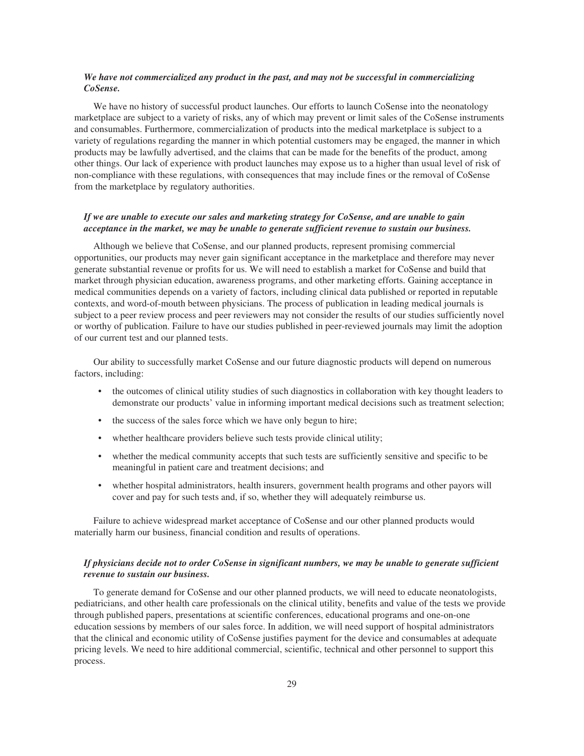***We have not commercialized any product in the past, and may not be successful in commercializing CoSense.***

We have no history of successful product launches. Our efforts to launch CoSense into the neonatology marketplace are subject to a variety of risks, any of which may prevent or limit sales of the CoSense instruments and consumables. Furthermore, commercialization of products into the medical marketplace is subject to a variety of regulations regarding the manner in which potential customers may be engaged, the manner in which products may be lawfully advertised, and the claims that can be made for the benefits of the product, among other things. Our lack of experience with product launches may expose us to a higher than usual level of risk of non-compliance with these regulations, with consequences that may include fines or the removal of CoSense from the marketplace by regulatory authorities.

***If we are unable to execute our sales and marketing strategy for CoSense, and are unable to gain acceptance in the market, we may be unable to generate sufficient revenue to sustain our business.***

Although we believe that CoSense, and our planned products, represent promising commercial opportunities, our products may never gain significant acceptance in the marketplace and therefore may never generate substantial revenue or profits for us. We will need to establish a market for CoSense and build that market through physician education, awareness programs, and other marketing efforts. Gaining acceptance in medical communities depends on a variety of factors, including clinical data published or reported in reputable contexts, and word-of-mouth between physicians. The process of publication in leading medical journals is subject to a peer review process and peer reviewers may not consider the results of our studies sufficiently novel or worthy of publication. Failure to have our studies published in peer-reviewed journals may limit the adoption of our current test and our planned tests.

Our ability to successfully market CoSense and our future diagnostic products will depend on numerous factors, including:

- the outcomes of clinical utility studies of such diagnostics in collaboration with key thought leaders to demonstrate our products' value in informing important medical decisions such as treatment selection;
- the success of the sales force which we have only begun to hire;
- whether healthcare providers believe such tests provide clinical utility;
- whether the medical community accepts that such tests are sufficiently sensitive and specific to be meaningful in patient care and treatment decisions; and
- whether hospital administrators, health insurers, government health programs and other payors will cover and pay for such tests and, if so, whether they will adequately reimburse us.

Failure to achieve widespread market acceptance of CoSense and our other planned products would materially harm our business, financial condition and results of operations.

***If physicians decide not to order CoSense in significant numbers, we may be unable to generate sufficient revenue to sustain our business.***

To generate demand for CoSense and our other planned products, we will need to educate neonatologists, pediatricians, and other health care professionals on the clinical utility, benefits and value of the tests we provide through published papers, presentations at scientific conferences, educational programs and one-on-one education sessions by members of our sales force. In addition, we will need support of hospital administrators that the clinical and economic utility of CoSense justifies payment for the device and consumables at adequate pricing levels. We need to hire additional commercial, scientific, technical and other personnel to support this process.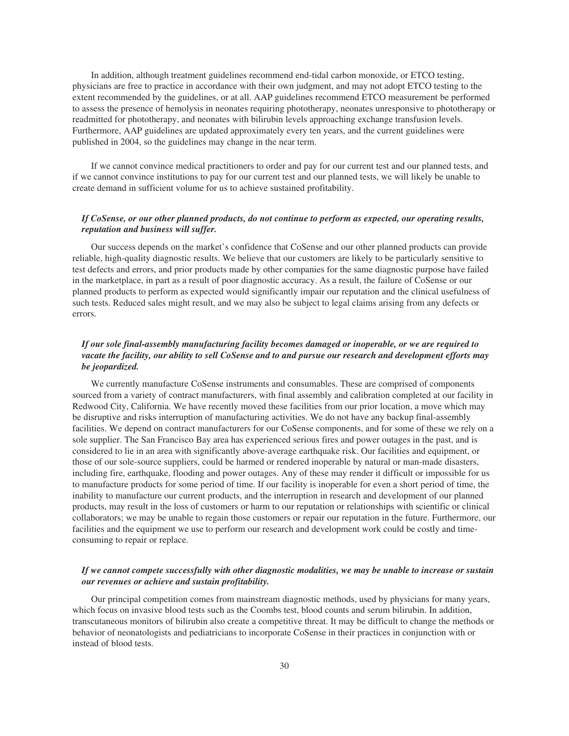In addition, although treatment guidelines recommend end-tidal carbon monoxide, or ETCO testing, physicians are free to practice in accordance with their own judgment, and may not adopt ETCO testing to the extent recommended by the guidelines, or at all. AAP guidelines recommend ETCO measurement be performed to assess the presence of hemolysis in neonates requiring phototherapy, neonates unresponsive to phototherapy or readmitted for phototherapy, and neonates with bilirubin levels approaching exchange transfusion levels. Furthermore, AAP guidelines are updated approximately every ten years, and the current guidelines were published in 2004, so the guidelines may change in the near term.

If we cannot convince medical practitioners to order and pay for our current test and our planned tests, and if we cannot convince institutions to pay for our current test and our planned tests, we will likely be unable to create demand in sufficient volume for us to achieve sustained profitability.

***If CoSense, or our other planned products, do not continue to perform as expected, our operating results, reputation and business will suffer.***

Our success depends on the market's confidence that CoSense and our other planned products can provide reliable, high-quality diagnostic results. We believe that our customers are likely to be particularly sensitive to test defects and errors, and prior products made by other companies for the same diagnostic purpose have failed in the marketplace, in part as a result of poor diagnostic accuracy. As a result, the failure of CoSense or our planned products to perform as expected would significantly impair our reputation and the clinical usefulness of such tests. Reduced sales might result, and we may also be subject to legal claims arising from any defects or errors.

***If our sole final-assembly manufacturing facility becomes damaged or inoperable, or we are required to vacate the facility, our ability to sell CoSense and to and pursue our research and development efforts may be jeopardized.***

We currently manufacture CoSense instruments and consumables. These are comprised of components sourced from a variety of contract manufacturers, with final assembly and calibration completed at our facility in Redwood City, California. We have recently moved these facilities from our prior location, a move which may be disruptive and risks interruption of manufacturing activities. We do not have any backup final-assembly facilities. We depend on contract manufacturers for our CoSense components, and for some of these we rely on a sole supplier. The San Francisco Bay area has experienced serious fires and power outages in the past, and is considered to lie in an area with significantly above-average earthquake risk. Our facilities and equipment, or those of our sole-source suppliers, could be harmed or rendered inoperable by natural or man-made disasters, including fire, earthquake, flooding and power outages. Any of these may render it difficult or impossible for us to manufacture products for some period of time. If our facility is inoperable for even a short period of time, the inability to manufacture our current products, and the interruption in research and development of our planned products, may result in the loss of customers or harm to our reputation or relationships with scientific or clinical collaborators; we may be unable to regain those customers or repair our reputation in the future. Furthermore, our facilities and the equipment we use to perform our research and development work could be costly and time-consuming to repair or replace.

***If we cannot compete successfully with other diagnostic modalities, we may be unable to increase or sustain our revenues or achieve and sustain profitability.***

Our principal competition comes from mainstream diagnostic methods, used by physicians for many years, which focus on invasive blood tests such as the Coombs test, blood counts and serum bilirubin. In addition, transcutaneous monitors of bilirubin also create a competitive threat. It may be difficult to change the methods or behavior of neonatologists and pediatricians to incorporate CoSense in their practices in conjunction with or instead of blood tests.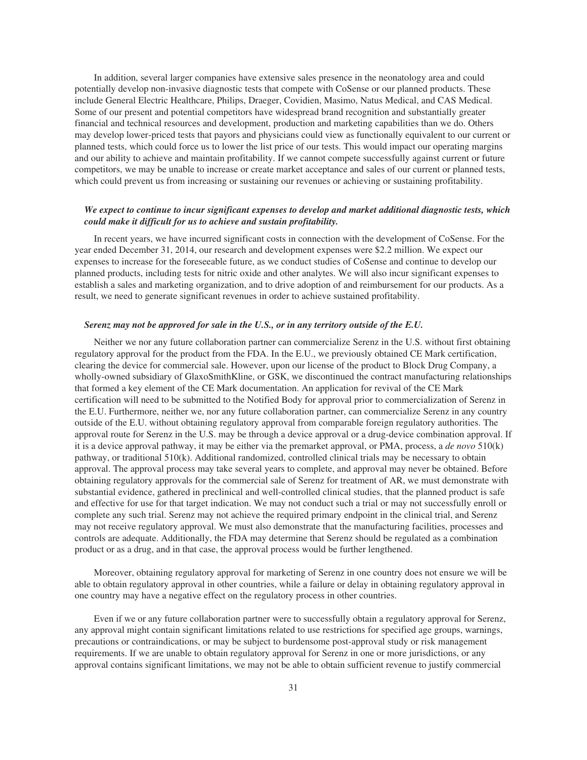In addition, several larger companies have extensive sales presence in the neonatology area and could potentially develop non-invasive diagnostic tests that compete with CoSense or our planned products. These include General Electric Healthcare, Philips, Draeger, Covidien, Masimo, Natus Medical, and CAS Medical. Some of our present and potential competitors have widespread brand recognition and substantially greater financial and technical resources and development, production and marketing capabilities than we do. Others may develop lower-priced tests that payors and physicians could view as functionally equivalent to our current or planned tests, which could force us to lower the list price of our tests. This would impact our operating margins and our ability to achieve and maintain profitability. If we cannot compete successfully against current or future competitors, we may be unable to increase or create market acceptance and sales of our current or planned tests, which could prevent us from increasing or sustaining our revenues or achieving or sustaining profitability.

***We expect to continue to incur significant expenses to develop and market additional diagnostic tests, which could make it difficult for us to achieve and sustain profitability.***

In recent years, we have incurred significant costs in connection with the development of CoSense. For the year ended December 31, 2014, our research and development expenses were $2.2 million. We expect our expenses to increase for the foreseeable future, as we conduct studies of CoSense and continue to develop our planned products, including tests for nitric oxide and other analytes. We will also incur significant expenses to establish a sales and marketing organization, and to drive adoption of and reimbursement for our products. As a result, we need to generate significant revenues in order to achieve sustained profitability.

***Serenz may not be approved for sale in the U.S., or in any territory outside of the E.U.***

Neither we nor any future collaboration partner can commercialize Serenz in the U.S. without first obtaining regulatory approval for the product from the FDA. In the E.U., we previously obtained CE Mark certification, clearing the device for commercial sale. However, upon our license of the product to Block Drug Company, a wholly-owned subsidiary of GlaxoSmithKline, or GSK, we discontinued the contract manufacturing relationships that formed a key element of the CE Mark documentation. An application for revival of the CE Mark certification will need to be submitted to the Notified Body for approval prior to commercialization of Serenz in the E.U. Furthermore, neither we, nor any future collaboration partner, can commercialize Serenz in any country outside of the E.U. without obtaining regulatory approval from comparable foreign regulatory authorities. The approval route for Serenz in the U.S. may be through a device approval or a drug-device combination approval. If it is a device approval pathway, it may be either via the premarket approval, or PMA, process, a *de novo* 510(k) pathway, or traditional 510(k). Additional randomized, controlled clinical trials may be necessary to obtain approval. The approval process may take several years to complete, and approval may never be obtained. Before obtaining regulatory approvals for the commercial sale of Serenz for treatment of AR, we must demonstrate with substantial evidence, gathered in preclinical and well-controlled clinical studies, that the planned product is safe and effective for use for that target indication. We may not conduct such a trial or may not successfully enroll or complete any such trial. Serenz may not achieve the required primary endpoint in the clinical trial, and Serenz may not receive regulatory approval. We must also demonstrate that the manufacturing facilities, processes and controls are adequate. Additionally, the FDA may determine that Serenz should be regulated as a combination product or as a drug, and in that case, the approval process would be further lengthened.

Moreover, obtaining regulatory approval for marketing of Serenz in one country does not ensure we will be able to obtain regulatory approval in other countries, while a failure or delay in obtaining regulatory approval in one country may have a negative effect on the regulatory process in other countries.

Even if we or any future collaboration partner were to successfully obtain a regulatory approval for Serenz, any approval might contain significant limitations related to use restrictions for specified age groups, warnings, precautions or contraindications, or may be subject to burdensome post-approval study or risk management requirements. If we are unable to obtain regulatory approval for Serenz in one or more jurisdictions, or any approval contains significant limitations, we may not be able to obtain sufficient revenue to justify commercial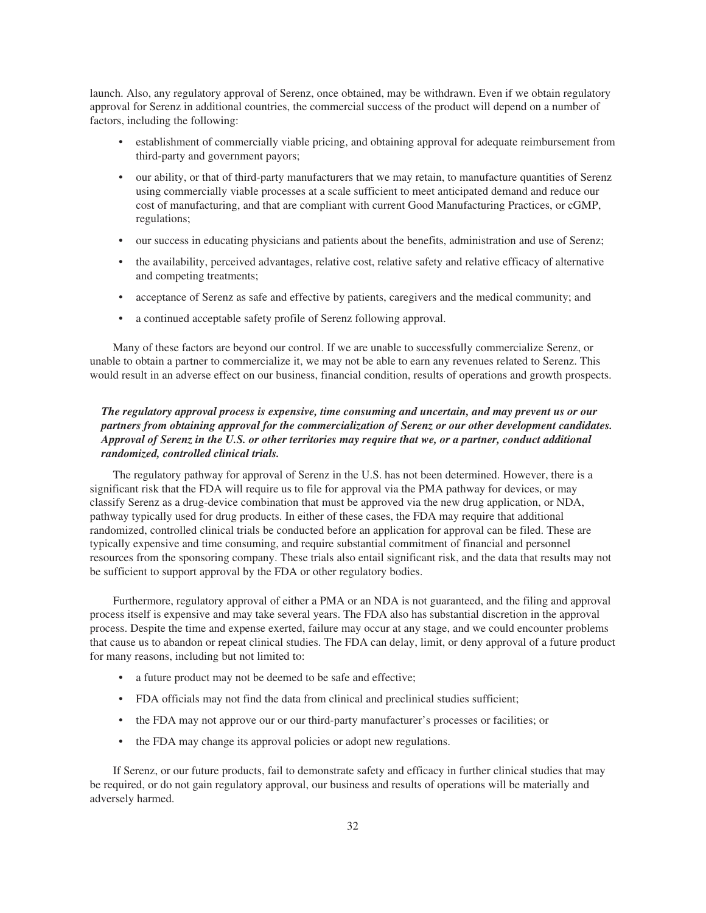launch. Also, any regulatory approval of Serenz, once obtained, may be withdrawn. Even if we obtain regulatory approval for Serenz in additional countries, the commercial success of the product will depend on a number of factors, including the following:

- establishment of commercially viable pricing, and obtaining approval for adequate reimbursement from third-party and government payors;
- our ability, or that of third-party manufacturers that we may retain, to manufacture quantities of Serenz using commercially viable processes at a scale sufficient to meet anticipated demand and reduce our cost of manufacturing, and that are compliant with current Good Manufacturing Practices, or cGMP, regulations;
- our success in educating physicians and patients about the benefits, administration and use of Serenz;
- the availability, perceived advantages, relative cost, relative safety and relative efficacy of alternative and competing treatments;
- acceptance of Serenz as safe and effective by patients, caregivers and the medical community; and
- a continued acceptable safety profile of Serenz following approval.

Many of these factors are beyond our control. If we are unable to successfully commercialize Serenz, or unable to obtain a partner to commercialize it, we may not be able to earn any revenues related to Serenz. This would result in an adverse effect on our business, financial condition, results of operations and growth prospects.

***The regulatory approval process is expensive, time consuming and uncertain, and may prevent us or our partners from obtaining approval for the commercialization of Serenz or our other development candidates. Approval of Serenz in the U.S. or other territories may require that we, or a partner, conduct additional randomized, controlled clinical trials.***

The regulatory pathway for approval of Serenz in the U.S. has not been determined. However, there is a significant risk that the FDA will require us to file for approval via the PMA pathway for devices, or may classify Serenz as a drug-device combination that must be approved via the new drug application, or NDA, pathway typically used for drug products. In either of these cases, the FDA may require that additional randomized, controlled clinical trials be conducted before an application for approval can be filed. These are typically expensive and time consuming, and require substantial commitment of financial and personnel resources from the sponsoring company. These trials also entail significant risk, and the data that results may not be sufficient to support approval by the FDA or other regulatory bodies.

Furthermore, regulatory approval of either a PMA or an NDA is not guaranteed, and the filing and approval process itself is expensive and may take several years. The FDA also has substantial discretion in the approval process. Despite the time and expense exerted, failure may occur at any stage, and we could encounter problems that cause us to abandon or repeat clinical studies. The FDA can delay, limit, or deny approval of a future product for many reasons, including but not limited to:

- a future product may not be deemed to be safe and effective;
- FDA officials may not find the data from clinical and preclinical studies sufficient;
- the FDA may not approve our or our third-party manufacturer's processes or facilities; or
- the FDA may change its approval policies or adopt new regulations.

If Serenz, or our future products, fail to demonstrate safety and efficacy in further clinical studies that may be required, or do not gain regulatory approval, our business and results of operations will be materially and adversely harmed.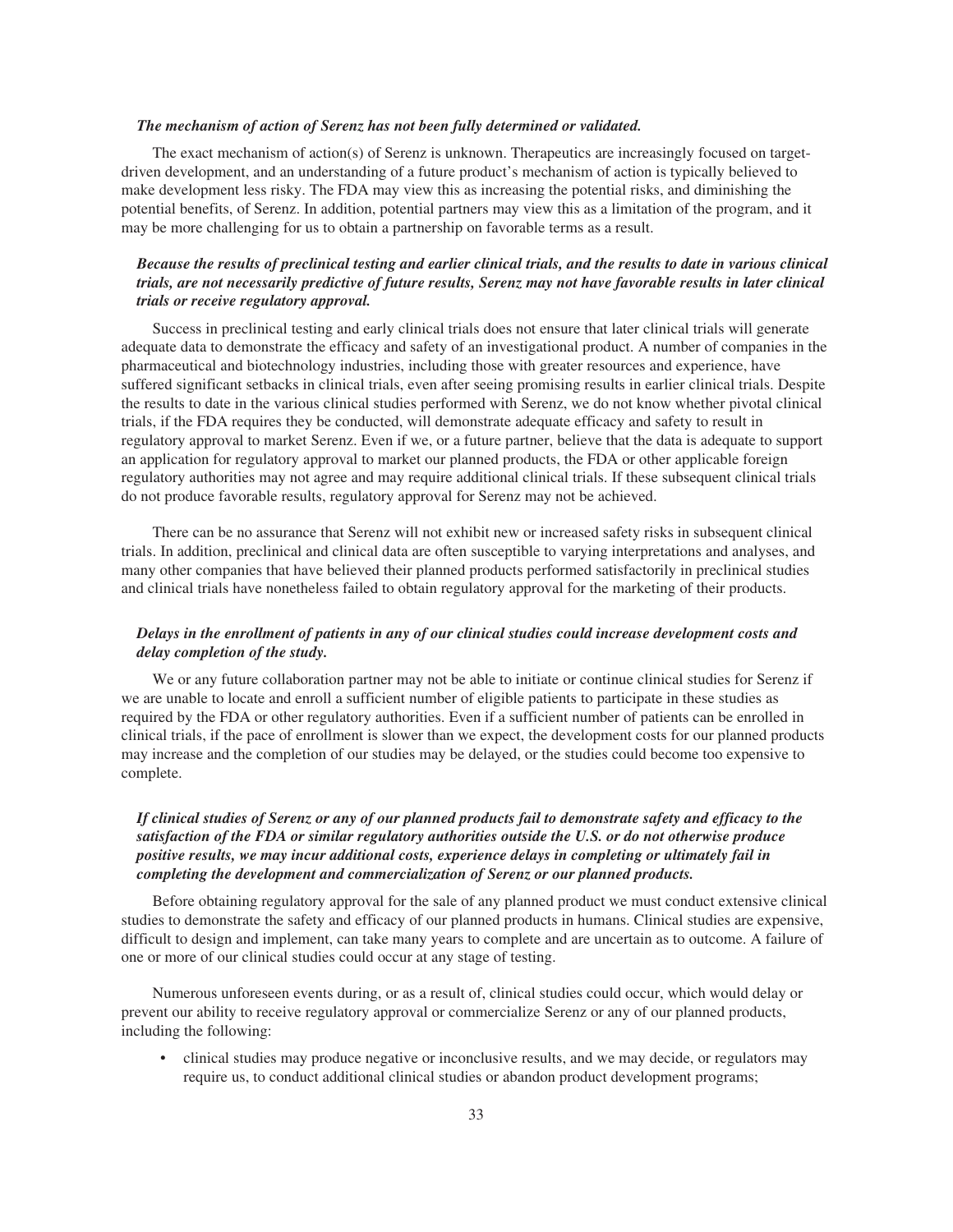***The mechanism of action of Serenz has not been fully determined or validated.***

The exact mechanism of action(s) of Serenz is unknown. Therapeutics are increasingly focused on target-driven development, and an understanding of a future product's mechanism of action is typically believed to make development less risky. The FDA may view this as increasing the potential risks, and diminishing the potential benefits, of Serenz. In addition, potential partners may view this as a limitation of the program, and it may be more challenging for us to obtain a partnership on favorable terms as a result.

***Because the results of preclinical testing and earlier clinical trials, and the results to date in various clinical trials, are not necessarily predictive of future results, Serenz may not have favorable results in later clinical trials or receive regulatory approval.***

Success in preclinical testing and early clinical trials does not ensure that later clinical trials will generate adequate data to demonstrate the efficacy and safety of an investigational product. A number of companies in the pharmaceutical and biotechnology industries, including those with greater resources and experience, have suffered significant setbacks in clinical trials, even after seeing promising results in earlier clinical trials. Despite the results to date in the various clinical studies performed with Serenz, we do not know whether pivotal clinical trials, if the FDA requires they be conducted, will demonstrate adequate efficacy and safety to result in regulatory approval to market Serenz. Even if we, or a future partner, believe that the data is adequate to support an application for regulatory approval to market our planned products, the FDA or other applicable foreign regulatory authorities may not agree and may require additional clinical trials. If these subsequent clinical trials do not produce favorable results, regulatory approval for Serenz may not be achieved.

There can be no assurance that Serenz will not exhibit new or increased safety risks in subsequent clinical trials. In addition, preclinical and clinical data are often susceptible to varying interpretations and analyses, and many other companies that have believed their planned products performed satisfactorily in preclinical studies and clinical trials have nonetheless failed to obtain regulatory approval for the marketing of their products.

***Delays in the enrollment of patients in any of our clinical studies could increase development costs and delay completion of the study.***

We or any future collaboration partner may not be able to initiate or continue clinical studies for Serenz if we are unable to locate and enroll a sufficient number of eligible patients to participate in these studies as required by the FDA or other regulatory authorities. Even if a sufficient number of patients can be enrolled in clinical trials, if the pace of enrollment is slower than we expect, the development costs for our planned products may increase and the completion of our studies may be delayed, or the studies could become too expensive to complete.

***If clinical studies of Serenz or any of our planned products fail to demonstrate safety and efficacy to the satisfaction of the FDA or similar regulatory authorities outside the U.S. or do not otherwise produce positive results, we may incur additional costs, experience delays in completing or ultimately fail in completing the development and commercialization of Serenz or our planned products.***

Before obtaining regulatory approval for the sale of any planned product we must conduct extensive clinical studies to demonstrate the safety and efficacy of our planned products in humans. Clinical studies are expensive, difficult to design and implement, can take many years to complete and are uncertain as to outcome. A failure of one or more of our clinical studies could occur at any stage of testing.

Numerous unforeseen events during, or as a result of, clinical studies could occur, which would delay or prevent our ability to receive regulatory approval or commercialize Serenz or any of our planned products, including the following:

- clinical studies may produce negative or inconclusive results, and we may decide, or regulators may require us, to conduct additional clinical studies or abandon product development programs;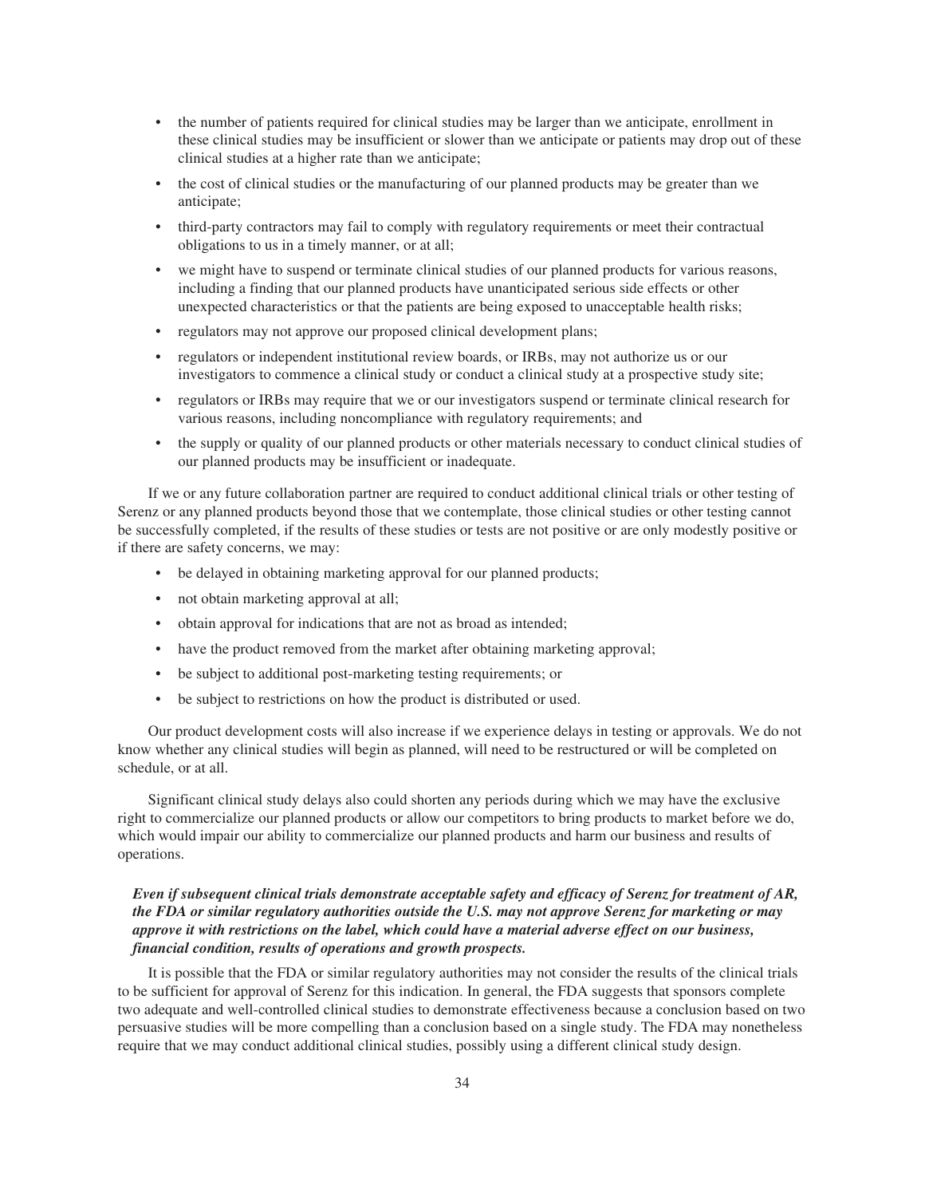- the number of patients required for clinical studies may be larger than we anticipate, enrollment in these clinical studies may be insufficient or slower than we anticipate or patients may drop out of these clinical studies at a higher rate than we anticipate;
- the cost of clinical studies or the manufacturing of our planned products may be greater than we anticipate;
- third-party contractors may fail to comply with regulatory requirements or meet their contractual obligations to us in a timely manner, or at all;
- we might have to suspend or terminate clinical studies of our planned products for various reasons, including a finding that our planned products have unanticipated serious side effects or other unexpected characteristics or that the patients are being exposed to unacceptable health risks;
- regulators may not approve our proposed clinical development plans;
- regulators or independent institutional review boards, or IRBs, may not authorize us or our investigators to commence a clinical study or conduct a clinical study at a prospective study site;
- regulators or IRBs may require that we or our investigators suspend or terminate clinical research for various reasons, including noncompliance with regulatory requirements; and
- the supply or quality of our planned products or other materials necessary to conduct clinical studies of our planned products may be insufficient or inadequate.

If we or any future collaboration partner are required to conduct additional clinical trials or other testing of Serenz or any planned products beyond those that we contemplate, those clinical studies or other testing cannot be successfully completed, if the results of these studies or tests are not positive or are only modestly positive or if there are safety concerns, we may:

- be delayed in obtaining marketing approval for our planned products;
- not obtain marketing approval at all;
- obtain approval for indications that are not as broad as intended;
- have the product removed from the market after obtaining marketing approval;
- be subject to additional post-marketing testing requirements; or
- be subject to restrictions on how the product is distributed or used.

Our product development costs will also increase if we experience delays in testing or approvals. We do not know whether any clinical studies will begin as planned, will need to be restructured or will be completed on schedule, or at all.

Significant clinical study delays also could shorten any periods during which we may have the exclusive right to commercialize our planned products or allow our competitors to bring products to market before we do, which would impair our ability to commercialize our planned products and harm our business and results of operations.

***Even if subsequent clinical trials demonstrate acceptable safety and efficacy of Serenz for treatment of AR, the FDA or similar regulatory authorities outside the U.S. may not approve Serenz for marketing or may approve it with restrictions on the label, which could have a material adverse effect on our business, financial condition, results of operations and growth prospects.***

It is possible that the FDA or similar regulatory authorities may not consider the results of the clinical trials to be sufficient for approval of Serenz for this indication. In general, the FDA suggests that sponsors complete two adequate and well-controlled clinical studies to demonstrate effectiveness because a conclusion based on two persuasive studies will be more compelling than a conclusion based on a single study. The FDA may nonetheless require that we may conduct additional clinical studies, possibly using a different clinical study design.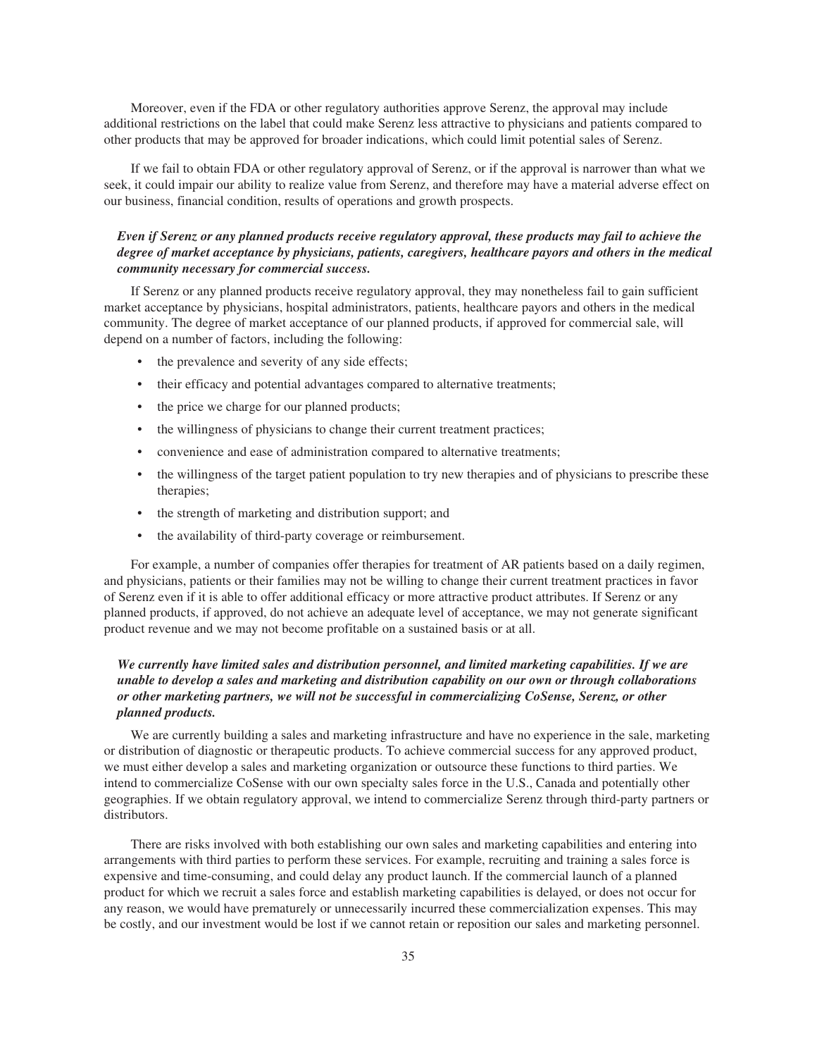Moreover, even if the FDA or other regulatory authorities approve Serenz, the approval may include additional restrictions on the label that could make Serenz less attractive to physicians and patients compared to other products that may be approved for broader indications, which could limit potential sales of Serenz.

If we fail to obtain FDA or other regulatory approval of Serenz, or if the approval is narrower than what we seek, it could impair our ability to realize value from Serenz, and therefore may have a material adverse effect on our business, financial condition, results of operations and growth prospects.

***Even if Serenz or any planned products receive regulatory approval, these products may fail to achieve the degree of market acceptance by physicians, patients, caregivers, healthcare payors and others in the medical community necessary for commercial success.***

If Serenz or any planned products receive regulatory approval, they may nonetheless fail to gain sufficient market acceptance by physicians, hospital administrators, patients, healthcare payors and others in the medical community. The degree of market acceptance of our planned products, if approved for commercial sale, will depend on a number of factors, including the following:

- the prevalence and severity of any side effects;
- their efficacy and potential advantages compared to alternative treatments;
- the price we charge for our planned products;
- the willingness of physicians to change their current treatment practices;
- convenience and ease of administration compared to alternative treatments;
- the willingness of the target patient population to try new therapies and of physicians to prescribe these therapies;
- the strength of marketing and distribution support; and
- the availability of third-party coverage or reimbursement.

For example, a number of companies offer therapies for treatment of AR patients based on a daily regimen, and physicians, patients or their families may not be willing to change their current treatment practices in favor of Serenz even if it is able to offer additional efficacy or more attractive product attributes. If Serenz or any planned products, if approved, do not achieve an adequate level of acceptance, we may not generate significant product revenue and we may not become profitable on a sustained basis or at all.

***We currently have limited sales and distribution personnel, and limited marketing capabilities. If we are unable to develop a sales and marketing and distribution capability on our own or through collaborations or other marketing partners, we will not be successful in commercializing CoSense, Serenz, or other planned products.***

We are currently building a sales and marketing infrastructure and have no experience in the sale, marketing or distribution of diagnostic or therapeutic products. To achieve commercial success for any approved product, we must either develop a sales and marketing organization or outsource these functions to third parties. We intend to commercialize CoSense with our own specialty sales force in the U.S., Canada and potentially other geographies. If we obtain regulatory approval, we intend to commercialize Serenz through third-party partners or distributors.

There are risks involved with both establishing our own sales and marketing capabilities and entering into arrangements with third parties to perform these services. For example, recruiting and training a sales force is expensive and time-consuming, and could delay any product launch. If the commercial launch of a planned product for which we recruit a sales force and establish marketing capabilities is delayed, or does not occur for any reason, we would have prematurely or unnecessarily incurred these commercialization expenses. This may be costly, and our investment would be lost if we cannot retain or reposition our sales and marketing personnel.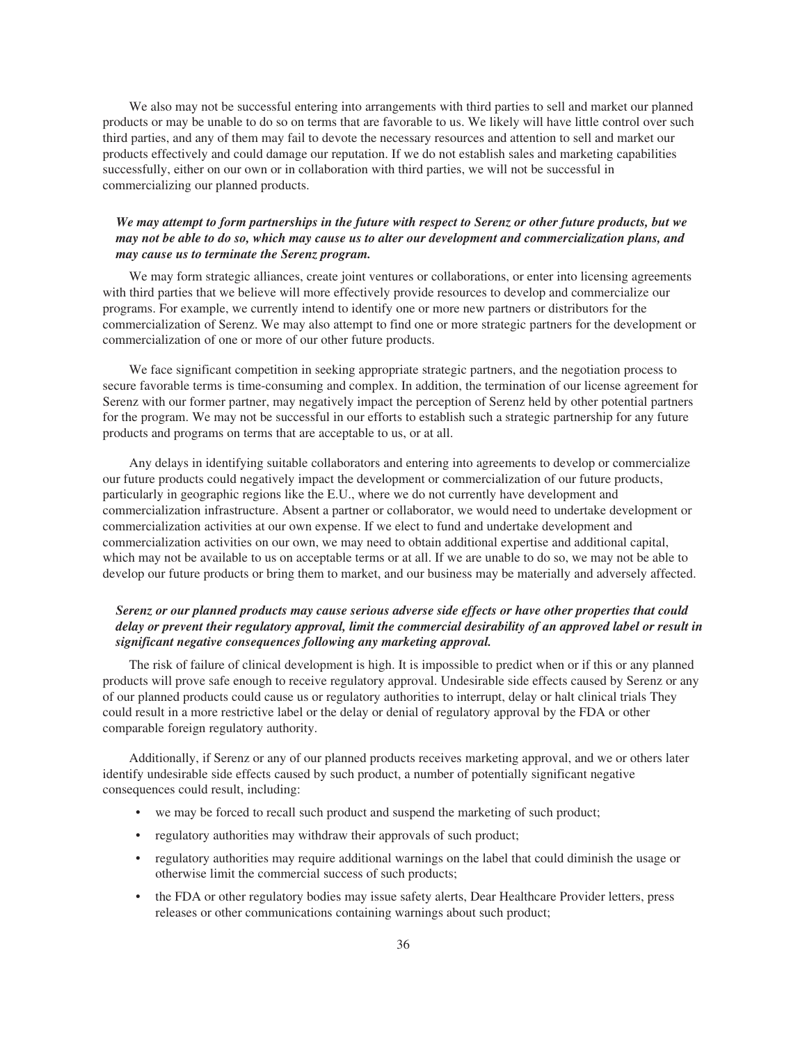We also may not be successful entering into arrangements with third parties to sell and market our planned products or may be unable to do so on terms that are favorable to us. We likely will have little control over such third parties, and any of them may fail to devote the necessary resources and attention to sell and market our products effectively and could damage our reputation. If we do not establish sales and marketing capabilities successfully, either on our own or in collaboration with third parties, we will not be successful in commercializing our planned products.

***We may attempt to form partnerships in the future with respect to Serenz or other future products, but we may not be able to do so, which may cause us to alter our development and commercialization plans, and may cause us to terminate the Serenz program.***

We may form strategic alliances, create joint ventures or collaborations, or enter into licensing agreements with third parties that we believe will more effectively provide resources to develop and commercialize our programs. For example, we currently intend to identify one or more new partners or distributors for the commercialization of Serenz. We may also attempt to find one or more strategic partners for the development or commercialization of one or more of our other future products.

We face significant competition in seeking appropriate strategic partners, and the negotiation process to secure favorable terms is time-consuming and complex. In addition, the termination of our license agreement for Serenz with our former partner, may negatively impact the perception of Serenz held by other potential partners for the program. We may not be successful in our efforts to establish such a strategic partnership for any future products and programs on terms that are acceptable to us, or at all.

Any delays in identifying suitable collaborators and entering into agreements to develop or commercialize our future products could negatively impact the development or commercialization of our future products, particularly in geographic regions like the E.U., where we do not currently have development and commercialization infrastructure. Absent a partner or collaborator, we would need to undertake development or commercialization activities at our own expense. If we elect to fund and undertake development and commercialization activities on our own, we may need to obtain additional expertise and additional capital, which may not be available to us on acceptable terms or at all. If we are unable to do so, we may not be able to develop our future products or bring them to market, and our business may be materially and adversely affected.

***Serenz or our planned products may cause serious adverse side effects or have other properties that could delay or prevent their regulatory approval, limit the commercial desirability of an approved label or result in significant negative consequences following any marketing approval.***

The risk of failure of clinical development is high. It is impossible to predict when or if this or any planned products will prove safe enough to receive regulatory approval. Undesirable side effects caused by Serenz or any of our planned products could cause us or regulatory authorities to interrupt, delay or halt clinical trials They could result in a more restrictive label or the delay or denial of regulatory approval by the FDA or other comparable foreign regulatory authority.

Additionally, if Serenz or any of our planned products receives marketing approval, and we or others later identify undesirable side effects caused by such product, a number of potentially significant negative consequences could result, including:

- we may be forced to recall such product and suspend the marketing of such product;
- regulatory authorities may withdraw their approvals of such product;
- regulatory authorities may require additional warnings on the label that could diminish the usage or otherwise limit the commercial success of such products;
- the FDA or other regulatory bodies may issue safety alerts, Dear Healthcare Provider letters, press releases or other communications containing warnings about such product;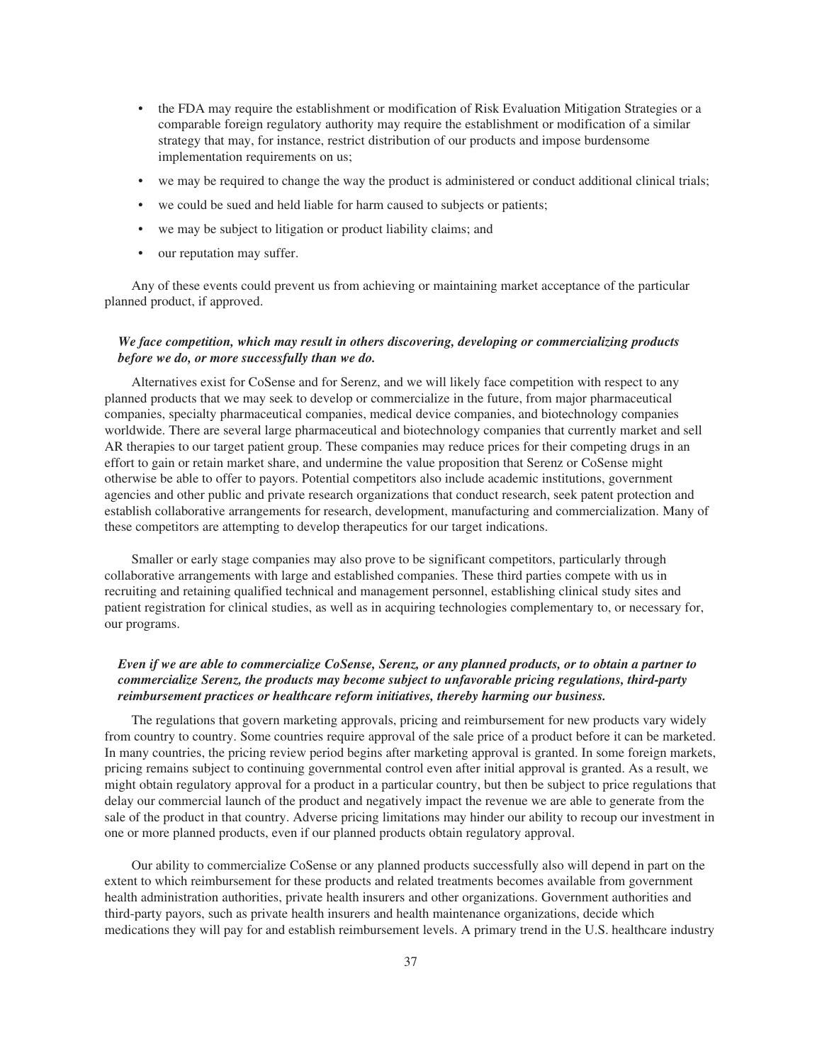- the FDA may require the establishment or modification of Risk Evaluation Mitigation Strategies or a comparable foreign regulatory authority may require the establishment or modification of a similar strategy that may, for instance, restrict distribution of our products and impose burdensome implementation requirements on us;
- we may be required to change the way the product is administered or conduct additional clinical trials;
- we could be sued and held liable for harm caused to subjects or patients;
- we may be subject to litigation or product liability claims; and
- our reputation may suffer.

Any of these events could prevent us from achieving or maintaining market acceptance of the particular planned product, if approved.

***We face competition, which may result in others discovering, developing or commercializing products before we do, or more successfully than we do.***

Alternatives exist for CoSense and for Serenz, and we will likely face competition with respect to any planned products that we may seek to develop or commercialize in the future, from major pharmaceutical companies, specialty pharmaceutical companies, medical device companies, and biotechnology companies worldwide. There are several large pharmaceutical and biotechnology companies that currently market and sell AR therapies to our target patient group. These companies may reduce prices for their competing drugs in an effort to gain or retain market share, and undermine the value proposition that Serenz or CoSense might otherwise be able to offer to payors. Potential competitors also include academic institutions, government agencies and other public and private research organizations that conduct research, seek patent protection and establish collaborative arrangements for research, development, manufacturing and commercialization. Many of these competitors are attempting to develop therapeutics for our target indications.

Smaller or early stage companies may also prove to be significant competitors, particularly through collaborative arrangements with large and established companies. These third parties compete with us in recruiting and retaining qualified technical and management personnel, establishing clinical study sites and patient registration for clinical studies, as well as in acquiring technologies complementary to, or necessary for, our programs.

***Even if we are able to commercialize CoSense, Serenz, or any planned products, or to obtain a partner to commercialize Serenz, the products may become subject to unfavorable pricing regulations, third-party reimbursement practices or healthcare reform initiatives, thereby harming our business.***

The regulations that govern marketing approvals, pricing and reimbursement for new products vary widely from country to country. Some countries require approval of the sale price of a product before it can be marketed. In many countries, the pricing review period begins after marketing approval is granted. In some foreign markets, pricing remains subject to continuing governmental control even after initial approval is granted. As a result, we might obtain regulatory approval for a product in a particular country, but then be subject to price regulations that delay our commercial launch of the product and negatively impact the revenue we are able to generate from the sale of the product in that country. Adverse pricing limitations may hinder our ability to recoup our investment in one or more planned products, even if our planned products obtain regulatory approval.

Our ability to commercialize CoSense or any planned products successfully also will depend in part on the extent to which reimbursement for these products and related treatments becomes available from government health administration authorities, private health insurers and other organizations. Government authorities and third-party payors, such as private health insurers and health maintenance organizations, decide which medications they will pay for and establish reimbursement levels. A primary trend in the U.S. healthcare industry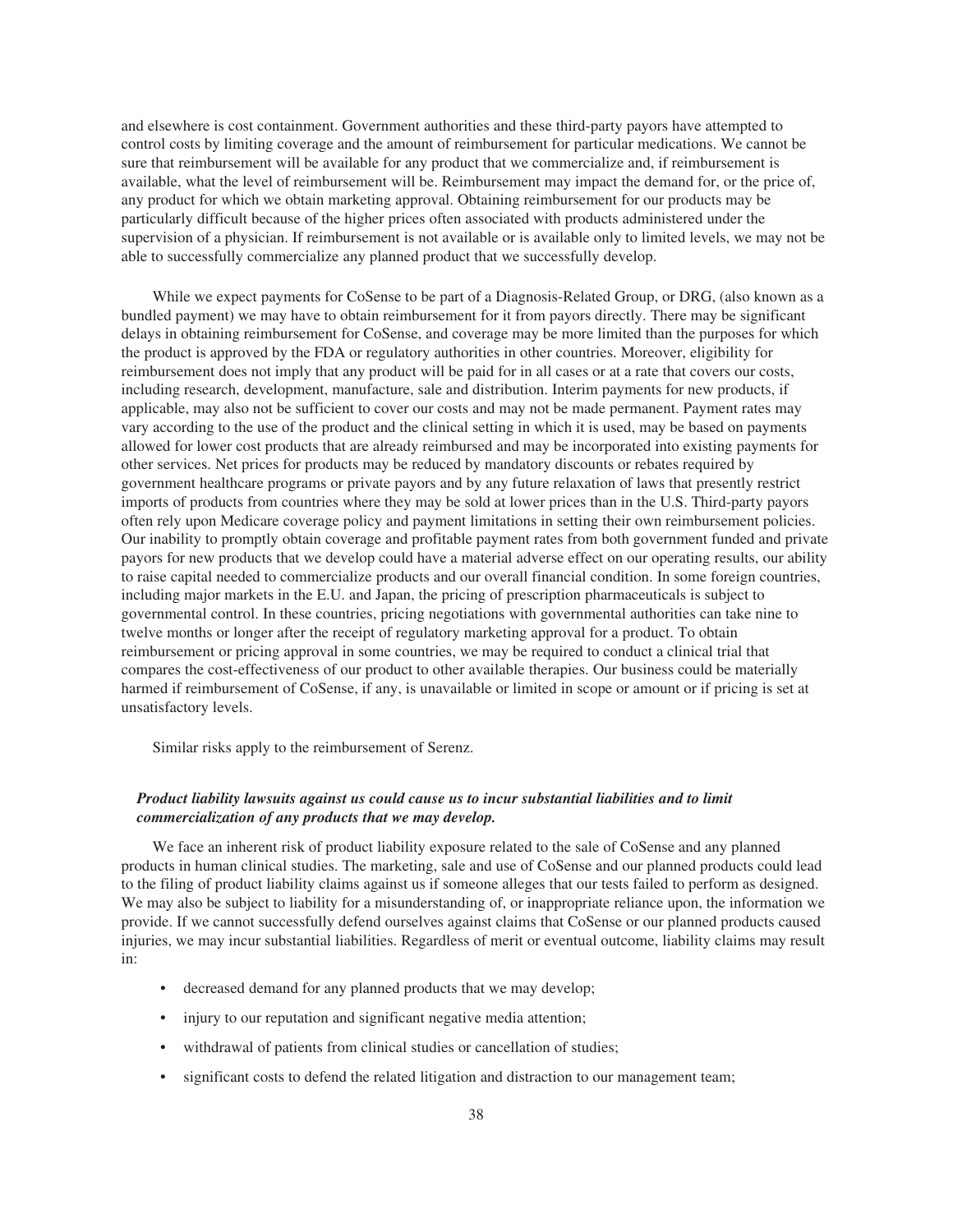and elsewhere is cost containment. Government authorities and these third-party payors have attempted to control costs by limiting coverage and the amount of reimbursement for particular medications. We cannot be sure that reimbursement will be available for any product that we commercialize and, if reimbursement is available, what the level of reimbursement will be. Reimbursement may impact the demand for, or the price of, any product for which we obtain marketing approval. Obtaining reimbursement for our products may be particularly difficult because of the higher prices often associated with products administered under the supervision of a physician. If reimbursement is not available or is available only to limited levels, we may not be able to successfully commercialize any planned product that we successfully develop.

While we expect payments for CoSense to be part of a Diagnosis-Related Group, or DRG, (also known as a bundled payment) we may have to obtain reimbursement for it from payors directly. There may be significant delays in obtaining reimbursement for CoSense, and coverage may be more limited than the purposes for which the product is approved by the FDA or regulatory authorities in other countries. Moreover, eligibility for reimbursement does not imply that any product will be paid for in all cases or at a rate that covers our costs, including research, development, manufacture, sale and distribution. Interim payments for new products, if applicable, may also not be sufficient to cover our costs and may not be made permanent. Payment rates may vary according to the use of the product and the clinical setting in which it is used, may be based on payments allowed for lower cost products that are already reimbursed and may be incorporated into existing payments for other services. Net prices for products may be reduced by mandatory discounts or rebates required by government healthcare programs or private payors and by any future relaxation of laws that presently restrict imports of products from countries where they may be sold at lower prices than in the U.S. Third-party payors often rely upon Medicare coverage policy and payment limitations in setting their own reimbursement policies. Our inability to promptly obtain coverage and profitable payment rates from both government funded and private payors for new products that we develop could have a material adverse effect on our operating results, our ability to raise capital needed to commercialize products and our overall financial condition. In some foreign countries, including major markets in the E.U. and Japan, the pricing of prescription pharmaceuticals is subject to governmental control. In these countries, pricing negotiations with governmental authorities can take nine to twelve months or longer after the receipt of regulatory marketing approval for a product. To obtain reimbursement or pricing approval in some countries, we may be required to conduct a clinical trial that compares the cost-effectiveness of our product to other available therapies. Our business could be materially harmed if reimbursement of CoSense, if any, is unavailable or limited in scope or amount or if pricing is set at unsatisfactory levels.

Similar risks apply to the reimbursement of Serenz.

***Product liability lawsuits against us could cause us to incur substantial liabilities and to limit commercialization of any products that we may develop.***

We face an inherent risk of product liability exposure related to the sale of CoSense and any planned products in human clinical studies. The marketing, sale and use of CoSense and our planned products could lead to the filing of product liability claims against us if someone alleges that our tests failed to perform as designed. We may also be subject to liability for a misunderstanding of, or inappropriate reliance upon, the information we provide. If we cannot successfully defend ourselves against claims that CoSense or our planned products caused injuries, we may incur substantial liabilities. Regardless of merit or eventual outcome, liability claims may result in:

- decreased demand for any planned products that we may develop;
- injury to our reputation and significant negative media attention;
- withdrawal of patients from clinical studies or cancellation of studies;
- significant costs to defend the related litigation and distraction to our management team;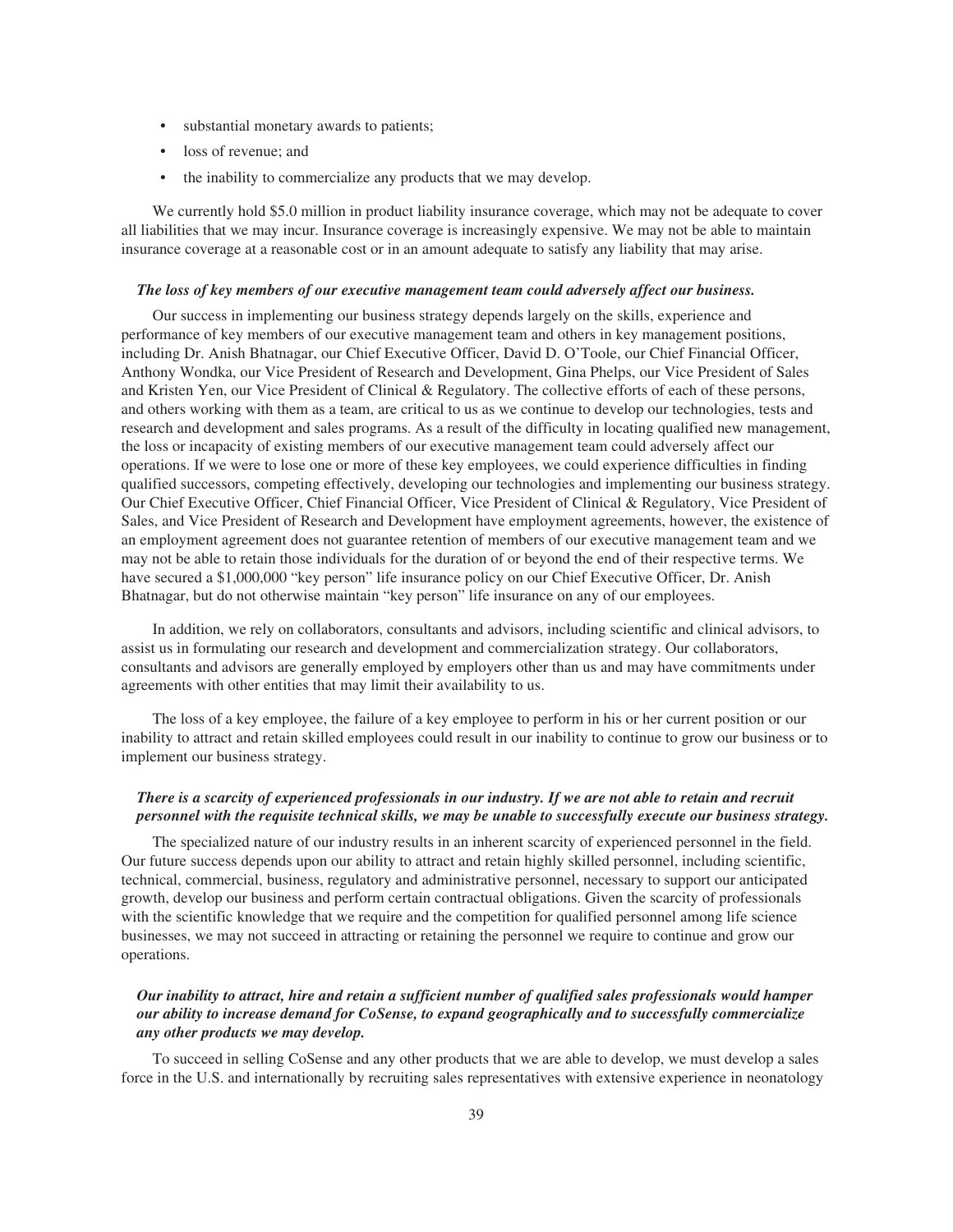- substantial monetary awards to patients;
- loss of revenue; and
- the inability to commercialize any products that we may develop.

We currently hold $5.0 million in product liability insurance coverage, which may not be adequate to cover all liabilities that we may incur. Insurance coverage is increasingly expensive. We may not be able to maintain insurance coverage at a reasonable cost or in an amount adequate to satisfy any liability that may arise.

***The loss of key members of our executive management team could adversely affect our business.***

Our success in implementing our business strategy depends largely on the skills, experience and performance of key members of our executive management team and others in key management positions, including Dr. Anish Bhatnagar, our Chief Executive Officer, David D. O'Toole, our Chief Financial Officer, Anthony Wondka, our Vice President of Research and Development, Gina Phelps, our Vice President of Sales and Kristen Yen, our Vice President of Clinical & Regulatory. The collective efforts of each of these persons, and others working with them as a team, are critical to us as we continue to develop our technologies, tests and research and development and sales programs. As a result of the difficulty in locating qualified new management, the loss or incapacity of existing members of our executive management team could adversely affect our operations. If we were to lose one or more of these key employees, we could experience difficulties in finding qualified successors, competing effectively, developing our technologies and implementing our business strategy. Our Chief Executive Officer, Chief Financial Officer, Vice President of Clinical & Regulatory, Vice President of Sales, and Vice President of Research and Development have employment agreements, however, the existence of an employment agreement does not guarantee retention of members of our executive management team and we may not be able to retain those individuals for the duration of or beyond the end of their respective terms. We have secured a $1,000,000 "key person" life insurance policy on our Chief Executive Officer, Dr. Anish Bhatnagar, but do not otherwise maintain "key person" life insurance on any of our employees.

In addition, we rely on collaborators, consultants and advisors, including scientific and clinical advisors, to assist us in formulating our research and development and commercialization strategy. Our collaborators, consultants and advisors are generally employed by employers other than us and may have commitments under agreements with other entities that may limit their availability to us.

The loss of a key employee, the failure of a key employee to perform in his or her current position or our inability to attract and retain skilled employees could result in our inability to continue to grow our business or to implement our business strategy.

***There is a scarcity of experienced professionals in our industry. If we are not able to retain and recruit personnel with the requisite technical skills, we may be unable to successfully execute our business strategy.***

The specialized nature of our industry results in an inherent scarcity of experienced personnel in the field. Our future success depends upon our ability to attract and retain highly skilled personnel, including scientific, technical, commercial, business, regulatory and administrative personnel, necessary to support our anticipated growth, develop our business and perform certain contractual obligations. Given the scarcity of professionals with the scientific knowledge that we require and the competition for qualified personnel among life science businesses, we may not succeed in attracting or retaining the personnel we require to continue and grow our operations.

***Our inability to attract, hire and retain a sufficient number of qualified sales professionals would hamper our ability to increase demand for CoSense, to expand geographically and to successfully commercialize any other products we may develop.***

To succeed in selling CoSense and any other products that we are able to develop, we must develop a sales force in the U.S. and internationally by recruiting sales representatives with extensive experience in neonatology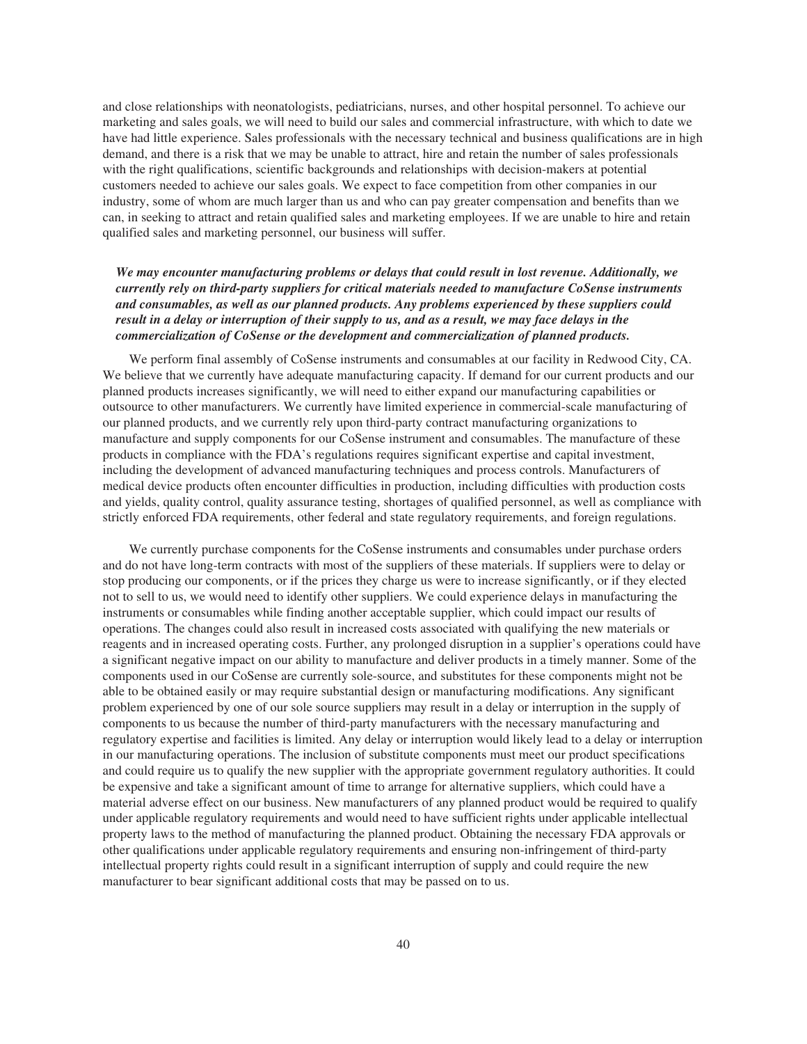and close relationships with neonatologists, pediatricians, nurses, and other hospital personnel. To achieve our marketing and sales goals, we will need to build our sales and commercial infrastructure, with which to date we have had little experience. Sales professionals with the necessary technical and business qualifications are in high demand, and there is a risk that we may be unable to attract, hire and retain the number of sales professionals with the right qualifications, scientific backgrounds and relationships with decision-makers at potential customers needed to achieve our sales goals. We expect to face competition from other companies in our industry, some of whom are much larger than us and who can pay greater compensation and benefits than we can, in seeking to attract and retain qualified sales and marketing employees. If we are unable to hire and retain qualified sales and marketing personnel, our business will suffer.

***We may encounter manufacturing problems or delays that could result in lost revenue. Additionally, we currently rely on third-party suppliers for critical materials needed to manufacture CoSense instruments and consumables, as well as our planned products. Any problems experienced by these suppliers could result in a delay or interruption of their supply to us, and as a result, we may face delays in the commercialization of CoSense or the development and commercialization of planned products.***

We perform final assembly of CoSense instruments and consumables at our facility in Redwood City, CA. We believe that we currently have adequate manufacturing capacity. If demand for our current products and our planned products increases significantly, we will need to either expand our manufacturing capabilities or outsource to other manufacturers. We currently have limited experience in commercial-scale manufacturing of our planned products, and we currently rely upon third-party contract manufacturing organizations to manufacture and supply components for our CoSense instrument and consumables. The manufacture of these products in compliance with the FDA's regulations requires significant expertise and capital investment, including the development of advanced manufacturing techniques and process controls. Manufacturers of medical device products often encounter difficulties in production, including difficulties with production costs and yields, quality control, quality assurance testing, shortages of qualified personnel, as well as compliance with strictly enforced FDA requirements, other federal and state regulatory requirements, and foreign regulations.

We currently purchase components for the CoSense instruments and consumables under purchase orders and do not have long-term contracts with most of the suppliers of these materials. If suppliers were to delay or stop producing our components, or if the prices they charge us were to increase significantly, or if they elected not to sell to us, we would need to identify other suppliers. We could experience delays in manufacturing the instruments or consumables while finding another acceptable supplier, which could impact our results of operations. The changes could also result in increased costs associated with qualifying the new materials or reagents and in increased operating costs. Further, any prolonged disruption in a supplier's operations could have a significant negative impact on our ability to manufacture and deliver products in a timely manner. Some of the components used in our CoSense are currently sole-source, and substitutes for these components might not be able to be obtained easily or may require substantial design or manufacturing modifications. Any significant problem experienced by one of our sole source suppliers may result in a delay or interruption in the supply of components to us because the number of third-party manufacturers with the necessary manufacturing and regulatory expertise and facilities is limited. Any delay or interruption would likely lead to a delay or interruption in our manufacturing operations. The inclusion of substitute components must meet our product specifications and could require us to qualify the new supplier with the appropriate government regulatory authorities. It could be expensive and take a significant amount of time to arrange for alternative suppliers, which could have a material adverse effect on our business. New manufacturers of any planned product would be required to qualify under applicable regulatory requirements and would need to have sufficient rights under applicable intellectual property laws to the method of manufacturing the planned product. Obtaining the necessary FDA approvals or other qualifications under applicable regulatory requirements and ensuring non-infringement of third-party intellectual property rights could result in a significant interruption of supply and could require the new manufacturer to bear significant additional costs that may be passed on to us.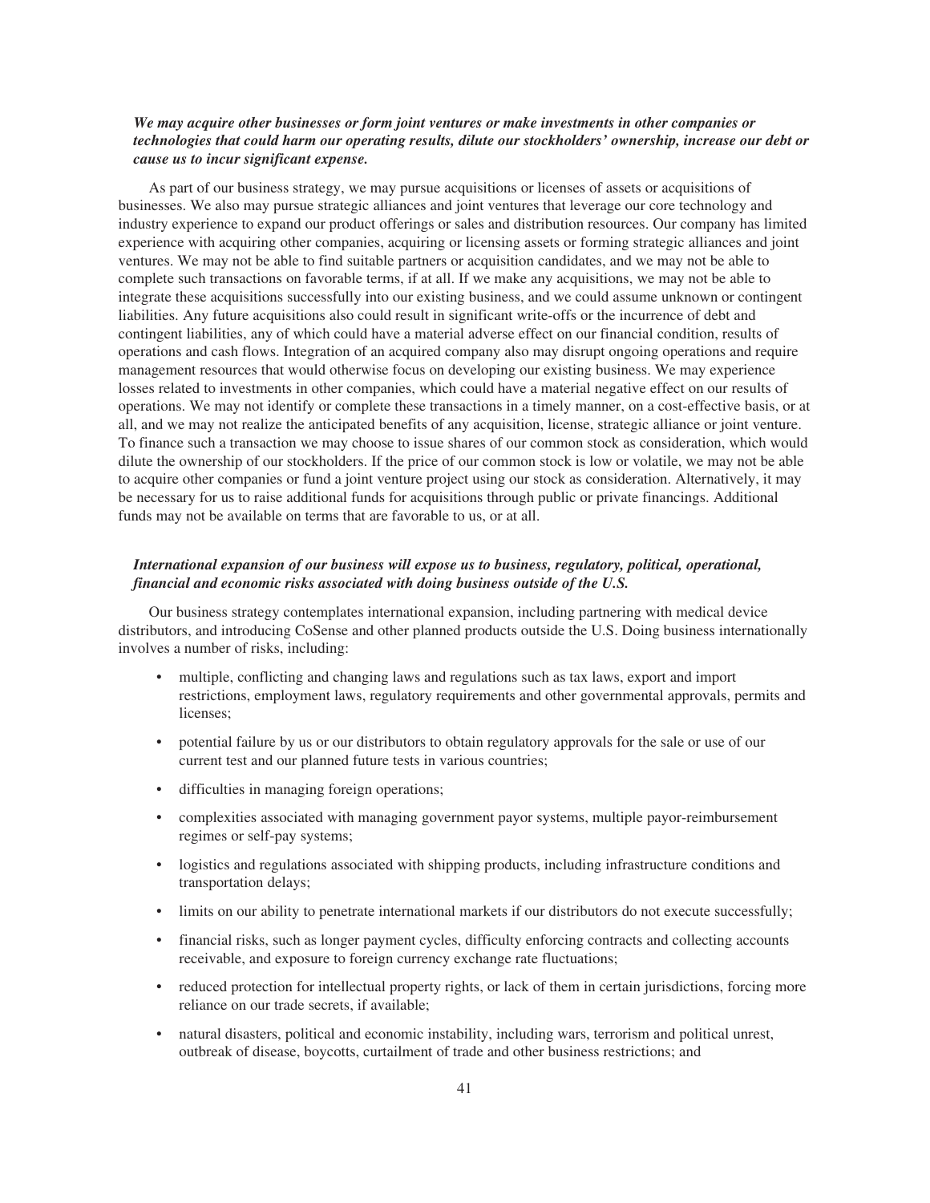***We may acquire other businesses or form joint ventures or make investments in other companies or technologies that could harm our operating results, dilute our stockholders' ownership, increase our debt or cause us to incur significant expense.***

As part of our business strategy, we may pursue acquisitions or licenses of assets or acquisitions of businesses. We also may pursue strategic alliances and joint ventures that leverage our core technology and industry experience to expand our product offerings or sales and distribution resources. Our company has limited experience with acquiring other companies, acquiring or licensing assets or forming strategic alliances and joint ventures. We may not be able to find suitable partners or acquisition candidates, and we may not be able to complete such transactions on favorable terms, if at all. If we make any acquisitions, we may not be able to integrate these acquisitions successfully into our existing business, and we could assume unknown or contingent liabilities. Any future acquisitions also could result in significant write-offs or the incurrence of debt and contingent liabilities, any of which could have a material adverse effect on our financial condition, results of operations and cash flows. Integration of an acquired company also may disrupt ongoing operations and require management resources that would otherwise focus on developing our existing business. We may experience losses related to investments in other companies, which could have a material negative effect on our results of operations. We may not identify or complete these transactions in a timely manner, on a cost-effective basis, or at all, and we may not realize the anticipated benefits of any acquisition, license, strategic alliance or joint venture. To finance such a transaction we may choose to issue shares of our common stock as consideration, which would dilute the ownership of our stockholders. If the price of our common stock is low or volatile, we may not be able to acquire other companies or fund a joint venture project using our stock as consideration. Alternatively, it may be necessary for us to raise additional funds for acquisitions through public or private financings. Additional funds may not be available on terms that are favorable to us, or at all.

***International expansion of our business will expose us to business, regulatory, political, operational, financial and economic risks associated with doing business outside of the U.S.***

Our business strategy contemplates international expansion, including partnering with medical device distributors, and introducing CoSense and other planned products outside the U.S. Doing business internationally involves a number of risks, including:

- multiple, conflicting and changing laws and regulations such as tax laws, export and import restrictions, employment laws, regulatory requirements and other governmental approvals, permits and licenses;
- potential failure by us or our distributors to obtain regulatory approvals for the sale or use of our current test and our planned future tests in various countries;
- difficulties in managing foreign operations;
- complexities associated with managing government payor systems, multiple payor-reimbursement regimes or self-pay systems;
- logistics and regulations associated with shipping products, including infrastructure conditions and transportation delays;
- limits on our ability to penetrate international markets if our distributors do not execute successfully;
- financial risks, such as longer payment cycles, difficulty enforcing contracts and collecting accounts receivable, and exposure to foreign currency exchange rate fluctuations;
- reduced protection for intellectual property rights, or lack of them in certain jurisdictions, forcing more reliance on our trade secrets, if available;
- natural disasters, political and economic instability, including wars, terrorism and political unrest, outbreak of disease, boycotts, curtailment of trade and other business restrictions; and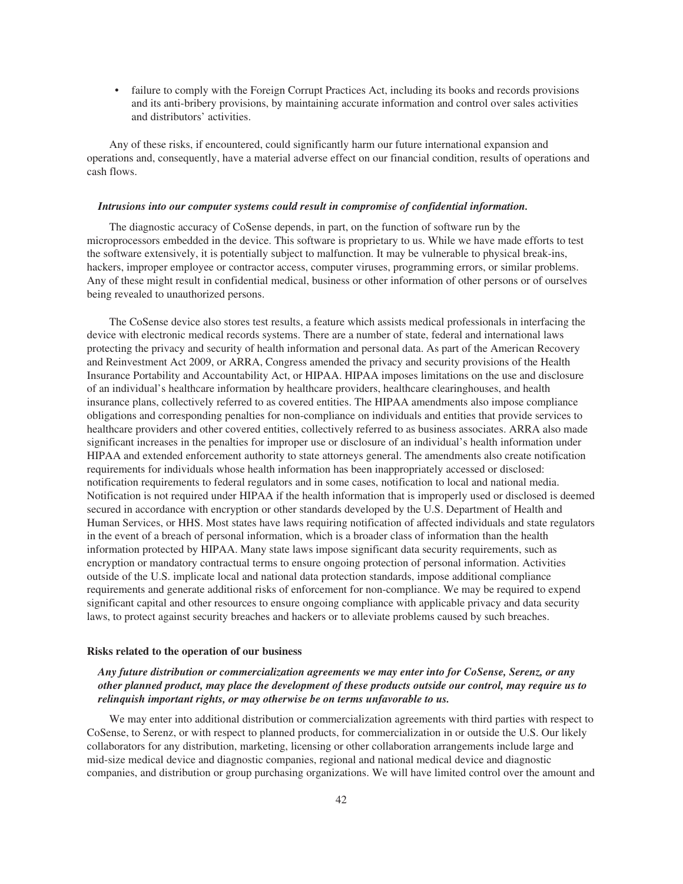- failure to comply with the Foreign Corrupt Practices Act, including its books and records provisions and its anti-bribery provisions, by maintaining accurate information and control over sales activities and distributors' activities.

Any of these risks, if encountered, could significantly harm our future international expansion and operations and, consequently, have a material adverse effect on our financial condition, results of operations and cash flows.

***Intrusions into our computer systems could result in compromise of confidential information.***

The diagnostic accuracy of CoSense depends, in part, on the function of software run by the microprocessors embedded in the device. This software is proprietary to us. While we have made efforts to test the software extensively, it is potentially subject to malfunction. It may be vulnerable to physical break-ins, hackers, improper employee or contractor access, computer viruses, programming errors, or similar problems. Any of these might result in confidential medical, business or other information of other persons or of ourselves being revealed to unauthorized persons.

The CoSense device also stores test results, a feature which assists medical professionals in interfacing the device with electronic medical records systems. There are a number of state, federal and international laws protecting the privacy and security of health information and personal data. As part of the American Recovery and Reinvestment Act 2009, or ARRA, Congress amended the privacy and security provisions of the Health Insurance Portability and Accountability Act, or HIPAA. HIPAA imposes limitations on the use and disclosure of an individual's healthcare information by healthcare providers, healthcare clearinghouses, and health insurance plans, collectively referred to as covered entities. The HIPAA amendments also impose compliance obligations and corresponding penalties for non-compliance on individuals and entities that provide services to healthcare providers and other covered entities, collectively referred to as business associates. ARRA also made significant increases in the penalties for improper use or disclosure of an individual's health information under HIPAA and extended enforcement authority to state attorneys general. The amendments also create notification requirements for individuals whose health information has been inappropriately accessed or disclosed: notification requirements to federal regulators and in some cases, notification to local and national media. Notification is not required under HIPAA if the health information that is improperly used or disclosed is deemed secured in accordance with encryption or other standards developed by the U.S. Department of Health and Human Services, or HHS. Most states have laws requiring notification of affected individuals and state regulators in the event of a breach of personal information, which is a broader class of information than the health information protected by HIPAA. Many state laws impose significant data security requirements, such as encryption or mandatory contractual terms to ensure ongoing protection of personal information. Activities outside of the U.S. implicate local and national data protection standards, impose additional compliance requirements and generate additional risks of enforcement for non-compliance. We may be required to expend significant capital and other resources to ensure ongoing compliance with applicable privacy and data security laws, to protect against security breaches and hackers or to alleviate problems caused by such breaches.

### Risks related to the operation of our business

***Any future distribution or commercialization agreements we may enter into for CoSense, Serenz, or any other planned product, may place the development of these products outside our control, may require us to relinquish important rights, or may otherwise be on terms unfavorable to us.***

We may enter into additional distribution or commercialization agreements with third parties with respect to CoSense, to Serenz, or with respect to planned products, for commercialization in or outside the U.S. Our likely collaborators for any distribution, marketing, licensing or other collaboration arrangements include large and mid-size medical device and diagnostic companies, regional and national medical device and diagnostic companies, and distribution or group purchasing organizations. We will have limited control over the amount and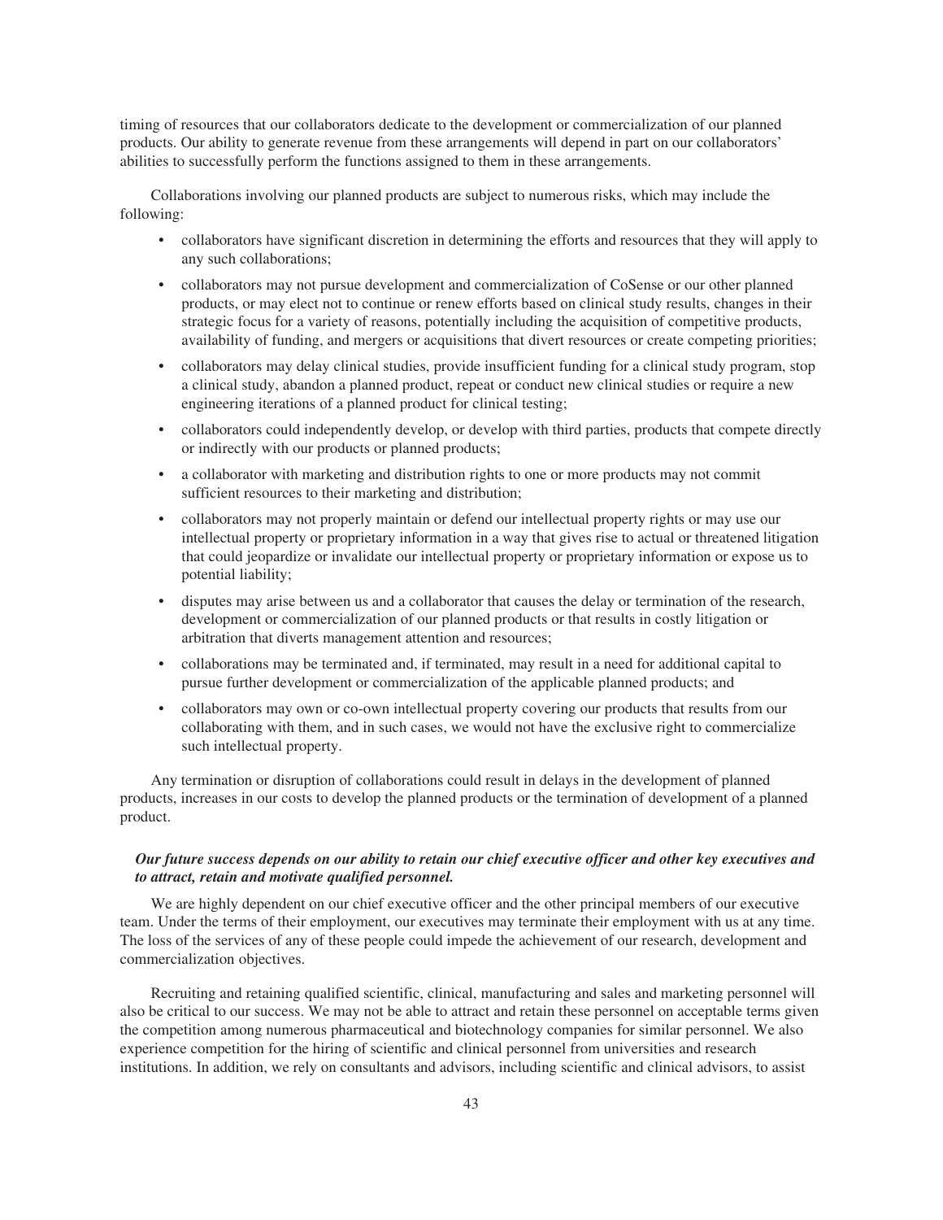timing of resources that our collaborators dedicate to the development or commercialization of our planned products. Our ability to generate revenue from these arrangements will depend in part on our collaborators' abilities to successfully perform the functions assigned to them in these arrangements.

Collaborations involving our planned products are subject to numerous risks, which may include the following:

- collaborators have significant discretion in determining the efforts and resources that they will apply to any such collaborations;
- collaborators may not pursue development and commercialization of CoSense or our other planned products, or may elect not to continue or renew efforts based on clinical study results, changes in their strategic focus for a variety of reasons, potentially including the acquisition of competitive products, availability of funding, and mergers or acquisitions that divert resources or create competing priorities;
- collaborators may delay clinical studies, provide insufficient funding for a clinical study program, stop a clinical study, abandon a planned product, repeat or conduct new clinical studies or require a new engineering iterations of a planned product for clinical testing;
- collaborators could independently develop, or develop with third parties, products that compete directly or indirectly with our products or planned products;
- a collaborator with marketing and distribution rights to one or more products may not commit sufficient resources to their marketing and distribution;
- collaborators may not properly maintain or defend our intellectual property rights or may use our intellectual property or proprietary information in a way that gives rise to actual or threatened litigation that could jeopardize or invalidate our intellectual property or proprietary information or expose us to potential liability;
- disputes may arise between us and a collaborator that causes the delay or termination of the research, development or commercialization of our planned products or that results in costly litigation or arbitration that diverts management attention and resources;
- collaborations may be terminated and, if terminated, may result in a need for additional capital to pursue further development or commercialization of the applicable planned products; and
- collaborators may own or co-own intellectual property covering our products that results from our collaborating with them, and in such cases, we would not have the exclusive right to commercialize such intellectual property.

Any termination or disruption of collaborations could result in delays in the development of planned products, increases in our costs to develop the planned products or the termination of development of a planned product.

***Our future success depends on our ability to retain our chief executive officer and other key executives and to attract, retain and motivate qualified personnel.***

We are highly dependent on our chief executive officer and the other principal members of our executive team. Under the terms of their employment, our executives may terminate their employment with us at any time. The loss of the services of any of these people could impede the achievement of our research, development and commercialization objectives.

Recruiting and retaining qualified scientific, clinical, manufacturing and sales and marketing personnel will also be critical to our success. We may not be able to attract and retain these personnel on acceptable terms given the competition among numerous pharmaceutical and biotechnology companies for similar personnel. We also experience competition for the hiring of scientific and clinical personnel from universities and research institutions. In addition, we rely on consultants and advisors, including scientific and clinical advisors, to assist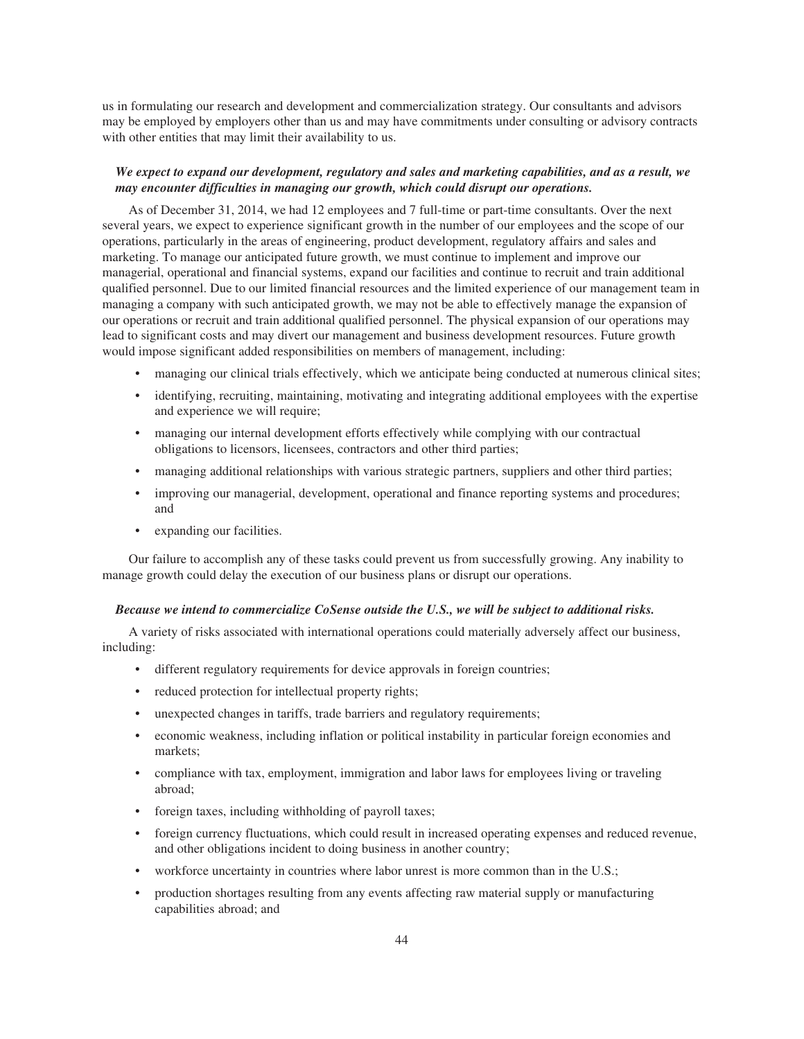us in formulating our research and development and commercialization strategy. Our consultants and advisors may be employed by employers other than us and may have commitments under consulting or advisory contracts with other entities that may limit their availability to us.

***We expect to expand our development, regulatory and sales and marketing capabilities, and as a result, we may encounter difficulties in managing our growth, which could disrupt our operations.***

As of December 31, 2014, we had 12 employees and 7 full-time or part-time consultants. Over the next several years, we expect to experience significant growth in the number of our employees and the scope of our operations, particularly in the areas of engineering, product development, regulatory affairs and sales and marketing. To manage our anticipated future growth, we must continue to implement and improve our managerial, operational and financial systems, expand our facilities and continue to recruit and train additional qualified personnel. Due to our limited financial resources and the limited experience of our management team in managing a company with such anticipated growth, we may not be able to effectively manage the expansion of our operations or recruit and train additional qualified personnel. The physical expansion of our operations may lead to significant costs and may divert our management and business development resources. Future growth would impose significant added responsibilities on members of management, including:

- managing our clinical trials effectively, which we anticipate being conducted at numerous clinical sites;
- identifying, recruiting, maintaining, motivating and integrating additional employees with the expertise and experience we will require;
- managing our internal development efforts effectively while complying with our contractual obligations to licensors, licensees, contractors and other third parties;
- managing additional relationships with various strategic partners, suppliers and other third parties;
- improving our managerial, development, operational and finance reporting systems and procedures; and
- expanding our facilities.

Our failure to accomplish any of these tasks could prevent us from successfully growing. Any inability to manage growth could delay the execution of our business plans or disrupt our operations.

***Because we intend to commercialize CoSense outside the U.S., we will be subject to additional risks.***

A variety of risks associated with international operations could materially adversely affect our business, including:

- different regulatory requirements for device approvals in foreign countries;
- reduced protection for intellectual property rights;
- unexpected changes in tariffs, trade barriers and regulatory requirements;
- economic weakness, including inflation or political instability in particular foreign economies and markets;
- compliance with tax, employment, immigration and labor laws for employees living or traveling abroad;
- foreign taxes, including withholding of payroll taxes;
- foreign currency fluctuations, which could result in increased operating expenses and reduced revenue, and other obligations incident to doing business in another country;
- workforce uncertainty in countries where labor unrest is more common than in the U.S.;
- production shortages resulting from any events affecting raw material supply or manufacturing capabilities abroad; and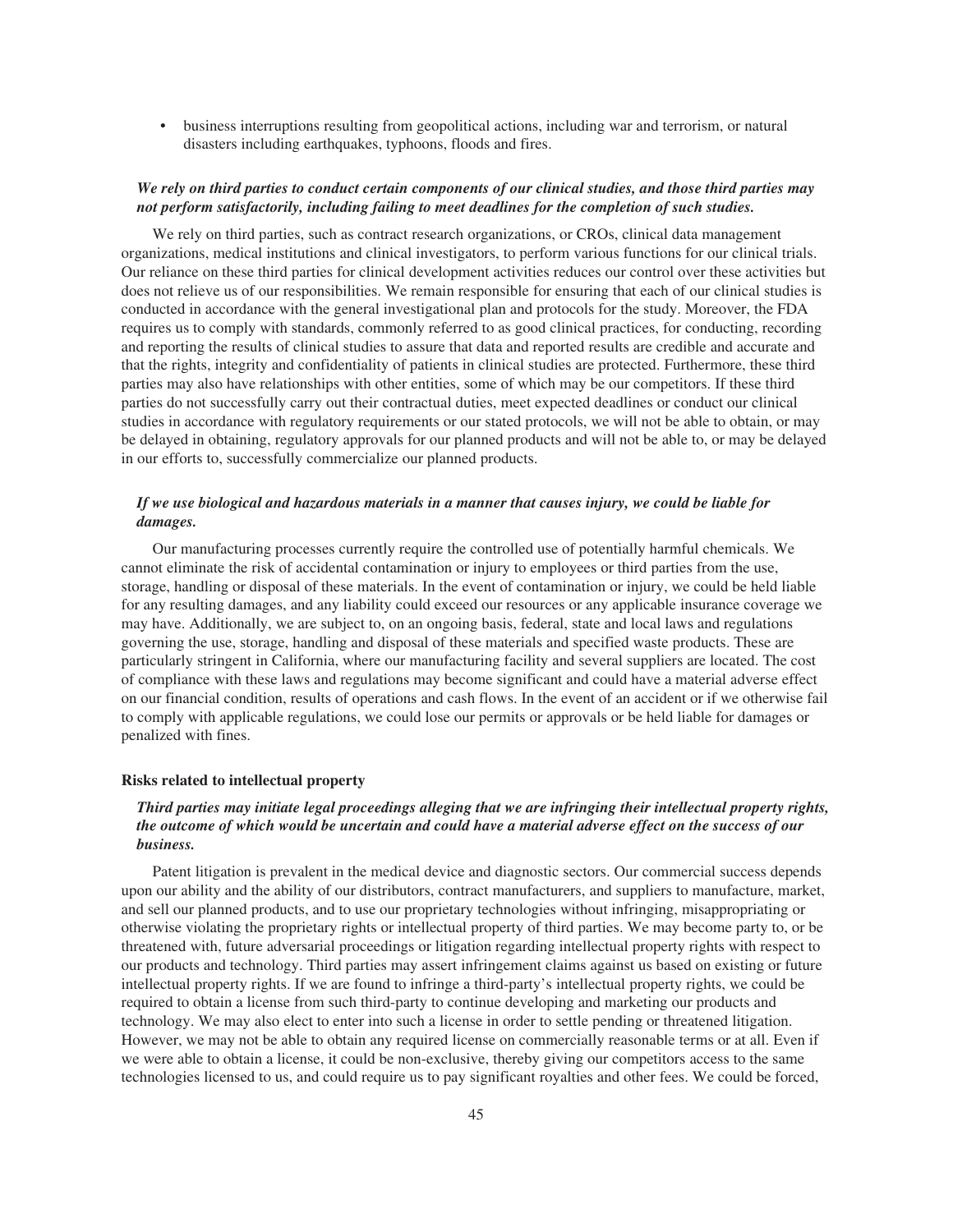- business interruptions resulting from geopolitical actions, including war and terrorism, or natural disasters including earthquakes, typhoons, floods and fires.

***We rely on third parties to conduct certain components of our clinical studies, and those third parties may not perform satisfactorily, including failing to meet deadlines for the completion of such studies.***

We rely on third parties, such as contract research organizations, or CROs, clinical data management organizations, medical institutions and clinical investigators, to perform various functions for our clinical trials. Our reliance on these third parties for clinical development activities reduces our control over these activities but does not relieve us of our responsibilities. We remain responsible for ensuring that each of our clinical studies is conducted in accordance with the general investigational plan and protocols for the study. Moreover, the FDA requires us to comply with standards, commonly referred to as good clinical practices, for conducting, recording and reporting the results of clinical studies to assure that data and reported results are credible and accurate and that the rights, integrity and confidentiality of patients in clinical studies are protected. Furthermore, these third parties may also have relationships with other entities, some of which may be our competitors. If these third parties do not successfully carry out their contractual duties, meet expected deadlines or conduct our clinical studies in accordance with regulatory requirements or our stated protocols, we will not be able to obtain, or may be delayed in obtaining, regulatory approvals for our planned products and will not be able to, or may be delayed in our efforts to, successfully commercialize our planned products.

***If we use biological and hazardous materials in a manner that causes injury, we could be liable for damages.***

Our manufacturing processes currently require the controlled use of potentially harmful chemicals. We cannot eliminate the risk of accidental contamination or injury to employees or third parties from the use, storage, handling or disposal of these materials. In the event of contamination or injury, we could be held liable for any resulting damages, and any liability could exceed our resources or any applicable insurance coverage we may have. Additionally, we are subject to, on an ongoing basis, federal, state and local laws and regulations governing the use, storage, handling and disposal of these materials and specified waste products. These are particularly stringent in California, where our manufacturing facility and several suppliers are located. The cost of compliance with these laws and regulations may become significant and could have a material adverse effect on our financial condition, results of operations and cash flows. In the event of an accident or if we otherwise fail to comply with applicable regulations, we could lose our permits or approvals or be held liable for damages or penalized with fines.

**Risks related to intellectual property**

***Third parties may initiate legal proceedings alleging that we are infringing their intellectual property rights, the outcome of which would be uncertain and could have a material adverse effect on the success of our business.***

Patent litigation is prevalent in the medical device and diagnostic sectors. Our commercial success depends upon our ability and the ability of our distributors, contract manufacturers, and suppliers to manufacture, market, and sell our planned products, and to use our proprietary technologies without infringing, misappropriating or otherwise violating the proprietary rights or intellectual property of third parties. We may become party to, or be threatened with, future adversarial proceedings or litigation regarding intellectual property rights with respect to our products and technology. Third parties may assert infringement claims against us based on existing or future intellectual property rights. If we are found to infringe a third-party's intellectual property rights, we could be required to obtain a license from such third-party to continue developing and marketing our products and technology. We may also elect to enter into such a license in order to settle pending or threatened litigation. However, we may not be able to obtain any required license on commercially reasonable terms or at all. Even if we were able to obtain a license, it could be non-exclusive, thereby giving our competitors access to the same technologies licensed to us, and could require us to pay significant royalties and other fees. We could be forced,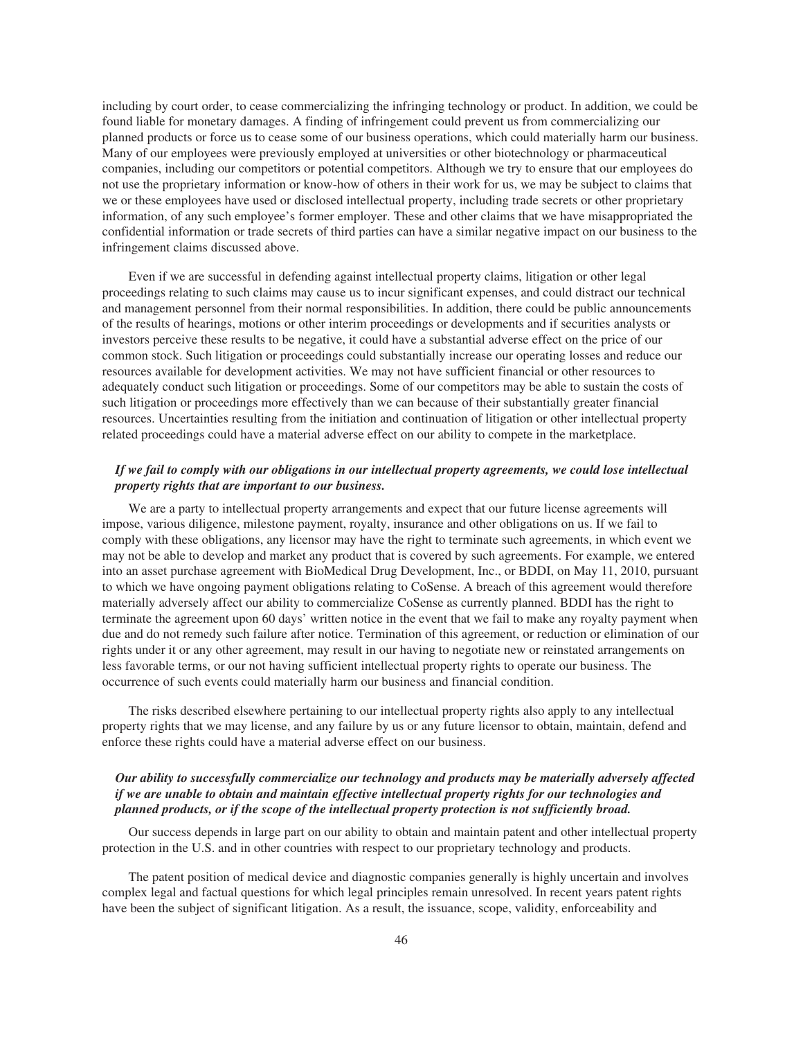including by court order, to cease commercializing the infringing technology or product. In addition, we could be found liable for monetary damages. A finding of infringement could prevent us from commercializing our planned products or force us to cease some of our business operations, which could materially harm our business. Many of our employees were previously employed at universities or other biotechnology or pharmaceutical companies, including our competitors or potential competitors. Although we try to ensure that our employees do not use the proprietary information or know-how of others in their work for us, we may be subject to claims that we or these employees have used or disclosed intellectual property, including trade secrets or other proprietary information, of any such employee's former employer. These and other claims that we have misappropriated the confidential information or trade secrets of third parties can have a similar negative impact on our business to the infringement claims discussed above.

Even if we are successful in defending against intellectual property claims, litigation or other legal proceedings relating to such claims may cause us to incur significant expenses, and could distract our technical and management personnel from their normal responsibilities. In addition, there could be public announcements of the results of hearings, motions or other interim proceedings or developments and if securities analysts or investors perceive these results to be negative, it could have a substantial adverse effect on the price of our common stock. Such litigation or proceedings could substantially increase our operating losses and reduce our resources available for development activities. We may not have sufficient financial or other resources to adequately conduct such litigation or proceedings. Some of our competitors may be able to sustain the costs of such litigation or proceedings more effectively than we can because of their substantially greater financial resources. Uncertainties resulting from the initiation and continuation of litigation or other intellectual property related proceedings could have a material adverse effect on our ability to compete in the marketplace.

***If we fail to comply with our obligations in our intellectual property agreements, we could lose intellectual property rights that are important to our business.***

We are a party to intellectual property arrangements and expect that our future license agreements will impose, various diligence, milestone payment, royalty, insurance and other obligations on us. If we fail to comply with these obligations, any licensor may have the right to terminate such agreements, in which event we may not be able to develop and market any product that is covered by such agreements. For example, we entered into an asset purchase agreement with BioMedical Drug Development, Inc., or BDDI, on May 11, 2010, pursuant to which we have ongoing payment obligations relating to CoSense. A breach of this agreement would therefore materially adversely affect our ability to commercialize CoSense as currently planned. BDDI has the right to terminate the agreement upon 60 days' written notice in the event that we fail to make any royalty payment when due and do not remedy such failure after notice. Termination of this agreement, or reduction or elimination of our rights under it or any other agreement, may result in our having to negotiate new or reinstated arrangements on less favorable terms, or our not having sufficient intellectual property rights to operate our business. The occurrence of such events could materially harm our business and financial condition.

The risks described elsewhere pertaining to our intellectual property rights also apply to any intellectual property rights that we may license, and any failure by us or any future licensor to obtain, maintain, defend and enforce these rights could have a material adverse effect on our business.

***Our ability to successfully commercialize our technology and products may be materially adversely affected if we are unable to obtain and maintain effective intellectual property rights for our technologies and planned products, or if the scope of the intellectual property protection is not sufficiently broad.***

Our success depends in large part on our ability to obtain and maintain patent and other intellectual property protection in the U.S. and in other countries with respect to our proprietary technology and products.

The patent position of medical device and diagnostic companies generally is highly uncertain and involves complex legal and factual questions for which legal principles remain unresolved. In recent years patent rights have been the subject of significant litigation. As a result, the issuance, scope, validity, enforceability and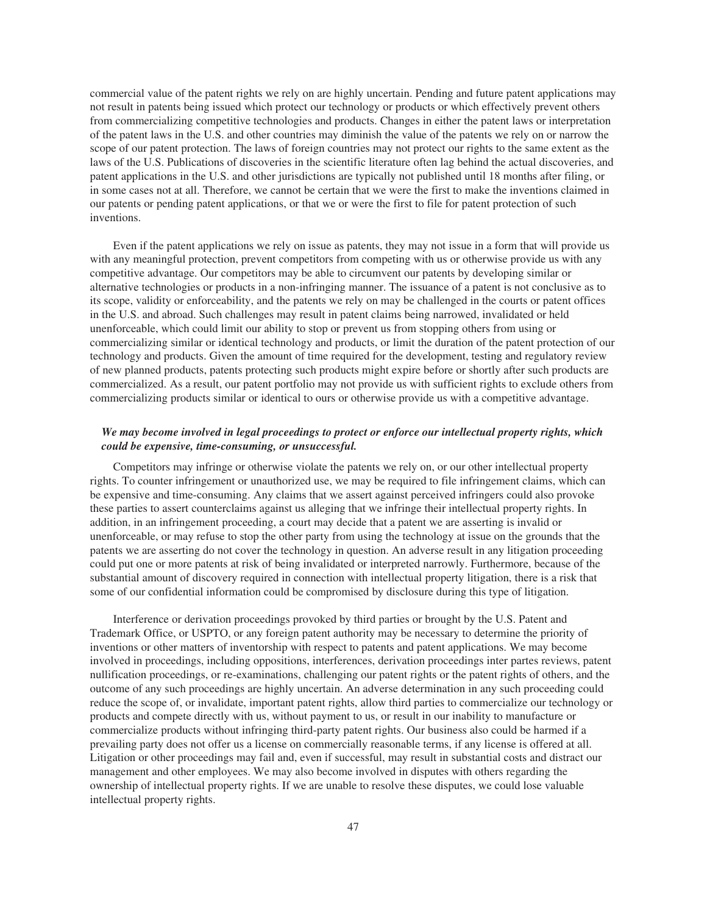commercial value of the patent rights we rely on are highly uncertain. Pending and future patent applications may not result in patents being issued which protect our technology or products or which effectively prevent others from commercializing competitive technologies and products. Changes in either the patent laws or interpretation of the patent laws in the U.S. and other countries may diminish the value of the patents we rely on or narrow the scope of our patent protection. The laws of foreign countries may not protect our rights to the same extent as the laws of the U.S. Publications of discoveries in the scientific literature often lag behind the actual discoveries, and patent applications in the U.S. and other jurisdictions are typically not published until 18 months after filing, or in some cases not at all. Therefore, we cannot be certain that we were the first to make the inventions claimed in our patents or pending patent applications, or that we or were the first to file for patent protection of such inventions.

Even if the patent applications we rely on issue as patents, they may not issue in a form that will provide us with any meaningful protection, prevent competitors from competing with us or otherwise provide us with any competitive advantage. Our competitors may be able to circumvent our patents by developing similar or alternative technologies or products in a non-infringing manner. The issuance of a patent is not conclusive as to its scope, validity or enforceability, and the patents we rely on may be challenged in the courts or patent offices in the U.S. and abroad. Such challenges may result in patent claims being narrowed, invalidated or held unenforceable, which could limit our ability to stop or prevent us from stopping others from using or commercializing similar or identical technology and products, or limit the duration of the patent protection of our technology and products. Given the amount of time required for the development, testing and regulatory review of new planned products, patents protecting such products might expire before or shortly after such products are commercialized. As a result, our patent portfolio may not provide us with sufficient rights to exclude others from commercializing products similar or identical to ours or otherwise provide us with a competitive advantage.

***We may become involved in legal proceedings to protect or enforce our intellectual property rights, which could be expensive, time-consuming, or unsuccessful.***

Competitors may infringe or otherwise violate the patents we rely on, or our other intellectual property rights. To counter infringement or unauthorized use, we may be required to file infringement claims, which can be expensive and time-consuming. Any claims that we assert against perceived infringers could also provoke these parties to assert counterclaims against us alleging that we infringe their intellectual property rights. In addition, in an infringement proceeding, a court may decide that a patent we are asserting is invalid or unenforceable, or may refuse to stop the other party from using the technology at issue on the grounds that the patents we are asserting do not cover the technology in question. An adverse result in any litigation proceeding could put one or more patents at risk of being invalidated or interpreted narrowly. Furthermore, because of the substantial amount of discovery required in connection with intellectual property litigation, there is a risk that some of our confidential information could be compromised by disclosure during this type of litigation.

Interference or derivation proceedings provoked by third parties or brought by the U.S. Patent and Trademark Office, or USPTO, or any foreign patent authority may be necessary to determine the priority of inventions or other matters of inventorship with respect to patents and patent applications. We may become involved in proceedings, including oppositions, interferences, derivation proceedings inter partes reviews, patent nullification proceedings, or re-examinations, challenging our patent rights or the patent rights of others, and the outcome of any such proceedings are highly uncertain. An adverse determination in any such proceeding could reduce the scope of, or invalidate, important patent rights, allow third parties to commercialize our technology or products and compete directly with us, without payment to us, or result in our inability to manufacture or commercialize products without infringing third-party patent rights. Our business also could be harmed if a prevailing party does not offer us a license on commercially reasonable terms, if any license is offered at all. Litigation or other proceedings may fail and, even if successful, may result in substantial costs and distract our management and other employees. We may also become involved in disputes with others regarding the ownership of intellectual property rights. If we are unable to resolve these disputes, we could lose valuable intellectual property rights.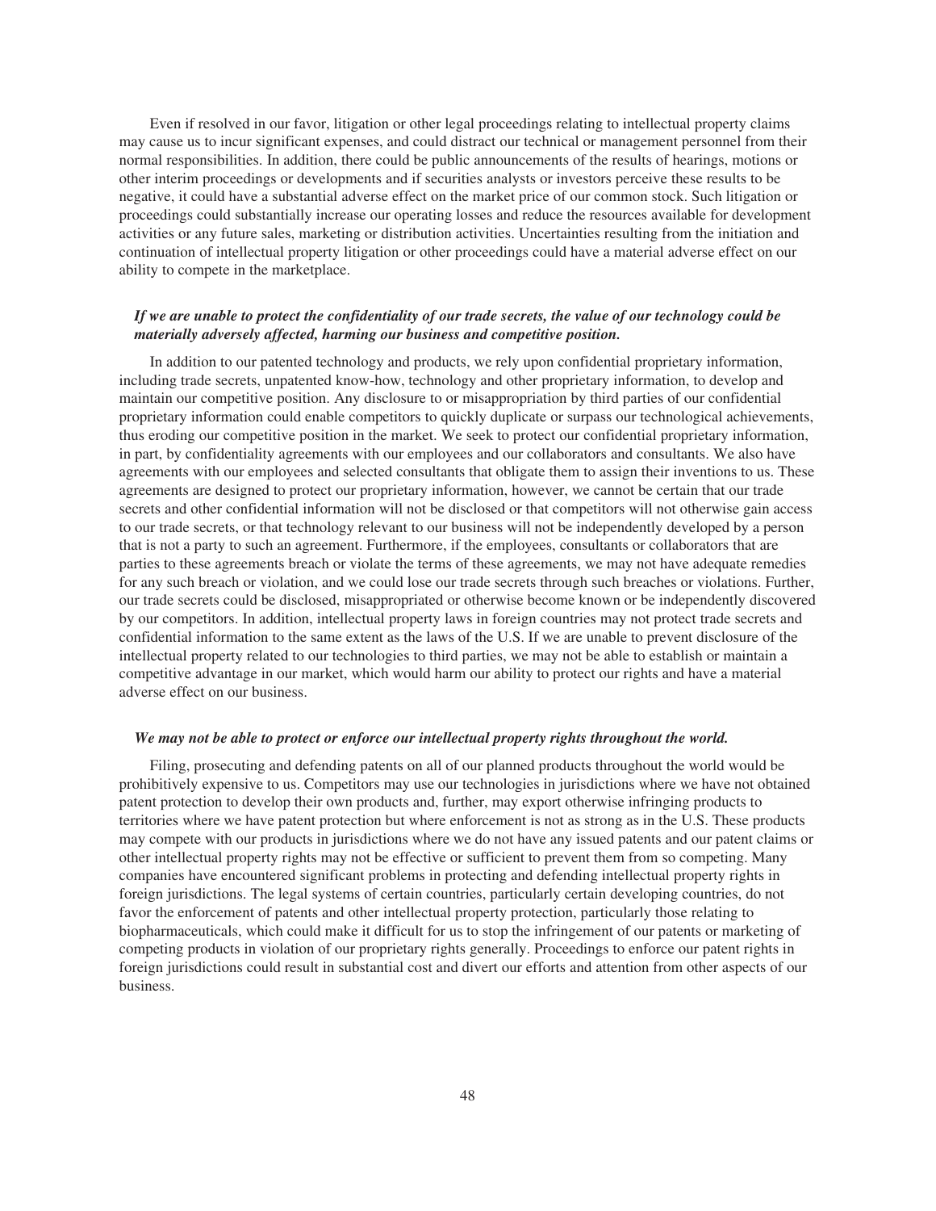Even if resolved in our favor, litigation or other legal proceedings relating to intellectual property claims may cause us to incur significant expenses, and could distract our technical or management personnel from their normal responsibilities. In addition, there could be public announcements of the results of hearings, motions or other interim proceedings or developments and if securities analysts or investors perceive these results to be negative, it could have a substantial adverse effect on the market price of our common stock. Such litigation or proceedings could substantially increase our operating losses and reduce the resources available for development activities or any future sales, marketing or distribution activities. Uncertainties resulting from the initiation and continuation of intellectual property litigation or other proceedings could have a material adverse effect on our ability to compete in the marketplace.

***If we are unable to protect the confidentiality of our trade secrets, the value of our technology could be materially adversely affected, harming our business and competitive position.***

In addition to our patented technology and products, we rely upon confidential proprietary information, including trade secrets, unpatented know-how, technology and other proprietary information, to develop and maintain our competitive position. Any disclosure to or misappropriation by third parties of our confidential proprietary information could enable competitors to quickly duplicate or surpass our technological achievements, thus eroding our competitive position in the market. We seek to protect our confidential proprietary information, in part, by confidentiality agreements with our employees and our collaborators and consultants. We also have agreements with our employees and selected consultants that obligate them to assign their inventions to us. These agreements are designed to protect our proprietary information, however, we cannot be certain that our trade secrets and other confidential information will not be disclosed or that competitors will not otherwise gain access to our trade secrets, or that technology relevant to our business will not be independently developed by a person that is not a party to such an agreement. Furthermore, if the employees, consultants or collaborators that are parties to these agreements breach or violate the terms of these agreements, we may not have adequate remedies for any such breach or violation, and we could lose our trade secrets through such breaches or violations. Further, our trade secrets could be disclosed, misappropriated or otherwise become known or be independently discovered by our competitors. In addition, intellectual property laws in foreign countries may not protect trade secrets and confidential information to the same extent as the laws of the U.S. If we are unable to prevent disclosure of the intellectual property related to our technologies to third parties, we may not be able to establish or maintain a competitive advantage in our market, which would harm our ability to protect our rights and have a material adverse effect on our business.

***We may not be able to protect or enforce our intellectual property rights throughout the world.***

Filing, prosecuting and defending patents on all of our planned products throughout the world would be prohibitively expensive to us. Competitors may use our technologies in jurisdictions where we have not obtained patent protection to develop their own products and, further, may export otherwise infringing products to territories where we have patent protection but where enforcement is not as strong as in the U.S. These products may compete with our products in jurisdictions where we do not have any issued patents and our patent claims or other intellectual property rights may not be effective or sufficient to prevent them from so competing. Many companies have encountered significant problems in protecting and defending intellectual property rights in foreign jurisdictions. The legal systems of certain countries, particularly certain developing countries, do not favor the enforcement of patents and other intellectual property protection, particularly those relating to biopharmaceuticals, which could make it difficult for us to stop the infringement of our patents or marketing of competing products in violation of our proprietary rights generally. Proceedings to enforce our patent rights in foreign jurisdictions could result in substantial cost and divert our efforts and attention from other aspects of our business.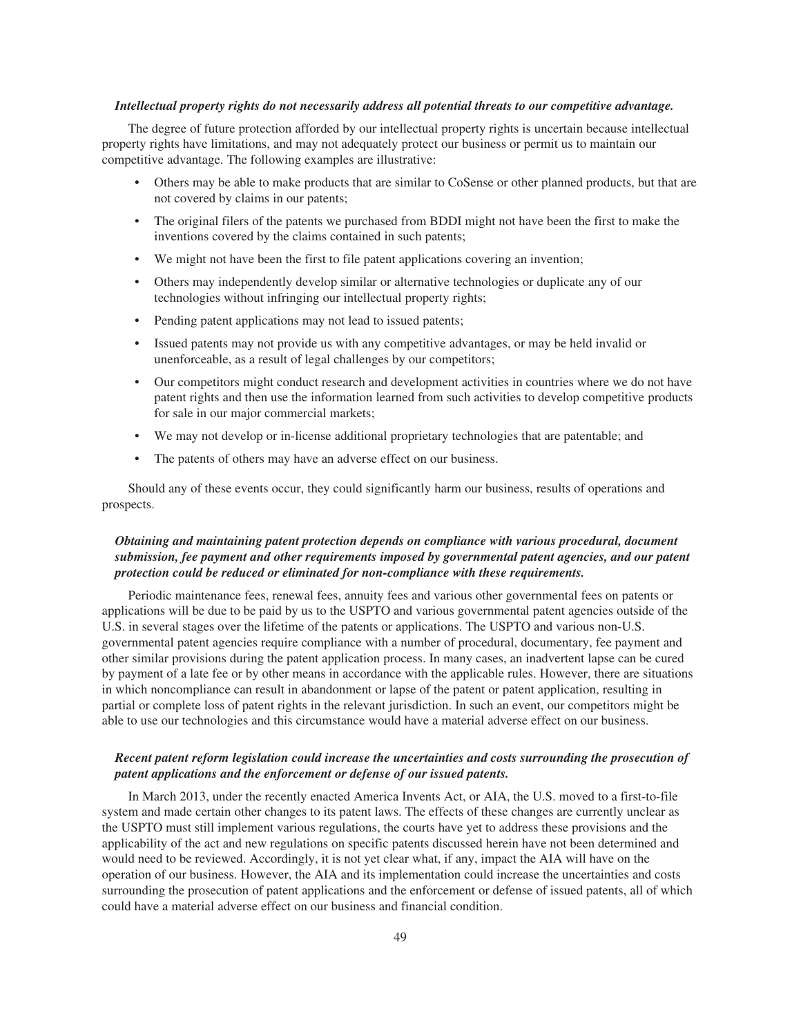***Intellectual property rights do not necessarily address all potential threats to our competitive advantage.***

The degree of future protection afforded by our intellectual property rights is uncertain because intellectual property rights have limitations, and may not adequately protect our business or permit us to maintain our competitive advantage. The following examples are illustrative:

- Others may be able to make products that are similar to CoSense or other planned products, but that are not covered by claims in our patents;
- The original filers of the patents we purchased from BDDI might not have been the first to make the inventions covered by the claims contained in such patents;
- We might not have been the first to file patent applications covering an invention;
- Others may independently develop similar or alternative technologies or duplicate any of our technologies without infringing our intellectual property rights;
- Pending patent applications may not lead to issued patents;
- Issued patents may not provide us with any competitive advantages, or may be held invalid or unenforceable, as a result of legal challenges by our competitors;
- Our competitors might conduct research and development activities in countries where we do not have patent rights and then use the information learned from such activities to develop competitive products for sale in our major commercial markets;
- We may not develop or in-license additional proprietary technologies that are patentable; and
- The patents of others may have an adverse effect on our business.

Should any of these events occur, they could significantly harm our business, results of operations and prospects.

***Obtaining and maintaining patent protection depends on compliance with various procedural, document submission, fee payment and other requirements imposed by governmental patent agencies, and our patent protection could be reduced or eliminated for non-compliance with these requirements.***

Periodic maintenance fees, renewal fees, annuity fees and various other governmental fees on patents or applications will be due to be paid by us to the USPTO and various governmental patent agencies outside of the U.S. in several stages over the lifetime of the patents or applications. The USPTO and various non-U.S. governmental patent agencies require compliance with a number of procedural, documentary, fee payment and other similar provisions during the patent application process. In many cases, an inadvertent lapse can be cured by payment of a late fee or by other means in accordance with the applicable rules. However, there are situations in which noncompliance can result in abandonment or lapse of the patent or patent application, resulting in partial or complete loss of patent rights in the relevant jurisdiction. In such an event, our competitors might be able to use our technologies and this circumstance would have a material adverse effect on our business.

***Recent patent reform legislation could increase the uncertainties and costs surrounding the prosecution of patent applications and the enforcement or defense of our issued patents.***

In March 2013, under the recently enacted America Invents Act, or AIA, the U.S. moved to a first-to-file system and made certain other changes to its patent laws. The effects of these changes are currently unclear as the USPTO must still implement various regulations, the courts have yet to address these provisions and the applicability of the act and new regulations on specific patents discussed herein have not been determined and would need to be reviewed. Accordingly, it is not yet clear what, if any, impact the AIA will have on the operation of our business. However, the AIA and its implementation could increase the uncertainties and costs surrounding the prosecution of patent applications and the enforcement or defense of issued patents, all of which could have a material adverse effect on our business and financial condition.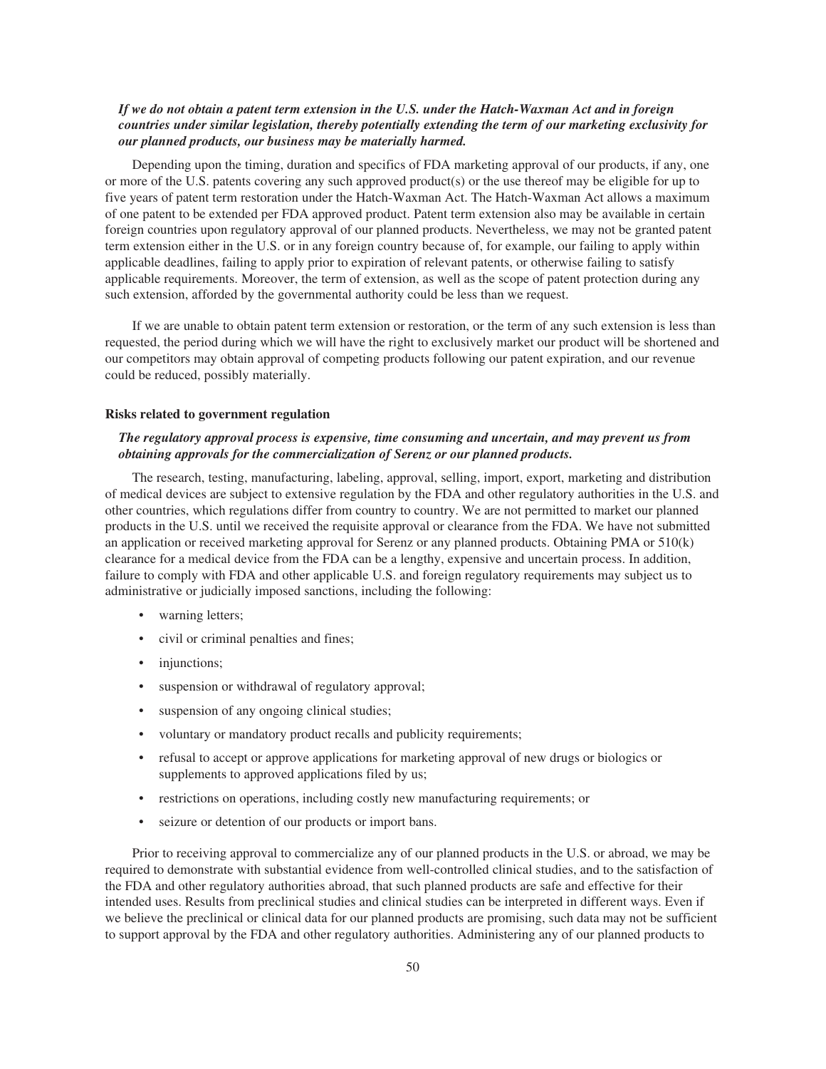***If we do not obtain a patent term extension in the U.S. under the Hatch-Waxman Act and in foreign countries under similar legislation, thereby potentially extending the term of our marketing exclusivity for our planned products, our business may be materially harmed.***

Depending upon the timing, duration and specifics of FDA marketing approval of our products, if any, one or more of the U.S. patents covering any such approved product(s) or the use thereof may be eligible for up to five years of patent term restoration under the Hatch-Waxman Act. The Hatch-Waxman Act allows a maximum of one patent to be extended per FDA approved product. Patent term extension also may be available in certain foreign countries upon regulatory approval of our planned products. Nevertheless, we may not be granted patent term extension either in the U.S. or in any foreign country because of, for example, our failing to apply within applicable deadlines, failing to apply prior to expiration of relevant patents, or otherwise failing to satisfy applicable requirements. Moreover, the term of extension, as well as the scope of patent protection during any such extension, afforded by the governmental authority could be less than we request.

If we are unable to obtain patent term extension or restoration, or the term of any such extension is less than requested, the period during which we will have the right to exclusively market our product will be shortened and our competitors may obtain approval of competing products following our patent expiration, and our revenue could be reduced, possibly materially.

**Risks related to government regulation**

***The regulatory approval process is expensive, time consuming and uncertain, and may prevent us from obtaining approvals for the commercialization of Serenz or our planned products.***

The research, testing, manufacturing, labeling, approval, selling, import, export, marketing and distribution of medical devices are subject to extensive regulation by the FDA and other regulatory authorities in the U.S. and other countries, which regulations differ from country to country. We are not permitted to market our planned products in the U.S. until we received the requisite approval or clearance from the FDA. We have not submitted an application or received marketing approval for Serenz or any planned products. Obtaining PMA or 510(k) clearance for a medical device from the FDA can be a lengthy, expensive and uncertain process. In addition, failure to comply with FDA and other applicable U.S. and foreign regulatory requirements may subject us to administrative or judicially imposed sanctions, including the following:

- warning letters;
- civil or criminal penalties and fines;
- injunctions;
- suspension or withdrawal of regulatory approval;
- suspension of any ongoing clinical studies;
- voluntary or mandatory product recalls and publicity requirements;
- refusal to accept or approve applications for marketing approval of new drugs or biologics or supplements to approved applications filed by us;
- restrictions on operations, including costly new manufacturing requirements; or
- seizure or detention of our products or import bans.

Prior to receiving approval to commercialize any of our planned products in the U.S. or abroad, we may be required to demonstrate with substantial evidence from well-controlled clinical studies, and to the satisfaction of the FDA and other regulatory authorities abroad, that such planned products are safe and effective for their intended uses. Results from preclinical studies and clinical studies can be interpreted in different ways. Even if we believe the preclinical or clinical data for our planned products are promising, such data may not be sufficient to support approval by the FDA and other regulatory authorities. Administering any of our planned products to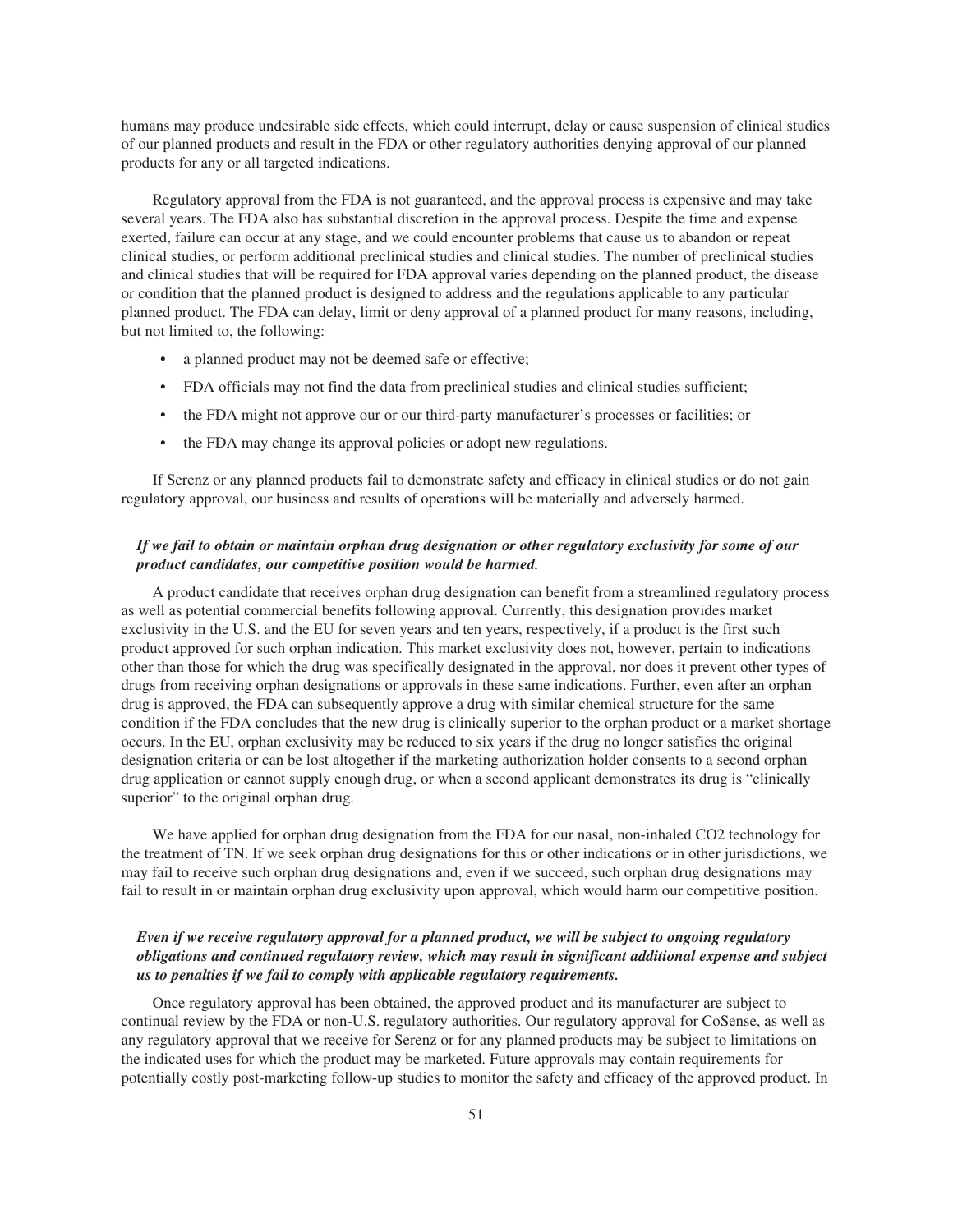humans may produce undesirable side effects, which could interrupt, delay or cause suspension of clinical studies of our planned products and result in the FDA or other regulatory authorities denying approval of our planned products for any or all targeted indications.

Regulatory approval from the FDA is not guaranteed, and the approval process is expensive and may take several years. The FDA also has substantial discretion in the approval process. Despite the time and expense exerted, failure can occur at any stage, and we could encounter problems that cause us to abandon or repeat clinical studies, or perform additional preclinical studies and clinical studies. The number of preclinical studies and clinical studies that will be required for FDA approval varies depending on the planned product, the disease or condition that the planned product is designed to address and the regulations applicable to any particular planned product. The FDA can delay, limit or deny approval of a planned product for many reasons, including, but not limited to, the following:

- a planned product may not be deemed safe or effective;
- FDA officials may not find the data from preclinical studies and clinical studies sufficient;
- the FDA might not approve our or our third-party manufacturer's processes or facilities; or
- the FDA may change its approval policies or adopt new regulations.

If Serenz or any planned products fail to demonstrate safety and efficacy in clinical studies or do not gain regulatory approval, our business and results of operations will be materially and adversely harmed.

***If we fail to obtain or maintain orphan drug designation or other regulatory exclusivity for some of our product candidates, our competitive position would be harmed.***

A product candidate that receives orphan drug designation can benefit from a streamlined regulatory process as well as potential commercial benefits following approval. Currently, this designation provides market exclusivity in the U.S. and the EU for seven years and ten years, respectively, if a product is the first such product approved for such orphan indication. This market exclusivity does not, however, pertain to indications other than those for which the drug was specifically designated in the approval, nor does it prevent other types of drugs from receiving orphan designations or approvals in these same indications. Further, even after an orphan drug is approved, the FDA can subsequently approve a drug with similar chemical structure for the same condition if the FDA concludes that the new drug is clinically superior to the orphan product or a market shortage occurs. In the EU, orphan exclusivity may be reduced to six years if the drug no longer satisfies the original designation criteria or can be lost altogether if the marketing authorization holder consents to a second orphan drug application or cannot supply enough drug, or when a second applicant demonstrates its drug is "clinically superior" to the original orphan drug.

We have applied for orphan drug designation from the FDA for our nasal, non-inhaled $CO_2$ technology for the treatment of TN. If we seek orphan drug designations for this or other indications or in other jurisdictions, we may fail to receive such orphan drug designations and, even if we succeed, such orphan drug designations may fail to result in or maintain orphan drug exclusivity upon approval, which would harm our competitive position.

***Even if we receive regulatory approval for a planned product, we will be subject to ongoing regulatory obligations and continued regulatory review, which may result in significant additional expense and subject us to penalties if we fail to comply with applicable regulatory requirements.***

Once regulatory approval has been obtained, the approved product and its manufacturer are subject to continual review by the FDA or non-U.S. regulatory authorities. Our regulatory approval for CoSense, as well as any regulatory approval that we receive for Serenz or for any planned products may be subject to limitations on the indicated uses for which the product may be marketed. Future approvals may contain requirements for potentially costly post-marketing follow-up studies to monitor the safety and efficacy of the approved product. In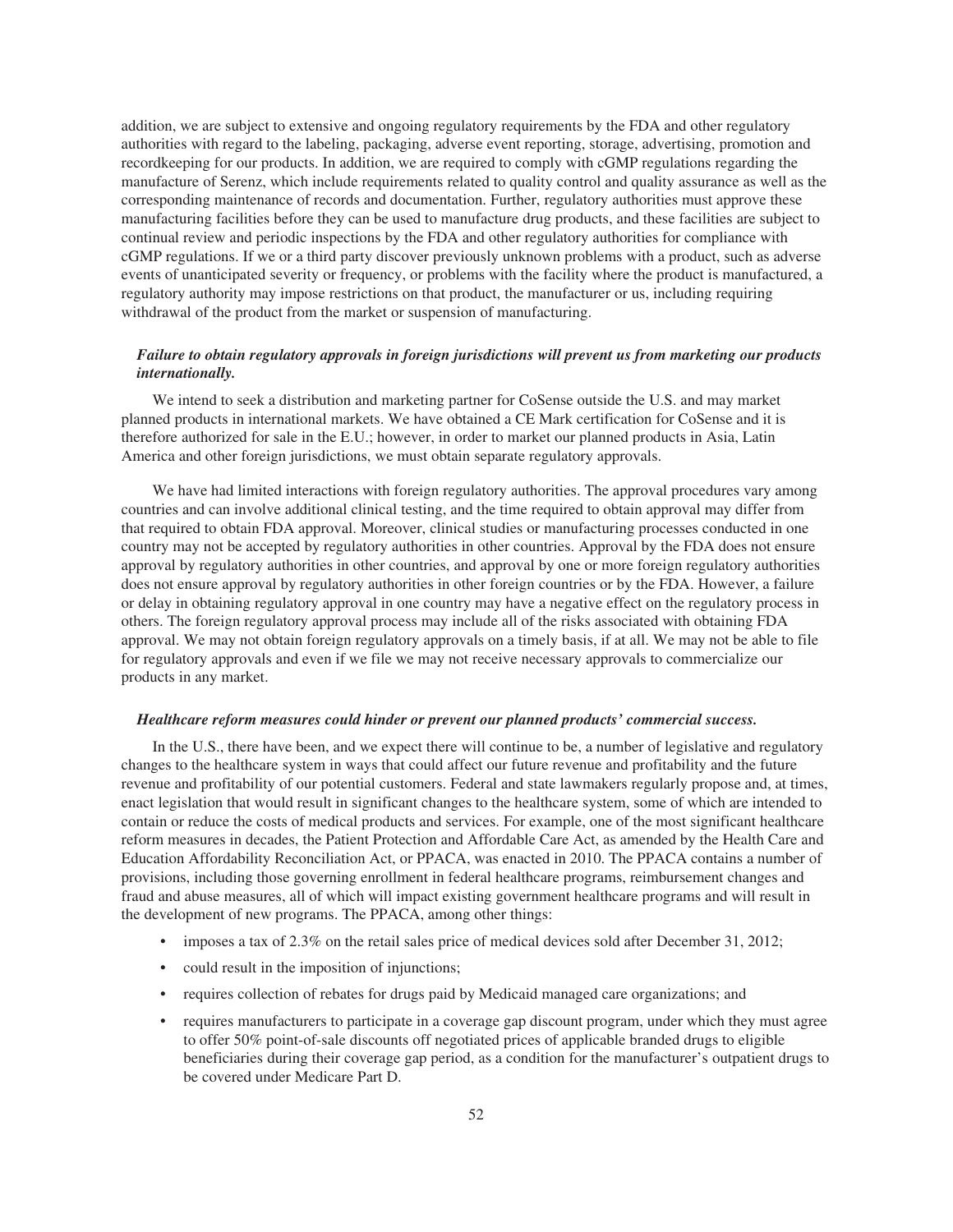addition, we are subject to extensive and ongoing regulatory requirements by the FDA and other regulatory authorities with regard to the labeling, packaging, adverse event reporting, storage, advertising, promotion and recordkeeping for our products. In addition, we are required to comply with cGMP regulations regarding the manufacture of Serenz, which include requirements related to quality control and quality assurance as well as the corresponding maintenance of records and documentation. Further, regulatory authorities must approve these manufacturing facilities before they can be used to manufacture drug products, and these facilities are subject to continual review and periodic inspections by the FDA and other regulatory authorities for compliance with cGMP regulations. If we or a third party discover previously unknown problems with a product, such as adverse events of unanticipated severity or frequency, or problems with the facility where the product is manufactured, a regulatory authority may impose restrictions on that product, the manufacturer or us, including requiring withdrawal of the product from the market or suspension of manufacturing.

***Failure to obtain regulatory approvals in foreign jurisdictions will prevent us from marketing our products internationally.***

We intend to seek a distribution and marketing partner for CoSense outside the U.S. and may market planned products in international markets. We have obtained a CE Mark certification for CoSense and it is therefore authorized for sale in the E.U.; however, in order to market our planned products in Asia, Latin America and other foreign jurisdictions, we must obtain separate regulatory approvals.

We have had limited interactions with foreign regulatory authorities. The approval procedures vary among countries and can involve additional clinical testing, and the time required to obtain approval may differ from that required to obtain FDA approval. Moreover, clinical studies or manufacturing processes conducted in one country may not be accepted by regulatory authorities in other countries. Approval by the FDA does not ensure approval by regulatory authorities in other countries, and approval by one or more foreign regulatory authorities does not ensure approval by regulatory authorities in other foreign countries or by the FDA. However, a failure or delay in obtaining regulatory approval in one country may have a negative effect on the regulatory process in others. The foreign regulatory approval process may include all of the risks associated with obtaining FDA approval. We may not obtain foreign regulatory approvals on a timely basis, if at all. We may not be able to file for regulatory approvals and even if we file we may not receive necessary approvals to commercialize our products in any market.

***Healthcare reform measures could hinder or prevent our planned products' commercial success.***

In the U.S., there have been, and we expect there will continue to be, a number of legislative and regulatory changes to the healthcare system in ways that could affect our future revenue and profitability and the future revenue and profitability of our potential customers. Federal and state lawmakers regularly propose and, at times, enact legislation that would result in significant changes to the healthcare system, some of which are intended to contain or reduce the costs of medical products and services. For example, one of the most significant healthcare reform measures in decades, the Patient Protection and Affordable Care Act, as amended by the Health Care and Education Affordability Reconciliation Act, or PPACA, was enacted in 2010. The PPACA contains a number of provisions, including those governing enrollment in federal healthcare programs, reimbursement changes and fraud and abuse measures, all of which will impact existing government healthcare programs and will result in the development of new programs. The PPACA, among other things:

- imposes a tax of 2.3% on the retail sales price of medical devices sold after December 31, 2012;
- could result in the imposition of injunctions;
- requires collection of rebates for drugs paid by Medicaid managed care organizations; and
- requires manufacturers to participate in a coverage gap discount program, under which they must agree to offer 50% point-of-sale discounts off negotiated prices of applicable branded drugs to eligible beneficiaries during their coverage gap period, as a condition for the manufacturer's outpatient drugs to be covered under Medicare Part D.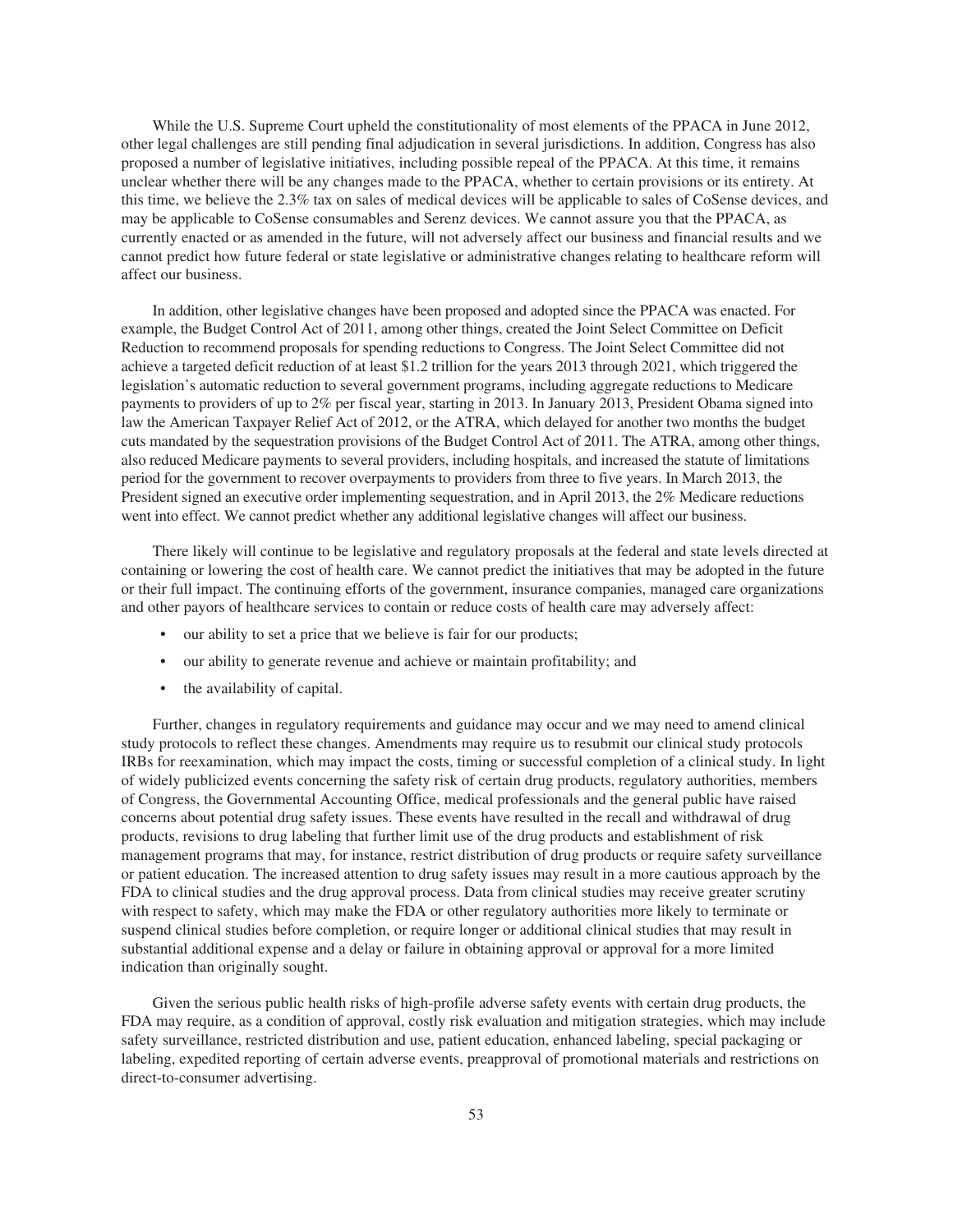While the U.S. Supreme Court upheld the constitutionality of most elements of the PPACA in June 2012, other legal challenges are still pending final adjudication in several jurisdictions. In addition, Congress has also proposed a number of legislative initiatives, including possible repeal of the PPACA. At this time, it remains unclear whether there will be any changes made to the PPACA, whether to certain provisions or its entirety. At this time, we believe the 2.3% tax on sales of medical devices will be applicable to sales of CoSense devices, and may be applicable to CoSense consumables and Serenz devices. We cannot assure you that the PPACA, as currently enacted or as amended in the future, will not adversely affect our business and financial results and we cannot predict how future federal or state legislative or administrative changes relating to healthcare reform will affect our business.

In addition, other legislative changes have been proposed and adopted since the PPACA was enacted. For example, the Budget Control Act of 2011, among other things, created the Joint Select Committee on Deficit Reduction to recommend proposals for spending reductions to Congress. The Joint Select Committee did not achieve a targeted deficit reduction of at least $1.2 trillion for the years 2013 through 2021, which triggered the legislation's automatic reduction to several government programs, including aggregate reductions to Medicare payments to providers of up to 2% per fiscal year, starting in 2013. In January 2013, President Obama signed into law the American Taxpayer Relief Act of 2012, or the ATRA, which delayed for another two months the budget cuts mandated by the sequestration provisions of the Budget Control Act of 2011. The ATRA, among other things, also reduced Medicare payments to several providers, including hospitals, and increased the statute of limitations period for the government to recover overpayments to providers from three to five years. In March 2013, the President signed an executive order implementing sequestration, and in April 2013, the 2% Medicare reductions went into effect. We cannot predict whether any additional legislative changes will affect our business.

There likely will continue to be legislative and regulatory proposals at the federal and state levels directed at containing or lowering the cost of health care. We cannot predict the initiatives that may be adopted in the future or their full impact. The continuing efforts of the government, insurance companies, managed care organizations and other payors of healthcare services to contain or reduce costs of health care may adversely affect:

- our ability to set a price that we believe is fair for our products;
- our ability to generate revenue and achieve or maintain profitability; and
- the availability of capital.

Further, changes in regulatory requirements and guidance may occur and we may need to amend clinical study protocols to reflect these changes. Amendments may require us to resubmit our clinical study protocols IRBs for reexamination, which may impact the costs, timing or successful completion of a clinical study. In light of widely publicized events concerning the safety risk of certain drug products, regulatory authorities, members of Congress, the Governmental Accounting Office, medical professionals and the general public have raised concerns about potential drug safety issues. These events have resulted in the recall and withdrawal of drug products, revisions to drug labeling that further limit use of the drug products and establishment of risk management programs that may, for instance, restrict distribution of drug products or require safety surveillance or patient education. The increased attention to drug safety issues may result in a more cautious approach by the FDA to clinical studies and the drug approval process. Data from clinical studies may receive greater scrutiny with respect to safety, which may make the FDA or other regulatory authorities more likely to terminate or suspend clinical studies before completion, or require longer or additional clinical studies that may result in substantial additional expense and a delay or failure in obtaining approval or approval for a more limited indication than originally sought.

Given the serious public health risks of high-profile adverse safety events with certain drug products, the FDA may require, as a condition of approval, costly risk evaluation and mitigation strategies, which may include safety surveillance, restricted distribution and use, patient education, enhanced labeling, special packaging or labeling, expedited reporting of certain adverse events, preapproval of promotional materials and restrictions on direct-to-consumer advertising.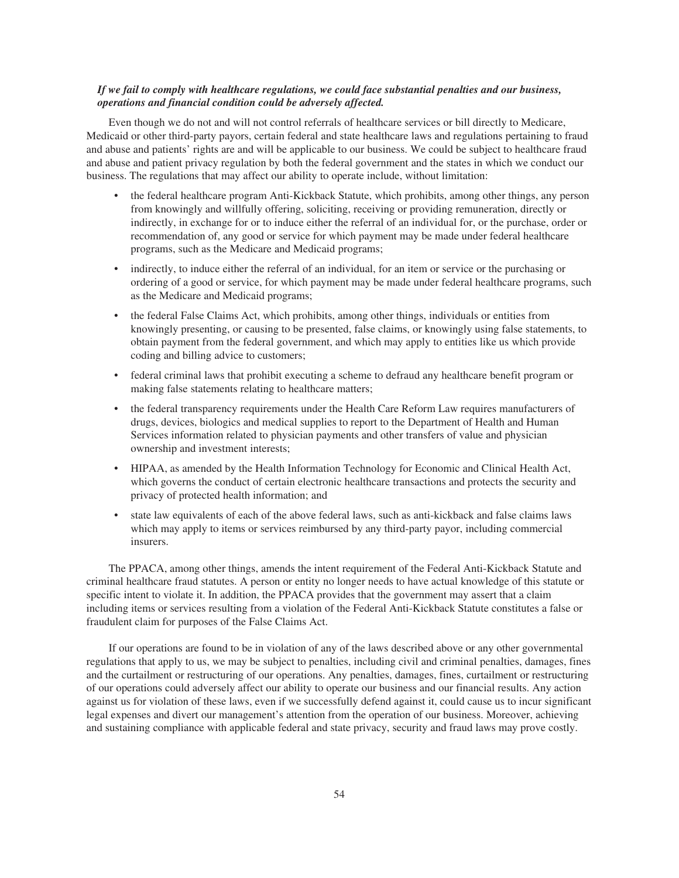***If we fail to comply with healthcare regulations, we could face substantial penalties and our business, operations and financial condition could be adversely affected.***

Even though we do not and will not control referrals of healthcare services or bill directly to Medicare, Medicaid or other third-party payors, certain federal and state healthcare laws and regulations pertaining to fraud and abuse and patients' rights are and will be applicable to our business. We could be subject to healthcare fraud and abuse and patient privacy regulation by both the federal government and the states in which we conduct our business. The regulations that may affect our ability to operate include, without limitation:

- the federal healthcare program Anti-Kickback Statute, which prohibits, among other things, any person from knowingly and willfully offering, soliciting, receiving or providing remuneration, directly or indirectly, in exchange for or to induce either the referral of an individual for, or the purchase, order or recommendation of, any good or service for which payment may be made under federal healthcare programs, such as the Medicare and Medicaid programs;
- indirectly, to induce either the referral of an individual, for an item or service or the purchasing or ordering of a good or service, for which payment may be made under federal healthcare programs, such as the Medicare and Medicaid programs;
- the federal False Claims Act, which prohibits, among other things, individuals or entities from knowingly presenting, or causing to be presented, false claims, or knowingly using false statements, to obtain payment from the federal government, and which may apply to entities like us which provide coding and billing advice to customers;
- federal criminal laws that prohibit executing a scheme to defraud any healthcare benefit program or making false statements relating to healthcare matters;
- the federal transparency requirements under the Health Care Reform Law requires manufacturers of drugs, devices, biologics and medical supplies to report to the Department of Health and Human Services information related to physician payments and other transfers of value and physician ownership and investment interests;
- HIPAA, as amended by the Health Information Technology for Economic and Clinical Health Act, which governs the conduct of certain electronic healthcare transactions and protects the security and privacy of protected health information; and
- state law equivalents of each of the above federal laws, such as anti-kickback and false claims laws which may apply to items or services reimbursed by any third-party payor, including commercial insurers.

The PPACA, among other things, amends the intent requirement of the Federal Anti-Kickback Statute and criminal healthcare fraud statutes. A person or entity no longer needs to have actual knowledge of this statute or specific intent to violate it. In addition, the PPACA provides that the government may assert that a claim including items or services resulting from a violation of the Federal Anti-Kickback Statute constitutes a false or fraudulent claim for purposes of the False Claims Act.

If our operations are found to be in violation of any of the laws described above or any other governmental regulations that apply to us, we may be subject to penalties, including civil and criminal penalties, damages, fines and the curtailment or restructuring of our operations. Any penalties, damages, fines, curtailment or restructuring of our operations could adversely affect our ability to operate our business and our financial results. Any action against us for violation of these laws, even if we successfully defend against it, could cause us to incur significant legal expenses and divert our management's attention from the operation of our business. Moreover, achieving and sustaining compliance with applicable federal and state privacy, security and fraud laws may prove costly.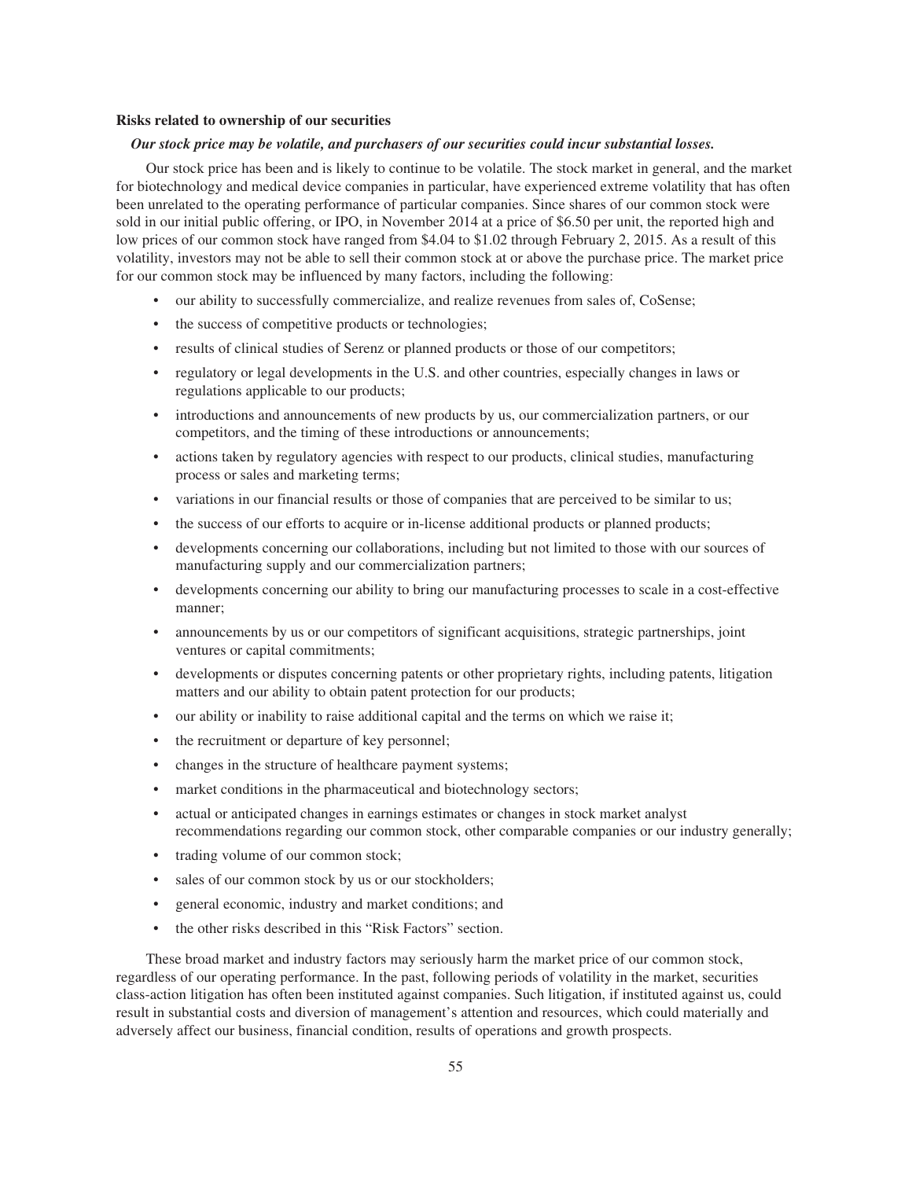**Risks related to ownership of our securities**

***Our stock price may be volatile, and purchasers of our securities could incur substantial losses.***

Our stock price has been and is likely to continue to be volatile. The stock market in general, and the market for biotechnology and medical device companies in particular, have experienced extreme volatility that has often been unrelated to the operating performance of particular companies. Since shares of our common stock were sold in our initial public offering, or IPO, in November 2014 at a price of $6.50 per unit, the reported high and low prices of our common stock have ranged from $4.04 to $1.02 through February 2, 2015. As a result of this volatility, investors may not be able to sell their common stock at or above the purchase price. The market price for our common stock may be influenced by many factors, including the following:

- our ability to successfully commercialize, and realize revenues from sales of, CoSense;
- the success of competitive products or technologies;
- results of clinical studies of Serenz or planned products or those of our competitors;
- regulatory or legal developments in the U.S. and other countries, especially changes in laws or regulations applicable to our products;
- introductions and announcements of new products by us, our commercialization partners, or our competitors, and the timing of these introductions or announcements;
- actions taken by regulatory agencies with respect to our products, clinical studies, manufacturing process or sales and marketing terms;
- variations in our financial results or those of companies that are perceived to be similar to us;
- the success of our efforts to acquire or in-license additional products or planned products;
- developments concerning our collaborations, including but not limited to those with our sources of manufacturing supply and our commercialization partners;
- developments concerning our ability to bring our manufacturing processes to scale in a cost-effective manner;
- announcements by us or our competitors of significant acquisitions, strategic partnerships, joint ventures or capital commitments;
- developments or disputes concerning patents or other proprietary rights, including patents, litigation matters and our ability to obtain patent protection for our products;
- our ability or inability to raise additional capital and the terms on which we raise it;
- the recruitment or departure of key personnel;
- changes in the structure of healthcare payment systems;
- market conditions in the pharmaceutical and biotechnology sectors;
- actual or anticipated changes in earnings estimates or changes in stock market analyst recommendations regarding our common stock, other comparable companies or our industry generally;
- trading volume of our common stock;
- sales of our common stock by us or our stockholders;
- general economic, industry and market conditions; and
- the other risks described in this "Risk Factors" section.

These broad market and industry factors may seriously harm the market price of our common stock, regardless of our operating performance. In the past, following periods of volatility in the market, securities class-action litigation has often been instituted against companies. Such litigation, if instituted against us, could result in substantial costs and diversion of management's attention and resources, which could materially and adversely affect our business, financial condition, results of operations and growth prospects.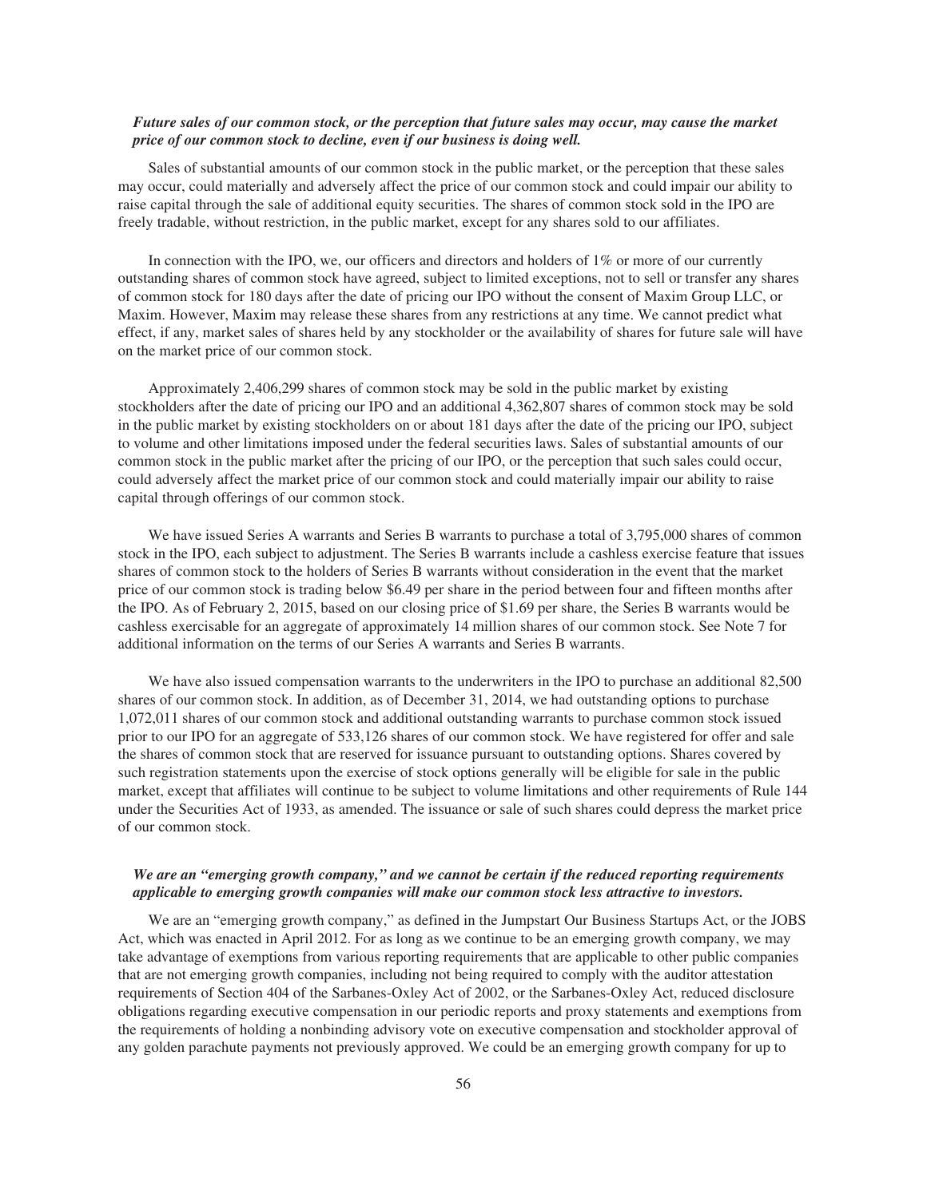***Future sales of our common stock, or the perception that future sales may occur, may cause the market price of our common stock to decline, even if our business is doing well.***

Sales of substantial amounts of our common stock in the public market, or the perception that these sales may occur, could materially and adversely affect the price of our common stock and could impair our ability to raise capital through the sale of additional equity securities. The shares of common stock sold in the IPO are freely tradable, without restriction, in the public market, except for any shares sold to our affiliates.

In connection with the IPO, we, our officers and directors and holders of 1% or more of our currently outstanding shares of common stock have agreed, subject to limited exceptions, not to sell or transfer any shares of common stock for 180 days after the date of pricing our IPO without the consent of Maxim Group LLC, or Maxim. However, Maxim may release these shares from any restrictions at any time. We cannot predict what effect, if any, market sales of shares held by any stockholder or the availability of shares for future sale will have on the market price of our common stock.

Approximately 2,406,299 shares of common stock may be sold in the public market by existing stockholders after the date of pricing our IPO and an additional 4,362,807 shares of common stock may be sold in the public market by existing stockholders on or about 181 days after the date of the pricing our IPO, subject to volume and other limitations imposed under the federal securities laws. Sales of substantial amounts of our common stock in the public market after the pricing of our IPO, or the perception that such sales could occur, could adversely affect the market price of our common stock and could materially impair our ability to raise capital through offerings of our common stock.

We have issued Series A warrants and Series B warrants to purchase a total of 3,795,000 shares of common stock in the IPO, each subject to adjustment. The Series B warrants include a cashless exercise feature that issues shares of common stock to the holders of Series B warrants without consideration in the event that the market price of our common stock is trading below $6.49 per share in the period between four and fifteen months after the IPO. As of February 2, 2015, based on our closing price of $1.69 per share, the Series B warrants would be cashless exercisable for an aggregate of approximately 14 million shares of our common stock. See Note 7 for additional information on the terms of our Series A warrants and Series B warrants.

We have also issued compensation warrants to the underwriters in the IPO to purchase an additional 82,500 shares of our common stock. In addition, as of December 31, 2014, we had outstanding options to purchase 1,072,011 shares of our common stock and additional outstanding warrants to purchase common stock issued prior to our IPO for an aggregate of 533,126 shares of our common stock. We have registered for offer and sale the shares of common stock that are reserved for issuance pursuant to outstanding options. Shares covered by such registration statements upon the exercise of stock options generally will be eligible for sale in the public market, except that affiliates will continue to be subject to volume limitations and other requirements of Rule 144 under the Securities Act of 1933, as amended. The issuance or sale of such shares could depress the market price of our common stock.

***We are an "emerging growth company," and we cannot be certain if the reduced reporting requirements applicable to emerging growth companies will make our common stock less attractive to investors.***

We are an "emerging growth company," as defined in the Jumpstart Our Business Startups Act, or the JOBS Act, which was enacted in April 2012. For as long as we continue to be an emerging growth company, we may take advantage of exemptions from various reporting requirements that are applicable to other public companies that are not emerging growth companies, including not being required to comply with the auditor attestation requirements of Section 404 of the Sarbanes-Oxley Act of 2002, or the Sarbanes-Oxley Act, reduced disclosure obligations regarding executive compensation in our periodic reports and proxy statements and exemptions from the requirements of holding a nonbinding advisory vote on executive compensation and stockholder approval of any golden parachute payments not previously approved. We could be an emerging growth company for up to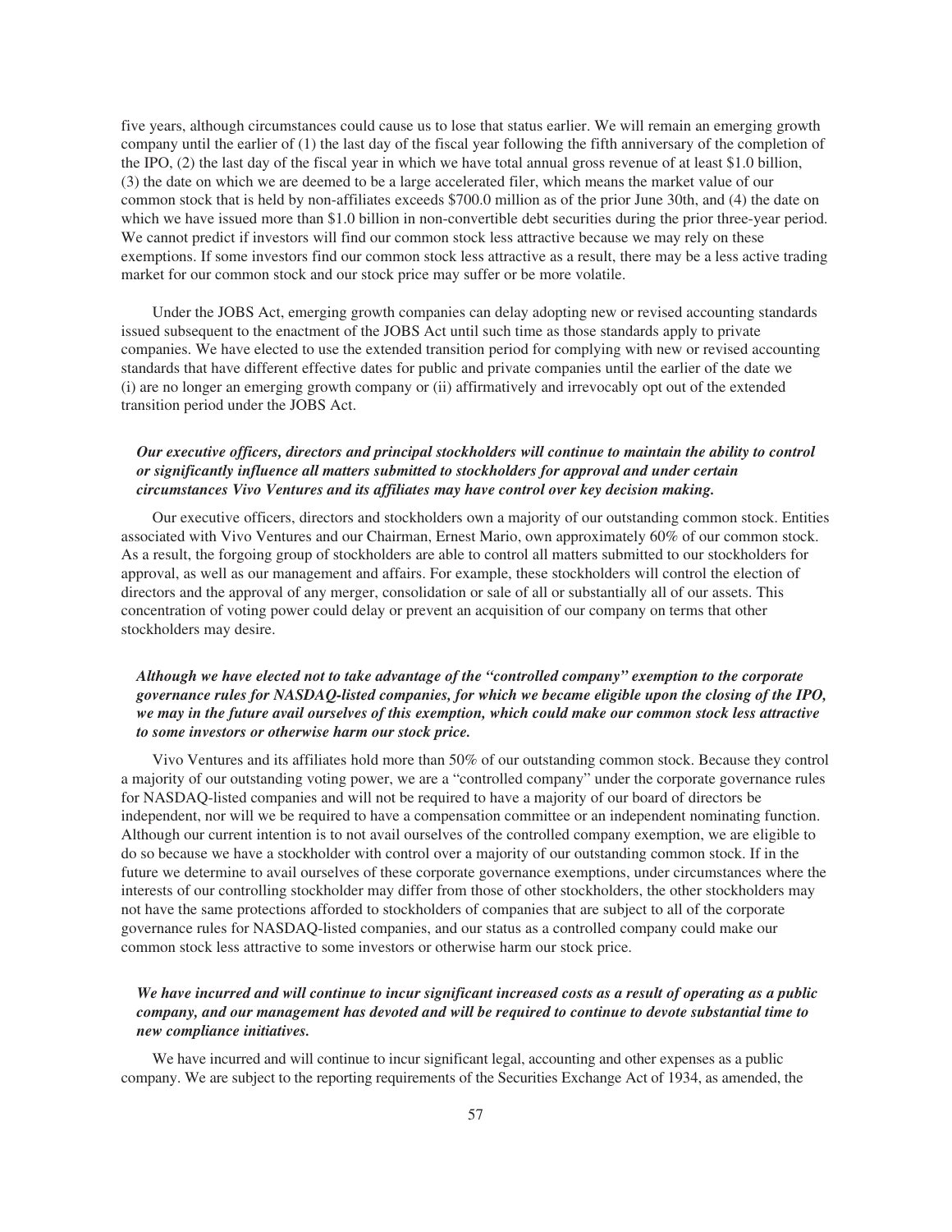five years, although circumstances could cause us to lose that status earlier. We will remain an emerging growth company until the earlier of (1) the last day of the fiscal year following the fifth anniversary of the completion of the IPO, (2) the last day of the fiscal year in which we have total annual gross revenue of at least $1.0 billion, (3) the date on which we are deemed to be a large accelerated filer, which means the market value of our common stock that is held by non-affiliates exceeds $700.0 million as of the prior June 30th, and (4) the date on which we have issued more than $1.0 billion in non-convertible debt securities during the prior three-year period. We cannot predict if investors will find our common stock less attractive because we may rely on these exemptions. If some investors find our common stock less attractive as a result, there may be a less active trading market for our common stock and our stock price may suffer or be more volatile.

Under the JOBS Act, emerging growth companies can delay adopting new or revised accounting standards issued subsequent to the enactment of the JOBS Act until such time as those standards apply to private companies. We have elected to use the extended transition period for complying with new or revised accounting standards that have different effective dates for public and private companies until the earlier of the date we (i) are no longer an emerging growth company or (ii) affirmatively and irrevocably opt out of the extended transition period under the JOBS Act.

***Our executive officers, directors and principal stockholders will continue to maintain the ability to control or significantly influence all matters submitted to stockholders for approval and under certain circumstances Vivo Ventures and its affiliates may have control over key decision making.***

Our executive officers, directors and stockholders own a majority of our outstanding common stock. Entities associated with Vivo Ventures and our Chairman, Ernest Mario, own approximately 60% of our common stock. As a result, the forgoing group of stockholders are able to control all matters submitted to our stockholders for approval, as well as our management and affairs. For example, these stockholders will control the election of directors and the approval of any merger, consolidation or sale of all or substantially all of our assets. This concentration of voting power could delay or prevent an acquisition of our company on terms that other stockholders may desire.

***Although we have elected not to take advantage of the "controlled company" exemption to the corporate governance rules for NASDAQ-listed companies, for which we became eligible upon the closing of the IPO, we may in the future avail ourselves of this exemption, which could make our common stock less attractive to some investors or otherwise harm our stock price.***

Vivo Ventures and its affiliates hold more than 50% of our outstanding common stock. Because they control a majority of our outstanding voting power, we are a "controlled company" under the corporate governance rules for NASDAQ-listed companies and will not be required to have a majority of our board of directors be independent, nor will we be required to have a compensation committee or an independent nominating function. Although our current intention is to not avail ourselves of the controlled company exemption, we are eligible to do so because we have a stockholder with control over a majority of our outstanding common stock. If in the future we determine to avail ourselves of these corporate governance exemptions, under circumstances where the interests of our controlling stockholder may differ from those of other stockholders, the other stockholders may not have the same protections afforded to stockholders of companies that are subject to all of the corporate governance rules for NASDAQ-listed companies, and our status as a controlled company could make our common stock less attractive to some investors or otherwise harm our stock price.

***We have incurred and will continue to incur significant increased costs as a result of operating as a public company, and our management has devoted and will be required to continue to devote substantial time to new compliance initiatives.***

We have incurred and will continue to incur significant legal, accounting and other expenses as a public company. We are subject to the reporting requirements of the Securities Exchange Act of 1934, as amended, the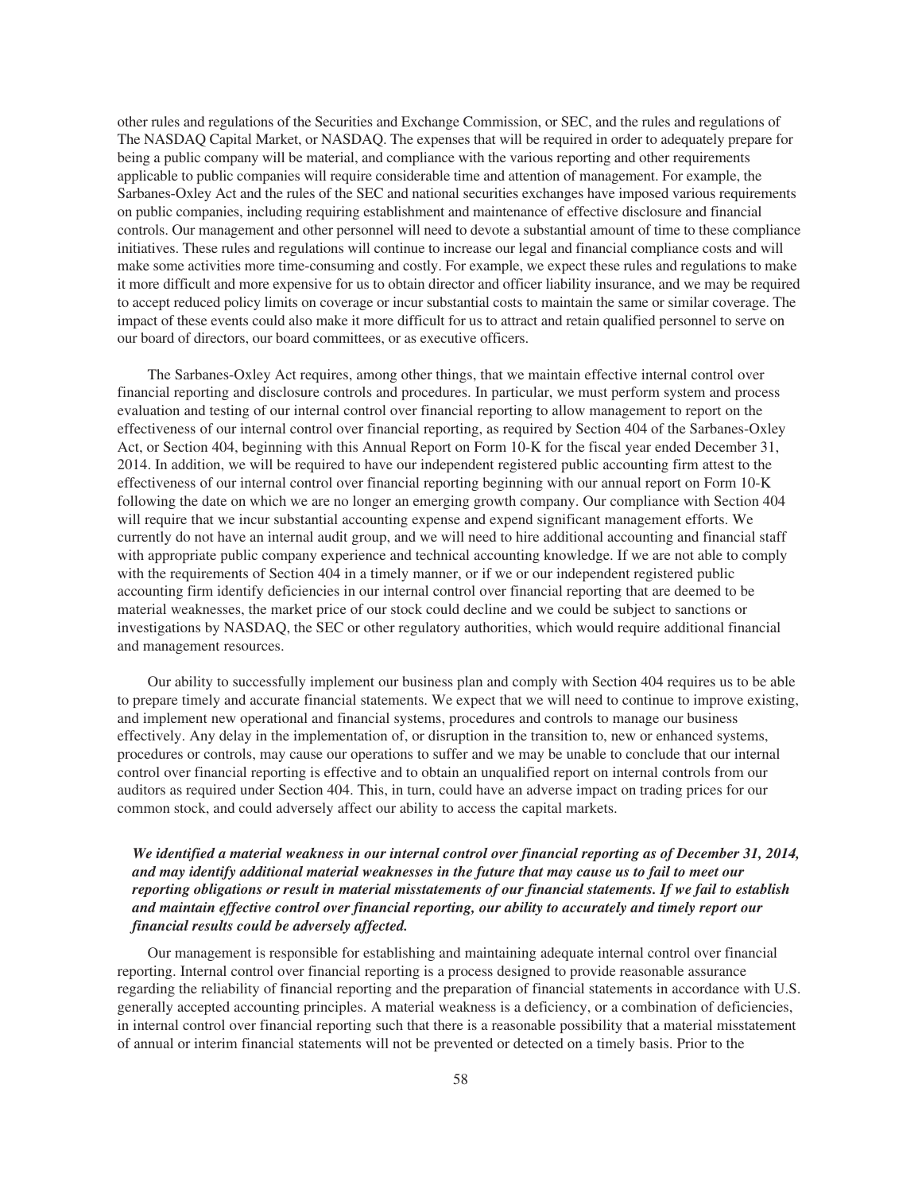other rules and regulations of the Securities and Exchange Commission, or SEC, and the rules and regulations of The NASDAQ Capital Market, or NASDAQ. The expenses that will be required in order to adequately prepare for being a public company will be material, and compliance with the various reporting and other requirements applicable to public companies will require considerable time and attention of management. For example, the Sarbanes-Oxley Act and the rules of the SEC and national securities exchanges have imposed various requirements on public companies, including requiring establishment and maintenance of effective disclosure and financial controls. Our management and other personnel will need to devote a substantial amount of time to these compliance initiatives. These rules and regulations will continue to increase our legal and financial compliance costs and will make some activities more time-consuming and costly. For example, we expect these rules and regulations to make it more difficult and more expensive for us to obtain director and officer liability insurance, and we may be required to accept reduced policy limits on coverage or incur substantial costs to maintain the same or similar coverage. The impact of these events could also make it more difficult for us to attract and retain qualified personnel to serve on our board of directors, our board committees, or as executive officers.

The Sarbanes-Oxley Act requires, among other things, that we maintain effective internal control over financial reporting and disclosure controls and procedures. In particular, we must perform system and process evaluation and testing of our internal control over financial reporting to allow management to report on the effectiveness of our internal control over financial reporting, as required by Section 404 of the Sarbanes-Oxley Act, or Section 404, beginning with this Annual Report on Form 10-K for the fiscal year ended December 31, 2014. In addition, we will be required to have our independent registered public accounting firm attest to the effectiveness of our internal control over financial reporting beginning with our annual report on Form 10-K following the date on which we are no longer an emerging growth company. Our compliance with Section 404 will require that we incur substantial accounting expense and expend significant management efforts. We currently do not have an internal audit group, and we will need to hire additional accounting and financial staff with appropriate public company experience and technical accounting knowledge. If we are not able to comply with the requirements of Section 404 in a timely manner, or if we or our independent registered public accounting firm identify deficiencies in our internal control over financial reporting that are deemed to be material weaknesses, the market price of our stock could decline and we could be subject to sanctions or investigations by NASDAQ, the SEC or other regulatory authorities, which would require additional financial and management resources.

Our ability to successfully implement our business plan and comply with Section 404 requires us to be able to prepare timely and accurate financial statements. We expect that we will need to continue to improve existing, and implement new operational and financial systems, procedures and controls to manage our business effectively. Any delay in the implementation of, or disruption in the transition to, new or enhanced systems, procedures or controls, may cause our operations to suffer and we may be unable to conclude that our internal control over financial reporting is effective and to obtain an unqualified report on internal controls from our auditors as required under Section 404. This, in turn, could have an adverse impact on trading prices for our common stock, and could adversely affect our ability to access the capital markets.

***We identified a material weakness in our internal control over financial reporting as of December 31, 2014, and may identify additional material weaknesses in the future that may cause us to fail to meet our reporting obligations or result in material misstatements of our financial statements. If we fail to establish and maintain effective control over financial reporting, our ability to accurately and timely report our financial results could be adversely affected.***

Our management is responsible for establishing and maintaining adequate internal control over financial reporting. Internal control over financial reporting is a process designed to provide reasonable assurance regarding the reliability of financial reporting and the preparation of financial statements in accordance with U.S. generally accepted accounting principles. A material weakness is a deficiency, or a combination of deficiencies, in internal control over financial reporting such that there is a reasonable possibility that a material misstatement of annual or interim financial statements will not be prevented or detected on a timely basis. Prior to the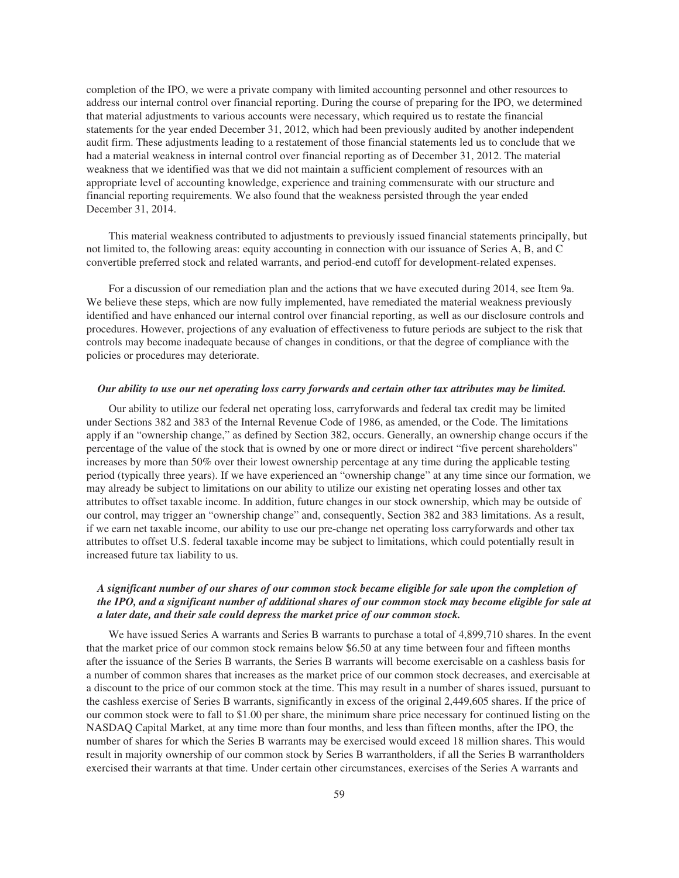completion of the IPO, we were a private company with limited accounting personnel and other resources to address our internal control over financial reporting. During the course of preparing for the IPO, we determined that material adjustments to various accounts were necessary, which required us to restate the financial statements for the year ended December 31, 2012, which had been previously audited by another independent audit firm. These adjustments leading to a restatement of those financial statements led us to conclude that we had a material weakness in internal control over financial reporting as of December 31, 2012. The material weakness that we identified was that we did not maintain a sufficient complement of resources with an appropriate level of accounting knowledge, experience and training commensurate with our structure and financial reporting requirements. We also found that the weakness persisted through the year ended December 31, 2014.

This material weakness contributed to adjustments to previously issued financial statements principally, but not limited to, the following areas: equity accounting in connection with our issuance of Series A, B, and C convertible preferred stock and related warrants, and period-end cutoff for development-related expenses.

For a discussion of our remediation plan and the actions that we have executed during 2014, see Item 9a. We believe these steps, which are now fully implemented, have remediated the material weakness previously identified and have enhanced our internal control over financial reporting, as well as our disclosure controls and procedures. However, projections of any evaluation of effectiveness to future periods are subject to the risk that controls may become inadequate because of changes in conditions, or that the degree of compliance with the policies or procedures may deteriorate.

***Our ability to use our net operating loss carry forwards and certain other tax attributes may be limited.***

Our ability to utilize our federal net operating loss, carryforwards and federal tax credit may be limited under Sections 382 and 383 of the Internal Revenue Code of 1986, as amended, or the Code. The limitations apply if an "ownership change," as defined by Section 382, occurs. Generally, an ownership change occurs if the percentage of the value of the stock that is owned by one or more direct or indirect "five percent shareholders" increases by more than 50% over their lowest ownership percentage at any time during the applicable testing period (typically three years). If we have experienced an "ownership change" at any time since our formation, we may already be subject to limitations on our ability to utilize our existing net operating losses and other tax attributes to offset taxable income. In addition, future changes in our stock ownership, which may be outside of our control, may trigger an "ownership change" and, consequently, Section 382 and 383 limitations. As a result, if we earn net taxable income, our ability to use our pre-change net operating loss carryforwards and other tax attributes to offset U.S. federal taxable income may be subject to limitations, which could potentially result in increased future tax liability to us.

***A significant number of our shares of our common stock became eligible for sale upon the completion of the IPO, and a significant number of additional shares of our common stock may become eligible for sale at a later date, and their sale could depress the market price of our common stock.***

We have issued Series A warrants and Series B warrants to purchase a total of 4,899,710 shares. In the event that the market price of our common stock remains below $6.50 at any time between four and fifteen months after the issuance of the Series B warrants, the Series B warrants will become exercisable on a cashless basis for a number of common shares that increases as the market price of our common stock decreases, and exercisable at a discount to the price of our common stock at the time. This may result in a number of shares issued, pursuant to the cashless exercise of Series B warrants, significantly in excess of the original 2,449,605 shares. If the price of our common stock were to fall to $1.00 per share, the minimum share price necessary for continued listing on the NASDAQ Capital Market, at any time more than four months, and less than fifteen months, after the IPO, the number of shares for which the Series B warrants may be exercised would exceed 18 million shares. This would result in majority ownership of our common stock by Series B warrantholders, if all the Series B warrantholders exercised their warrants at that time. Under certain other circumstances, exercises of the Series A warrants and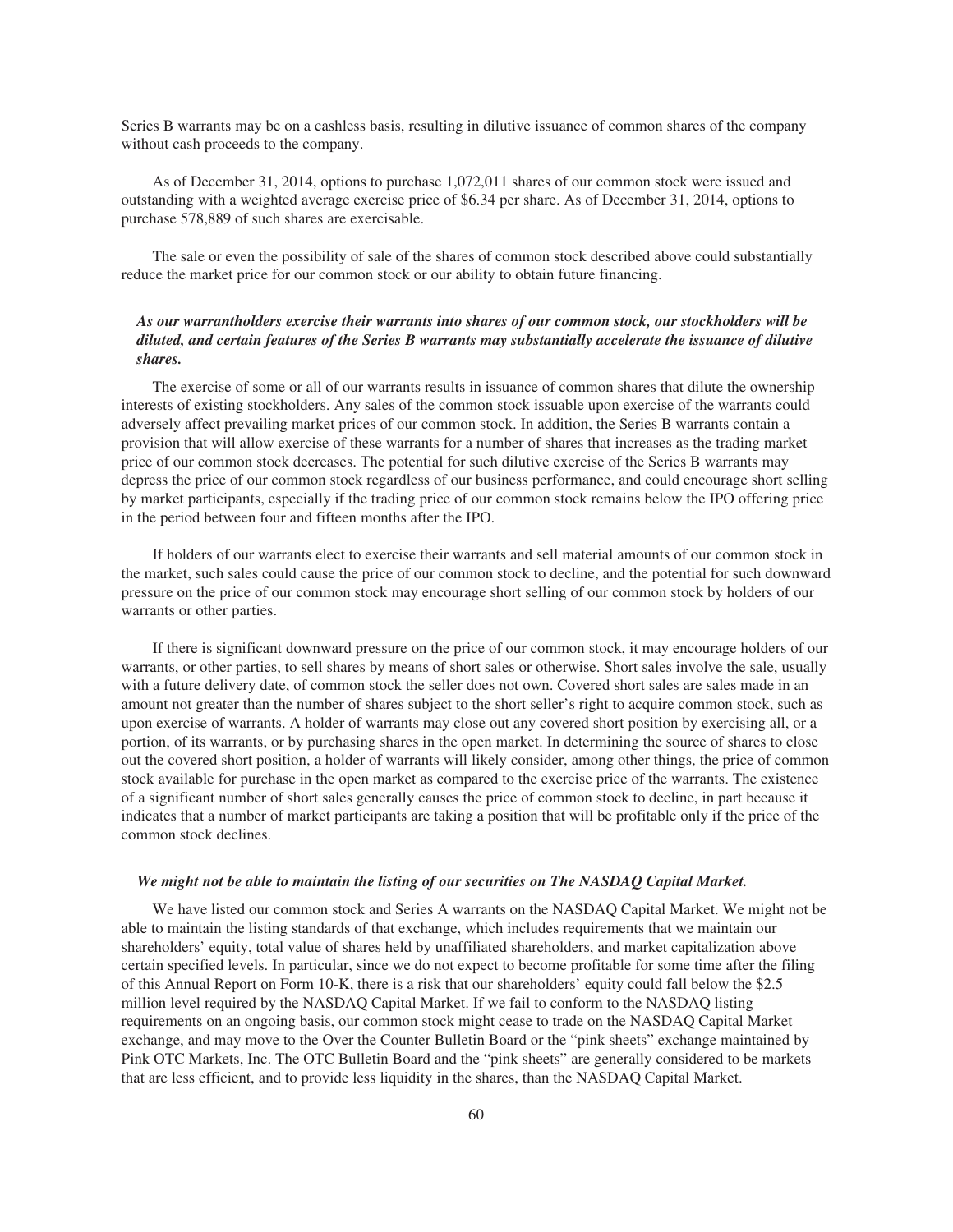Series B warrants may be on a cashless basis, resulting in dilutive issuance of common shares of the company without cash proceeds to the company.

As of December 31, 2014, options to purchase 1,072,011 shares of our common stock were issued and outstanding with a weighted average exercise price of $6.34 per share. As of December 31, 2014, options to purchase 578,889 of such shares are exercisable.

The sale or even the possibility of sale of the shares of common stock described above could substantially reduce the market price for our common stock or our ability to obtain future financing.

***As our warrantholders exercise their warrants into shares of our common stock, our stockholders will be diluted, and certain features of the Series B warrants may substantially accelerate the issuance of dilutive shares.***

The exercise of some or all of our warrants results in issuance of common shares that dilute the ownership interests of existing stockholders. Any sales of the common stock issuable upon exercise of the warrants could adversely affect prevailing market prices of our common stock. In addition, the Series B warrants contain a provision that will allow exercise of these warrants for a number of shares that increases as the trading market price of our common stock decreases. The potential for such dilutive exercise of the Series B warrants may depress the price of our common stock regardless of our business performance, and could encourage short selling by market participants, especially if the trading price of our common stock remains below the IPO offering price in the period between four and fifteen months after the IPO.

If holders of our warrants elect to exercise their warrants and sell material amounts of our common stock in the market, such sales could cause the price of our common stock to decline, and the potential for such downward pressure on the price of our common stock may encourage short selling of our common stock by holders of our warrants or other parties.

If there is significant downward pressure on the price of our common stock, it may encourage holders of our warrants, or other parties, to sell shares by means of short sales or otherwise. Short sales involve the sale, usually with a future delivery date, of common stock the seller does not own. Covered short sales are sales made in an amount not greater than the number of shares subject to the short seller's right to acquire common stock, such as upon exercise of warrants. A holder of warrants may close out any covered short position by exercising all, or a portion, of its warrants, or by purchasing shares in the open market. In determining the source of shares to close out the covered short position, a holder of warrants will likely consider, among other things, the price of common stock available for purchase in the open market as compared to the exercise price of the warrants. The existence of a significant number of short sales generally causes the price of common stock to decline, in part because it indicates that a number of market participants are taking a position that will be profitable only if the price of the common stock declines.

***We might not be able to maintain the listing of our securities on The NASDAQ Capital Market.***

We have listed our common stock and Series A warrants on the NASDAQ Capital Market. We might not be able to maintain the listing standards of that exchange, which includes requirements that we maintain our shareholders' equity, total value of shares held by unaffiliated shareholders, and market capitalization above certain specified levels. In particular, since we do not expect to become profitable for some time after the filing of this Annual Report on Form 10-K, there is a risk that our shareholders' equity could fall below the $2.5 million level required by the NASDAQ Capital Market. If we fail to conform to the NASDAQ listing requirements on an ongoing basis, our common stock might cease to trade on the NASDAQ Capital Market exchange, and may move to the Over the Counter Bulletin Board or the "pink sheets" exchange maintained by Pink OTC Markets, Inc. The OTC Bulletin Board and the "pink sheets" are generally considered to be markets that are less efficient, and to provide less liquidity in the shares, than the NASDAQ Capital Market.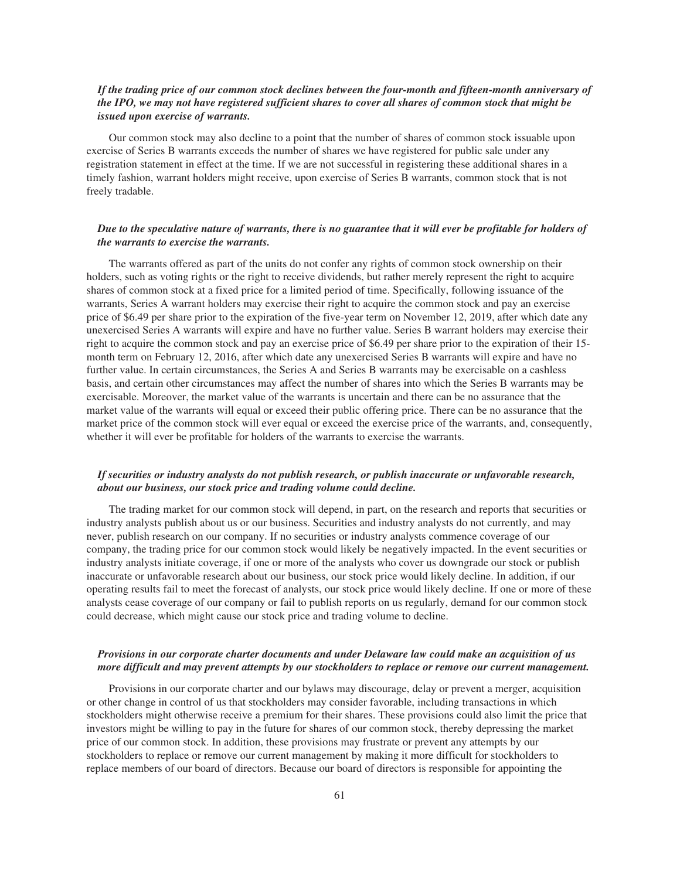***If the trading price of our common stock declines between the four-month and fifteen-month anniversary of the IPO, we may not have registered sufficient shares to cover all shares of common stock that might be issued upon exercise of warrants.***

Our common stock may also decline to a point that the number of shares of common stock issuable upon exercise of Series B warrants exceeds the number of shares we have registered for public sale under any registration statement in effect at the time. If we are not successful in registering these additional shares in a timely fashion, warrant holders might receive, upon exercise of Series B warrants, common stock that is not freely tradable.

***Due to the speculative nature of warrants, there is no guarantee that it will ever be profitable for holders of the warrants to exercise the warrants.***

The warrants offered as part of the units do not confer any rights of common stock ownership on their holders, such as voting rights or the right to receive dividends, but rather merely represent the right to acquire shares of common stock at a fixed price for a limited period of time. Specifically, following issuance of the warrants, Series A warrant holders may exercise their right to acquire the common stock and pay an exercise price of $6.49 per share prior to the expiration of the five-year term on November 12, 2019, after which date any unexercised Series A warrants will expire and have no further value. Series B warrant holders may exercise their right to acquire the common stock and pay an exercise price of $6.49 per share prior to the expiration of their 15-month term on February 12, 2016, after which date any unexercised Series B warrants will expire and have no further value. In certain circumstances, the Series A and Series B warrants may be exercisable on a cashless basis, and certain other circumstances may affect the number of shares into which the Series B warrants may be exercisable. Moreover, the market value of the warrants is uncertain and there can be no assurance that the market value of the warrants will equal or exceed their public offering price. There can be no assurance that the market price of the common stock will ever equal or exceed the exercise price of the warrants, and, consequently, whether it will ever be profitable for holders of the warrants to exercise the warrants.

***If securities or industry analysts do not publish research, or publish inaccurate or unfavorable research, about our business, our stock price and trading volume could decline.***

The trading market for our common stock will depend, in part, on the research and reports that securities or industry analysts publish about us or our business. Securities and industry analysts do not currently, and may never, publish research on our company. If no securities or industry analysts commence coverage of our company, the trading price for our common stock would likely be negatively impacted. In the event securities or industry analysts initiate coverage, if one or more of the analysts who cover us downgrade our stock or publish inaccurate or unfavorable research about our business, our stock price would likely decline. In addition, if our operating results fail to meet the forecast of analysts, our stock price would likely decline. If one or more of these analysts cease coverage of our company or fail to publish reports on us regularly, demand for our common stock could decrease, which might cause our stock price and trading volume to decline.

***Provisions in our corporate charter documents and under Delaware law could make an acquisition of us more difficult and may prevent attempts by our stockholders to replace or remove our current management.***

Provisions in our corporate charter and our bylaws may discourage, delay or prevent a merger, acquisition or other change in control of us that stockholders may consider favorable, including transactions in which stockholders might otherwise receive a premium for their shares. These provisions could also limit the price that investors might be willing to pay in the future for shares of our common stock, thereby depressing the market price of our common stock. In addition, these provisions may frustrate or prevent any attempts by our stockholders to replace or remove our current management by making it more difficult for stockholders to replace members of our board of directors. Because our board of directors is responsible for appointing the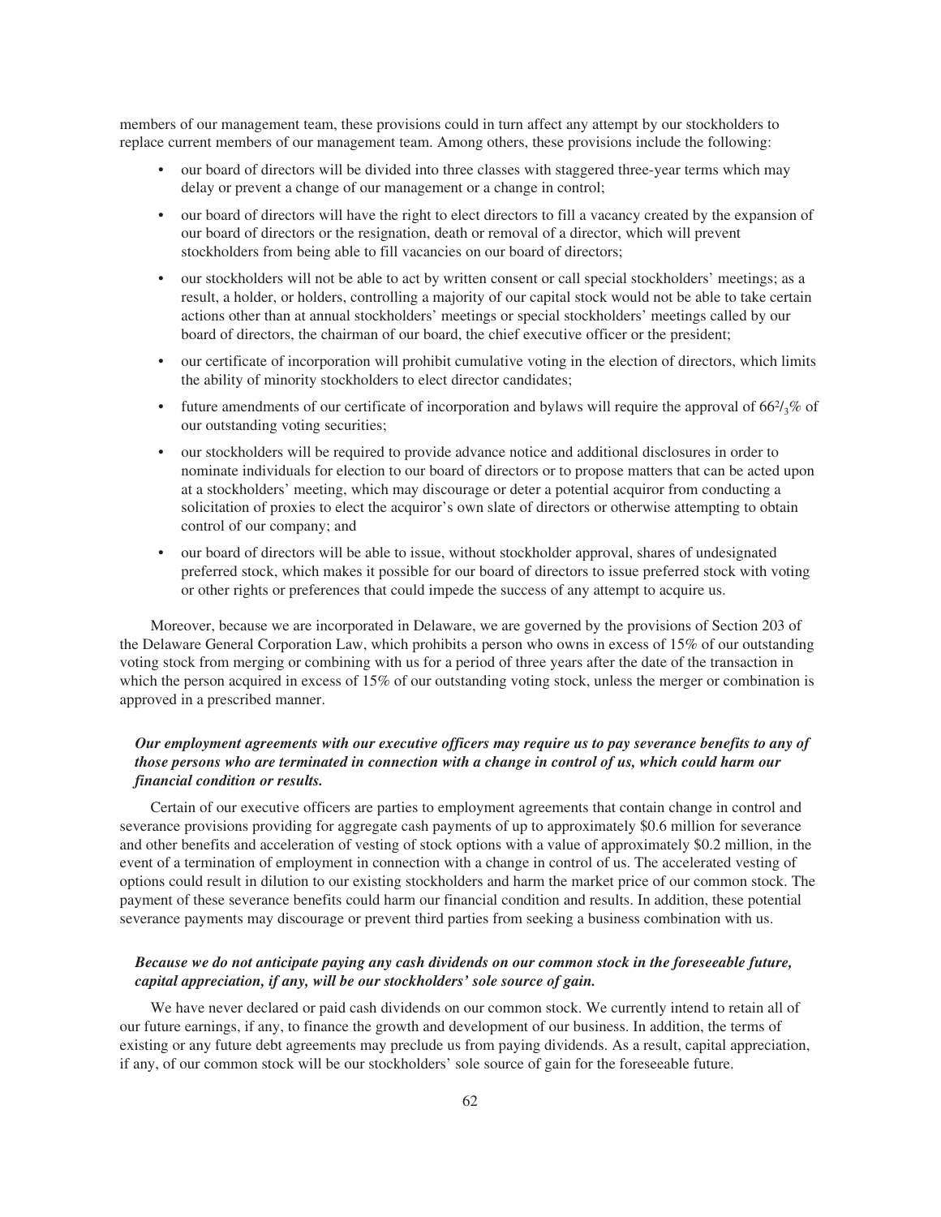members of our management team, these provisions could in turn affect any attempt by our stockholders to replace current members of our management team. Among others, these provisions include the following:

- our board of directors will be divided into three classes with staggered three-year terms which may delay or prevent a change of our management or a change in control;
- our board of directors will have the right to elect directors to fill a vacancy created by the expansion of our board of directors or the resignation, death or removal of a director, which will prevent stockholders from being able to fill vacancies on our board of directors;
- our stockholders will not be able to act by written consent or call special stockholders' meetings; as a result, a holder, or holders, controlling a majority of our capital stock would not be able to take certain actions other than at annual stockholders' meetings or special stockholders' meetings called by our board of directors, the chairman of our board, the chief executive officer or the president;
- our certificate of incorporation will prohibit cumulative voting in the election of directors, which limits the ability of minority stockholders to elect director candidates;
- future amendments of our certificate of incorporation and bylaws will require the approval of $66^2/_3$% of our outstanding voting securities;
- our stockholders will be required to provide advance notice and additional disclosures in order to nominate individuals for election to our board of directors or to propose matters that can be acted upon at a stockholders' meeting, which may discourage or deter a potential acquiror from conducting a solicitation of proxies to elect the acquiror's own slate of directors or otherwise attempting to obtain control of our company; and
- our board of directors will be able to issue, without stockholder approval, shares of undesignated preferred stock, which makes it possible for our board of directors to issue preferred stock with voting or other rights or preferences that could impede the success of any attempt to acquire us.

Moreover, because we are incorporated in Delaware, we are governed by the provisions of Section 203 of the Delaware General Corporation Law, which prohibits a person who owns in excess of 15% of our outstanding voting stock from merging or combining with us for a period of three years after the date of the transaction in which the person acquired in excess of 15% of our outstanding voting stock, unless the merger or combination is approved in a prescribed manner.

***Our employment agreements with our executive officers may require us to pay severance benefits to any of those persons who are terminated in connection with a change in control of us, which could harm our financial condition or results.***

Certain of our executive officers are parties to employment agreements that contain change in control and severance provisions providing for aggregate cash payments of up to approximately \$0.6 million for severance and other benefits and acceleration of vesting of stock options with a value of approximately \$0.2 million, in the event of a termination of employment in connection with a change in control of us. The accelerated vesting of options could result in dilution to our existing stockholders and harm the market price of our common stock. The payment of these severance benefits could harm our financial condition and results. In addition, these potential severance payments may discourage or prevent third parties from seeking a business combination with us.

***Because we do not anticipate paying any cash dividends on our common stock in the foreseeable future, capital appreciation, if any, will be our stockholders' sole source of gain.***

We have never declared or paid cash dividends on our common stock. We currently intend to retain all of our future earnings, if any, to finance the growth and development of our business. In addition, the terms of existing or any future debt agreements may preclude us from paying dividends. As a result, capital appreciation, if any, of our common stock will be our stockholders' sole source of gain for the foreseeable future.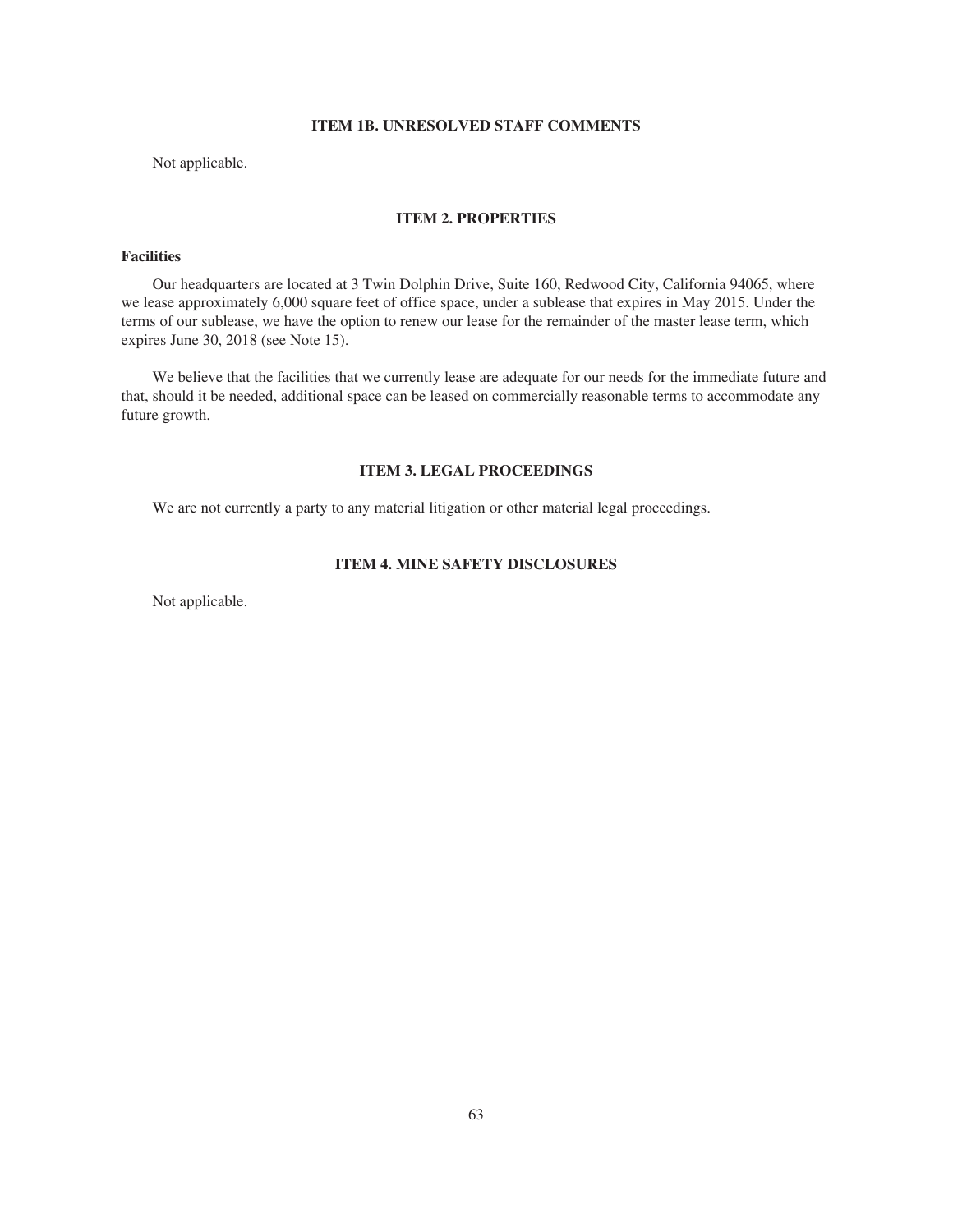## ITEM 1B. UNRESOLVED STAFF COMMENTS

Not applicable.

## ITEM 2. PROPERTIES

### Facilities

Our headquarters are located at 3 Twin Dolphin Drive, Suite 160, Redwood City, California 94065, where we lease approximately 6,000 square feet of office space, under a sublease that expires in May 2015. Under the terms of our sublease, we have the option to renew our lease for the remainder of the master lease term, which expires June 30, 2018 (see Note 15).

We believe that the facilities that we currently lease are adequate for our needs for the immediate future and that, should it be needed, additional space can be leased on commercially reasonable terms to accommodate any future growth.

## ITEM 3. LEGAL PROCEEDINGS

We are not currently a party to any material litigation or other material legal proceedings.

## ITEM 4. MINE SAFETY DISCLOSURES

Not applicable.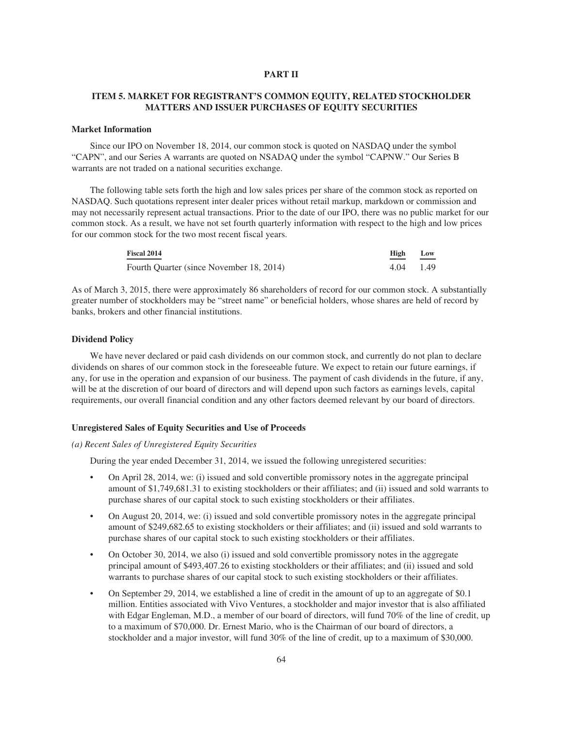# PART II

## ITEM 5. MARKET FOR REGISTRANT'S COMMON EQUITY, RELATED STOCKHOLDER MATTERS AND ISSUER PURCHASES OF EQUITY SECURITIES

### Market Information

Since our IPO on November 18, 2014, our common stock is quoted on NASDAQ under the symbol "CAPN", and our Series A warrants are quoted on NSADAQ under the symbol "CAPNW." Our Series B warrants are not traded on a national securities exchange.

The following table sets forth the high and low sales prices per share of the common stock as reported on NASDAQ. Such quotations represent inter dealer prices without retail markup, markdown or commission and may not necessarily represent actual transactions. Prior to the date of our IPO, there was no public market for our common stock. As a result, we have not set fourth quarterly information with respect to the high and low prices for our common stock for the two most recent fiscal years.

| Fiscal 2014 | High | Low |
|---|---|---|
| Fourth Quarter (since November 18, 2014) | 4.04 | 1.49 |

As of March 3, 2015, there were approximately 86 shareholders of record for our common stock. A substantially greater number of stockholders may be "street name" or beneficial holders, whose shares are held of record by banks, brokers and other financial institutions.

### Dividend Policy

We have never declared or paid cash dividends on our common stock, and currently do not plan to declare dividends on shares of our common stock in the foreseeable future. We expect to retain our future earnings, if any, for use in the operation and expansion of our business. The payment of cash dividends in the future, if any, will be at the discretion of our board of directors and will depend upon such factors as earnings levels, capital requirements, our overall financial condition and any other factors deemed relevant by our board of directors.

### Unregistered Sales of Equity Securities and Use of Proceeds

*(a) Recent Sales of Unregistered Equity Securities*

During the year ended December 31, 2014, we issued the following unregistered securities:

- On April 28, 2014, we: (i) issued and sold convertible promissory notes in the aggregate principal amount of $1,749,681.31 to existing stockholders or their affiliates; and (ii) issued and sold warrants to purchase shares of our capital stock to such existing stockholders or their affiliates.
- On August 20, 2014, we: (i) issued and sold convertible promissory notes in the aggregate principal amount of $249,682.65 to existing stockholders or their affiliates; and (ii) issued and sold warrants to purchase shares of our capital stock to such existing stockholders or their affiliates.
- On October 30, 2014, we also (i) issued and sold convertible promissory notes in the aggregate principal amount of $493,407.26 to existing stockholders or their affiliates; and (ii) issued and sold warrants to purchase shares of our capital stock to such existing stockholders or their affiliates.
- On September 29, 2014, we established a line of credit in the amount of up to an aggregate of $0.1 million. Entities associated with Vivo Ventures, a stockholder and major investor that is also affiliated with Edgar Engleman, M.D., a member of our board of directors, will fund 70% of the line of credit, up to a maximum of $70,000. Dr. Ernest Mario, who is the Chairman of our board of directors, a stockholder and a major investor, will fund 30% of the line of credit, up to a maximum of $30,000.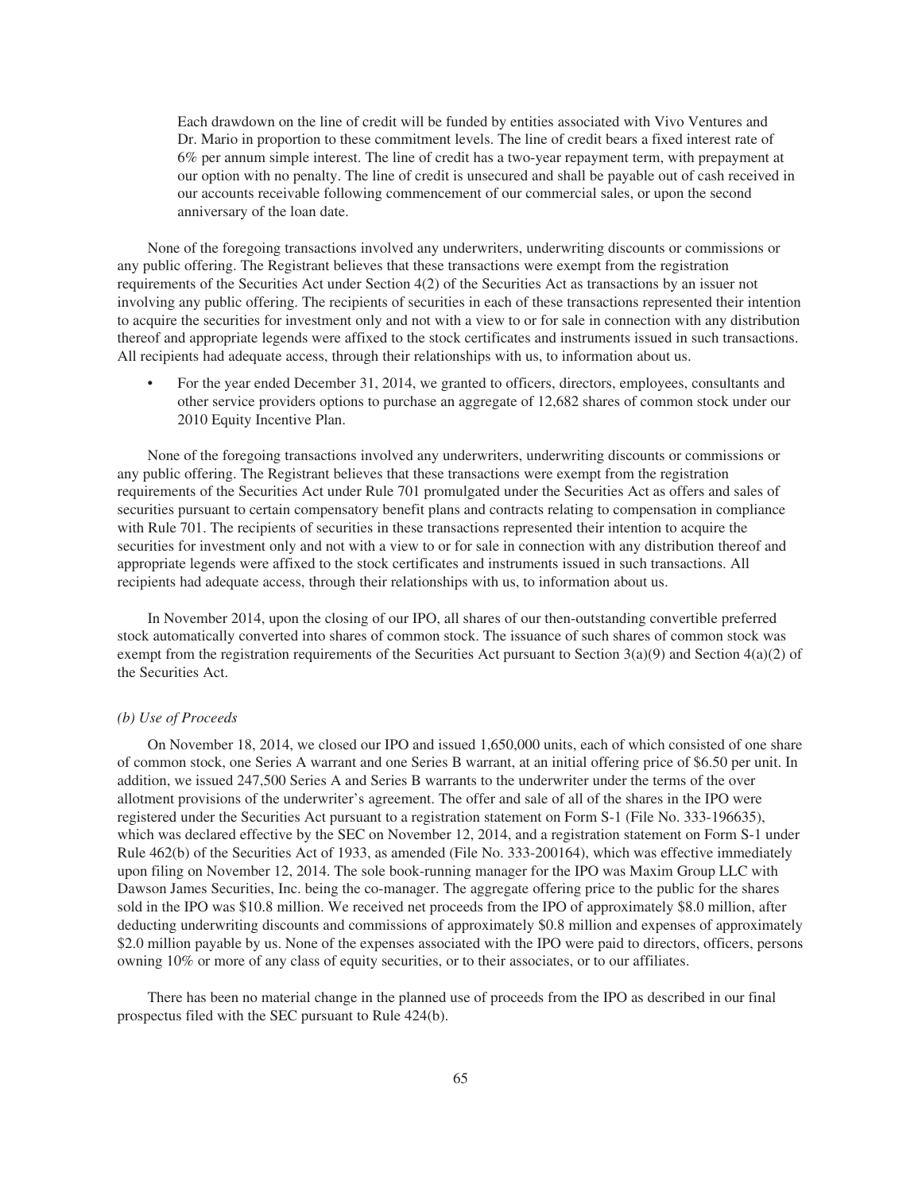Each drawdown on the line of credit will be funded by entities associated with Vivo Ventures and Dr. Mario in proportion to these commitment levels. The line of credit bears a fixed interest rate of 6% per annum simple interest. The line of credit has a two-year repayment term, with prepayment at our option with no penalty. The line of credit is unsecured and shall be payable out of cash received in our accounts receivable following commencement of our commercial sales, or upon the second anniversary of the loan date.

None of the foregoing transactions involved any underwriters, underwriting discounts or commissions or any public offering. The Registrant believes that these transactions were exempt from the registration requirements of the Securities Act under Section 4(2) of the Securities Act as transactions by an issuer not involving any public offering. The recipients of securities in each of these transactions represented their intention to acquire the securities for investment only and not with a view to or for sale in connection with any distribution thereof and appropriate legends were affixed to the stock certificates and instruments issued in such transactions. All recipients had adequate access, through their relationships with us, to information about us.

- For the year ended December 31, 2014, we granted to officers, directors, employees, consultants and other service providers options to purchase an aggregate of 12,682 shares of common stock under our 2010 Equity Incentive Plan.

None of the foregoing transactions involved any underwriters, underwriting discounts or commissions or any public offering. The Registrant believes that these transactions were exempt from the registration requirements of the Securities Act under Rule 701 promulgated under the Securities Act as offers and sales of securities pursuant to certain compensatory benefit plans and contracts relating to compensation in compliance with Rule 701. The recipients of securities in these transactions represented their intention to acquire the securities for investment only and not with a view to or for sale in connection with any distribution thereof and appropriate legends were affixed to the stock certificates and instruments issued in such transactions. All recipients had adequate access, through their relationships with us, to information about us.

In November 2014, upon the closing of our IPO, all shares of our then-outstanding convertible preferred stock automatically converted into shares of common stock. The issuance of such shares of common stock was exempt from the registration requirements of the Securities Act pursuant to Section 3(a)(9) and Section 4(a)(2) of the Securities Act.

*(b) Use of Proceeds*

On November 18, 2014, we closed our IPO and issued 1,650,000 units, each of which consisted of one share of common stock, one Series A warrant and one Series B warrant, at an initial offering price of $6.50 per unit. In addition, we issued 247,500 Series A and Series B warrants to the underwriter under the terms of the over allotment provisions of the underwriter's agreement. The offer and sale of all of the shares in the IPO were registered under the Securities Act pursuant to a registration statement on Form S-1 (File No. 333-196635), which was declared effective by the SEC on November 12, 2014, and a registration statement on Form S-1 under Rule 462(b) of the Securities Act of 1933, as amended (File No. 333-200164), which was effective immediately upon filing on November 12, 2014. The sole book-running manager for the IPO was Maxim Group LLC with Dawson James Securities, Inc. being the co-manager. The aggregate offering price to the public for the shares sold in the IPO was $10.8 million. We received net proceeds from the IPO of approximately $8.0 million, after deducting underwriting discounts and commissions of approximately $0.8 million and expenses of approximately $2.0 million payable by us. None of the expenses associated with the IPO were paid to directors, officers, persons owning 10% or more of any class of equity securities, or to their associates, or to our affiliates.

There has been no material change in the planned use of proceeds from the IPO as described in our final prospectus filed with the SEC pursuant to Rule 424(b).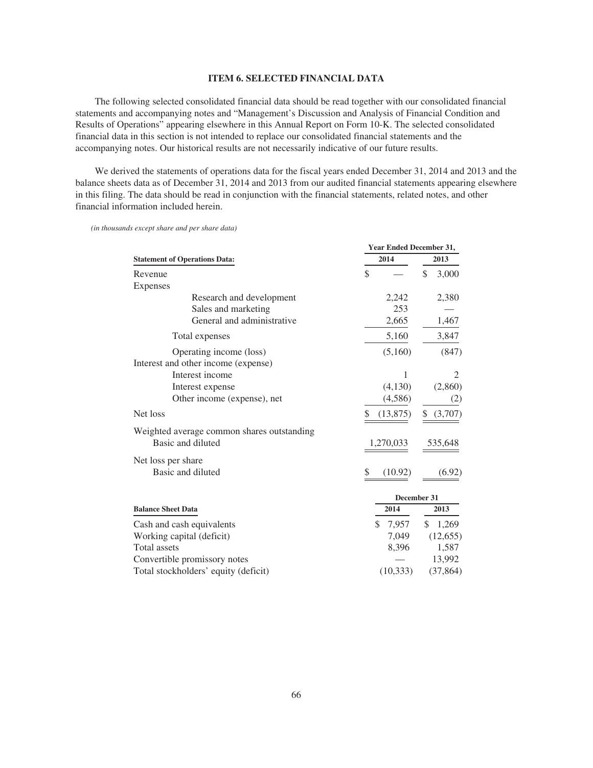# ITEM 6. SELECTED FINANCIAL DATA

The following selected consolidated financial data should be read together with our consolidated financial statements and accompanying notes and "Management's Discussion and Analysis of Financial Condition and Results of Operations" appearing elsewhere in this Annual Report on Form 10-K. The selected consolidated financial data in this section is not intended to replace our consolidated financial statements and the accompanying notes. Our historical results are not necessarily indicative of our future results.

We derived the statements of operations data for the fiscal years ended December 31, 2014 and 2013 and the balance sheets data as of December 31, 2014 and 2013 from our audited financial statements appearing elsewhere in this filing. The data should be read in conjunction with the financial statements, related notes, and other financial information included herein.

*(in thousands except share and per share data)*

| | Year Ended December 31, | |
|---|---|---|
| **Statement of Operations Data:** | **2014** | **2013** |
| Revenue | $ — | $ 3,000 |
| Expenses | | |
| Research and development | 2,242 | 2,380 |
| Sales and marketing | 253 | — |
| General and administrative | 2,665 | 1,467 |
| Total expenses | 5,160 | 3,847 |
| Operating income (loss) | (5,160) | (847) |
| Interest and other income (expense) | | |
| Interest income | 1 | 2 |
| Interest expense | (4,130) | (2,860) |
| Other income (expense), net | (4,586) | (2) |
| Net loss | $ (13,875) | $ (3,707) |
| Weighted average common shares outstanding | | |
| Basic and diluted | 1,270,033 | 535,648 |
| Net loss per share | | |
| Basic and diluted | $ (10.92) | (6.92) |

| | December 31 | |
|---|---|---|
| **Balance Sheet Data** | **2014** | **2013** |
| Cash and cash equivalents | $ 7,957 | $ 1,269 |
| Working capital (deficit) | 7,049 | (12,655) |
| Total assets | 8,396 | 1,587 |
| Convertible promissory notes | — | 13,992 |
| Total stockholders' equity (deficit) | (10,333) | (37,864) |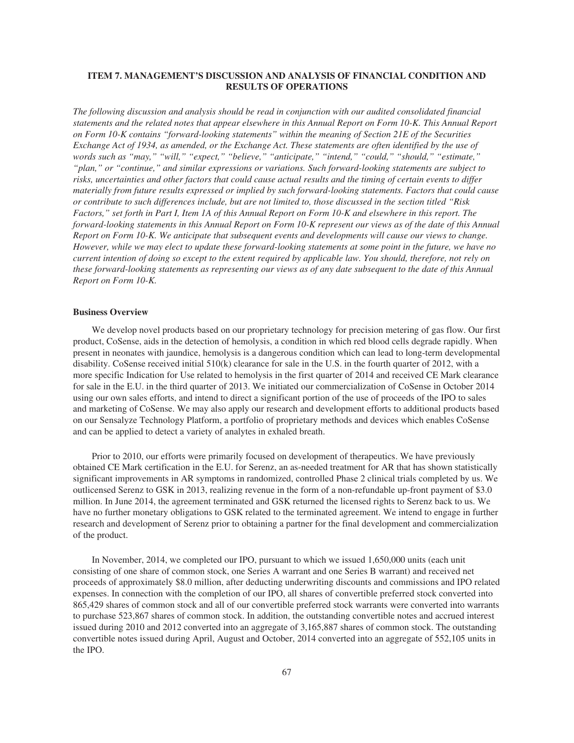## ITEM 7. MANAGEMENT'S DISCUSSION AND ANALYSIS OF FINANCIAL CONDITION AND RESULTS OF OPERATIONS

*The following discussion and analysis should be read in conjunction with our audited consolidated financial statements and the related notes that appear elsewhere in this Annual Report on Form 10-K. This Annual Report on Form 10-K contains "forward-looking statements" within the meaning of Section 21E of the Securities Exchange Act of 1934, as amended, or the Exchange Act. These statements are often identified by the use of words such as "may," "will," "expect," "believe," "anticipate," "intend," "could," "should," "estimate," "plan," or "continue," and similar expressions or variations. Such forward-looking statements are subject to risks, uncertainties and other factors that could cause actual results and the timing of certain events to differ materially from future results expressed or implied by such forward-looking statements. Factors that could cause or contribute to such differences include, but are not limited to, those discussed in the section titled "Risk Factors," set forth in Part I, Item 1A of this Annual Report on Form 10-K and elsewhere in this report. The forward-looking statements in this Annual Report on Form 10-K represent our views as of the date of this Annual Report on Form 10-K. We anticipate that subsequent events and developments will cause our views to change. However, while we may elect to update these forward-looking statements at some point in the future, we have no current intention of doing so except to the extent required by applicable law. You should, therefore, not rely on these forward-looking statements as representing our views as of any date subsequent to the date of this Annual Report on Form 10-K.*

### Business Overview

We develop novel products based on our proprietary technology for precision metering of gas flow. Our first product, CoSense, aids in the detection of hemolysis, a condition in which red blood cells degrade rapidly. When present in neonates with jaundice, hemolysis is a dangerous condition which can lead to long-term developmental disability. CoSense received initial 510(k) clearance for sale in the U.S. in the fourth quarter of 2012, with a more specific Indication for Use related to hemolysis in the first quarter of 2014 and received CE Mark clearance for sale in the E.U. in the third quarter of 2013. We initiated our commercialization of CoSense in October 2014 using our own sales efforts, and intend to direct a significant portion of the use of proceeds of the IPO to sales and marketing of CoSense. We may also apply our research and development efforts to additional products based on our Sensalyze Technology Platform, a portfolio of proprietary methods and devices which enables CoSense and can be applied to detect a variety of analytes in exhaled breath.

Prior to 2010, our efforts were primarily focused on development of therapeutics. We have previously obtained CE Mark certification in the E.U. for Serenz, an as-needed treatment for AR that has shown statistically significant improvements in AR symptoms in randomized, controlled Phase 2 clinical trials completed by us. We outlicensed Serenz to GSK in 2013, realizing revenue in the form of a non-refundable up-front payment of $3.0 million. In June 2014, the agreement terminated and GSK returned the licensed rights to Serenz back to us. We have no further monetary obligations to GSK related to the terminated agreement. We intend to engage in further research and development of Serenz prior to obtaining a partner for the final development and commercialization of the product.

In November, 2014, we completed our IPO, pursuant to which we issued 1,650,000 units (each unit consisting of one share of common stock, one Series A warrant and one Series B warrant) and received net proceeds of approximately $8.0 million, after deducting underwriting discounts and commissions and IPO related expenses. In connection with the completion of our IPO, all shares of convertible preferred stock converted into 865,429 shares of common stock and all of our convertible preferred stock warrants were converted into warrants to purchase 523,867 shares of common stock. In addition, the outstanding convertible notes and accrued interest issued during 2010 and 2012 converted into an aggregate of 3,165,887 shares of common stock. The outstanding convertible notes issued during April, August and October, 2014 converted into an aggregate of 552,105 units in the IPO.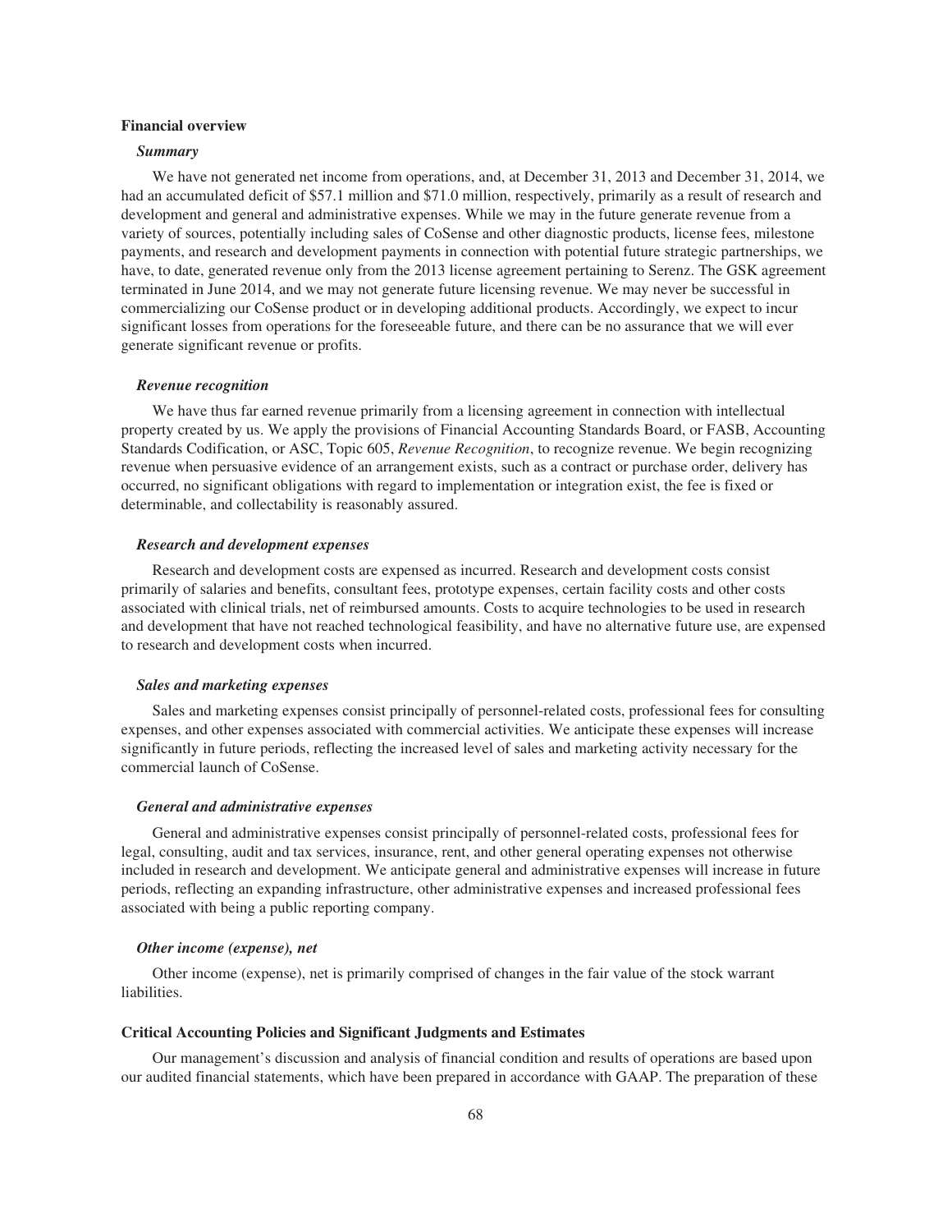## Financial overview

### *Summary*

We have not generated net income from operations, and, at December 31, 2013 and December 31, 2014, we had an accumulated deficit of $57.1 million and $71.0 million, respectively, primarily as a result of research and development and general and administrative expenses. While we may in the future generate revenue from a variety of sources, potentially including sales of CoSense and other diagnostic products, license fees, milestone payments, and research and development payments in connection with potential future strategic partnerships, we have, to date, generated revenue only from the 2013 license agreement pertaining to Serenz. The GSK agreement terminated in June 2014, and we may not generate future licensing revenue. We may never be successful in commercializing our CoSense product or in developing additional products. Accordingly, we expect to incur significant losses from operations for the foreseeable future, and there can be no assurance that we will ever generate significant revenue or profits.

### *Revenue recognition*

We have thus far earned revenue primarily from a licensing agreement in connection with intellectual property created by us. We apply the provisions of Financial Accounting Standards Board, or FASB, Accounting Standards Codification, or ASC, Topic 605, *Revenue Recognition*, to recognize revenue. We begin recognizing revenue when persuasive evidence of an arrangement exists, such as a contract or purchase order, delivery has occurred, no significant obligations with regard to implementation or integration exist, the fee is fixed or determinable, and collectability is reasonably assured.

### *Research and development expenses*

Research and development costs are expensed as incurred. Research and development costs consist primarily of salaries and benefits, consultant fees, prototype expenses, certain facility costs and other costs associated with clinical trials, net of reimbursed amounts. Costs to acquire technologies to be used in research and development that have not reached technological feasibility, and have no alternative future use, are expensed to research and development costs when incurred.

### *Sales and marketing expenses*

Sales and marketing expenses consist principally of personnel-related costs, professional fees for consulting expenses, and other expenses associated with commercial activities. We anticipate these expenses will increase significantly in future periods, reflecting the increased level of sales and marketing activity necessary for the commercial launch of CoSense.

### *General and administrative expenses*

General and administrative expenses consist principally of personnel-related costs, professional fees for legal, consulting, audit and tax services, insurance, rent, and other general operating expenses not otherwise included in research and development. We anticipate general and administrative expenses will increase in future periods, reflecting an expanding infrastructure, other administrative expenses and increased professional fees associated with being a public reporting company.

### *Other income (expense), net*

Other income (expense), net is primarily comprised of changes in the fair value of the stock warrant liabilities.

## Critical Accounting Policies and Significant Judgments and Estimates

Our management's discussion and analysis of financial condition and results of operations are based upon our audited financial statements, which have been prepared in accordance with GAAP. The preparation of these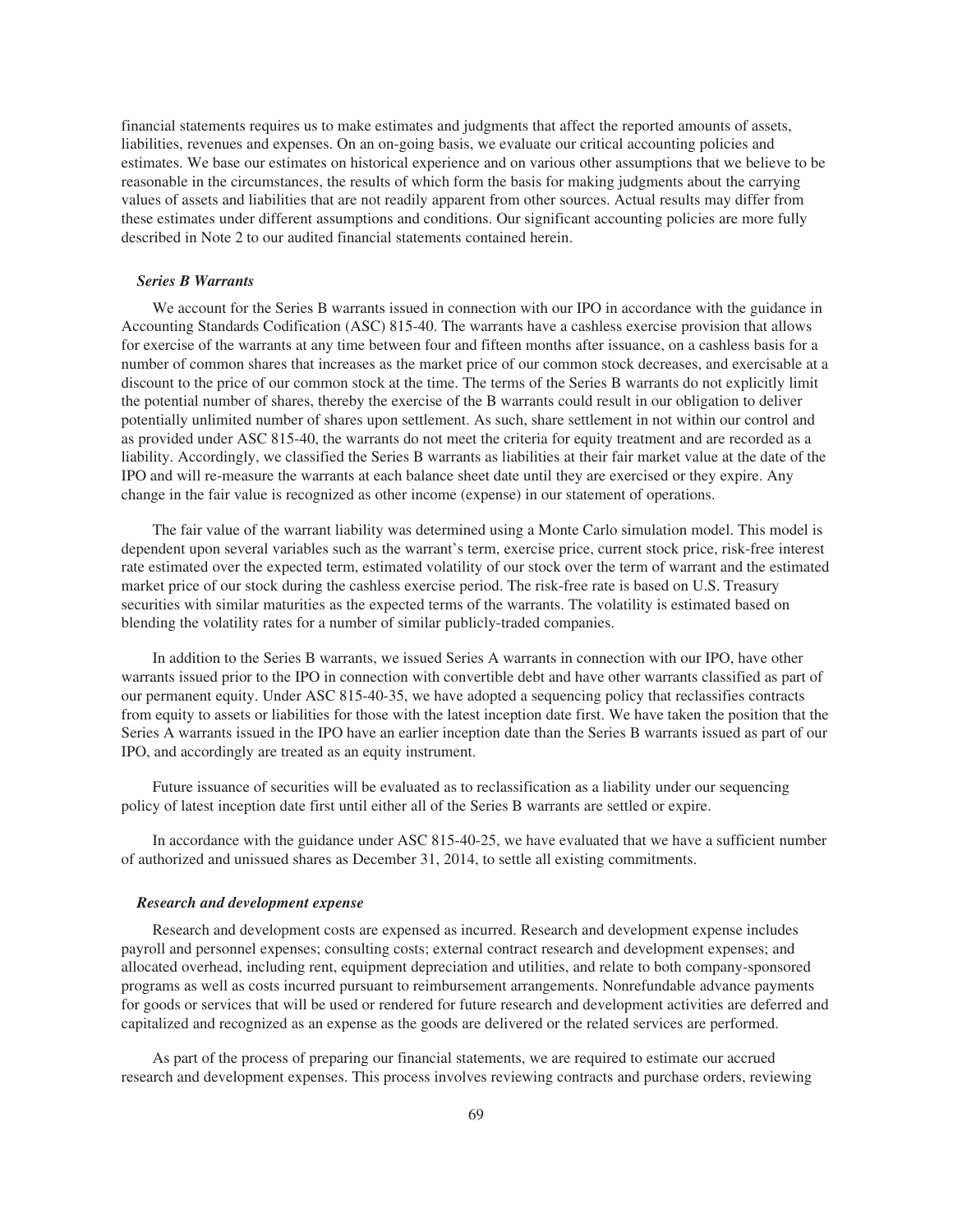financial statements requires us to make estimates and judgments that affect the reported amounts of assets, liabilities, revenues and expenses. On an on-going basis, we evaluate our critical accounting policies and estimates. We base our estimates on historical experience and on various other assumptions that we believe to be reasonable in the circumstances, the results of which form the basis for making judgments about the carrying values of assets and liabilities that are not readily apparent from other sources. Actual results may differ from these estimates under different assumptions and conditions. Our significant accounting policies are more fully described in Note 2 to our audited financial statements contained herein.

***Series B Warrants***

We account for the Series B warrants issued in connection with our IPO in accordance with the guidance in Accounting Standards Codification (ASC) 815-40. The warrants have a cashless exercise provision that allows for exercise of the warrants at any time between four and fifteen months after issuance, on a cashless basis for a number of common shares that increases as the market price of our common stock decreases, and exercisable at a discount to the price of our common stock at the time. The terms of the Series B warrants do not explicitly limit the potential number of shares, thereby the exercise of the B warrants could result in our obligation to deliver potentially unlimited number of shares upon settlement. As such, share settlement in not within our control and as provided under ASC 815-40, the warrants do not meet the criteria for equity treatment and are recorded as a liability. Accordingly, we classified the Series B warrants as liabilities at their fair market value at the date of the IPO and will re-measure the warrants at each balance sheet date until they are exercised or they expire. Any change in the fair value is recognized as other income (expense) in our statement of operations.

The fair value of the warrant liability was determined using a Monte Carlo simulation model. This model is dependent upon several variables such as the warrant's term, exercise price, current stock price, risk-free interest rate estimated over the expected term, estimated volatility of our stock over the term of warrant and the estimated market price of our stock during the cashless exercise period. The risk-free rate is based on U.S. Treasury securities with similar maturities as the expected terms of the warrants. The volatility is estimated based on blending the volatility rates for a number of similar publicly-traded companies.

In addition to the Series B warrants, we issued Series A warrants in connection with our IPO, have other warrants issued prior to the IPO in connection with convertible debt and have other warrants classified as part of our permanent equity. Under ASC 815-40-35, we have adopted a sequencing policy that reclassifies contracts from equity to assets or liabilities for those with the latest inception date first. We have taken the position that the Series A warrants issued in the IPO have an earlier inception date than the Series B warrants issued as part of our IPO, and accordingly are treated as an equity instrument.

Future issuance of securities will be evaluated as to reclassification as a liability under our sequencing policy of latest inception date first until either all of the Series B warrants are settled or expire.

In accordance with the guidance under ASC 815-40-25, we have evaluated that we have a sufficient number of authorized and unissued shares as December 31, 2014, to settle all existing commitments.

***Research and development expense***

Research and development costs are expensed as incurred. Research and development expense includes payroll and personnel expenses; consulting costs; external contract research and development expenses; and allocated overhead, including rent, equipment depreciation and utilities, and relate to both company-sponsored programs as well as costs incurred pursuant to reimbursement arrangements. Nonrefundable advance payments for goods or services that will be used or rendered for future research and development activities are deferred and capitalized and recognized as an expense as the goods are delivered or the related services are performed.

As part of the process of preparing our financial statements, we are required to estimate our accrued research and development expenses. This process involves reviewing contracts and purchase orders, reviewing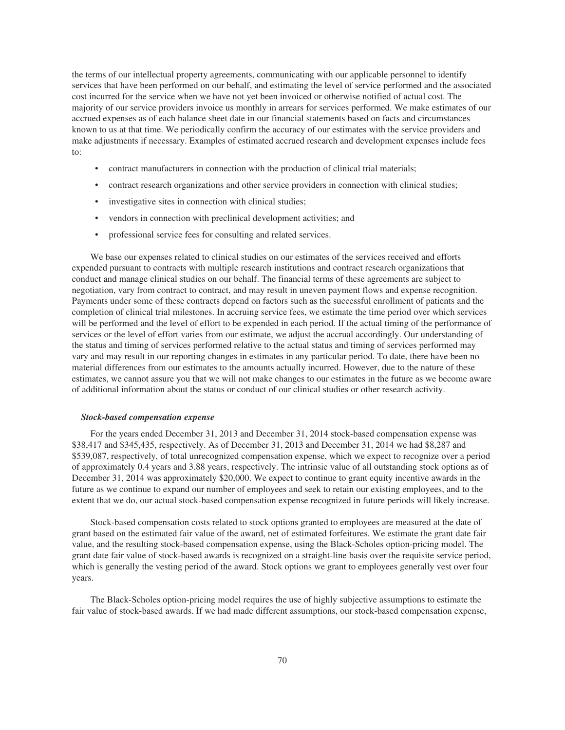the terms of our intellectual property agreements, communicating with our applicable personnel to identify services that have been performed on our behalf, and estimating the level of service performed and the associated cost incurred for the service when we have not yet been invoiced or otherwise notified of actual cost. The majority of our service providers invoice us monthly in arrears for services performed. We make estimates of our accrued expenses as of each balance sheet date in our financial statements based on facts and circumstances known to us at that time. We periodically confirm the accuracy of our estimates with the service providers and make adjustments if necessary. Examples of estimated accrued research and development expenses include fees to:

- contract manufacturers in connection with the production of clinical trial materials;
- contract research organizations and other service providers in connection with clinical studies;
- investigative sites in connection with clinical studies;
- vendors in connection with preclinical development activities; and
- professional service fees for consulting and related services.

We base our expenses related to clinical studies on our estimates of the services received and efforts expended pursuant to contracts with multiple research institutions and contract research organizations that conduct and manage clinical studies on our behalf. The financial terms of these agreements are subject to negotiation, vary from contract to contract, and may result in uneven payment flows and expense recognition. Payments under some of these contracts depend on factors such as the successful enrollment of patients and the completion of clinical trial milestones. In accruing service fees, we estimate the time period over which services will be performed and the level of effort to be expended in each period. If the actual timing of the performance of services or the level of effort varies from our estimate, we adjust the accrual accordingly. Our understanding of the status and timing of services performed relative to the actual status and timing of services performed may vary and may result in our reporting changes in estimates in any particular period. To date, there have been no material differences from our estimates to the amounts actually incurred. However, due to the nature of these estimates, we cannot assure you that we will not make changes to our estimates in the future as we become aware of additional information about the status or conduct of our clinical studies or other research activity.

***Stock-based compensation expense***

For the years ended December 31, 2013 and December 31, 2014 stock-based compensation expense was $38,417 and $345,435, respectively. As of December 31, 2013 and December 31, 2014 we had $8,287 and $539,087, respectively, of total unrecognized compensation expense, which we expect to recognize over a period of approximately 0.4 years and 3.88 years, respectively. The intrinsic value of all outstanding stock options as of December 31, 2014 was approximately $20,000. We expect to continue to grant equity incentive awards in the future as we continue to expand our number of employees and seek to retain our existing employees, and to the extent that we do, our actual stock-based compensation expense recognized in future periods will likely increase.

Stock-based compensation costs related to stock options granted to employees are measured at the date of grant based on the estimated fair value of the award, net of estimated forfeitures. We estimate the grant date fair value, and the resulting stock-based compensation expense, using the Black-Scholes option-pricing model. The grant date fair value of stock-based awards is recognized on a straight-line basis over the requisite service period, which is generally the vesting period of the award. Stock options we grant to employees generally vest over four years.

The Black-Scholes option-pricing model requires the use of highly subjective assumptions to estimate the fair value of stock-based awards. If we had made different assumptions, our stock-based compensation expense,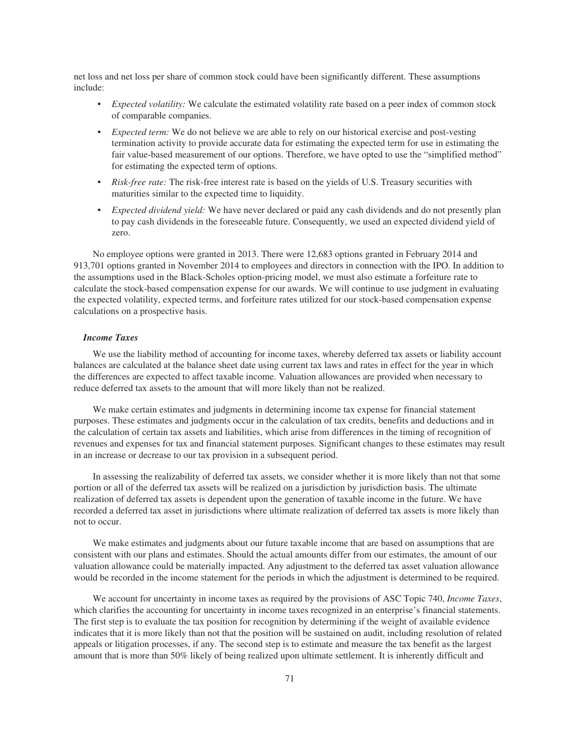net loss and net loss per share of common stock could have been significantly different. These assumptions include:

- *Expected volatility:* We calculate the estimated volatility rate based on a peer index of common stock of comparable companies.
- *Expected term:* We do not believe we are able to rely on our historical exercise and post-vesting termination activity to provide accurate data for estimating the expected term for use in estimating the fair value-based measurement of our options. Therefore, we have opted to use the "simplified method" for estimating the expected term of options.
- *Risk-free rate:* The risk-free interest rate is based on the yields of U.S. Treasury securities with maturities similar to the expected time to liquidity.
- *Expected dividend yield:* We have never declared or paid any cash dividends and do not presently plan to pay cash dividends in the foreseeable future. Consequently, we used an expected dividend yield of zero.

No employee options were granted in 2013. There were 12,683 options granted in February 2014 and 913,701 options granted in November 2014 to employees and directors in connection with the IPO. In addition to the assumptions used in the Black-Scholes option-pricing model, we must also estimate a forfeiture rate to calculate the stock-based compensation expense for our awards. We will continue to use judgment in evaluating the expected volatility, expected terms, and forfeiture rates utilized for our stock-based compensation expense calculations on a prospective basis.

### *Income Taxes*

We use the liability method of accounting for income taxes, whereby deferred tax assets or liability account balances are calculated at the balance sheet date using current tax laws and rates in effect for the year in which the differences are expected to affect taxable income. Valuation allowances are provided when necessary to reduce deferred tax assets to the amount that will more likely than not be realized.

We make certain estimates and judgments in determining income tax expense for financial statement purposes. These estimates and judgments occur in the calculation of tax credits, benefits and deductions and in the calculation of certain tax assets and liabilities, which arise from differences in the timing of recognition of revenues and expenses for tax and financial statement purposes. Significant changes to these estimates may result in an increase or decrease to our tax provision in a subsequent period.

In assessing the realizability of deferred tax assets, we consider whether it is more likely than not that some portion or all of the deferred tax assets will be realized on a jurisdiction by jurisdiction basis. The ultimate realization of deferred tax assets is dependent upon the generation of taxable income in the future. We have recorded a deferred tax asset in jurisdictions where ultimate realization of deferred tax assets is more likely than not to occur.

We make estimates and judgments about our future taxable income that are based on assumptions that are consistent with our plans and estimates. Should the actual amounts differ from our estimates, the amount of our valuation allowance could be materially impacted. Any adjustment to the deferred tax asset valuation allowance would be recorded in the income statement for the periods in which the adjustment is determined to be required.

We account for uncertainty in income taxes as required by the provisions of ASC Topic 740, *Income Taxes*, which clarifies the accounting for uncertainty in income taxes recognized in an enterprise's financial statements. The first step is to evaluate the tax position for recognition by determining if the weight of available evidence indicates that it is more likely than not that the position will be sustained on audit, including resolution of related appeals or litigation processes, if any. The second step is to estimate and measure the tax benefit as the largest amount that is more than 50% likely of being realized upon ultimate settlement. It is inherently difficult and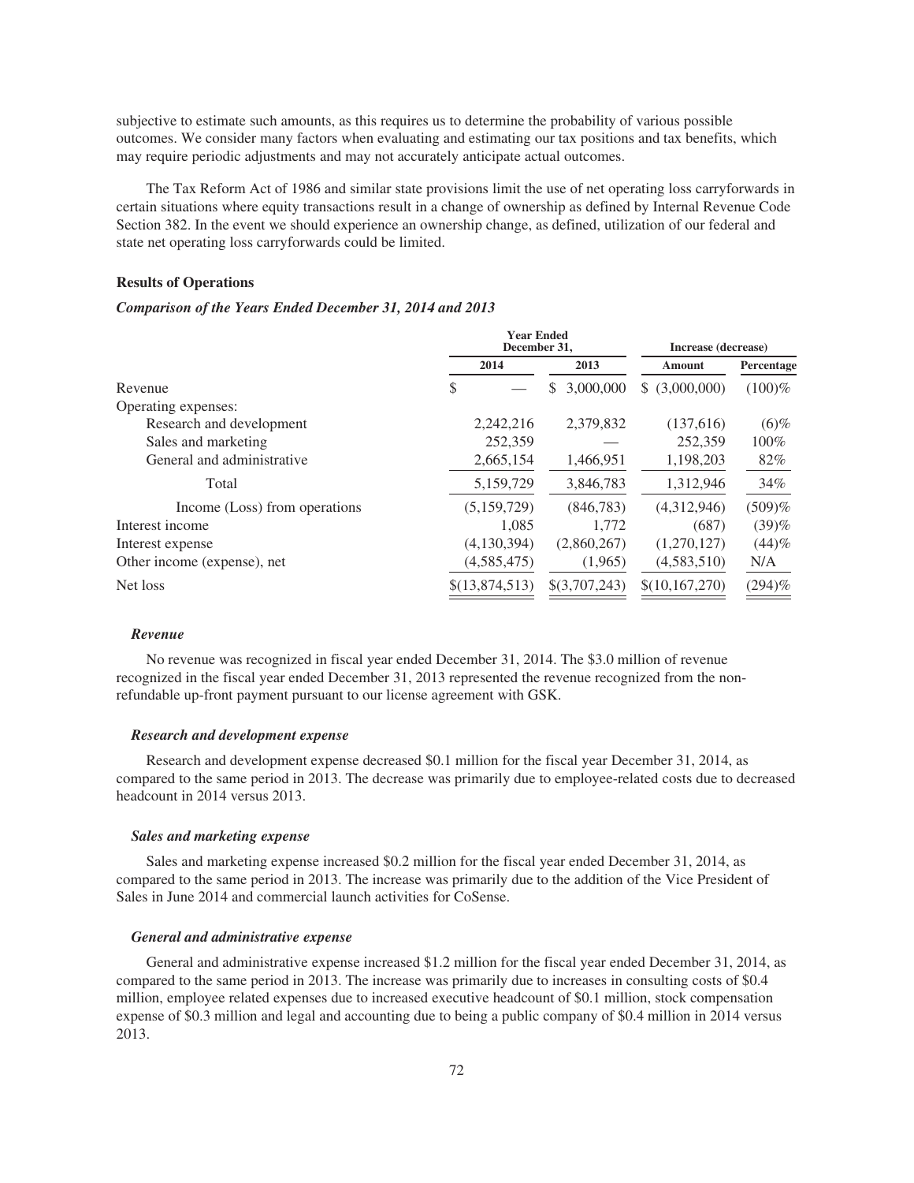subjective to estimate such amounts, as this requires us to determine the probability of various possible outcomes. We consider many factors when evaluating and estimating our tax positions and tax benefits, which may require periodic adjustments and may not accurately anticipate actual outcomes.

The Tax Reform Act of 1986 and similar state provisions limit the use of net operating loss carryforwards in certain situations where equity transactions result in a change of ownership as defined by Internal Revenue Code Section 382. In the event we should experience an ownership change, as defined, utilization of our federal and state net operating loss carryforwards could be limited.

**Results of Operations**

***Comparison of the Years Ended December 31, 2014 and 2013***

| | Year Ended December 31, | | Increase (decrease) | |
|---|---|---|---|---|
| | 2014 | 2013 | Amount | Percentage |
| Revenue | $ — | $ 3,000,000 | $ (3,000,000) | (100)% |
| Operating expenses: | | | | |
| Research and development | 2,242,216 | 2,379,832 | (137,616) | (6)% |
| Sales and marketing | 252,359 | — | 252,359 | 100% |
| General and administrative | 2,665,154 | 1,466,951 | 1,198,203 | 82% |
| Total | 5,159,729 | 3,846,783 | 1,312,946 | 34% |
| Income (Loss) from operations | (5,159,729) | (846,783) | (4,312,946) | (509)% |
| Interest income | 1,085 | 1,772 | (687) | (39)% |
| Interest expense | (4,130,394) | (2,860,267) | (1,270,127) | (44)% |
| Other income (expense), net | (4,585,475) | (1,965) | (4,583,510) | N/A |
| Net loss | $(13,874,513) | $(3,707,243) | $(10,167,270) | (294)% |

***Revenue***

No revenue was recognized in fiscal year ended December 31, 2014. The $3.0 million of revenue recognized in the fiscal year ended December 31, 2013 represented the revenue recognized from the non-refundable up-front payment pursuant to our license agreement with GSK.

***Research and development expense***

Research and development expense decreased $0.1 million for the fiscal year December 31, 2014, as compared to the same period in 2013. The decrease was primarily due to employee-related costs due to decreased headcount in 2014 versus 2013.

***Sales and marketing expense***

Sales and marketing expense increased $0.2 million for the fiscal year ended December 31, 2014, as compared to the same period in 2013. The increase was primarily due to the addition of the Vice President of Sales in June 2014 and commercial launch activities for CoSense.

***General and administrative expense***

General and administrative expense increased $1.2 million for the fiscal year ended December 31, 2014, as compared to the same period in 2013. The increase was primarily due to increases in consulting costs of $0.4 million, employee related expenses due to increased executive headcount of $0.1 million, stock compensation expense of $0.3 million and legal and accounting due to being a public company of $0.4 million in 2014 versus 2013.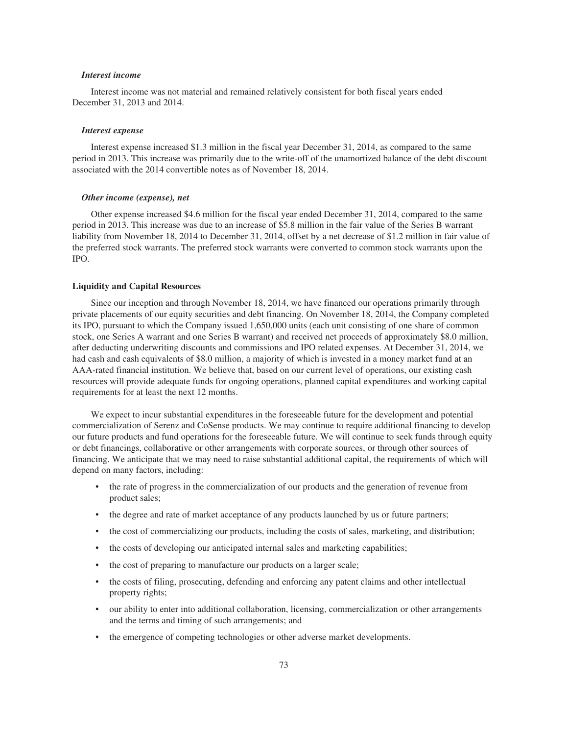*Interest income*

Interest income was not material and remained relatively consistent for both fiscal years ended December 31, 2013 and 2014.

*Interest expense*

Interest expense increased $1.3 million in the fiscal year December 31, 2014, as compared to the same period in 2013. This increase was primarily due to the write-off of the unamortized balance of the debt discount associated with the 2014 convertible notes as of November 18, 2014.

*Other income (expense), net*

Other expense increased $4.6 million for the fiscal year ended December 31, 2014, compared to the same period in 2013. This increase was due to an increase of $5.8 million in the fair value of the Series B warrant liability from November 18, 2014 to December 31, 2014, offset by a net decrease of $1.2 million in fair value of the preferred stock warrants. The preferred stock warrants were converted to common stock warrants upon the IPO.

**Liquidity and Capital Resources**

Since our inception and through November 18, 2014, we have financed our operations primarily through private placements of our equity securities and debt financing. On November 18, 2014, the Company completed its IPO, pursuant to which the Company issued 1,650,000 units (each unit consisting of one share of common stock, one Series A warrant and one Series B warrant) and received net proceeds of approximately $8.0 million, after deducting underwriting discounts and commissions and IPO related expenses. At December 31, 2014, we had cash and cash equivalents of $8.0 million, a majority of which is invested in a money market fund at an AAA-rated financial institution. We believe that, based on our current level of operations, our existing cash resources will provide adequate funds for ongoing operations, planned capital expenditures and working capital requirements for at least the next 12 months.

We expect to incur substantial expenditures in the foreseeable future for the development and potential commercialization of Serenz and CoSense products. We may continue to require additional financing to develop our future products and fund operations for the foreseeable future. We will continue to seek funds through equity or debt financings, collaborative or other arrangements with corporate sources, or through other sources of financing. We anticipate that we may need to raise substantial additional capital, the requirements of which will depend on many factors, including:

- the rate of progress in the commercialization of our products and the generation of revenue from product sales;
- the degree and rate of market acceptance of any products launched by us or future partners;
- the cost of commercializing our products, including the costs of sales, marketing, and distribution;
- the costs of developing our anticipated internal sales and marketing capabilities;
- the cost of preparing to manufacture our products on a larger scale;
- the costs of filing, prosecuting, defending and enforcing any patent claims and other intellectual property rights;
- our ability to enter into additional collaboration, licensing, commercialization or other arrangements and the terms and timing of such arrangements; and
- the emergence of competing technologies or other adverse market developments.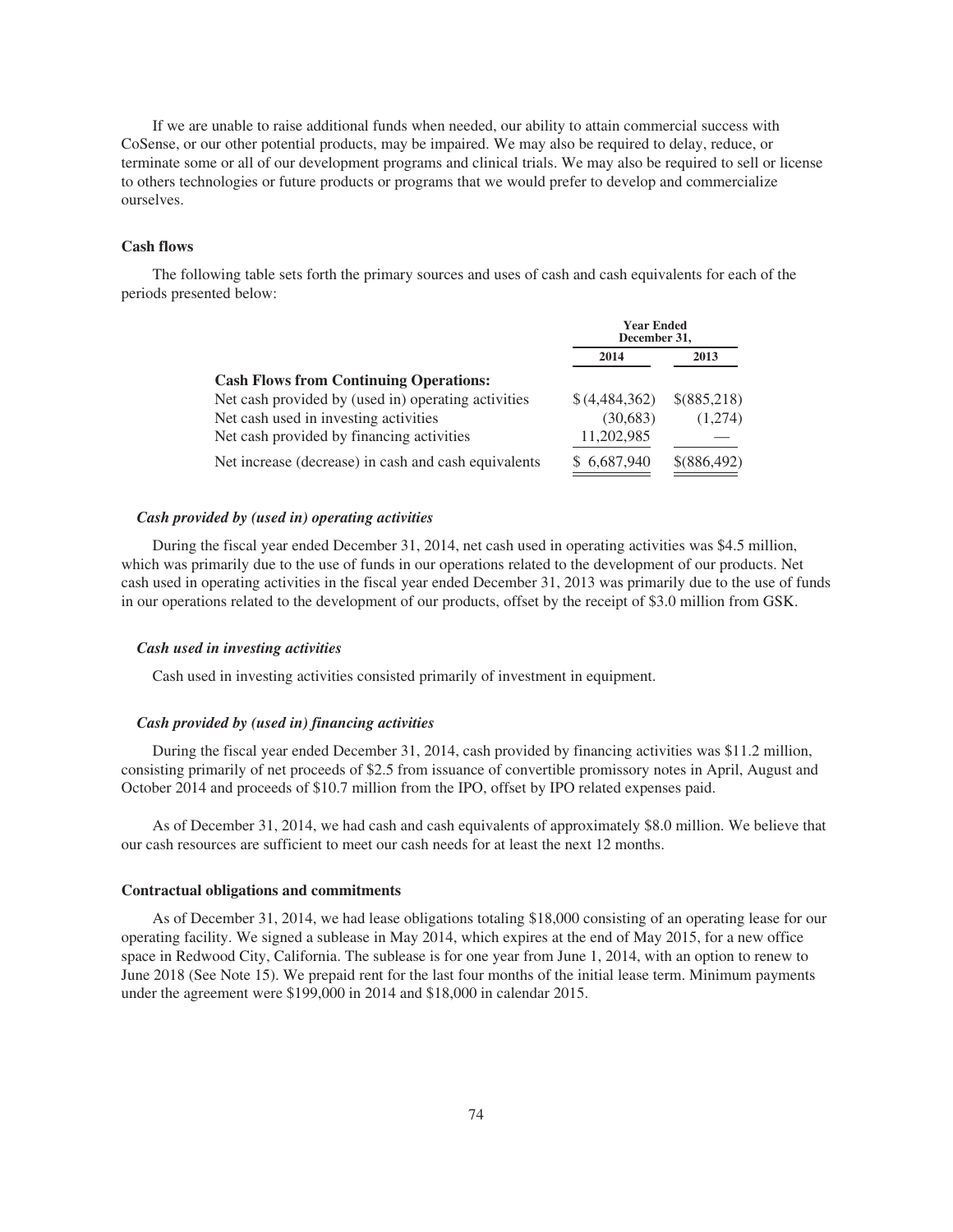If we are unable to raise additional funds when needed, our ability to attain commercial success with CoSense, or our other potential products, may be impaired. We may also be required to delay, reduce, or terminate some or all of our development programs and clinical trials. We may also be required to sell or license to others technologies or future products or programs that we would prefer to develop and commercialize ourselves.

### Cash flows

The following table sets forth the primary sources and uses of cash and cash equivalents for each of the periods presented below:

| | Year Ended December 31, | |
|---|---|---|
| | 2014 | 2013 |
| **Cash Flows from Continuing Operations:** | | |
| Net cash provided by (used in) operating activities | $ (4,484,362) | $(885,218) |
| Net cash used in investing activities | (30,683) | (1,274) |
| Net cash provided by financing activities | 11,202,985 | — |
| Net increase (decrease) in cash and cash equivalents | $ 6,687,940 | $(886,492) |

#### *Cash provided by (used in) operating activities*

During the fiscal year ended December 31, 2014, net cash used in operating activities was $4.5 million, which was primarily due to the use of funds in our operations related to the development of our products. Net cash used in operating activities in the fiscal year ended December 31, 2013 was primarily due to the use of funds in our operations related to the development of our products, offset by the receipt of $3.0 million from GSK.

#### *Cash used in investing activities*

Cash used in investing activities consisted primarily of investment in equipment.

#### *Cash provided by (used in) financing activities*

During the fiscal year ended December 31, 2014, cash provided by financing activities was $11.2 million, consisting primarily of net proceeds of $2.5 from issuance of convertible promissory notes in April, August and October 2014 and proceeds of $10.7 million from the IPO, offset by IPO related expenses paid.

As of December 31, 2014, we had cash and cash equivalents of approximately $8.0 million. We believe that our cash resources are sufficient to meet our cash needs for at least the next 12 months.

### Contractual obligations and commitments

As of December 31, 2014, we had lease obligations totaling $18,000 consisting of an operating lease for our operating facility. We signed a sublease in May 2014, which expires at the end of May 2015, for a new office space in Redwood City, California. The sublease is for one year from June 1, 2014, with an option to renew to June 2018 (See Note 15). We prepaid rent for the last four months of the initial lease term. Minimum payments under the agreement were $199,000 in 2014 and $18,000 in calendar 2015.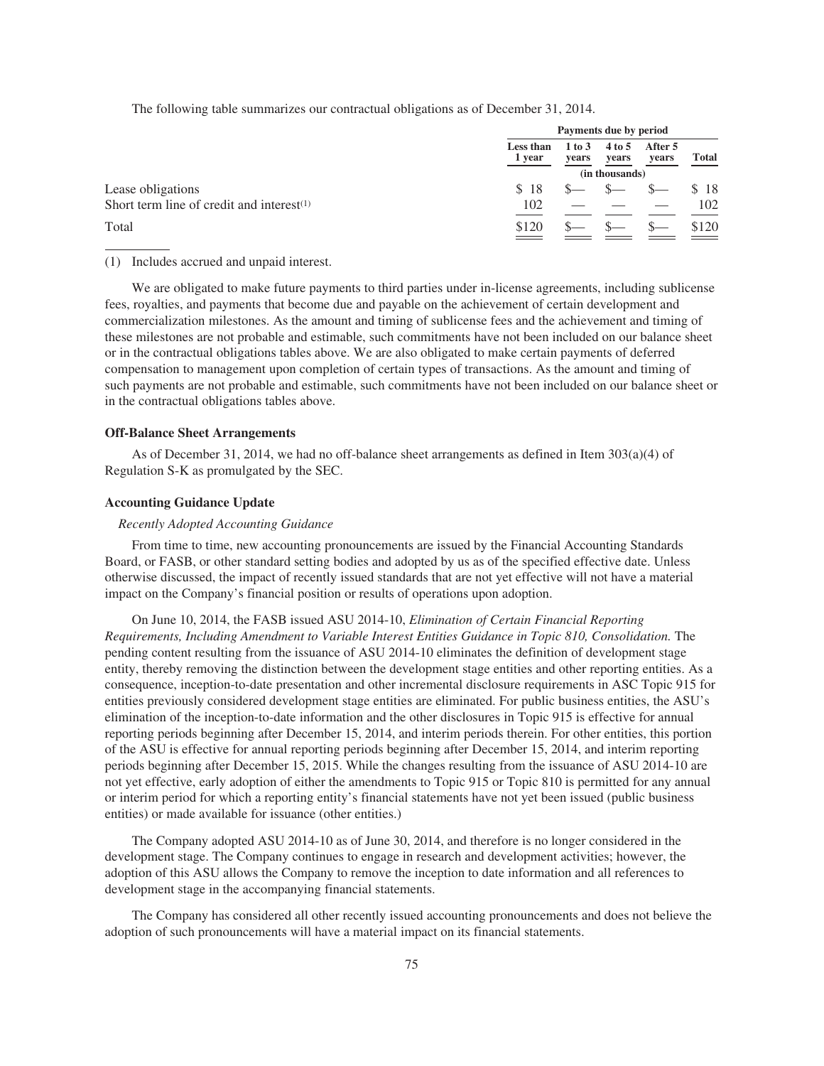The following table summarizes our contractual obligations as of December 31, 2014.

| | Payments due by period | | | | |
|---|---|---|---|---|---|
| | Less than 1 year | 1 to 3 years | 4 to 5 years | After 5 years | Total |
| | (in thousands) | | | | |
| Lease obligations | $ 18 | $— | $— | $— | $ 18 |
| Short term line of credit and interest[1] | 102 | — | — | — | 102 |
| Total | $120 | $— | $— | $— | $120 |

(1) Includes accrued and unpaid interest.

We are obligated to make future payments to third parties under in-license agreements, including sublicense fees, royalties, and payments that become due and payable on the achievement of certain development and commercialization milestones. As the amount and timing of sublicense fees and the achievement and timing of these milestones are not probable and estimable, such commitments have not been included on our balance sheet or in the contractual obligations tables above. We are also obligated to make certain payments of deferred compensation to management upon completion of certain types of transactions. As the amount and timing of such payments are not probable and estimable, such commitments have not been included on our balance sheet or in the contractual obligations tables above.

### Off-Balance Sheet Arrangements

As of December 31, 2014, we had no off-balance sheet arrangements as defined in Item 303(a)(4) of Regulation S-K as promulgated by the SEC.

### Accounting Guidance Update

*Recently Adopted Accounting Guidance*

From time to time, new accounting pronouncements are issued by the Financial Accounting Standards Board, or FASB, or other standard setting bodies and adopted by us as of the specified effective date. Unless otherwise discussed, the impact of recently issued standards that are not yet effective will not have a material impact on the Company's financial position or results of operations upon adoption.

On June 10, 2014, the FASB issued ASU 2014-10, *Elimination of Certain Financial Reporting Requirements, Including Amendment to Variable Interest Entities Guidance in Topic 810, Consolidation.* The pending content resulting from the issuance of ASU 2014-10 eliminates the definition of development stage entity, thereby removing the distinction between the development stage entities and other reporting entities. As a consequence, inception-to-date presentation and other incremental disclosure requirements in ASC Topic 915 for entities previously considered development stage entities are eliminated. For public business entities, the ASU's elimination of the inception-to-date information and the other disclosures in Topic 915 is effective for annual reporting periods beginning after December 15, 2014, and interim periods therein. For other entities, this portion of the ASU is effective for annual reporting periods beginning after December 15, 2014, and interim reporting periods beginning after December 15, 2015. While the changes resulting from the issuance of ASU 2014-10 are not yet effective, early adoption of either the amendments to Topic 915 or Topic 810 is permitted for any annual or interim period for which a reporting entity's financial statements have not yet been issued (public business entities) or made available for issuance (other entities.)

The Company adopted ASU 2014-10 as of June 30, 2014, and therefore is no longer considered in the development stage. The Company continues to engage in research and development activities; however, the adoption of this ASU allows the Company to remove the inception to date information and all references to development stage in the accompanying financial statements.

The Company has considered all other recently issued accounting pronouncements and does not believe the adoption of such pronouncements will have a material impact on its financial statements.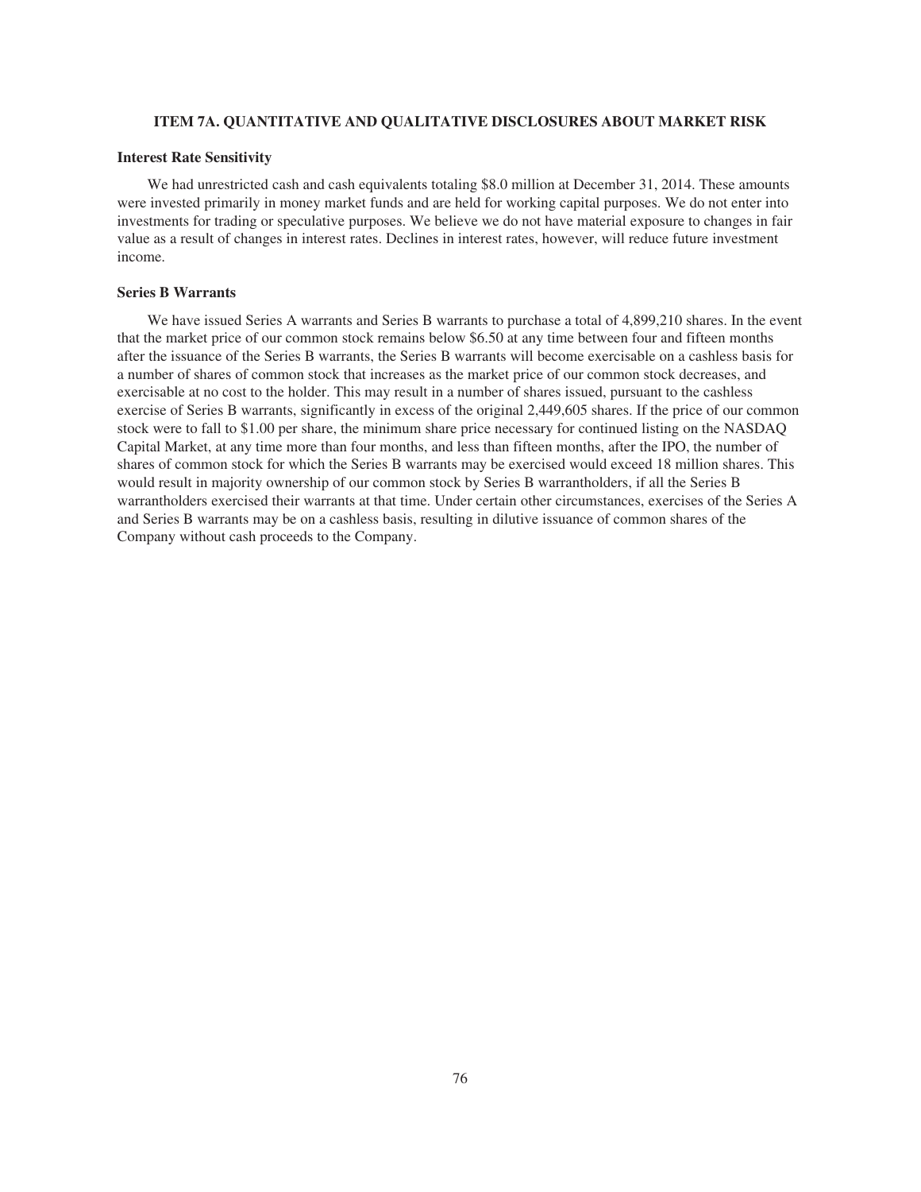## ITEM 7A. QUANTITATIVE AND QUALITATIVE DISCLOSURES ABOUT MARKET RISK

### Interest Rate Sensitivity

We had unrestricted cash and cash equivalents totaling $8.0 million at December 31, 2014. These amounts were invested primarily in money market funds and are held for working capital purposes. We do not enter into investments for trading or speculative purposes. We believe we do not have material exposure to changes in fair value as a result of changes in interest rates. Declines in interest rates, however, will reduce future investment income.

### Series B Warrants

We have issued Series A warrants and Series B warrants to purchase a total of 4,899,210 shares. In the event that the market price of our common stock remains below $6.50 at any time between four and fifteen months after the issuance of the Series B warrants, the Series B warrants will become exercisable on a cashless basis for a number of shares of common stock that increases as the market price of our common stock decreases, and exercisable at no cost to the holder. This may result in a number of shares issued, pursuant to the cashless exercise of Series B warrants, significantly in excess of the original 2,449,605 shares. If the price of our common stock were to fall to $1.00 per share, the minimum share price necessary for continued listing on the NASDAQ Capital Market, at any time more than four months, and less than fifteen months, after the IPO, the number of shares of common stock for which the Series B warrants may be exercised would exceed 18 million shares. This would result in majority ownership of our common stock by Series B warrantholders, if all the Series B warrantholders exercised their warrants at that time. Under certain other circumstances, exercises of the Series A and Series B warrants may be on a cashless basis, resulting in dilutive issuance of common shares of the Company without cash proceeds to the Company.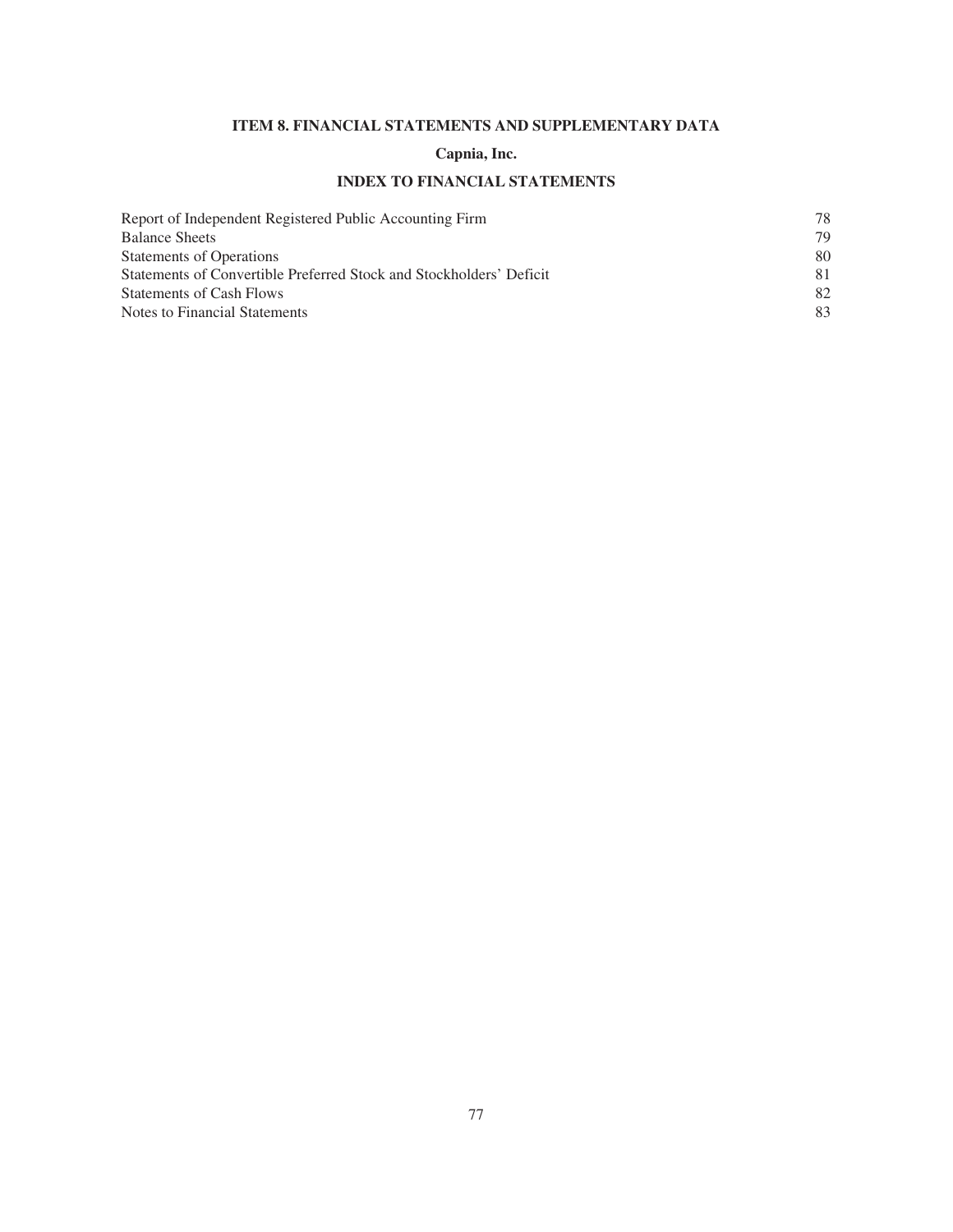# ITEM 8. FINANCIAL STATEMENTS AND SUPPLEMENTARY DATA

## Capnia, Inc.

## INDEX TO FINANCIAL STATEMENTS

| | |
|---|---|
| Report of Independent Registered Public Accounting Firm | 78 |
| Balance Sheets | 79 |
| Statements of Operations | 80 |
| Statements of Convertible Preferred Stock and Stockholders' Deficit | 81 |
| Statements of Cash Flows | 82 |
| Notes to Financial Statements | 83 |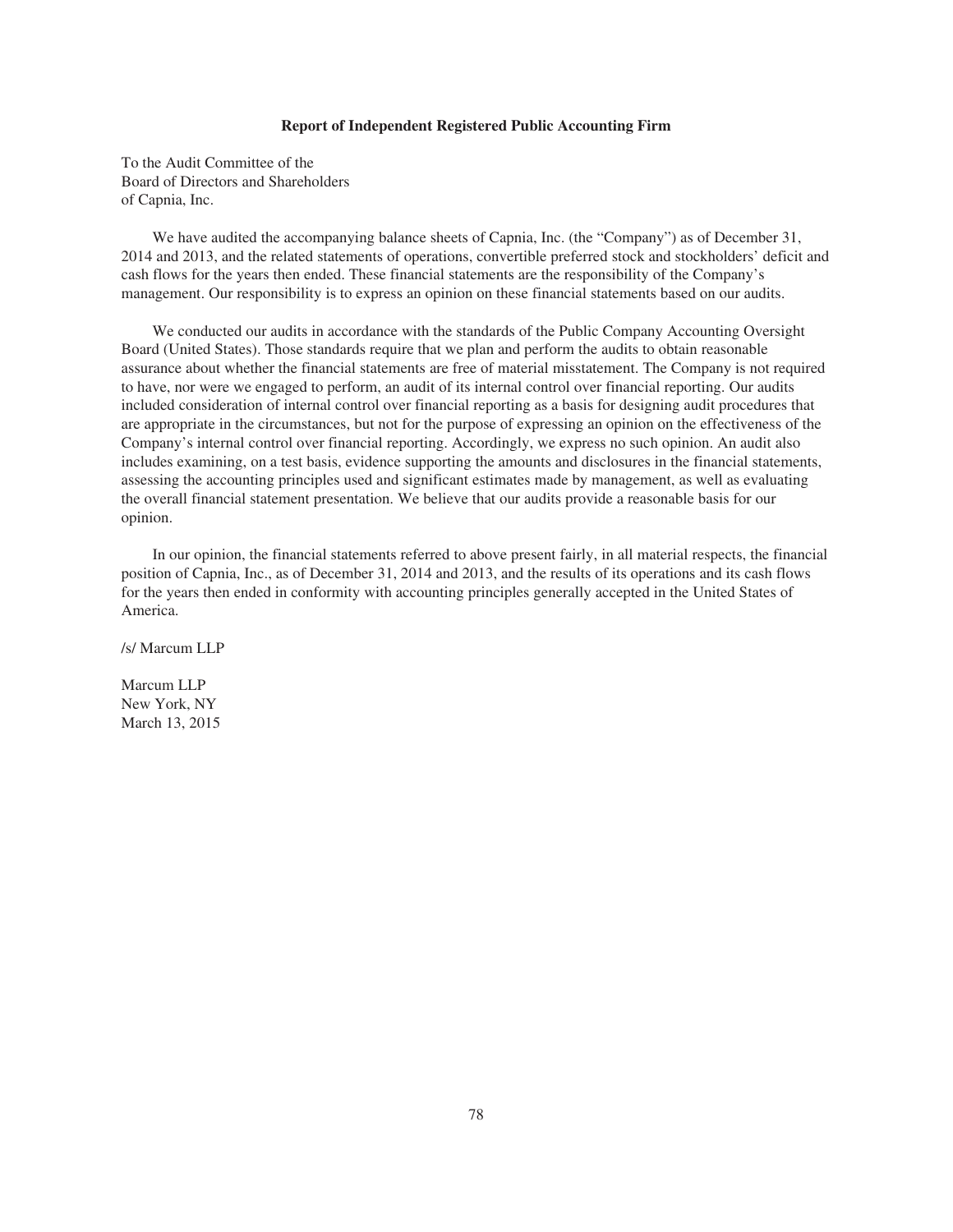**Report of Independent Registered Public Accounting Firm**

To the Audit Committee of the
Board of Directors and Shareholders
of Capnia, Inc.

We have audited the accompanying balance sheets of Capnia, Inc. (the "Company") as of December 31, 2014 and 2013, and the related statements of operations, convertible preferred stock and stockholders' deficit and cash flows for the years then ended. These financial statements are the responsibility of the Company's management. Our responsibility is to express an opinion on these financial statements based on our audits.

We conducted our audits in accordance with the standards of the Public Company Accounting Oversight Board (United States). Those standards require that we plan and perform the audits to obtain reasonable assurance about whether the financial statements are free of material misstatement. The Company is not required to have, nor were we engaged to perform, an audit of its internal control over financial reporting. Our audits included consideration of internal control over financial reporting as a basis for designing audit procedures that are appropriate in the circumstances, but not for the purpose of expressing an opinion on the effectiveness of the Company's internal control over financial reporting. Accordingly, we express no such opinion. An audit also includes examining, on a test basis, evidence supporting the amounts and disclosures in the financial statements, assessing the accounting principles used and significant estimates made by management, as well as evaluating the overall financial statement presentation. We believe that our audits provide a reasonable basis for our opinion.

In our opinion, the financial statements referred to above present fairly, in all material respects, the financial position of Capnia, Inc., as of December 31, 2014 and 2013, and the results of its operations and its cash flows for the years then ended in conformity with accounting principles generally accepted in the United States of America.

/s/ Marcum LLP

Marcum LLP
New York, NY
March 13, 2015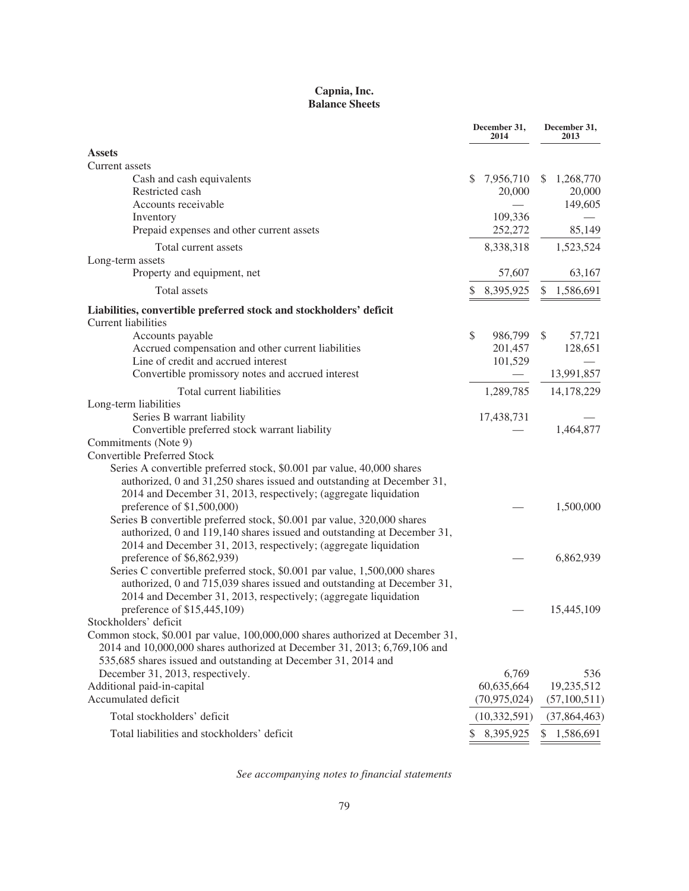# Capnia, Inc.
## Balance Sheets

| | December 31, 2014 | December 31, 2013 |
|---|---|---|
| **Assets** | | |
| Current assets | | |
| Cash and cash equivalents | $ 7,956,710 | $ 1,268,770 |
| Restricted cash | 20,000 | 20,000 |
| Accounts receivable | — | 149,605 |
| Inventory | 109,336 | — |
| Prepaid expenses and other current assets | 252,272 | 85,149 |
| Total current assets | 8,338,318 | 1,523,524 |
| Long-term assets | | |
| Property and equipment, net | 57,607 | 63,167 |
| Total assets | $ 8,395,925 | $ 1,586,691 |
| **Liabilities, convertible preferred stock and stockholders' deficit** | | |
| Current liabilities | | |
| Accounts payable | $ 986,799 | $ 57,721 |
| Accrued compensation and other current liabilities | 201,457 | 128,651 |
| Line of credit and accrued interest | 101,529 | — |
| Convertible promissory notes and accrued interest | — | 13,991,857 |
| Total current liabilities | 1,289,785 | 14,178,229 |
| Long-term liabilities | | |
| Series B warrant liability | 17,438,731 | — |
| Convertible preferred stock warrant liability | — | 1,464,877 |
| Commitments (Note 9) | | |
| Convertible Preferred Stock | | |
| Series A convertible preferred stock, $0.001 par value, 40,000 shares authorized, 0 and 31,250 shares issued and outstanding at December 31, 2014 and December 31, 2013, respectively; (aggregate liquidation preference of $1,500,000) | — | 1,500,000 |
| Series B convertible preferred stock, $0.001 par value, 320,000 shares authorized, 0 and 119,140 shares issued and outstanding at December 31, 2014 and December 31, 2013, respectively; (aggregate liquidation preference of $6,862,939) | — | 6,862,939 |
| Series C convertible preferred stock, $0.001 par value, 1,500,000 shares authorized, 0 and 715,039 shares issued and outstanding at December 31, 2014 and December 31, 2013, respectively; (aggregate liquidation preference of $15,445,109) | — | 15,445,109 |
| Stockholders' deficit | | |
| Common stock, $0.001 par value, 100,000,000 shares authorized at December 31, 2014 and 10,000,000 shares authorized at December 31, 2013; 6,769,106 and 535,685 shares issued and outstanding at December 31, 2014 and December 31, 2013, respectively. | 6,769 | 536 |
| Additional paid-in-capital | 60,635,664 | 19,235,512 |
| Accumulated deficit | (70,975,024) | (57,100,511) |
| Total stockholders' deficit | (10,332,591) | (37,864,463) |
| Total liabilities and stockholders' deficit | $ 8,395,925 | $ 1,586,691 |

*See accompanying notes to financial statements*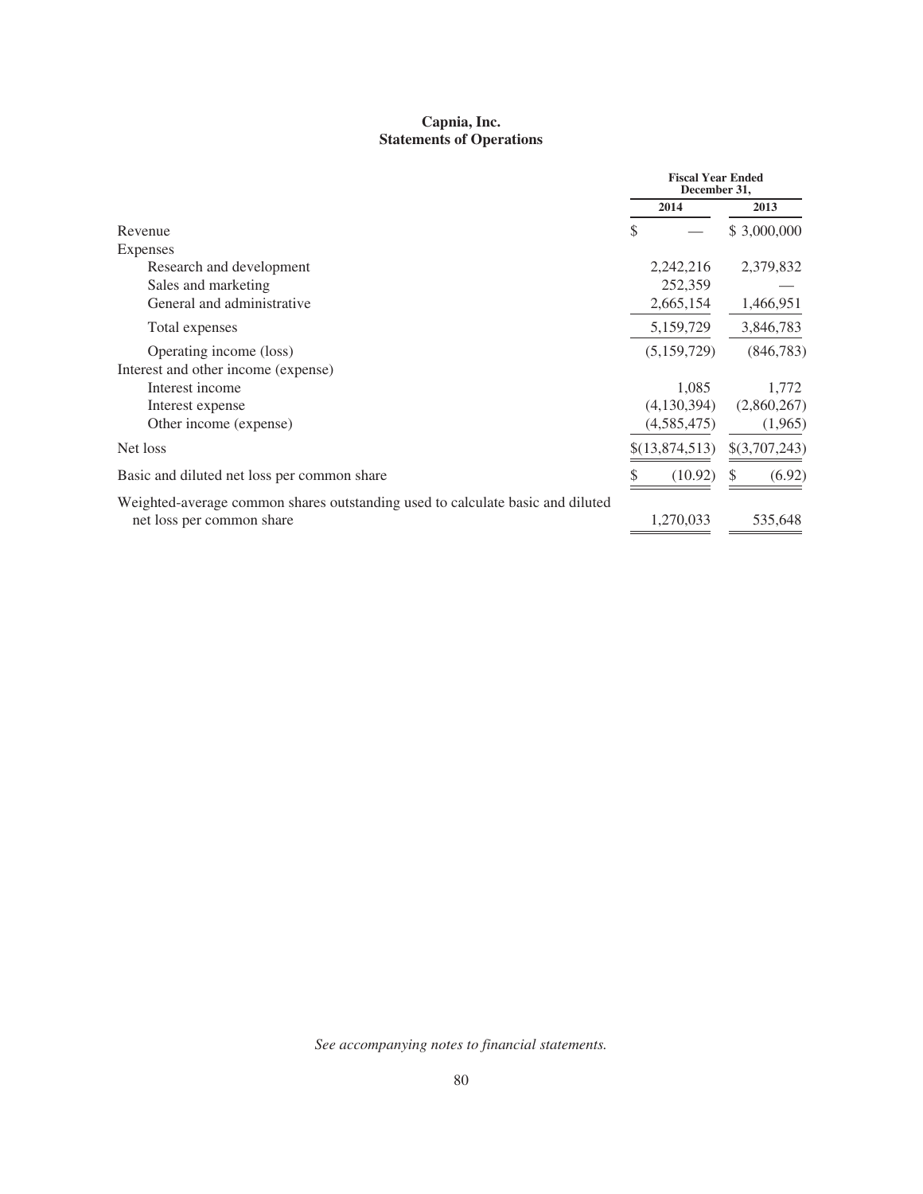# Capnia, Inc.
## Statements of Operations

| | Fiscal Year Ended December 31, | |
|---|---|---|
| | 2014 | 2013 |
| Revenue | $ — | $ 3,000,000 |
| Expenses | | |
| Research and development | 2,242,216 | 2,379,832 |
| Sales and marketing | 252,359 | — |
| General and administrative | 2,665,154 | 1,466,951 |
| Total expenses | 5,159,729 | 3,846,783 |
| Operating income (loss) | (5,159,729) | (846,783) |
| Interest and other income (expense) | | |
| Interest income | 1,085 | 1,772 |
| Interest expense | (4,130,394) | (2,860,267) |
| Other income (expense) | (4,585,475) | (1,965) |
| Net loss | $(13,874,513) | $(3,707,243) |
| Basic and diluted net loss per common share | $ (10.92) | $ (6.92) |
| Weighted-average common shares outstanding used to calculate basic and diluted net loss per common share | 1,270,033 | 535,648 |

*See accompanying notes to financial statements.*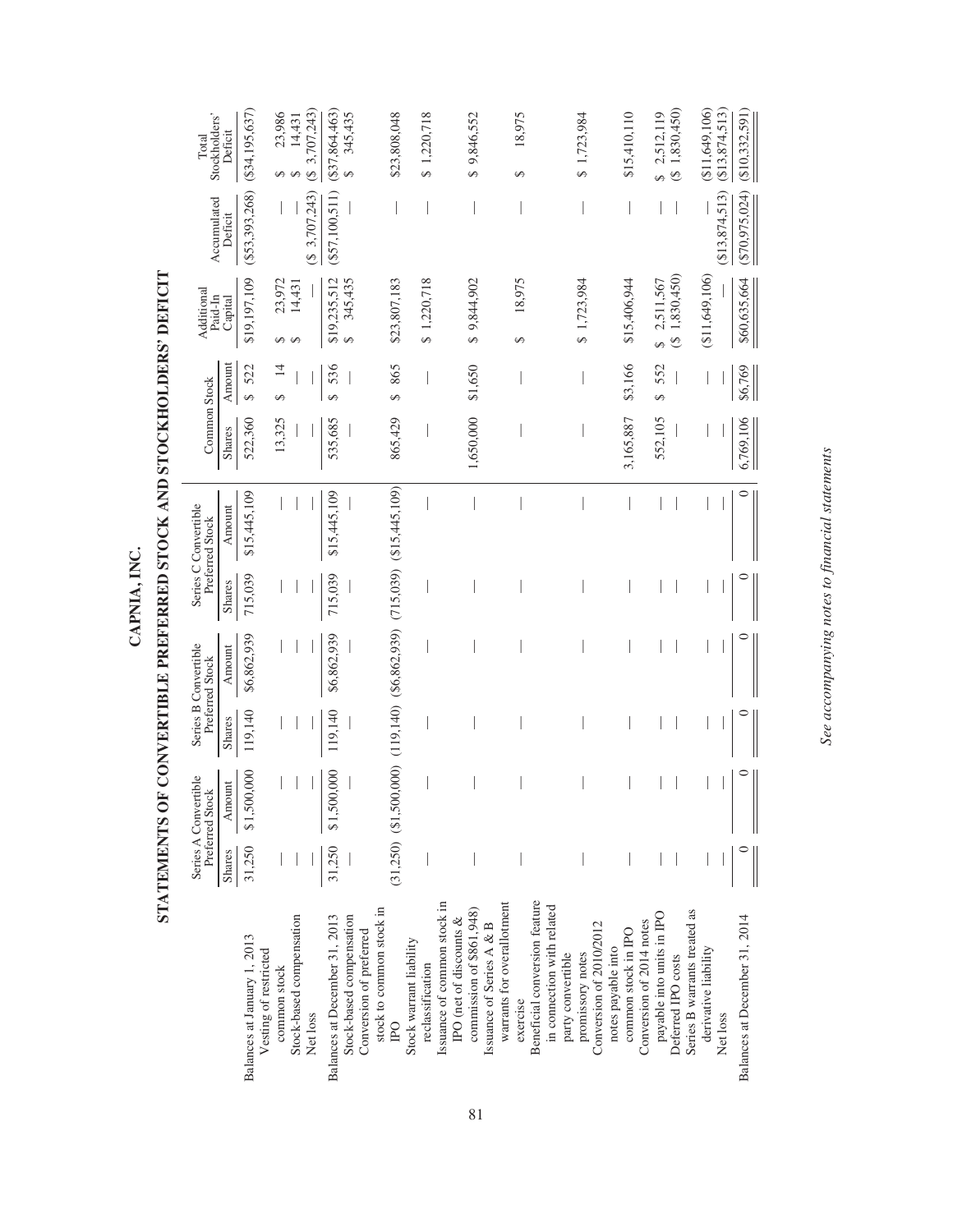# CAPNIA, INC.

## STATEMENTS OF CONVERTIBLE PREFERRED STOCK AND STOCKHOLDERS' DEFICIT

| | Series A Convertible Preferred Stock | | Series B Convertible Preferred Stock | | Series C Convertible Preferred Stock | | Common Stock | | Additional Paid-In Capital | Accumulated Deficit | Total Stockholders' Deficit |
|---|---|---|---|---|---|---|---|---|---|---|---|
| | Shares | Amount | Shares | Amount | Shares | Amount | Shares | Amount | | | |
| Balances at January 1, 2013 | 31,250 | $1,500,000 | 119,140 | $6,862,939 | 715,039 | $15,445,109 | 522,360 | $ 522 | $19,197,109 | ($53,393,268) | ($34,195,637) |
| Vesting of restricted common stock | — | | — | | — | | 13,325 | $ 14 | $ 23,972 | — | $ 23,986 |
| Stock-based compensation | — | | — | | — | | — | | $ 14,431 | | $ 14,431 |
| Net loss | — | | — | | — | | — | — | — | ($ 3,707,243) | ($ 3,707,243) |
| Balances at December 31, 2013 | 31,250 | $1,500,000 | 119,140 | $6,862,939 | 715,039 | $15,445,109 | 535,685 | $ 536 | $19,235,512 | ($57,100,511) | ($37,864,463) |
| Stock-based compensation | — | | — | | — | | — | — | $ 345,435 | — | $ 345,435 |
| Conversion of preferred stock to common stock in IPO | (31,250) | ($1,500,000) | (119,140) | ($6,862,939) | (715,039) | ($15,445,109) | 865,429 | $ 865 | $23,807,183 | — | $23,808,048 |
| Stock warrant liability reclassification | — | | — | | — | | — | — | $ 1,220,718 | — | $ 1,220,718 |
| Issuance of common stock in IPO (net of discounts & commission of $861,948) | — | | — | | — | | 1,650,000 | $1,650 | $ 9,844,902 | — | $ 9,846,552 |
| Issuance of Series A & B warrants for overallotment exercise | — | | — | | — | | — | — | $ 18,975 | — | $ 18,975 |
| Beneficial conversion feature in connection with related party convertible promissory notes | — | | — | | — | | — | — | $ 1,723,984 | — | $ 1,723,984 |
| Conversion of 2010/2012 notes payable into common stock in IPO | — | | — | | — | | 3,165,887 | $3,166 | $15,406,944 | — | $15,410,110 |
| Conversion of 2014 notes payable into units in IPO | — | | — | | — | | 552,105 | $ 552 | $ 2,511,567 | — | $ 2,512,119 |
| Deferred IPO costs | — | | — | | — | | — | — | ($ 1,830,450) | — | ($ 1,830,450) |
| Series B warrants treated as derivative liability | — | | — | | — | | — | — | ($11,649,106) | — | ($11,649,106) |
| Net loss | — | | — | | — | | — | — | — | ($13,874,513) | ($13,874,513) |
| Balances at December 31, 2014 | 0 | 0 | 0 | 0 | 0 | 0 | 6,769,106 | $6,769 | $60,635,664 | ($70,975,024) | ($10,332,591) |

*See accompanying notes to financial statements*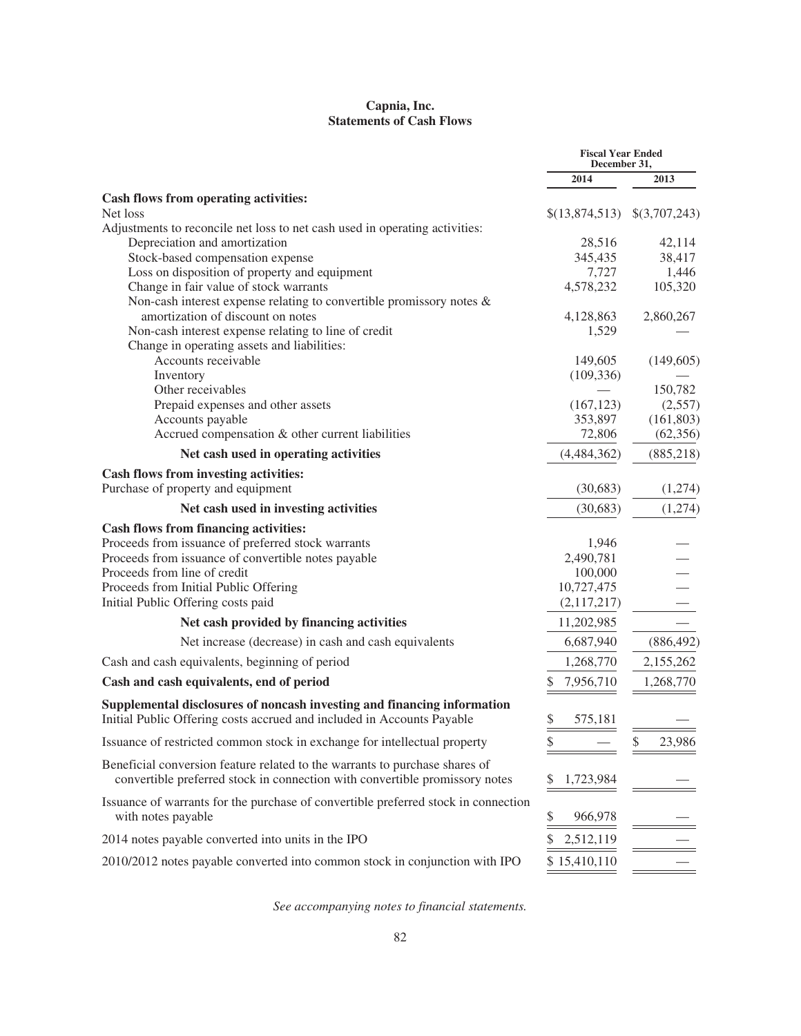# Capnia, Inc.
## Statements of Cash Flows

| | Fiscal Year Ended December 31, | |
|---|---|---|
| | 2014 | 2013 |
| **Cash flows from operating activities:** | | |
| Net loss | $(13,874,513) | $(3,707,243) |
| Adjustments to reconcile net loss to net cash used in operating activities: | | |
| Depreciation and amortization | 28,516 | 42,114 |
| Stock-based compensation expense | 345,435 | 38,417 |
| Loss on disposition of property and equipment | 7,727 | 1,446 |
| Change in fair value of stock warrants | 4,578,232 | 105,320 |
| Non-cash interest expense relating to convertible promissory notes & amortization of discount on notes | 4,128,863 | 2,860,267 |
| Non-cash interest expense relating to line of credit | 1,529 | — |
| Change in operating assets and liabilities: | | |
| Accounts receivable | 149,605 | (149,605) |
| Inventory | (109,336) | — |
| Other receivables | — | 150,782 |
| Prepaid expenses and other assets | (167,123) | (2,557) |
| Accounts payable | 353,897 | (161,803) |
| Accrued compensation & other current liabilities | 72,806 | (62,356) |
| **Net cash used in operating activities** | (4,484,362) | (885,218) |
| **Cash flows from investing activities:** | | |
| Purchase of property and equipment | (30,683) | (1,274) |
| **Net cash used in investing activities** | (30,683) | (1,274) |
| **Cash flows from financing activities:** | | |
| Proceeds from issuance of preferred stock warrants | 1,946 | — |
| Proceeds from issuance of convertible notes payable | 2,490,781 | — |
| Proceeds from line of credit | 100,000 | — |
| Proceeds from Initial Public Offering | 10,727,475 | — |
| Initial Public Offering costs paid | (2,117,217) | — |
| **Net cash provided by financing activities** | 11,202,985 | — |
| Net increase (decrease) in cash and cash equivalents | 6,687,940 | (886,492) |
| Cash and cash equivalents, beginning of period | 1,268,770 | 2,155,262 |
| **Cash and cash equivalents, end of period** | $ 7,956,710 | 1,268,770 |
| **Supplemental disclosures of noncash investing and financing information** | | |
| Initial Public Offering costs accrued and included in Accounts Payable | $ 575,181 | — |
| Issuance of restricted common stock in exchange for intellectual property | $ — | $ 23,986 |
| Beneficial conversion feature related to the warrants to purchase shares of convertible preferred stock in connection with convertible promissory notes | $ 1,723,984 | — |
| Issuance of warrants for the purchase of convertible preferred stock in connection with notes payable | $ 966,978 | — |
| 2014 notes payable converted into units in the IPO | $ 2,512,119 | — |
| 2010/2012 notes payable converted into common stock in conjunction with IPO | $ 15,410,110 | — |

*See accompanying notes to financial statements.*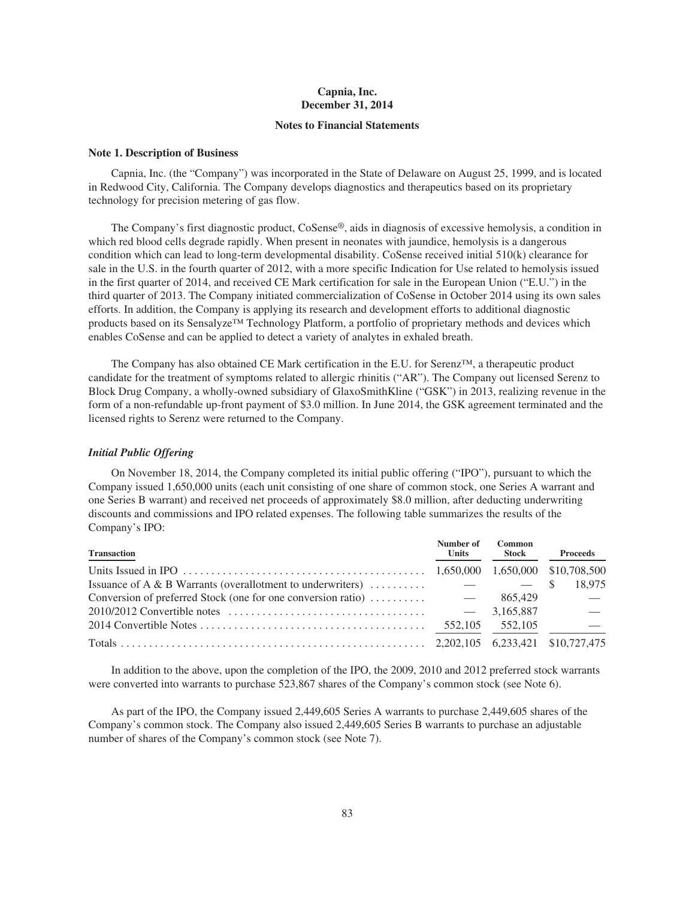**Capnia, Inc.**
**December 31, 2014**

**Notes to Financial Statements**

**Note 1. Description of Business**

Capnia, Inc. (the "Company") was incorporated in the State of Delaware on August 25, 1999, and is located in Redwood City, California. The Company develops diagnostics and therapeutics based on its proprietary technology for precision metering of gas flow.

The Company's first diagnostic product, CoSense®, aids in diagnosis of excessive hemolysis, a condition in which red blood cells degrade rapidly. When present in neonates with jaundice, hemolysis is a dangerous condition which can lead to long-term developmental disability. CoSense received initial 510(k) clearance for sale in the U.S. in the fourth quarter of 2012, with a more specific Indication for Use related to hemolysis issued in the first quarter of 2014, and received CE Mark certification for sale in the European Union ("E.U.") in the third quarter of 2013. The Company initiated commercialization of CoSense in October 2014 using its own sales efforts. In addition, the Company is applying its research and development efforts to additional diagnostic products based on its Sensalyze™ Technology Platform, a portfolio of proprietary methods and devices which enables CoSense and can be applied to detect a variety of analytes in exhaled breath.

The Company has also obtained CE Mark certification in the E.U. for Serenz™, a therapeutic product candidate for the treatment of symptoms related to allergic rhinitis ("AR"). The Company out licensed Serenz to Block Drug Company, a wholly-owned subsidiary of GlaxoSmithKline ("GSK") in 2013, realizing revenue in the form of a non-refundable up-front payment of $3.0 million. In June 2014, the GSK agreement terminated and the licensed rights to Serenz were returned to the Company.

***Initial Public Offering***

On November 18, 2014, the Company completed its initial public offering ("IPO"), pursuant to which the Company issued 1,650,000 units (each unit consisting of one share of common stock, one Series A warrant and one Series B warrant) and received net proceeds of approximately $8.0 million, after deducting underwriting discounts and commissions and IPO related expenses. The following table summarizes the results of the Company's IPO:

| Transaction | Number of Units | Common Stock | Proceeds |
|---|---|---|---|
| Units Issued in IPO | 1,650,000 | 1,650,000 | $10,708,500 |
| Issuance of A & B Warrants (overallotment to underwriters) | — | — | $ 18,975 |
| Conversion of preferred Stock (one for one conversion ratio) | — | 865,429 | — |
| 2010/2012 Convertible notes | — | 3,165,887 | — |
| 2014 Convertible Notes | 552,105 | 552,105 | — |
| Totals | 2,202,105 | 6,233,421 | $10,727,475 |

In addition to the above, upon the completion of the IPO, the 2009, 2010 and 2012 preferred stock warrants were converted into warrants to purchase 523,867 shares of the Company's common stock (see Note 6).

As part of the IPO, the Company issued 2,449,605 Series A warrants to purchase 2,449,605 shares of the Company's common stock. The Company also issued 2,449,605 Series B warrants to purchase an adjustable number of shares of the Company's common stock (see Note 7).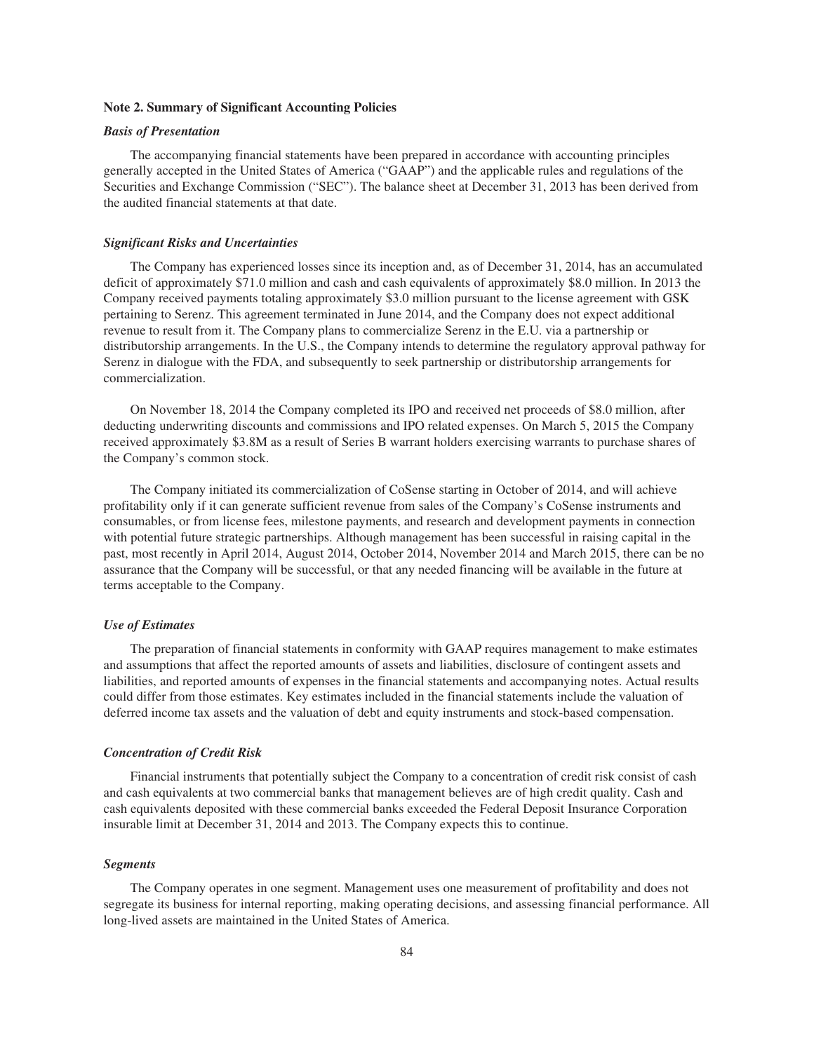## Note 2. Summary of Significant Accounting Policies

### *Basis of Presentation*

The accompanying financial statements have been prepared in accordance with accounting principles generally accepted in the United States of America ("GAAP") and the applicable rules and regulations of the Securities and Exchange Commission ("SEC"). The balance sheet at December 31, 2013 has been derived from the audited financial statements at that date.

### *Significant Risks and Uncertainties*

The Company has experienced losses since its inception and, as of December 31, 2014, has an accumulated deficit of approximately $71.0 million and cash and cash equivalents of approximately $8.0 million. In 2013 the Company received payments totaling approximately $3.0 million pursuant to the license agreement with GSK pertaining to Serenz. This agreement terminated in June 2014, and the Company does not expect additional revenue to result from it. The Company plans to commercialize Serenz in the E.U. via a partnership or distributorship arrangements. In the U.S., the Company intends to determine the regulatory approval pathway for Serenz in dialogue with the FDA, and subsequently to seek partnership or distributorship arrangements for commercialization.

On November 18, 2014 the Company completed its IPO and received net proceeds of $8.0 million, after deducting underwriting discounts and commissions and IPO related expenses. On March 5, 2015 the Company received approximately $3.8M as a result of Series B warrant holders exercising warrants to purchase shares of the Company's common stock.

The Company initiated its commercialization of CoSense starting in October of 2014, and will achieve profitability only if it can generate sufficient revenue from sales of the Company's CoSense instruments and consumables, or from license fees, milestone payments, and research and development payments in connection with potential future strategic partnerships. Although management has been successful in raising capital in the past, most recently in April 2014, August 2014, October 2014, November 2014 and March 2015, there can be no assurance that the Company will be successful, or that any needed financing will be available in the future at terms acceptable to the Company.

### *Use of Estimates*

The preparation of financial statements in conformity with GAAP requires management to make estimates and assumptions that affect the reported amounts of assets and liabilities, disclosure of contingent assets and liabilities, and reported amounts of expenses in the financial statements and accompanying notes. Actual results could differ from those estimates. Key estimates included in the financial statements include the valuation of deferred income tax assets and the valuation of debt and equity instruments and stock-based compensation.

### *Concentration of Credit Risk*

Financial instruments that potentially subject the Company to a concentration of credit risk consist of cash and cash equivalents at two commercial banks that management believes are of high credit quality. Cash and cash equivalents deposited with these commercial banks exceeded the Federal Deposit Insurance Corporation insurable limit at December 31, 2014 and 2013. The Company expects this to continue.

### *Segments*

The Company operates in one segment. Management uses one measurement of profitability and does not segregate its business for internal reporting, making operating decisions, and assessing financial performance. All long-lived assets are maintained in the United States of America.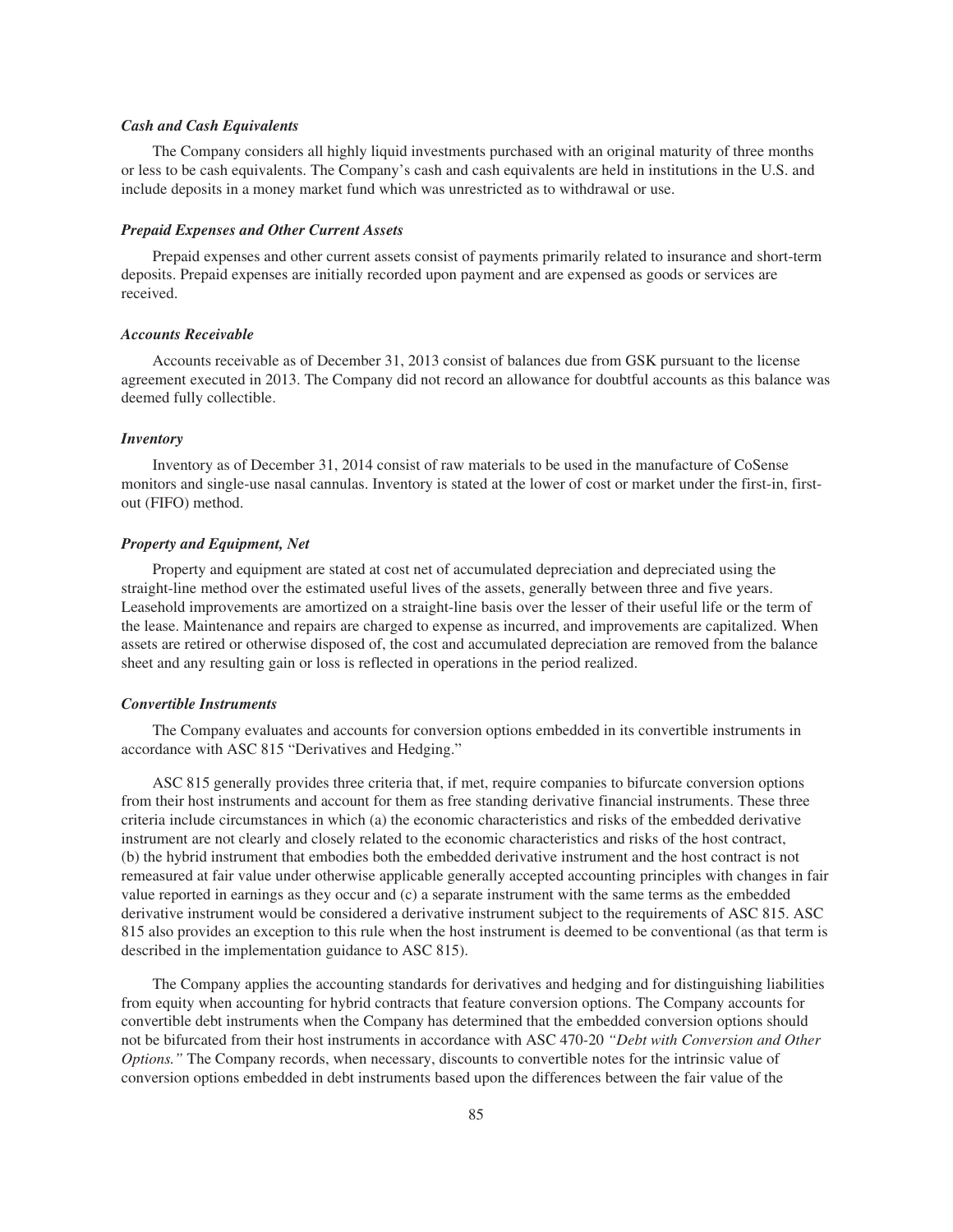#### *Cash and Cash Equivalents*

The Company considers all highly liquid investments purchased with an original maturity of three months or less to be cash equivalents. The Company's cash and cash equivalents are held in institutions in the U.S. and include deposits in a money market fund which was unrestricted as to withdrawal or use.

#### *Prepaid Expenses and Other Current Assets*

Prepaid expenses and other current assets consist of payments primarily related to insurance and short-term deposits. Prepaid expenses are initially recorded upon payment and are expensed as goods or services are received.

#### *Accounts Receivable*

Accounts receivable as of December 31, 2013 consist of balances due from GSK pursuant to the license agreement executed in 2013. The Company did not record an allowance for doubtful accounts as this balance was deemed fully collectible.

#### *Inventory*

Inventory as of December 31, 2014 consist of raw materials to be used in the manufacture of CoSense monitors and single-use nasal cannulas. Inventory is stated at the lower of cost or market under the first-in, first-out (FIFO) method.

#### *Property and Equipment, Net*

Property and equipment are stated at cost net of accumulated depreciation and depreciated using the straight-line method over the estimated useful lives of the assets, generally between three and five years. Leasehold improvements are amortized on a straight-line basis over the lesser of their useful life or the term of the lease. Maintenance and repairs are charged to expense as incurred, and improvements are capitalized. When assets are retired or otherwise disposed of, the cost and accumulated depreciation are removed from the balance sheet and any resulting gain or loss is reflected in operations in the period realized.

#### *Convertible Instruments*

The Company evaluates and accounts for conversion options embedded in its convertible instruments in accordance with ASC 815 "Derivatives and Hedging."

ASC 815 generally provides three criteria that, if met, require companies to bifurcate conversion options from their host instruments and account for them as free standing derivative financial instruments. These three criteria include circumstances in which (a) the economic characteristics and risks of the embedded derivative instrument are not clearly and closely related to the economic characteristics and risks of the host contract, (b) the hybrid instrument that embodies both the embedded derivative instrument and the host contract is not remeasured at fair value under otherwise applicable generally accepted accounting principles with changes in fair value reported in earnings as they occur and (c) a separate instrument with the same terms as the embedded derivative instrument would be considered a derivative instrument subject to the requirements of ASC 815. ASC 815 also provides an exception to this rule when the host instrument is deemed to be conventional (as that term is described in the implementation guidance to ASC 815).

The Company applies the accounting standards for derivatives and hedging and for distinguishing liabilities from equity when accounting for hybrid contracts that feature conversion options. The Company accounts for convertible debt instruments when the Company has determined that the embedded conversion options should not be bifurcated from their host instruments in accordance with ASC 470-20 *"Debt with Conversion and Other Options."* The Company records, when necessary, discounts to convertible notes for the intrinsic value of conversion options embedded in debt instruments based upon the differences between the fair value of the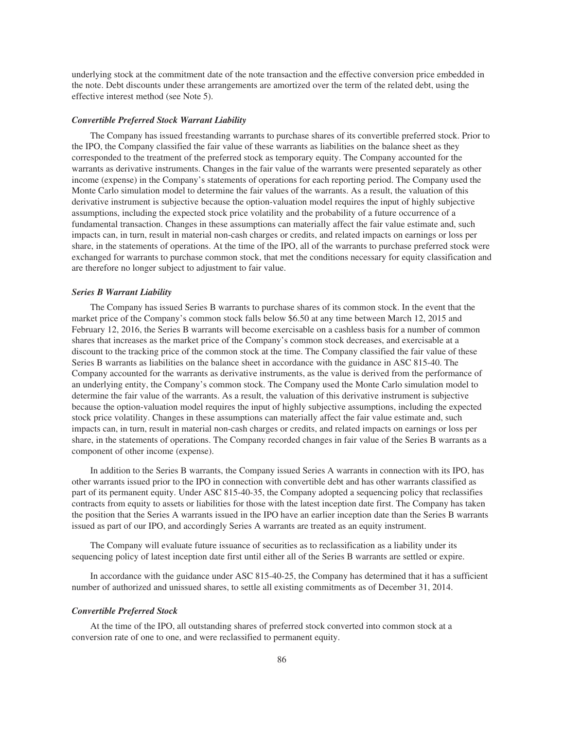underlying stock at the commitment date of the note transaction and the effective conversion price embedded in the note. Debt discounts under these arrangements are amortized over the term of the related debt, using the effective interest method (see Note 5).

***Convertible Preferred Stock Warrant Liability***

The Company has issued freestanding warrants to purchase shares of its convertible preferred stock. Prior to the IPO, the Company classified the fair value of these warrants as liabilities on the balance sheet as they corresponded to the treatment of the preferred stock as temporary equity. The Company accounted for the warrants as derivative instruments. Changes in the fair value of the warrants were presented separately as other income (expense) in the Company's statements of operations for each reporting period. The Company used the Monte Carlo simulation model to determine the fair values of the warrants. As a result, the valuation of this derivative instrument is subjective because the option-valuation model requires the input of highly subjective assumptions, including the expected stock price volatility and the probability of a future occurrence of a fundamental transaction. Changes in these assumptions can materially affect the fair value estimate and, such impacts can, in turn, result in material non-cash charges or credits, and related impacts on earnings or loss per share, in the statements of operations. At the time of the IPO, all of the warrants to purchase preferred stock were exchanged for warrants to purchase common stock, that met the conditions necessary for equity classification and are therefore no longer subject to adjustment to fair value.

***Series B Warrant Liability***

The Company has issued Series B warrants to purchase shares of its common stock. In the event that the market price of the Company's common stock falls below $6.50 at any time between March 12, 2015 and February 12, 2016, the Series B warrants will become exercisable on a cashless basis for a number of common shares that increases as the market price of the Company's common stock decreases, and exercisable at a discount to the tracking price of the common stock at the time. The Company classified the fair value of these Series B warrants as liabilities on the balance sheet in accordance with the guidance in ASC 815-40. The Company accounted for the warrants as derivative instruments, as the value is derived from the performance of an underlying entity, the Company's common stock. The Company used the Monte Carlo simulation model to determine the fair value of the warrants. As a result, the valuation of this derivative instrument is subjective because the option-valuation model requires the input of highly subjective assumptions, including the expected stock price volatility. Changes in these assumptions can materially affect the fair value estimate and, such impacts can, in turn, result in material non-cash charges or credits, and related impacts on earnings or loss per share, in the statements of operations. The Company recorded changes in fair value of the Series B warrants as a component of other income (expense).

In addition to the Series B warrants, the Company issued Series A warrants in connection with its IPO, has other warrants issued prior to the IPO in connection with convertible debt and has other warrants classified as part of its permanent equity. Under ASC 815-40-35, the Company adopted a sequencing policy that reclassifies contracts from equity to assets or liabilities for those with the latest inception date first. The Company has taken the position that the Series A warrants issued in the IPO have an earlier inception date than the Series B warrants issued as part of our IPO, and accordingly Series A warrants are treated as an equity instrument.

The Company will evaluate future issuance of securities as to reclassification as a liability under its sequencing policy of latest inception date first until either all of the Series B warrants are settled or expire.

In accordance with the guidance under ASC 815-40-25, the Company has determined that it has a sufficient number of authorized and unissued shares, to settle all existing commitments as of December 31, 2014.

***Convertible Preferred Stock***

At the time of the IPO, all outstanding shares of preferred stock converted into common stock at a conversion rate of one to one, and were reclassified to permanent equity.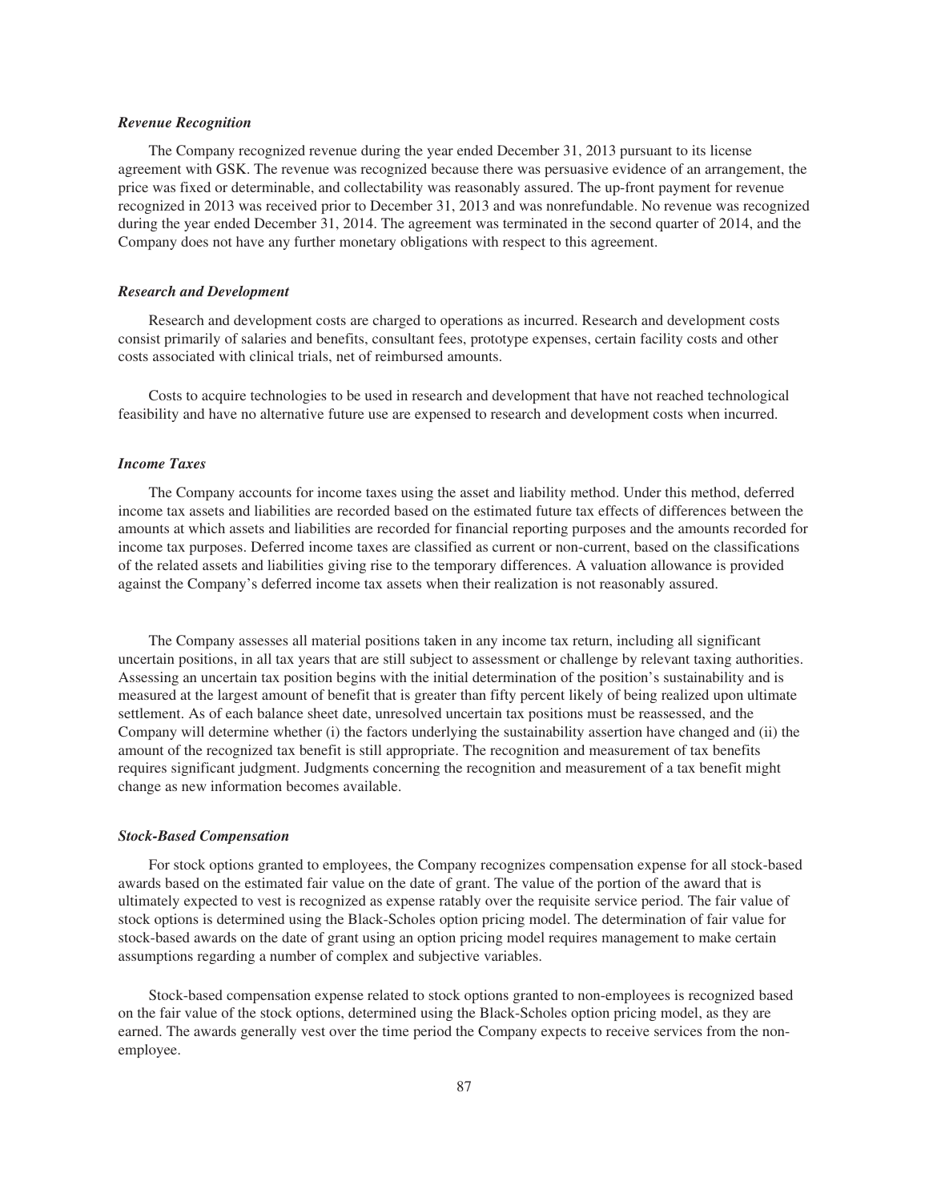***Revenue Recognition***

The Company recognized revenue during the year ended December 31, 2013 pursuant to its license agreement with GSK. The revenue was recognized because there was persuasive evidence of an arrangement, the price was fixed or determinable, and collectability was reasonably assured. The up-front payment for revenue recognized in 2013 was received prior to December 31, 2013 and was nonrefundable. No revenue was recognized during the year ended December 31, 2014. The agreement was terminated in the second quarter of 2014, and the Company does not have any further monetary obligations with respect to this agreement.

***Research and Development***

Research and development costs are charged to operations as incurred. Research and development costs consist primarily of salaries and benefits, consultant fees, prototype expenses, certain facility costs and other costs associated with clinical trials, net of reimbursed amounts.

Costs to acquire technologies to be used in research and development that have not reached technological feasibility and have no alternative future use are expensed to research and development costs when incurred.

***Income Taxes***

The Company accounts for income taxes using the asset and liability method. Under this method, deferred income tax assets and liabilities are recorded based on the estimated future tax effects of differences between the amounts at which assets and liabilities are recorded for financial reporting purposes and the amounts recorded for income tax purposes. Deferred income taxes are classified as current or non-current, based on the classifications of the related assets and liabilities giving rise to the temporary differences. A valuation allowance is provided against the Company's deferred income tax assets when their realization is not reasonably assured.

The Company assesses all material positions taken in any income tax return, including all significant uncertain positions, in all tax years that are still subject to assessment or challenge by relevant taxing authorities. Assessing an uncertain tax position begins with the initial determination of the position's sustainability and is measured at the largest amount of benefit that is greater than fifty percent likely of being realized upon ultimate settlement. As of each balance sheet date, unresolved uncertain tax positions must be reassessed, and the Company will determine whether (i) the factors underlying the sustainability assertion have changed and (ii) the amount of the recognized tax benefit is still appropriate. The recognition and measurement of tax benefits requires significant judgment. Judgments concerning the recognition and measurement of a tax benefit might change as new information becomes available.

***Stock-Based Compensation***

For stock options granted to employees, the Company recognizes compensation expense for all stock-based awards based on the estimated fair value on the date of grant. The value of the portion of the award that is ultimately expected to vest is recognized as expense ratably over the requisite service period. The fair value of stock options is determined using the Black-Scholes option pricing model. The determination of fair value for stock-based awards on the date of grant using an option pricing model requires management to make certain assumptions regarding a number of complex and subjective variables.

Stock-based compensation expense related to stock options granted to non-employees is recognized based on the fair value of the stock options, determined using the Black-Scholes option pricing model, as they are earned. The awards generally vest over the time period the Company expects to receive services from the non-employee.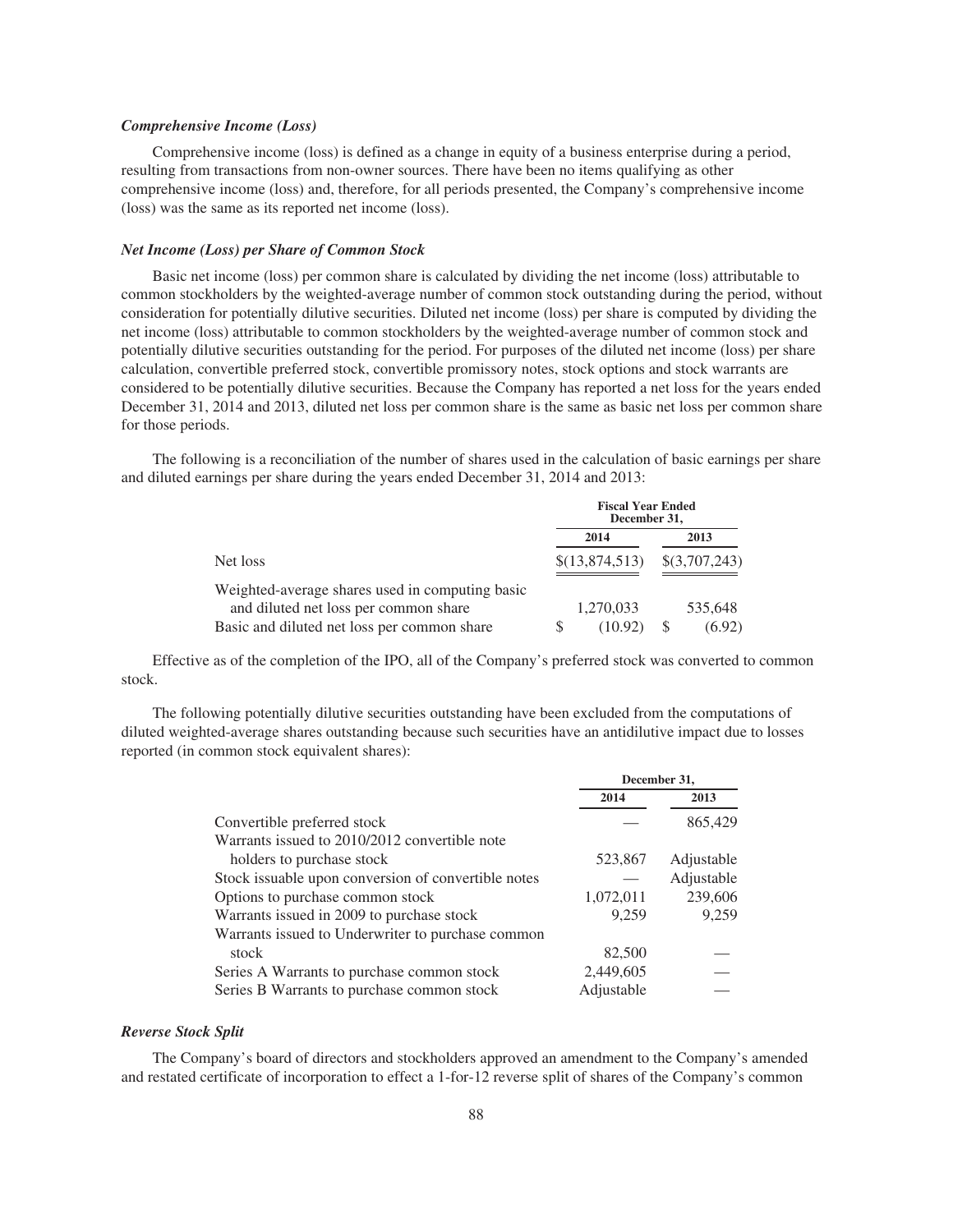### *Comprehensive Income (Loss)*

Comprehensive income (loss) is defined as a change in equity of a business enterprise during a period, resulting from transactions from non-owner sources. There have been no items qualifying as other comprehensive income (loss) and, therefore, for all periods presented, the Company's comprehensive income (loss) was the same as its reported net income (loss).

### *Net Income (Loss) per Share of Common Stock*

Basic net income (loss) per common share is calculated by dividing the net income (loss) attributable to common stockholders by the weighted-average number of common stock outstanding during the period, without consideration for potentially dilutive securities. Diluted net income (loss) per share is computed by dividing the net income (loss) attributable to common stockholders by the weighted-average number of common stock and potentially dilutive securities outstanding for the period. For purposes of the diluted net income (loss) per share calculation, convertible preferred stock, convertible promissory notes, stock options and stock warrants are considered to be potentially dilutive securities. Because the Company has reported a net loss for the years ended December 31, 2014 and 2013, diluted net loss per common share is the same as basic net loss per common share for those periods.

The following is a reconciliation of the number of shares used in the calculation of basic earnings per share and diluted earnings per share during the years ended December 31, 2014 and 2013:

| | Fiscal Year Ended December 31, | |
|---|---|---|
| | 2014 | 2013 |
| Net loss | $(13,874,513) | $(3,707,243) |
| Weighted-average shares used in computing basic and diluted net loss per common share | 1,270,033 | 535,648 |
| Basic and diluted net loss per common share | $ (10.92) | $ (6.92) |

Effective as of the completion of the IPO, all of the Company's preferred stock was converted to common stock.

The following potentially dilutive securities outstanding have been excluded from the computations of diluted weighted-average shares outstanding because such securities have an antidilutive impact due to losses reported (in common stock equivalent shares):

| | December 31, | |
|---|---|---|
| | 2014 | 2013 |
| Convertible preferred stock | — | 865,429 |
| Warrants issued to 2010/2012 convertible note holders to purchase stock | 523,867 | Adjustable |
| Stock issuable upon conversion of convertible notes | — | Adjustable |
| Options to purchase common stock | 1,072,011 | 239,606 |
| Warrants issued in 2009 to purchase stock | 9,259 | 9,259 |
| Warrants issued to Underwriter to purchase common stock | 82,500 | — |
| Series A Warrants to purchase common stock | 2,449,605 | — |
| Series B Warrants to purchase common stock | Adjustable | — |

### *Reverse Stock Split*

The Company's board of directors and stockholders approved an amendment to the Company's amended and restated certificate of incorporation to effect a 1-for-12 reverse split of shares of the Company's common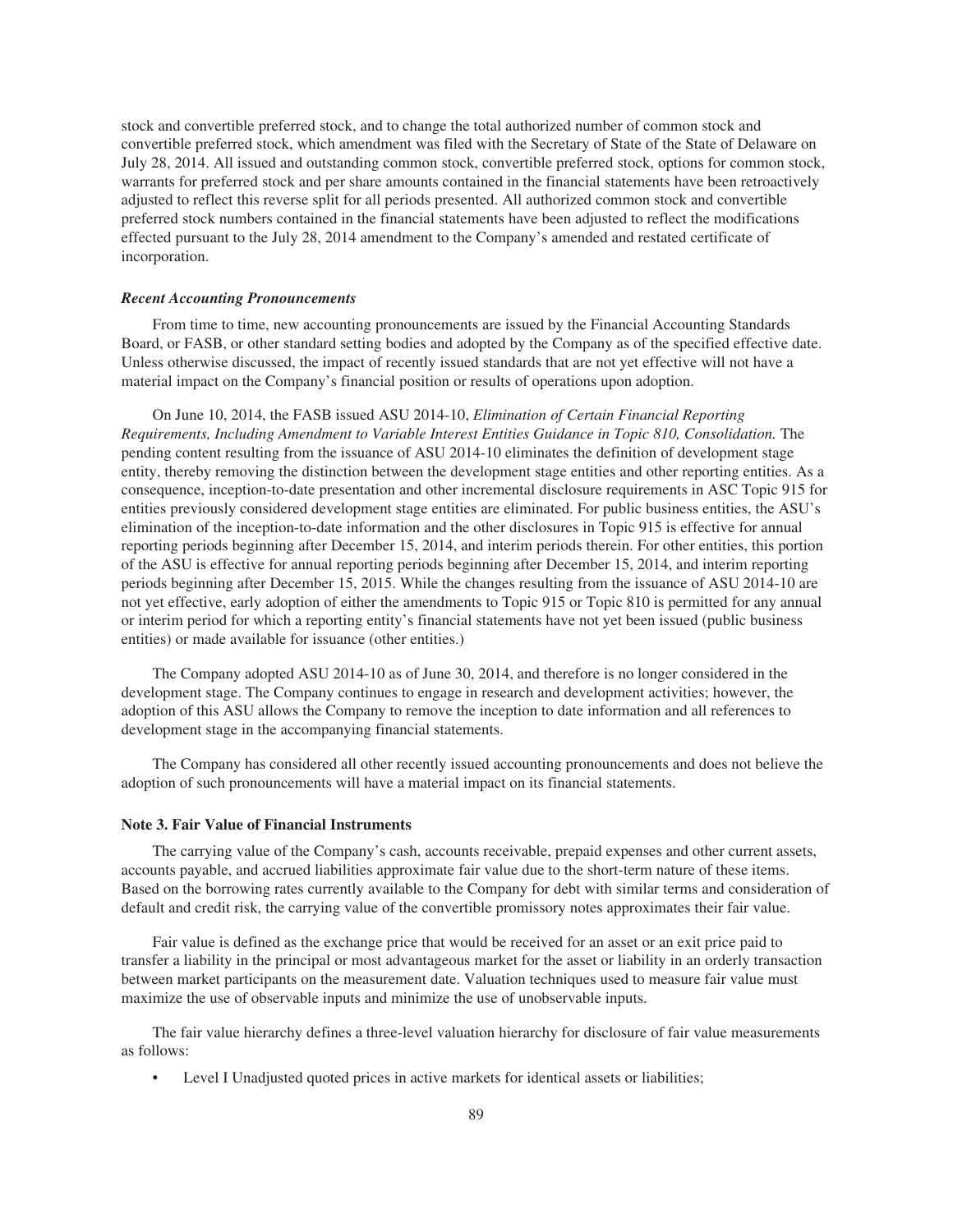stock and convertible preferred stock, and to change the total authorized number of common stock and convertible preferred stock, which amendment was filed with the Secretary of State of the State of Delaware on July 28, 2014. All issued and outstanding common stock, convertible preferred stock, options for common stock, warrants for preferred stock and per share amounts contained in the financial statements have been retroactively adjusted to reflect this reverse split for all periods presented. All authorized common stock and convertible preferred stock numbers contained in the financial statements have been adjusted to reflect the modifications effected pursuant to the July 28, 2014 amendment to the Company's amended and restated certificate of incorporation.

***Recent Accounting Pronouncements***

From time to time, new accounting pronouncements are issued by the Financial Accounting Standards Board, or FASB, or other standard setting bodies and adopted by the Company as of the specified effective date. Unless otherwise discussed, the impact of recently issued standards that are not yet effective will not have a material impact on the Company's financial position or results of operations upon adoption.

On June 10, 2014, the FASB issued ASU 2014-10, *Elimination of Certain Financial Reporting Requirements, Including Amendment to Variable Interest Entities Guidance in Topic 810, Consolidation.* The pending content resulting from the issuance of ASU 2014-10 eliminates the definition of development stage entity, thereby removing the distinction between the development stage entities and other reporting entities. As a consequence, inception-to-date presentation and other incremental disclosure requirements in ASC Topic 915 for entities previously considered development stage entities are eliminated. For public business entities, the ASU's elimination of the inception-to-date information and the other disclosures in Topic 915 is effective for annual reporting periods beginning after December 15, 2014, and interim periods therein. For other entities, this portion of the ASU is effective for annual reporting periods beginning after December 15, 2014, and interim reporting periods beginning after December 15, 2015. While the changes resulting from the issuance of ASU 2014-10 are not yet effective, early adoption of either the amendments to Topic 915 or Topic 810 is permitted for any annual or interim period for which a reporting entity's financial statements have not yet been issued (public business entities) or made available for issuance (other entities.)

The Company adopted ASU 2014-10 as of June 30, 2014, and therefore is no longer considered in the development stage. The Company continues to engage in research and development activities; however, the adoption of this ASU allows the Company to remove the inception to date information and all references to development stage in the accompanying financial statements.

The Company has considered all other recently issued accounting pronouncements and does not believe the adoption of such pronouncements will have a material impact on its financial statements.

**Note 3. Fair Value of Financial Instruments**

The carrying value of the Company's cash, accounts receivable, prepaid expenses and other current assets, accounts payable, and accrued liabilities approximate fair value due to the short-term nature of these items. Based on the borrowing rates currently available to the Company for debt with similar terms and consideration of default and credit risk, the carrying value of the convertible promissory notes approximates their fair value.

Fair value is defined as the exchange price that would be received for an asset or an exit price paid to transfer a liability in the principal or most advantageous market for the asset or liability in an orderly transaction between market participants on the measurement date. Valuation techniques used to measure fair value must maximize the use of observable inputs and minimize the use of unobservable inputs.

The fair value hierarchy defines a three-level valuation hierarchy for disclosure of fair value measurements as follows:

- Level I Unadjusted quoted prices in active markets for identical assets or liabilities;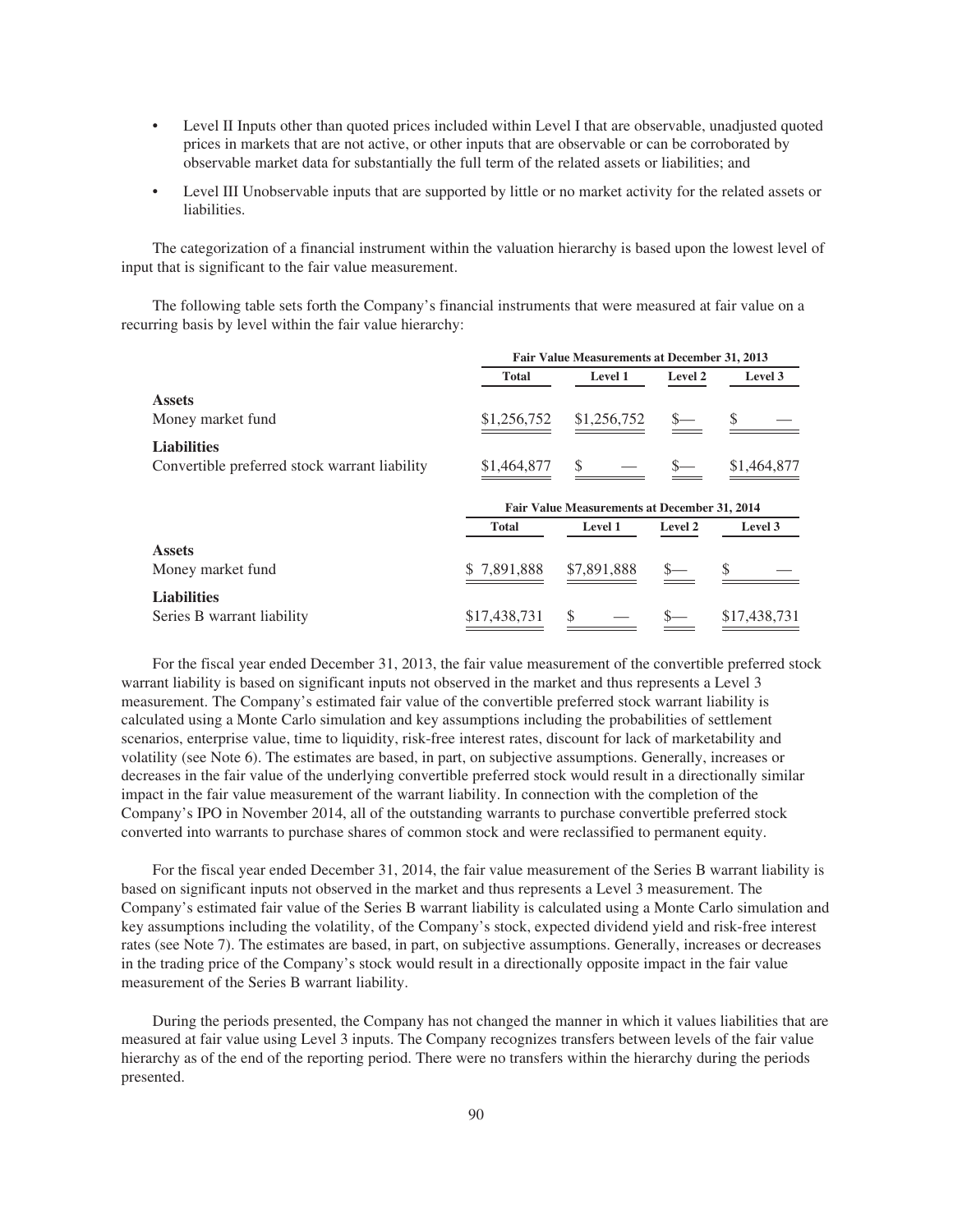- Level II Inputs other than quoted prices included within Level I that are observable, unadjusted quoted prices in markets that are not active, or other inputs that are observable or can be corroborated by observable market data for substantially the full term of the related assets or liabilities; and
- Level III Unobservable inputs that are supported by little or no market activity for the related assets or liabilities.

The categorization of a financial instrument within the valuation hierarchy is based upon the lowest level of input that is significant to the fair value measurement.

The following table sets forth the Company's financial instruments that were measured at fair value on a recurring basis by level within the fair value hierarchy:

| | Fair Value Measurements at December 31, 2013 | | | |
|---|---|---|---|---|
| | Total | Level 1 | Level 2 | Level 3 |
| **Assets** | | | | |
| Money market fund | $1,256,752 | $1,256,752 | $— | $ — |
| **Liabilities** | | | | |
| Convertible preferred stock warrant liability | $1,464,877 | $ — | $— | $1,464,877 |

| | Fair Value Measurements at December 31, 2014 | | | |
|---|---|---|---|---|
| | Total | Level 1 | Level 2 | Level 3 |
| **Assets** | | | | |
| Money market fund | $ 7,891,888 | $7,891,888 | $— | $ — |
| **Liabilities** | | | | |
| Series B warrant liability | $17,438,731 | $ — | $— | $17,438,731 |

For the fiscal year ended December 31, 2013, the fair value measurement of the convertible preferred stock warrant liability is based on significant inputs not observed in the market and thus represents a Level 3 measurement. The Company's estimated fair value of the convertible preferred stock warrant liability is calculated using a Monte Carlo simulation and key assumptions including the probabilities of settlement scenarios, enterprise value, time to liquidity, risk-free interest rates, discount for lack of marketability and volatility (see Note 6). The estimates are based, in part, on subjective assumptions. Generally, increases or decreases in the fair value of the underlying convertible preferred stock would result in a directionally similar impact in the fair value measurement of the warrant liability. In connection with the completion of the Company's IPO in November 2014, all of the outstanding warrants to purchase convertible preferred stock converted into warrants to purchase shares of common stock and were reclassified to permanent equity.

For the fiscal year ended December 31, 2014, the fair value measurement of the Series B warrant liability is based on significant inputs not observed in the market and thus represents a Level 3 measurement. The Company's estimated fair value of the Series B warrant liability is calculated using a Monte Carlo simulation and key assumptions including the volatility, of the Company's stock, expected dividend yield and risk-free interest rates (see Note 7). The estimates are based, in part, on subjective assumptions. Generally, increases or decreases in the trading price of the Company's stock would result in a directionally opposite impact in the fair value measurement of the Series B warrant liability.

During the periods presented, the Company has not changed the manner in which it values liabilities that are measured at fair value using Level 3 inputs. The Company recognizes transfers between levels of the fair value hierarchy as of the end of the reporting period. There were no transfers within the hierarchy during the periods presented.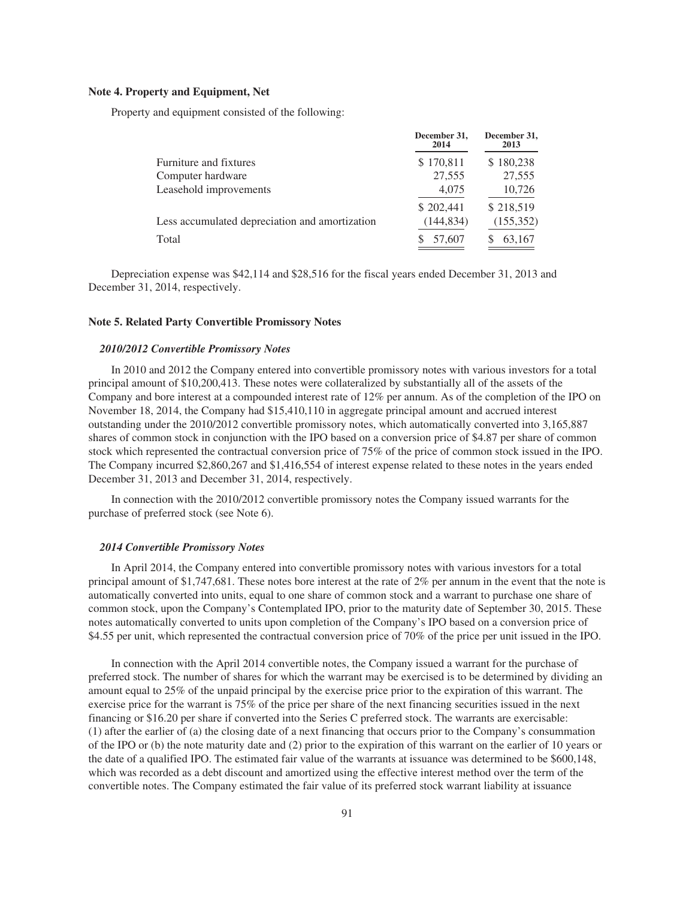### Note 4. Property and Equipment, Net

Property and equipment consisted of the following:

| | December 31, 2014 | December 31, 2013 |
|---|---|---|
| Furniture and fixtures | $ 170,811 | $ 180,238 |
| Computer hardware | 27,555 | 27,555 |
| Leasehold improvements | 4,075 | 10,726 |
| | $ 202,441 | $ 218,519 |
| Less accumulated depreciation and amortization | (144,834) | (155,352) |
| Total | $ 57,607 | $ 63,167 |

Depreciation expense was $42,114 and $28,516 for the fiscal years ended December 31, 2013 and December 31, 2014, respectively.

### Note 5. Related Party Convertible Promissory Notes

#### *2010/2012 Convertible Promissory Notes*

In 2010 and 2012 the Company entered into convertible promissory notes with various investors for a total principal amount of $10,200,413. These notes were collateralized by substantially all of the assets of the Company and bore interest at a compounded interest rate of 12% per annum. As of the completion of the IPO on November 18, 2014, the Company had $15,410,110 in aggregate principal amount and accrued interest outstanding under the 2010/2012 convertible promissory notes, which automatically converted into 3,165,887 shares of common stock in conjunction with the IPO based on a conversion price of $4.87 per share of common stock which represented the contractual conversion price of 75% of the price of common stock issued in the IPO. The Company incurred $2,860,267 and $1,416,554 of interest expense related to these notes in the years ended December 31, 2013 and December 31, 2014, respectively.

In connection with the 2010/2012 convertible promissory notes the Company issued warrants for the purchase of preferred stock (see Note 6).

#### *2014 Convertible Promissory Notes*

In April 2014, the Company entered into convertible promissory notes with various investors for a total principal amount of $1,747,681. These notes bore interest at the rate of 2% per annum in the event that the note is automatically converted into units, equal to one share of common stock and a warrant to purchase one share of common stock, upon the Company's Contemplated IPO, prior to the maturity date of September 30, 2015. These notes automatically converted to units upon completion of the Company's IPO based on a conversion price of $4.55 per unit, which represented the contractual conversion price of 70% of the price per unit issued in the IPO.

In connection with the April 2014 convertible notes, the Company issued a warrant for the purchase of preferred stock. The number of shares for which the warrant may be exercised is to be determined by dividing an amount equal to 25% of the unpaid principal by the exercise price prior to the expiration of this warrant. The exercise price for the warrant is 75% of the price per share of the next financing securities issued in the next financing or $16.20 per share if converted into the Series C preferred stock. The warrants are exercisable: (1) after the earlier of (a) the closing date of a next financing that occurs prior to the Company's consummation of the IPO or (b) the note maturity date and (2) prior to the expiration of this warrant on the earlier of 10 years or the date of a qualified IPO. The estimated fair value of the warrants at issuance was determined to be $600,148, which was recorded as a debt discount and amortized using the effective interest method over the term of the convertible notes. The Company estimated the fair value of its preferred stock warrant liability at issuance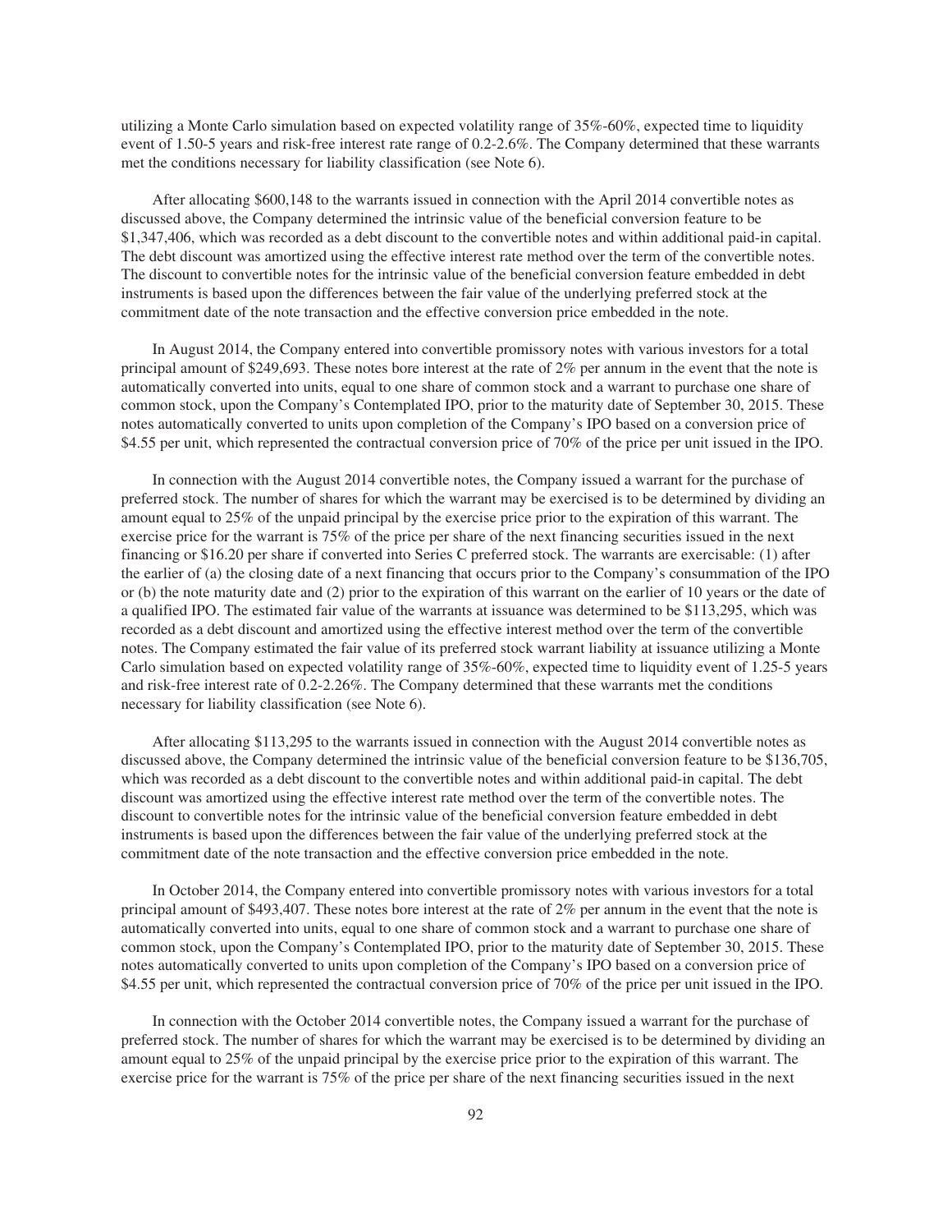utilizing a Monte Carlo simulation based on expected volatility range of 35%-60%, expected time to liquidity event of 1.50-5 years and risk-free interest rate range of 0.2-2.6%. The Company determined that these warrants met the conditions necessary for liability classification (see Note 6).

After allocating $600,148 to the warrants issued in connection with the April 2014 convertible notes as discussed above, the Company determined the intrinsic value of the beneficial conversion feature to be $1,347,406, which was recorded as a debt discount to the convertible notes and within additional paid-in capital. The debt discount was amortized using the effective interest rate method over the term of the convertible notes. The discount to convertible notes for the intrinsic value of the beneficial conversion feature embedded in debt instruments is based upon the differences between the fair value of the underlying preferred stock at the commitment date of the note transaction and the effective conversion price embedded in the note.

In August 2014, the Company entered into convertible promissory notes with various investors for a total principal amount of $249,693. These notes bore interest at the rate of 2% per annum in the event that the note is automatically converted into units, equal to one share of common stock and a warrant to purchase one share of common stock, upon the Company's Contemplated IPO, prior to the maturity date of September 30, 2015. These notes automatically converted to units upon completion of the Company's IPO based on a conversion price of $4.55 per unit, which represented the contractual conversion price of 70% of the price per unit issued in the IPO.

In connection with the August 2014 convertible notes, the Company issued a warrant for the purchase of preferred stock. The number of shares for which the warrant may be exercised is to be determined by dividing an amount equal to 25% of the unpaid principal by the exercise price prior to the expiration of this warrant. The exercise price for the warrant is 75% of the price per share of the next financing securities issued in the next financing or $16.20 per share if converted into Series C preferred stock. The warrants are exercisable: (1) after the earlier of (a) the closing date of a next financing that occurs prior to the Company's consummation of the IPO or (b) the note maturity date and (2) prior to the expiration of this warrant on the earlier of 10 years or the date of a qualified IPO. The estimated fair value of the warrants at issuance was determined to be $113,295, which was recorded as a debt discount and amortized using the effective interest method over the term of the convertible notes. The Company estimated the fair value of its preferred stock warrant liability at issuance utilizing a Monte Carlo simulation based on expected volatility range of 35%-60%, expected time to liquidity event of 1.25-5 years and risk-free interest rate of 0.2-2.26%. The Company determined that these warrants met the conditions necessary for liability classification (see Note 6).

After allocating $113,295 to the warrants issued in connection with the August 2014 convertible notes as discussed above, the Company determined the intrinsic value of the beneficial conversion feature to be $136,705, which was recorded as a debt discount to the convertible notes and within additional paid-in capital. The debt discount was amortized using the effective interest rate method over the term of the convertible notes. The discount to convertible notes for the intrinsic value of the beneficial conversion feature embedded in debt instruments is based upon the differences between the fair value of the underlying preferred stock at the commitment date of the note transaction and the effective conversion price embedded in the note.

In October 2014, the Company entered into convertible promissory notes with various investors for a total principal amount of $493,407. These notes bore interest at the rate of 2% per annum in the event that the note is automatically converted into units, equal to one share of common stock and a warrant to purchase one share of common stock, upon the Company's Contemplated IPO, prior to the maturity date of September 30, 2015. These notes automatically converted to units upon completion of the Company's IPO based on a conversion price of $4.55 per unit, which represented the contractual conversion price of 70% of the price per unit issued in the IPO.

In connection with the October 2014 convertible notes, the Company issued a warrant for the purchase of preferred stock. The number of shares for which the warrant may be exercised is to be determined by dividing an amount equal to 25% of the unpaid principal by the exercise price prior to the expiration of this warrant. The exercise price for the warrant is 75% of the price per share of the next financing securities issued in the next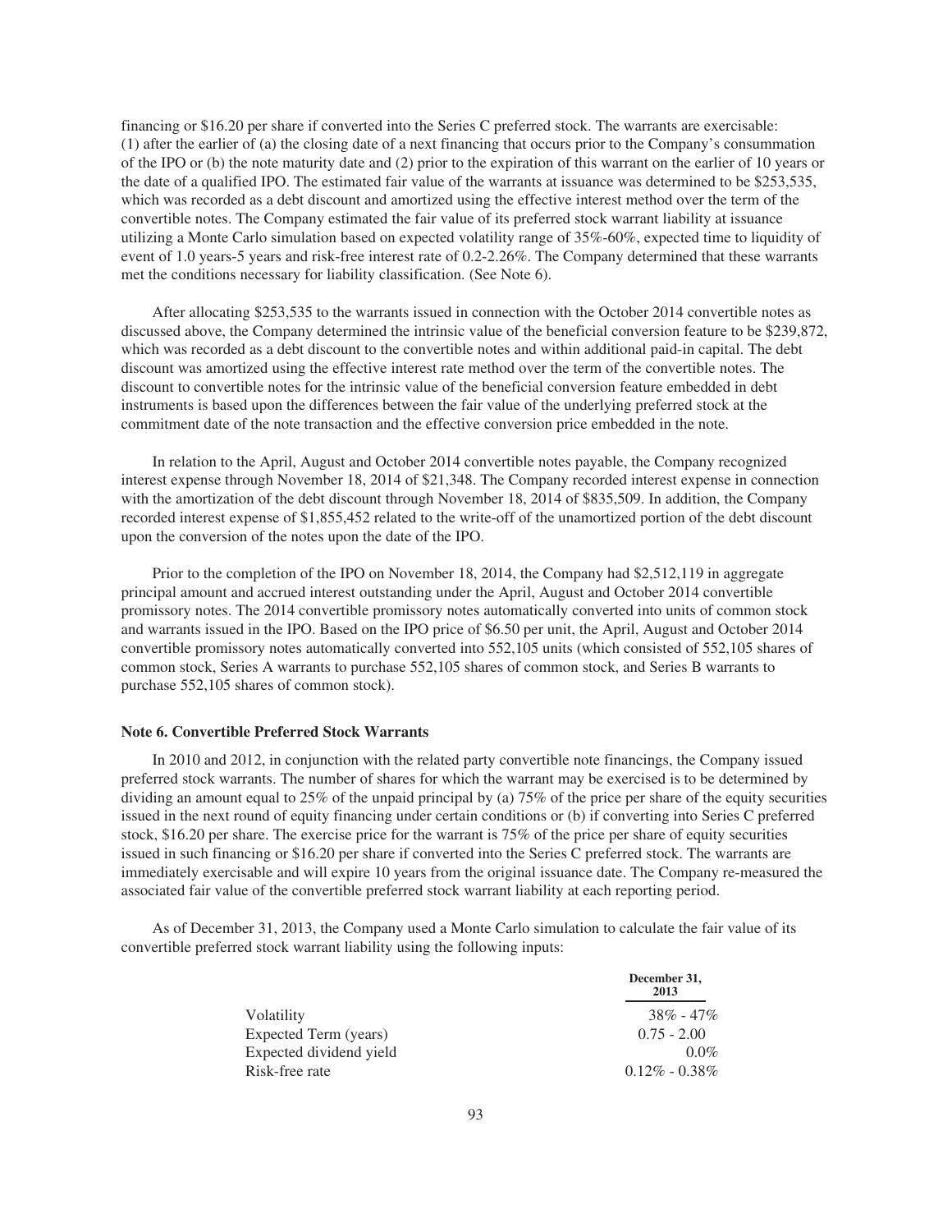financing or $16.20 per share if converted into the Series C preferred stock. The warrants are exercisable: (1) after the earlier of (a) the closing date of a next financing that occurs prior to the Company's consummation of the IPO or (b) the note maturity date and (2) prior to the expiration of this warrant on the earlier of 10 years or the date of a qualified IPO. The estimated fair value of the warrants at issuance was determined to be $253,535, which was recorded as a debt discount and amortized using the effective interest method over the term of the convertible notes. The Company estimated the fair value of its preferred stock warrant liability at issuance utilizing a Monte Carlo simulation based on expected volatility range of 35%-60%, expected time to liquidity of event of 1.0 years-5 years and risk-free interest rate of 0.2-2.26%. The Company determined that these warrants met the conditions necessary for liability classification. (See Note 6).

After allocating $253,535 to the warrants issued in connection with the October 2014 convertible notes as discussed above, the Company determined the intrinsic value of the beneficial conversion feature to be $239,872, which was recorded as a debt discount to the convertible notes and within additional paid-in capital. The debt discount was amortized using the effective interest rate method over the term of the convertible notes. The discount to convertible notes for the intrinsic value of the beneficial conversion feature embedded in debt instruments is based upon the differences between the fair value of the underlying preferred stock at the commitment date of the note transaction and the effective conversion price embedded in the note.

In relation to the April, August and October 2014 convertible notes payable, the Company recognized interest expense through November 18, 2014 of $21,348. The Company recorded interest expense in connection with the amortization of the debt discount through November 18, 2014 of $835,509. In addition, the Company recorded interest expense of $1,855,452 related to the write-off of the unamortized portion of the debt discount upon the conversion of the notes upon the date of the IPO.

Prior to the completion of the IPO on November 18, 2014, the Company had $2,512,119 in aggregate principal amount and accrued interest outstanding under the April, August and October 2014 convertible promissory notes. The 2014 convertible promissory notes automatically converted into units of common stock and warrants issued in the IPO. Based on the IPO price of $6.50 per unit, the April, August and October 2014 convertible promissory notes automatically converted into 552,105 units (which consisted of 552,105 shares of common stock, Series A warrants to purchase 552,105 shares of common stock, and Series B warrants to purchase 552,105 shares of common stock).

#### Note 6. Convertible Preferred Stock Warrants

In 2010 and 2012, in conjunction with the related party convertible note financings, the Company issued preferred stock warrants. The number of shares for which the warrant may be exercised is to be determined by dividing an amount equal to 25% of the unpaid principal by (a) 75% of the price per share of the equity securities issued in the next round of equity financing under certain conditions or (b) if converting into Series C preferred stock, $16.20 per share. The exercise price for the warrant is 75% of the price per share of equity securities issued in such financing or $16.20 per share if converted into the Series C preferred stock. The warrants are immediately exercisable and will expire 10 years from the original issuance date. The Company re-measured the associated fair value of the convertible preferred stock warrant liability at each reporting period.

As of December 31, 2013, the Company used a Monte Carlo simulation to calculate the fair value of its convertible preferred stock warrant liability using the following inputs:

| | December 31, 2013 |
|---|---|
| Volatility | 38% - 47% |
| Expected Term (years) | 0.75 - 2.00 |
| Expected dividend yield | 0.0% |
| Risk-free rate | 0.12% - 0.38% |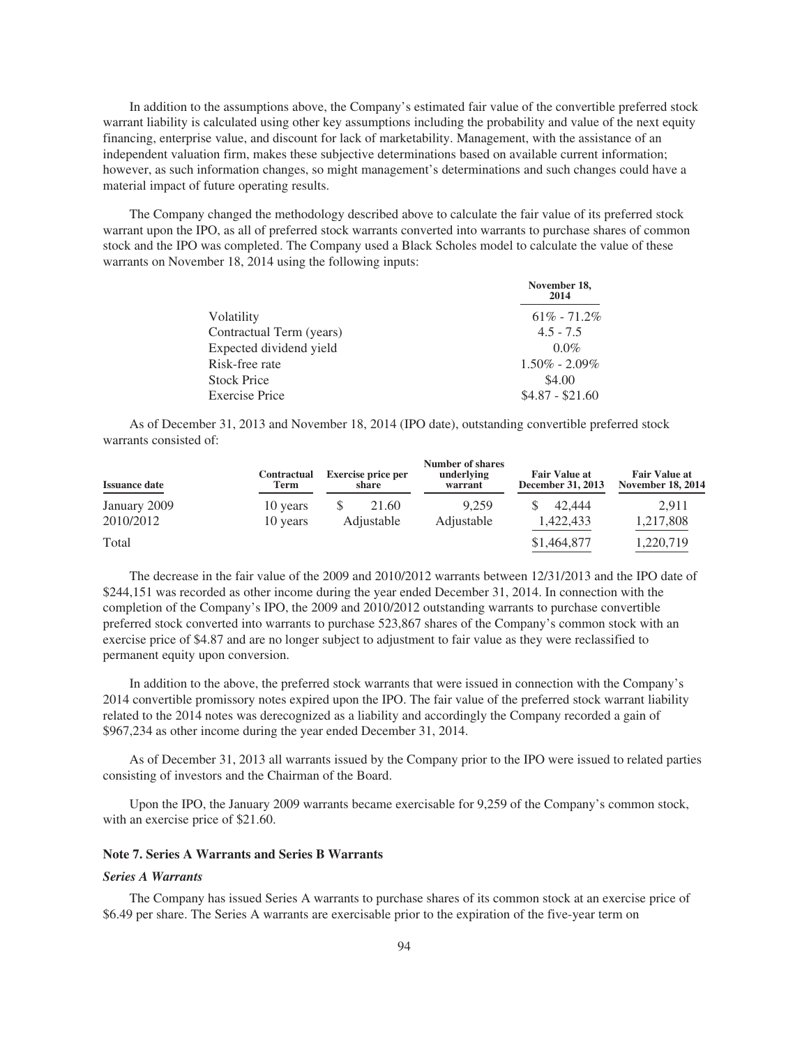In addition to the assumptions above, the Company's estimated fair value of the convertible preferred stock warrant liability is calculated using other key assumptions including the probability and value of the next equity financing, enterprise value, and discount for lack of marketability. Management, with the assistance of an independent valuation firm, makes these subjective determinations based on available current information; however, as such information changes, so might management's determinations and such changes could have a material impact of future operating results.

The Company changed the methodology described above to calculate the fair value of its preferred stock warrant upon the IPO, as all of preferred stock warrants converted into warrants to purchase shares of common stock and the IPO was completed. The Company used a Black Scholes model to calculate the value of these warrants on November 18, 2014 using the following inputs:

| | November 18, 2014 |
|---|---|
| Volatility | 61% - 71.2% |
| Contractual Term (years) | 4.5 - 7.5 |
| Expected dividend yield | 0.0% |
| Risk-free rate | 1.50% - 2.09% |
| Stock Price | $4.00 |
| Exercise Price | $4.87 - $21.60 |

As of December 31, 2013 and November 18, 2014 (IPO date), outstanding convertible preferred stock warrants consisted of:

| Issuance date | Contractual Term | Exercise price per share | Number of shares underlying warrant | Fair Value at December 31, 2013 | Fair Value at November 18, 2014 |
|---|---|---|---|---|---|
| January 2009 | 10 years | $ 21.60 | 9,259 | $ 42,444 | 2,911 |
| 2010/2012 | 10 years | Adjustable | Adjustable | 1,422,433 | 1,217,808 |
| Total | | | | $1,464,877 | 1,220,719 |

The decrease in the fair value of the 2009 and 2010/2012 warrants between 12/31/2013 and the IPO date of $244,151 was recorded as other income during the year ended December 31, 2014. In connection with the completion of the Company's IPO, the 2009 and 2010/2012 outstanding warrants to purchase convertible preferred stock converted into warrants to purchase 523,867 shares of the Company's common stock with an exercise price of $4.87 and are no longer subject to adjustment to fair value as they were reclassified to permanent equity upon conversion.

In addition to the above, the preferred stock warrants that were issued in connection with the Company's 2014 convertible promissory notes expired upon the IPO. The fair value of the preferred stock warrant liability related to the 2014 notes was derecognized as a liability and accordingly the Company recorded a gain of $967,234 as other income during the year ended December 31, 2014.

As of December 31, 2013 all warrants issued by the Company prior to the IPO were issued to related parties consisting of investors and the Chairman of the Board.

Upon the IPO, the January 2009 warrants became exercisable for 9,259 of the Company's common stock, with an exercise price of $21.60.

### Note 7. Series A Warrants and Series B Warrants

#### *Series A Warrants*

The Company has issued Series A warrants to purchase shares of its common stock at an exercise price of $6.49 per share. The Series A warrants are exercisable prior to the expiration of the five-year term on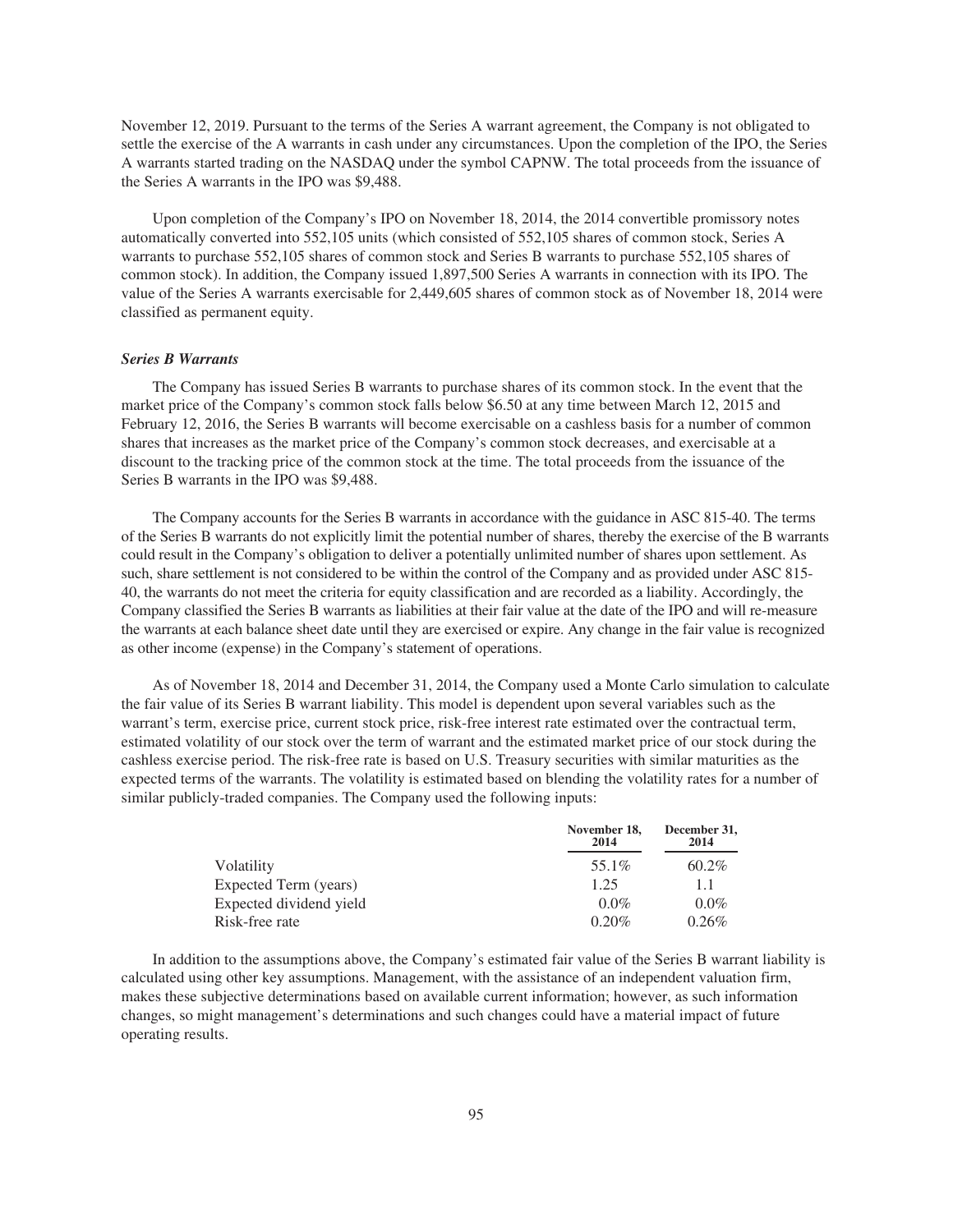November 12, 2019. Pursuant to the terms of the Series A warrant agreement, the Company is not obligated to settle the exercise of the A warrants in cash under any circumstances. Upon the completion of the IPO, the Series A warrants started trading on the NASDAQ under the symbol CAPNW. The total proceeds from the issuance of the Series A warrants in the IPO was $9,488.

Upon completion of the Company's IPO on November 18, 2014, the 2014 convertible promissory notes automatically converted into 552,105 units (which consisted of 552,105 shares of common stock, Series A warrants to purchase 552,105 shares of common stock and Series B warrants to purchase 552,105 shares of common stock). In addition, the Company issued 1,897,500 Series A warrants in connection with its IPO. The value of the Series A warrants exercisable for 2,449,605 shares of common stock as of November 18, 2014 were classified as permanent equity.

***Series B Warrants***

The Company has issued Series B warrants to purchase shares of its common stock. In the event that the market price of the Company's common stock falls below $6.50 at any time between March 12, 2015 and February 12, 2016, the Series B warrants will become exercisable on a cashless basis for a number of common shares that increases as the market price of the Company's common stock decreases, and exercisable at a discount to the tracking price of the common stock at the time. The total proceeds from the issuance of the Series B warrants in the IPO was $9,488.

The Company accounts for the Series B warrants in accordance with the guidance in ASC 815-40. The terms of the Series B warrants do not explicitly limit the potential number of shares, thereby the exercise of the B warrants could result in the Company's obligation to deliver a potentially unlimited number of shares upon settlement. As such, share settlement is not considered to be within the control of the Company and as provided under ASC 815-40, the warrants do not meet the criteria for equity classification and are recorded as a liability. Accordingly, the Company classified the Series B warrants as liabilities at their fair value at the date of the IPO and will re-measure the warrants at each balance sheet date until they are exercised or expire. Any change in the fair value is recognized as other income (expense) in the Company's statement of operations.

As of November 18, 2014 and December 31, 2014, the Company used a Monte Carlo simulation to calculate the fair value of its Series B warrant liability. This model is dependent upon several variables such as the warrant's term, exercise price, current stock price, risk-free interest rate estimated over the contractual term, estimated volatility of our stock over the term of warrant and the estimated market price of our stock during the cashless exercise period. The risk-free rate is based on U.S. Treasury securities with similar maturities as the expected terms of the warrants. The volatility is estimated based on blending the volatility rates for a number of similar publicly-traded companies. The Company used the following inputs:

| | November 18, 2014 | December 31, 2014 |
|---|---|---|
| Volatility | 55.1% | 60.2% |
| Expected Term (years) | 1.25 | 1.1 |
| Expected dividend yield | 0.0% | 0.0% |
| Risk-free rate | 0.20% | 0.26% |

In addition to the assumptions above, the Company's estimated fair value of the Series B warrant liability is calculated using other key assumptions. Management, with the assistance of an independent valuation firm, makes these subjective determinations based on available current information; however, as such information changes, so might management's determinations and such changes could have a material impact of future operating results.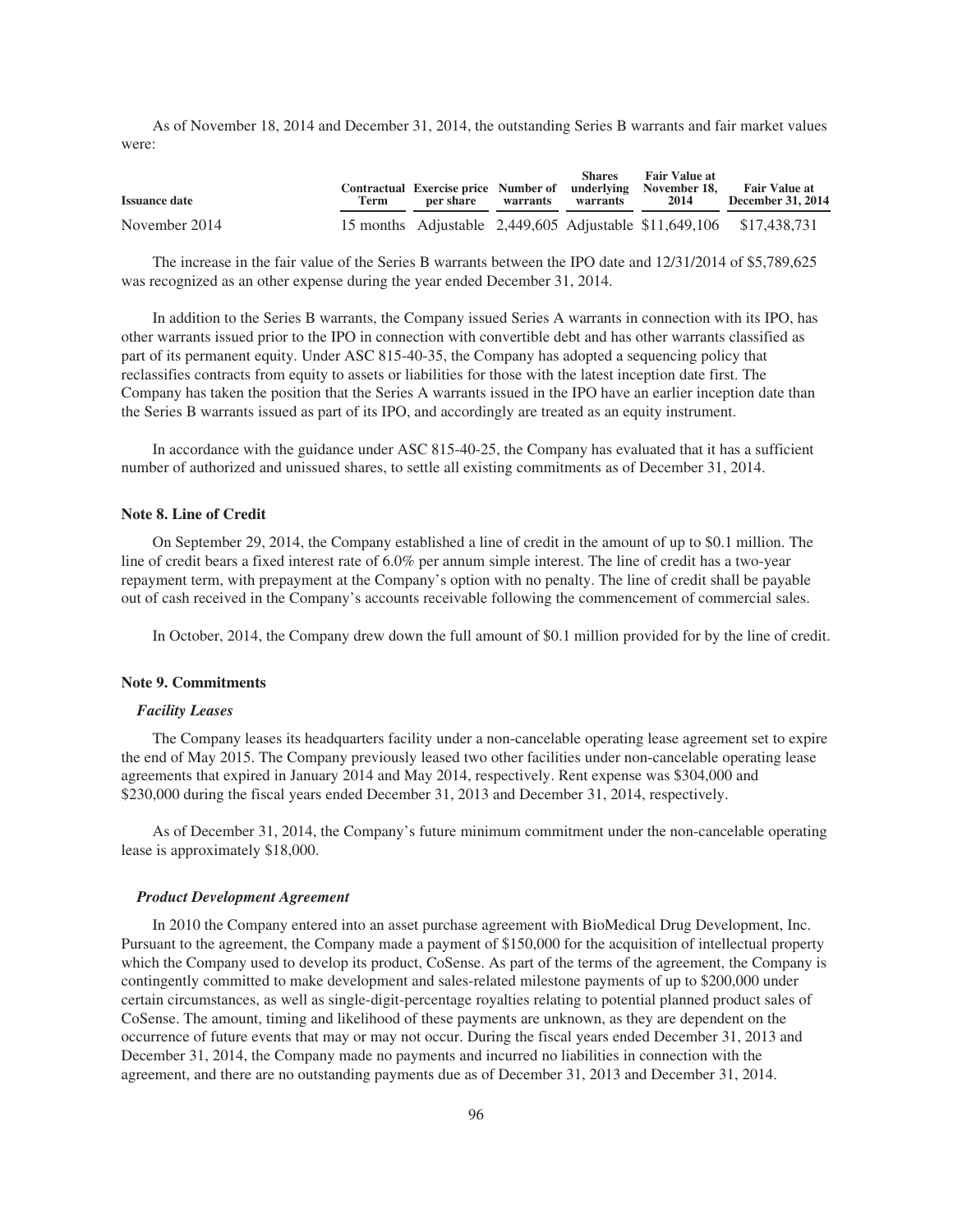As of November 18, 2014 and December 31, 2014, the outstanding Series B warrants and fair market values were:

| Issuance date | Contractual Term | Exercise price per share | Number of warrants | Shares underlying warrants | Fair Value at November 18, 2014 | Fair Value at December 31, 2014 |
|---|---|---|---|---|---|---|
| November 2014 | 15 months | Adjustable | 2,449,605 | Adjustable | $11,649,106 | $17,438,731 |

The increase in the fair value of the Series B warrants between the IPO date and 12/31/2014 of $5,789,625 was recognized as an other expense during the year ended December 31, 2014.

In addition to the Series B warrants, the Company issued Series A warrants in connection with its IPO, has other warrants issued prior to the IPO in connection with convertible debt and has other warrants classified as part of its permanent equity. Under ASC 815-40-35, the Company has adopted a sequencing policy that reclassifies contracts from equity to assets or liabilities for those with the latest inception date first. The Company has taken the position that the Series A warrants issued in the IPO have an earlier inception date than the Series B warrants issued as part of its IPO, and accordingly are treated as an equity instrument.

In accordance with the guidance under ASC 815-40-25, the Company has evaluated that it has a sufficient number of authorized and unissued shares, to settle all existing commitments as of December 31, 2014.

### Note 8. Line of Credit

On September 29, 2014, the Company established a line of credit in the amount of up to $0.1 million. The line of credit bears a fixed interest rate of 6.0% per annum simple interest. The line of credit has a two-year repayment term, with prepayment at the Company's option with no penalty. The line of credit shall be payable out of cash received in the Company's accounts receivable following the commencement of commercial sales.

In October, 2014, the Company drew down the full amount of $0.1 million provided for by the line of credit.

### Note 9. Commitments

#### *Facility Leases*

The Company leases its headquarters facility under a non-cancelable operating lease agreement set to expire the end of May 2015. The Company previously leased two other facilities under non-cancelable operating lease agreements that expired in January 2014 and May 2014, respectively. Rent expense was $304,000 and $230,000 during the fiscal years ended December 31, 2013 and December 31, 2014, respectively.

As of December 31, 2014, the Company's future minimum commitment under the non-cancelable operating lease is approximately $18,000.

#### *Product Development Agreement*

In 2010 the Company entered into an asset purchase agreement with BioMedical Drug Development, Inc. Pursuant to the agreement, the Company made a payment of $150,000 for the acquisition of intellectual property which the Company used to develop its product, CoSense. As part of the terms of the agreement, the Company is contingently committed to make development and sales-related milestone payments of up to $200,000 under certain circumstances, as well as single-digit-percentage royalties relating to potential planned product sales of CoSense. The amount, timing and likelihood of these payments are unknown, as they are dependent on the occurrence of future events that may or may not occur. During the fiscal years ended December 31, 2013 and December 31, 2014, the Company made no payments and incurred no liabilities in connection with the agreement, and there are no outstanding payments due as of December 31, 2013 and December 31, 2014.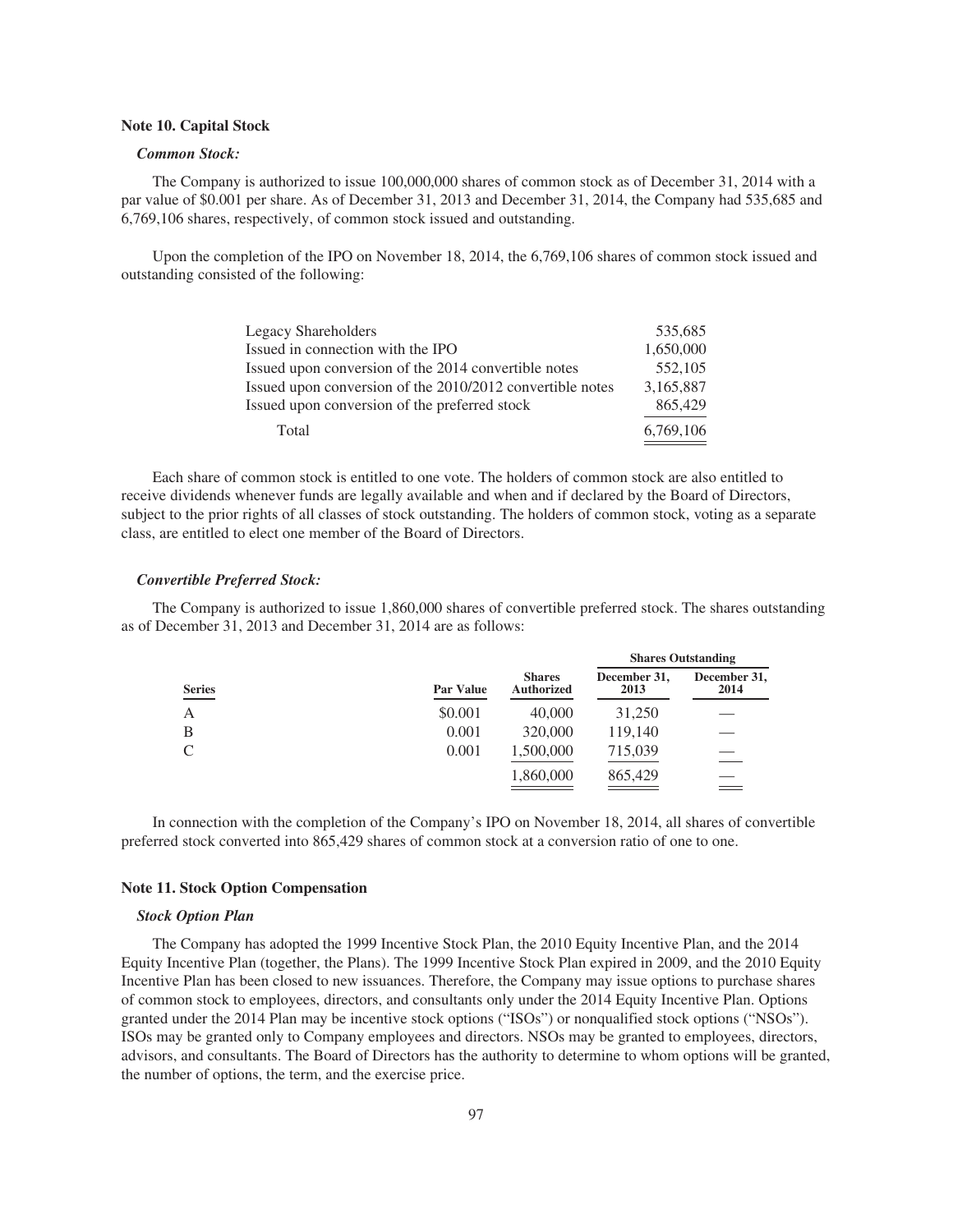### Note 10. Capital Stock

***Common Stock:***

The Company is authorized to issue 100,000,000 shares of common stock as of December 31, 2014 with a par value of $0.001 per share. As of December 31, 2013 and December 31, 2014, the Company had 535,685 and 6,769,106 shares, respectively, of common stock issued and outstanding.

Upon the completion of the IPO on November 18, 2014, the 6,769,106 shares of common stock issued and outstanding consisted of the following:

| | |
|---|---:|
| Legacy Shareholders | 535,685 |
| Issued in connection with the IPO | 1,650,000 |
| Issued upon conversion of the 2014 convertible notes | 552,105 |
| Issued upon conversion of the 2010/2012 convertible notes | 3,165,887 |
| Issued upon conversion of the preferred stock | 865,429 |
| Total | 6,769,106 |

Each share of common stock is entitled to one vote. The holders of common stock are also entitled to receive dividends whenever funds are legally available and when and if declared by the Board of Directors, subject to the prior rights of all classes of stock outstanding. The holders of common stock, voting as a separate class, are entitled to elect one member of the Board of Directors.

***Convertible Preferred Stock:***

The Company is authorized to issue 1,860,000 shares of convertible preferred stock. The shares outstanding as of December 31, 2013 and December 31, 2014 are as follows:

| | | | Shares Outstanding | |
|---|---:|---:|---:|---:|
| **Series** | **Par Value** | **Shares Authorized** | **December 31, 2013** | **December 31, 2014** |
| A | $0.001 | 40,000 | 31,250 | — |
| B | 0.001 | 320,000 | 119,140 | — |
| C | 0.001 | 1,500,000 | 715,039 | — |
| | | 1,860,000 | 865,429 | — |

In connection with the completion of the Company's IPO on November 18, 2014, all shares of convertible preferred stock converted into 865,429 shares of common stock at a conversion ratio of one to one.

### Note 11. Stock Option Compensation

***Stock Option Plan***

The Company has adopted the 1999 Incentive Stock Plan, the 2010 Equity Incentive Plan, and the 2014 Equity Incentive Plan (together, the Plans). The 1999 Incentive Stock Plan expired in 2009, and the 2010 Equity Incentive Plan has been closed to new issuances. Therefore, the Company may issue options to purchase shares of common stock to employees, directors, and consultants only under the 2014 Equity Incentive Plan. Options granted under the 2014 Plan may be incentive stock options ("ISOs") or nonqualified stock options ("NSOs"). ISOs may be granted only to Company employees and directors. NSOs may be granted to employees, directors, advisors, and consultants. The Board of Directors has the authority to determine to whom options will be granted, the number of options, the term, and the exercise price.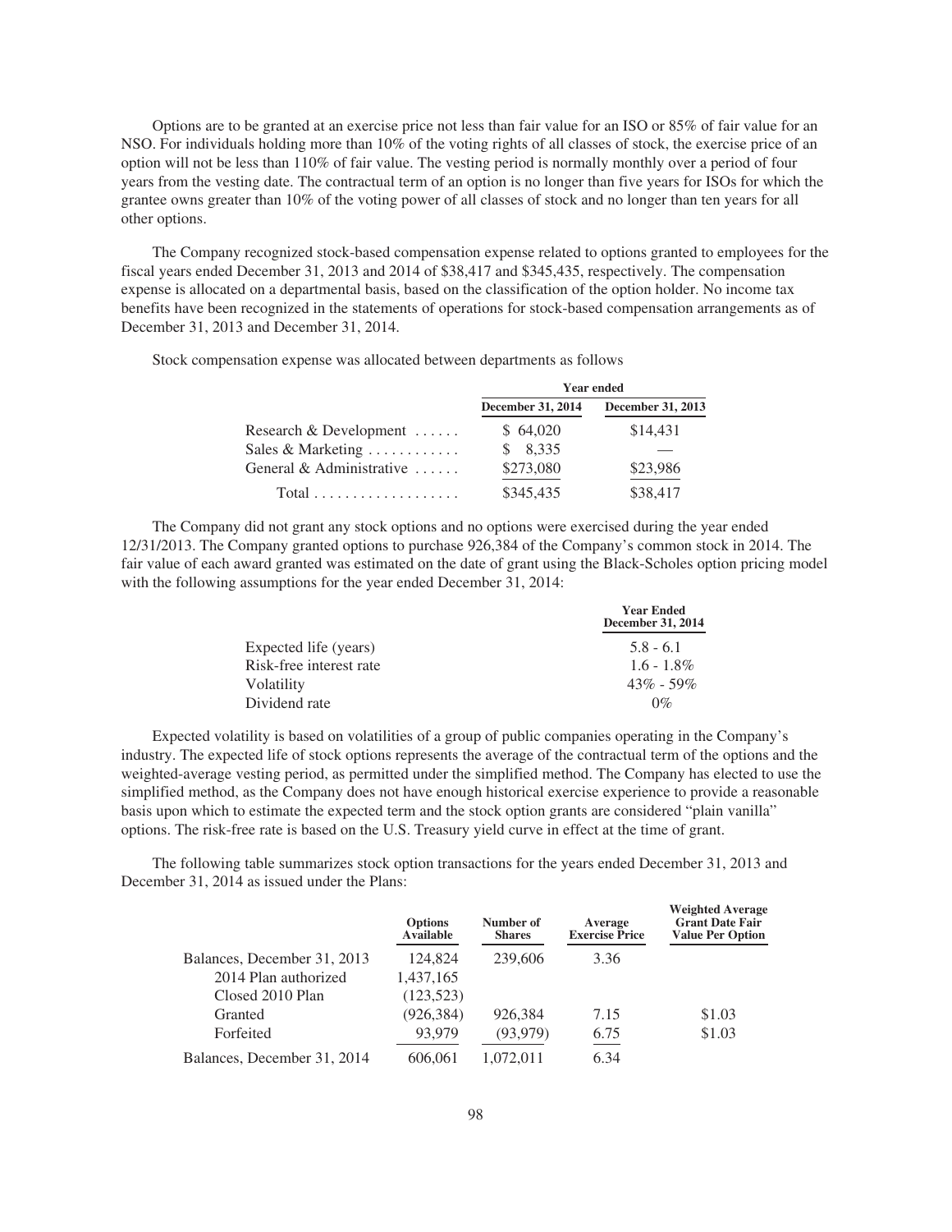Options are to be granted at an exercise price not less than fair value for an ISO or 85% of fair value for an NSO. For individuals holding more than 10% of the voting rights of all classes of stock, the exercise price of an option will not be less than 110% of fair value. The vesting period is normally monthly over a period of four years from the vesting date. The contractual term of an option is no longer than five years for ISOs for which the grantee owns greater than 10% of the voting power of all classes of stock and no longer than ten years for all other options.

The Company recognized stock-based compensation expense related to options granted to employees for the fiscal years ended December 31, 2013 and 2014 of $38,417 and $345,435, respectively. The compensation expense is allocated on a departmental basis, based on the classification of the option holder. No income tax benefits have been recognized in the statements of operations for stock-based compensation arrangements as of December 31, 2013 and December 31, 2014.

Stock compensation expense was allocated between departments as follows

| | Year ended | |
|---|---|---|
| | December 31, 2014 | December 31, 2013 |
| Research & Development | $ 64,020 | $14,431 |
| Sales & Marketing | $ 8,335 | — |
| General & Administrative | $273,080 | $23,986 |
| Total | $345,435 | $38,417 |

The Company did not grant any stock options and no options were exercised during the year ended 12/31/2013. The Company granted options to purchase 926,384 of the Company's common stock in 2014. The fair value of each award granted was estimated on the date of grant using the Black-Scholes option pricing model with the following assumptions for the year ended December 31, 2014:

| | Year Ended December 31, 2014 |
|---|---|
| Expected life (years) | 5.8 - 6.1 |
| Risk-free interest rate | 1.6 - 1.8% |
| Volatility | 43% - 59% |
| Dividend rate | 0% |

Expected volatility is based on volatilities of a group of public companies operating in the Company's industry. The expected life of stock options represents the average of the contractual term of the options and the weighted-average vesting period, as permitted under the simplified method. The Company has elected to use the simplified method, as the Company does not have enough historical exercise experience to provide a reasonable basis upon which to estimate the expected term and the stock option grants are considered "plain vanilla" options. The risk-free rate is based on the U.S. Treasury yield curve in effect at the time of grant.

The following table summarizes stock option transactions for the years ended December 31, 2013 and December 31, 2014 as issued under the Plans:

| | Options Available | Number of Shares | Average Exercise Price | Weighted Average Grant Date Fair Value Per Option |
|---|---|---|---|---|
| Balances, December 31, 2013 | 124,824 | 239,606 | 3.36 | |
| 2014 Plan authorized | 1,437,165 | | | |
| Closed 2010 Plan | (123,523) | | | |
| Granted | (926,384) | 926,384 | 7.15 | $1.03 |
| Forfeited | 93,979 | (93,979) | 6.75 | $1.03 |
| Balances, December 31, 2014 | 606,061 | 1,072,011 | 6.34 | |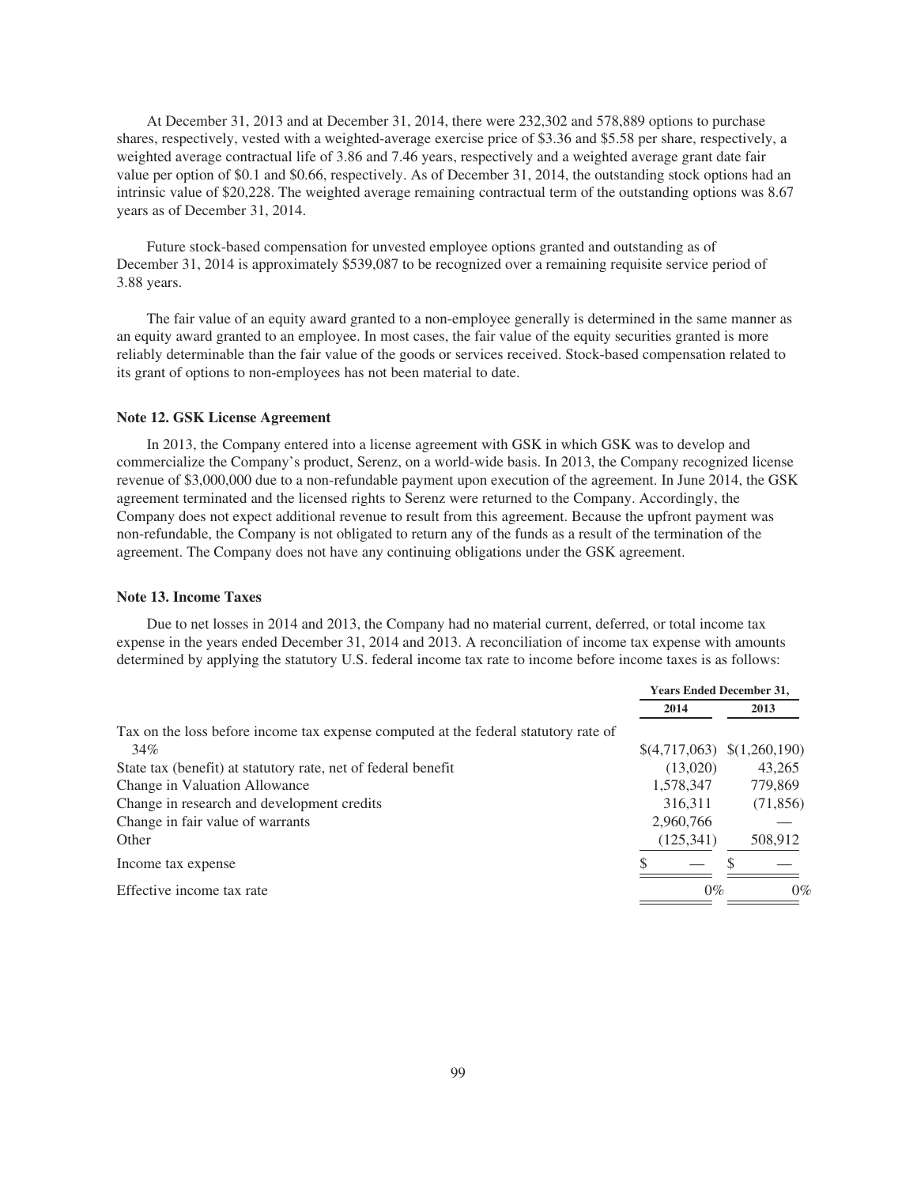At December 31, 2013 and at December 31, 2014, there were 232,302 and 578,889 options to purchase shares, respectively, vested with a weighted-average exercise price of $3.36 and $5.58 per share, respectively, a weighted average contractual life of 3.86 and 7.46 years, respectively and a weighted average grant date fair value per option of $0.1 and $0.66, respectively. As of December 31, 2014, the outstanding stock options had an intrinsic value of $20,228. The weighted average remaining contractual term of the outstanding options was 8.67 years as of December 31, 2014.

Future stock-based compensation for unvested employee options granted and outstanding as of December 31, 2014 is approximately $539,087 to be recognized over a remaining requisite service period of 3.88 years.

The fair value of an equity award granted to a non-employee generally is determined in the same manner as an equity award granted to an employee. In most cases, the fair value of the equity securities granted is more reliably determinable than the fair value of the goods or services received. Stock-based compensation related to its grant of options to non-employees has not been material to date.

### Note 12. GSK License Agreement

In 2013, the Company entered into a license agreement with GSK in which GSK was to develop and commercialize the Company's product, Serenz, on a world-wide basis. In 2013, the Company recognized license revenue of $3,000,000 due to a non-refundable payment upon execution of the agreement. In June 2014, the GSK agreement terminated and the licensed rights to Serenz were returned to the Company. Accordingly, the Company does not expect additional revenue to result from this agreement. Because the upfront payment was non-refundable, the Company is not obligated to return any of the funds as a result of the termination of the agreement. The Company does not have any continuing obligations under the GSK agreement.

### Note 13. Income Taxes

Due to net losses in 2014 and 2013, the Company had no material current, deferred, or total income tax expense in the years ended December 31, 2014 and 2013. A reconciliation of income tax expense with amounts determined by applying the statutory U.S. federal income tax rate to income before income taxes is as follows:

| | Years Ended December 31, | |
|---|---|---|
| | 2014 | 2013 |
| Tax on the loss before income tax expense computed at the federal statutory rate of 34% | $(4,717,063) | $(1,260,190) |
| State tax (benefit) at statutory rate, net of federal benefit | (13,020) | 43,265 |
| Change in Valuation Allowance | 1,578,347 | 779,869 |
| Change in research and development credits | 316,311 | (71,856) |
| Change in fair value of warrants | 2,960,766 | — |
| Other | (125,341) | 508,912 |
| Income tax expense | $ — | $ — |
| Effective income tax rate | 0% | 0% |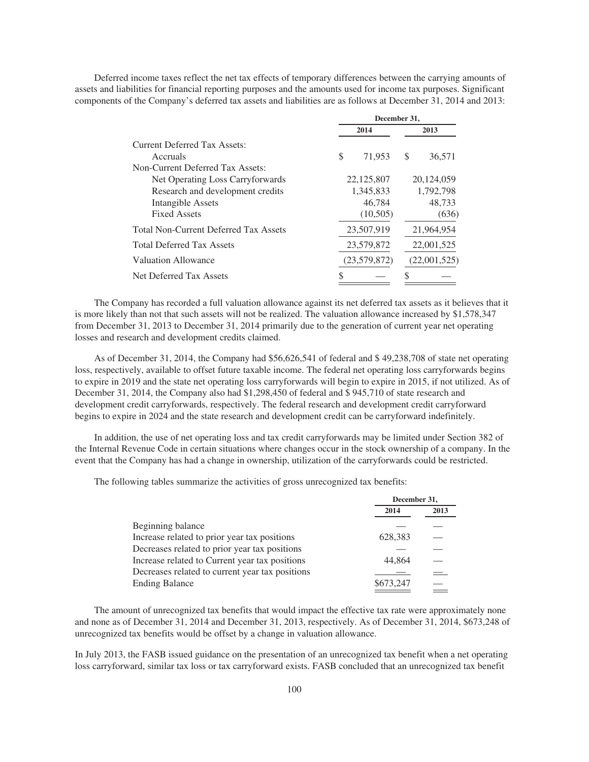Deferred income taxes reflect the net tax effects of temporary differences between the carrying amounts of assets and liabilities for financial reporting purposes and the amounts used for income tax purposes. Significant components of the Company's deferred tax assets and liabilities are as follows at December 31, 2014 and 2013:

| | December 31, | |
|---|---|---|
| | 2014 | 2013 |
| Current Deferred Tax Assets: | | |
| Accruals | $ 71,953 | $ 36,571 |
| Non-Current Deferred Tax Assets: | | |
| Net Operating Loss Carryforwards | 22,125,807 | 20,124,059 |
| Research and development credits | 1,345,833 | 1,792,798 |
| Intangible Assets | 46,784 | 48,733 |
| Fixed Assets | (10,505) | (636) |
| Total Non-Current Deferred Tax Assets | 23,507,919 | 21,964,954 |
| Total Deferred Tax Assets | 23,579,872 | 22,001,525 |
| Valuation Allowance | (23,579,872) | (22,001,525) |
| Net Deferred Tax Assets | $ — | $ — |

The Company has recorded a full valuation allowance against its net deferred tax assets as it believes that it is more likely than not that such assets will not be realized. The valuation allowance increased by $1,578,347 from December 31, 2013 to December 31, 2014 primarily due to the generation of current year net operating losses and research and development credits claimed.

As of December 31, 2014, the Company had $56,626,541 of federal and $ 49,238,708 of state net operating loss, respectively, available to offset future taxable income. The federal net operating loss carryforwards begins to expire in 2019 and the state net operating loss carryforwards will begin to expire in 2015, if not utilized. As of December 31, 2014, the Company also had $1,298,450 of federal and $ 945,710 of state research and development credit carryforwards, respectively. The federal research and development credit carryforward begins to expire in 2024 and the state research and development credit can be carryforward indefinitely.

In addition, the use of net operating loss and tax credit carryforwards may be limited under Section 382 of the Internal Revenue Code in certain situations where changes occur in the stock ownership of a company. In the event that the Company has had a change in ownership, utilization of the carryforwards could be restricted.

The following tables summarize the activities of gross unrecognized tax benefits:

| | December 31, | |
|---|---|---|
| | 2014 | 2013 |
| Beginning balance | — | — |
| Increase related to prior year tax positions | 628,383 | — |
| Decreases related to prior year tax positions | — | — |
| Increase related to Current year tax positions | 44,864 | — |
| Decreases related to current year tax positions | — | — |
| Ending Balance | $673,247 | — |

The amount of unrecognized tax benefits that would impact the effective tax rate were approximately none and none as of December 31, 2014 and December 31, 2013, respectively. As of December 31, 2014, $673,248 of unrecognized tax benefits would be offset by a change in valuation allowance.

In July 2013, the FASB issued guidance on the presentation of an unrecognized tax benefit when a net operating loss carryforward, similar tax loss or tax carryforward exists. FASB concluded that an unrecognized tax benefit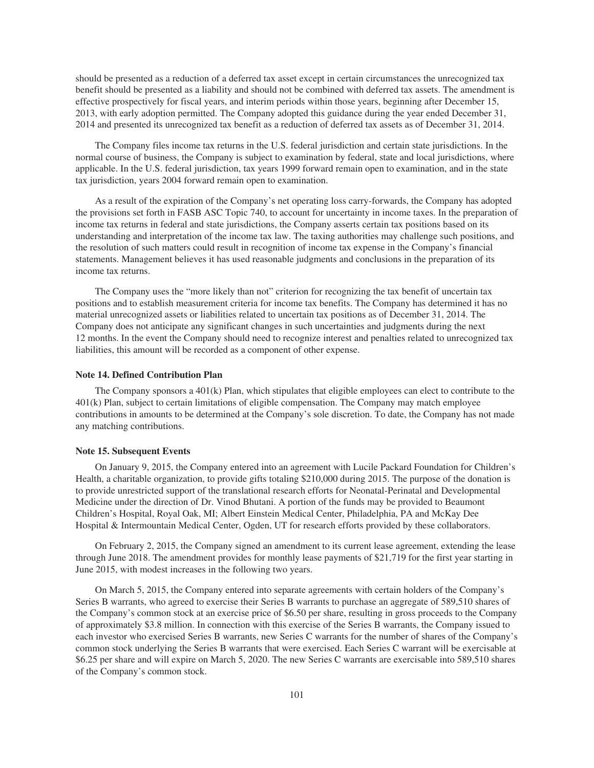should be presented as a reduction of a deferred tax asset except in certain circumstances the unrecognized tax benefit should be presented as a liability and should not be combined with deferred tax assets. The amendment is effective prospectively for fiscal years, and interim periods within those years, beginning after December 15, 2013, with early adoption permitted. The Company adopted this guidance during the year ended December 31, 2014 and presented its unrecognized tax benefit as a reduction of deferred tax assets as of December 31, 2014.

The Company files income tax returns in the U.S. federal jurisdiction and certain state jurisdictions. In the normal course of business, the Company is subject to examination by federal, state and local jurisdictions, where applicable. In the U.S. federal jurisdiction, tax years 1999 forward remain open to examination, and in the state tax jurisdiction, years 2004 forward remain open to examination.

As a result of the expiration of the Company's net operating loss carry-forwards, the Company has adopted the provisions set forth in FASB ASC Topic 740, to account for uncertainty in income taxes. In the preparation of income tax returns in federal and state jurisdictions, the Company asserts certain tax positions based on its understanding and interpretation of the income tax law. The taxing authorities may challenge such positions, and the resolution of such matters could result in recognition of income tax expense in the Company's financial statements. Management believes it has used reasonable judgments and conclusions in the preparation of its income tax returns.

The Company uses the "more likely than not" criterion for recognizing the tax benefit of uncertain tax positions and to establish measurement criteria for income tax benefits. The Company has determined it has no material unrecognized assets or liabilities related to uncertain tax positions as of December 31, 2014. The Company does not anticipate any significant changes in such uncertainties and judgments during the next 12 months. In the event the Company should need to recognize interest and penalties related to unrecognized tax liabilities, this amount will be recorded as a component of other expense.

### Note 14. Defined Contribution Plan

The Company sponsors a 401(k) Plan, which stipulates that eligible employees can elect to contribute to the 401(k) Plan, subject to certain limitations of eligible compensation. The Company may match employee contributions in amounts to be determined at the Company's sole discretion. To date, the Company has not made any matching contributions.

### Note 15. Subsequent Events

On January 9, 2015, the Company entered into an agreement with Lucile Packard Foundation for Children's Health, a charitable organization, to provide gifts totaling $210,000 during 2015. The purpose of the donation is to provide unrestricted support of the translational research efforts for Neonatal-Perinatal and Developmental Medicine under the direction of Dr. Vinod Bhutani. A portion of the funds may be provided to Beaumont Children's Hospital, Royal Oak, MI; Albert Einstein Medical Center, Philadelphia, PA and McKay Dee Hospital & Intermountain Medical Center, Ogden, UT for research efforts provided by these collaborators.

On February 2, 2015, the Company signed an amendment to its current lease agreement, extending the lease through June 2018. The amendment provides for monthly lease payments of $21,719 for the first year starting in June 2015, with modest increases in the following two years.

On March 5, 2015, the Company entered into separate agreements with certain holders of the Company's Series B warrants, who agreed to exercise their Series B warrants to purchase an aggregate of 589,510 shares of the Company's common stock at an exercise price of $6.50 per share, resulting in gross proceeds to the Company of approximately $3.8 million. In connection with this exercise of the Series B warrants, the Company issued to each investor who exercised Series B warrants, new Series C warrants for the number of shares of the Company's common stock underlying the Series B warrants that were exercised. Each Series C warrant will be exercisable at $6.25 per share and will expire on March 5, 2020. The new Series C warrants are exercisable into 589,510 shares of the Company's common stock.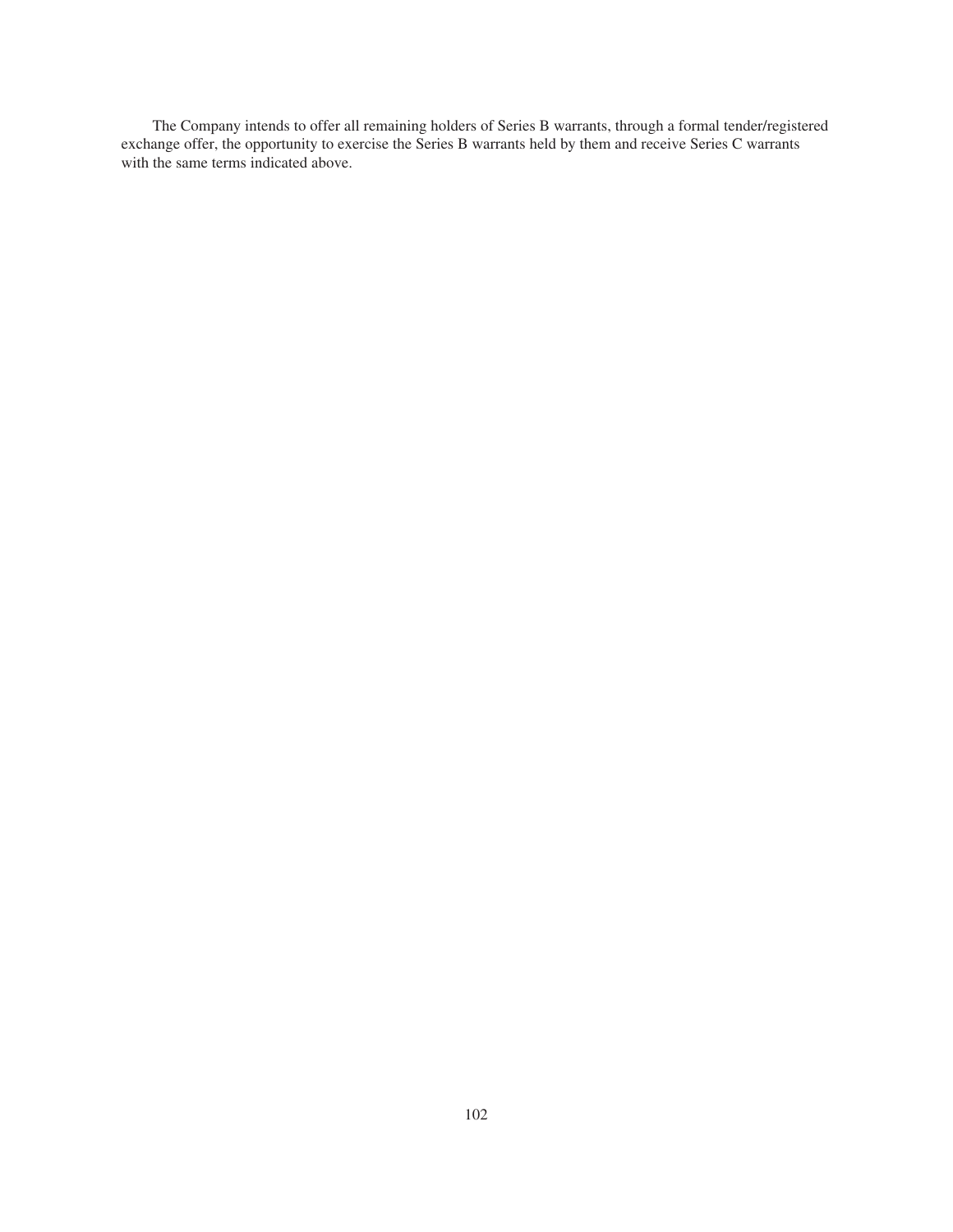The Company intends to offer all remaining holders of Series B warrants, through a formal tender/registered exchange offer, the opportunity to exercise the Series B warrants held by them and receive Series C warrants with the same terms indicated above.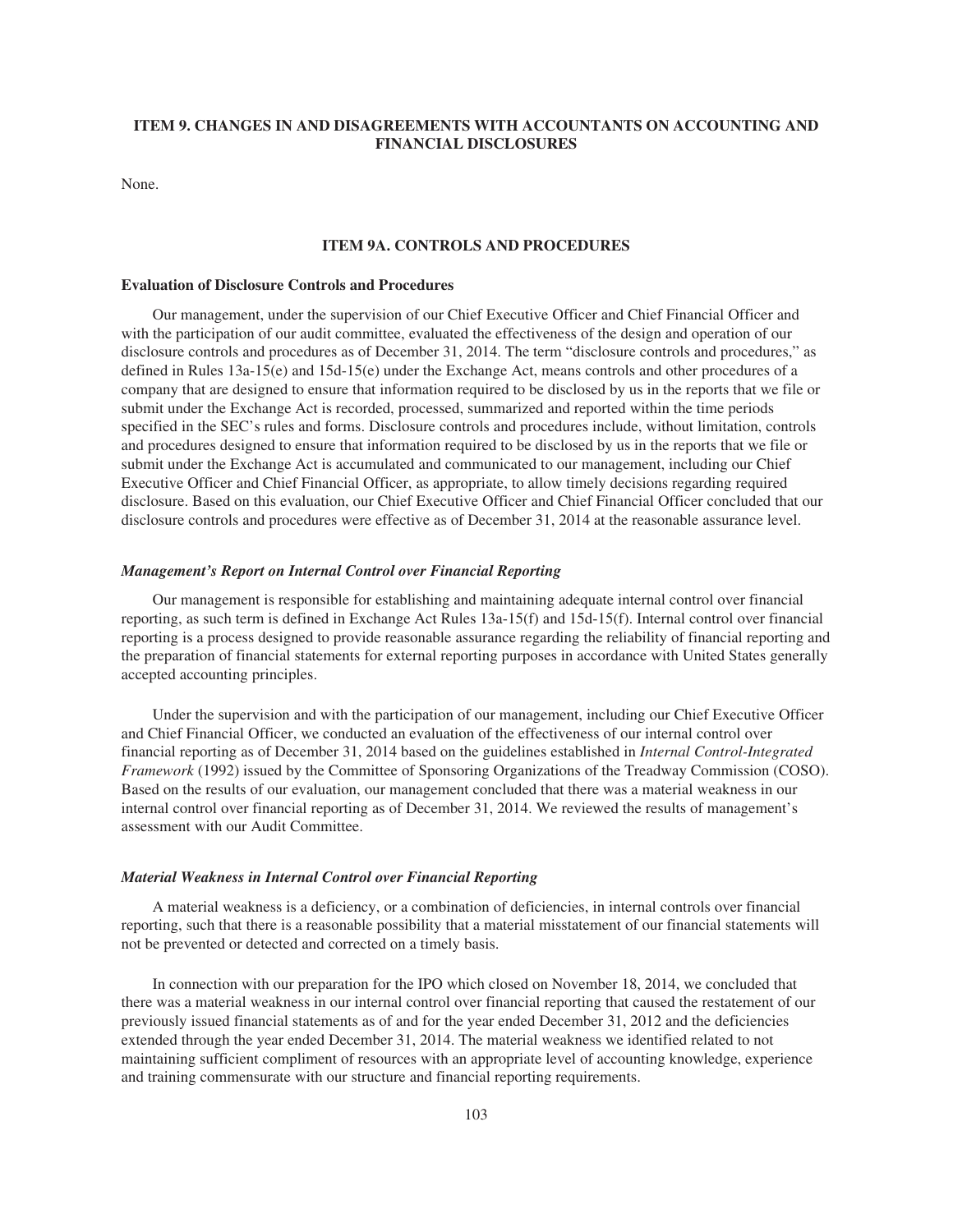## ITEM 9. CHANGES IN AND DISAGREEMENTS WITH ACCOUNTANTS ON ACCOUNTING AND FINANCIAL DISCLOSURES

None.

## ITEM 9A. CONTROLS AND PROCEDURES

**Evaluation of Disclosure Controls and Procedures**

Our management, under the supervision of our Chief Executive Officer and Chief Financial Officer and with the participation of our audit committee, evaluated the effectiveness of the design and operation of our disclosure controls and procedures as of December 31, 2014. The term "disclosure controls and procedures," as defined in Rules 13a-15(e) and 15d-15(e) under the Exchange Act, means controls and other procedures of a company that are designed to ensure that information required to be disclosed by us in the reports that we file or submit under the Exchange Act is recorded, processed, summarized and reported within the time periods specified in the SEC's rules and forms. Disclosure controls and procedures include, without limitation, controls and procedures designed to ensure that information required to be disclosed by us in the reports that we file or submit under the Exchange Act is accumulated and communicated to our management, including our Chief Executive Officer and Chief Financial Officer, as appropriate, to allow timely decisions regarding required disclosure. Based on this evaluation, our Chief Executive Officer and Chief Financial Officer concluded that our disclosure controls and procedures were effective as of December 31, 2014 at the reasonable assurance level.

***Management's Report on Internal Control over Financial Reporting***

Our management is responsible for establishing and maintaining adequate internal control over financial reporting, as such term is defined in Exchange Act Rules 13a-15(f) and 15d-15(f). Internal control over financial reporting is a process designed to provide reasonable assurance regarding the reliability of financial reporting and the preparation of financial statements for external reporting purposes in accordance with United States generally accepted accounting principles.

Under the supervision and with the participation of our management, including our Chief Executive Officer and Chief Financial Officer, we conducted an evaluation of the effectiveness of our internal control over financial reporting as of December 31, 2014 based on the guidelines established in *Internal Control-Integrated Framework* (1992) issued by the Committee of Sponsoring Organizations of the Treadway Commission (COSO). Based on the results of our evaluation, our management concluded that there was a material weakness in our internal control over financial reporting as of December 31, 2014. We reviewed the results of management's assessment with our Audit Committee.

***Material Weakness in Internal Control over Financial Reporting***

A material weakness is a deficiency, or a combination of deficiencies, in internal controls over financial reporting, such that there is a reasonable possibility that a material misstatement of our financial statements will not be prevented or detected and corrected on a timely basis.

In connection with our preparation for the IPO which closed on November 18, 2014, we concluded that there was a material weakness in our internal control over financial reporting that caused the restatement of our previously issued financial statements as of and for the year ended December 31, 2012 and the deficiencies extended through the year ended December 31, 2014. The material weakness we identified related to not maintaining sufficient compliment of resources with an appropriate level of accounting knowledge, experience and training commensurate with our structure and financial reporting requirements.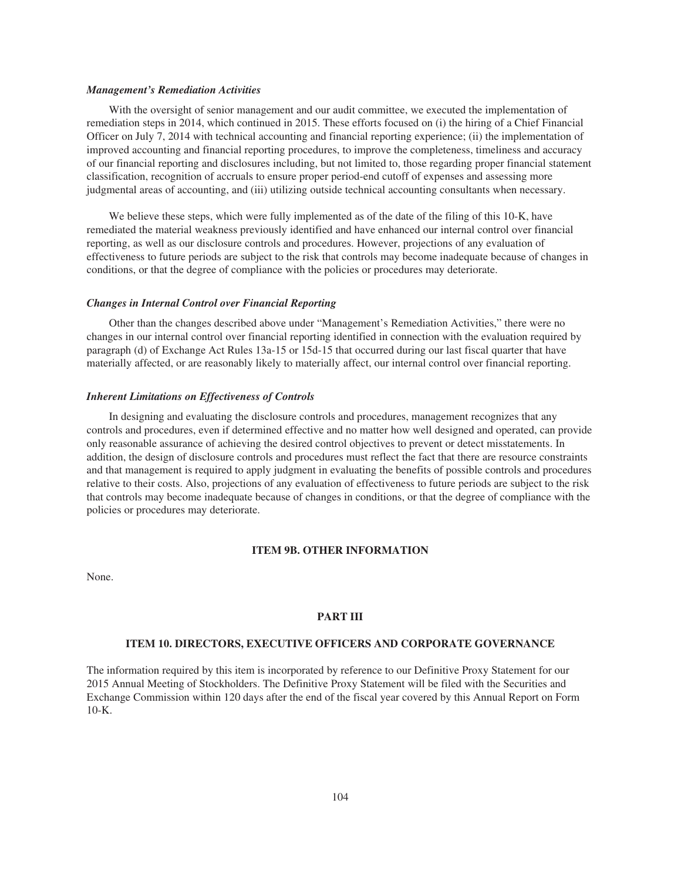***Management's Remediation Activities***

With the oversight of senior management and our audit committee, we executed the implementation of remediation steps in 2014, which continued in 2015. These efforts focused on (i) the hiring of a Chief Financial Officer on July 7, 2014 with technical accounting and financial reporting experience; (ii) the implementation of improved accounting and financial reporting procedures, to improve the completeness, timeliness and accuracy of our financial reporting and disclosures including, but not limited to, those regarding proper financial statement classification, recognition of accruals to ensure proper period-end cutoff of expenses and assessing more judgmental areas of accounting, and (iii) utilizing outside technical accounting consultants when necessary.

We believe these steps, which were fully implemented as of the date of the filing of this 10-K, have remediated the material weakness previously identified and have enhanced our internal control over financial reporting, as well as our disclosure controls and procedures. However, projections of any evaluation of effectiveness to future periods are subject to the risk that controls may become inadequate because of changes in conditions, or that the degree of compliance with the policies or procedures may deteriorate.

***Changes in Internal Control over Financial Reporting***

Other than the changes described above under "Management's Remediation Activities," there were no changes in our internal control over financial reporting identified in connection with the evaluation required by paragraph (d) of Exchange Act Rules 13a-15 or 15d-15 that occurred during our last fiscal quarter that have materially affected, or are reasonably likely to materially affect, our internal control over financial reporting.

***Inherent Limitations on Effectiveness of Controls***

In designing and evaluating the disclosure controls and procedures, management recognizes that any controls and procedures, even if determined effective and no matter how well designed and operated, can provide only reasonable assurance of achieving the desired control objectives to prevent or detect misstatements. In addition, the design of disclosure controls and procedures must reflect the fact that there are resource constraints and that management is required to apply judgment in evaluating the benefits of possible controls and procedures relative to their costs. Also, projections of any evaluation of effectiveness to future periods are subject to the risk that controls may become inadequate because of changes in conditions, or that the degree of compliance with the policies or procedures may deteriorate.

## ITEM 9B. OTHER INFORMATION

None.

# PART III

## ITEM 10. DIRECTORS, EXECUTIVE OFFICERS AND CORPORATE GOVERNANCE

The information required by this item is incorporated by reference to our Definitive Proxy Statement for our 2015 Annual Meeting of Stockholders. The Definitive Proxy Statement will be filed with the Securities and Exchange Commission within 120 days after the end of the fiscal year covered by this Annual Report on Form 10-K.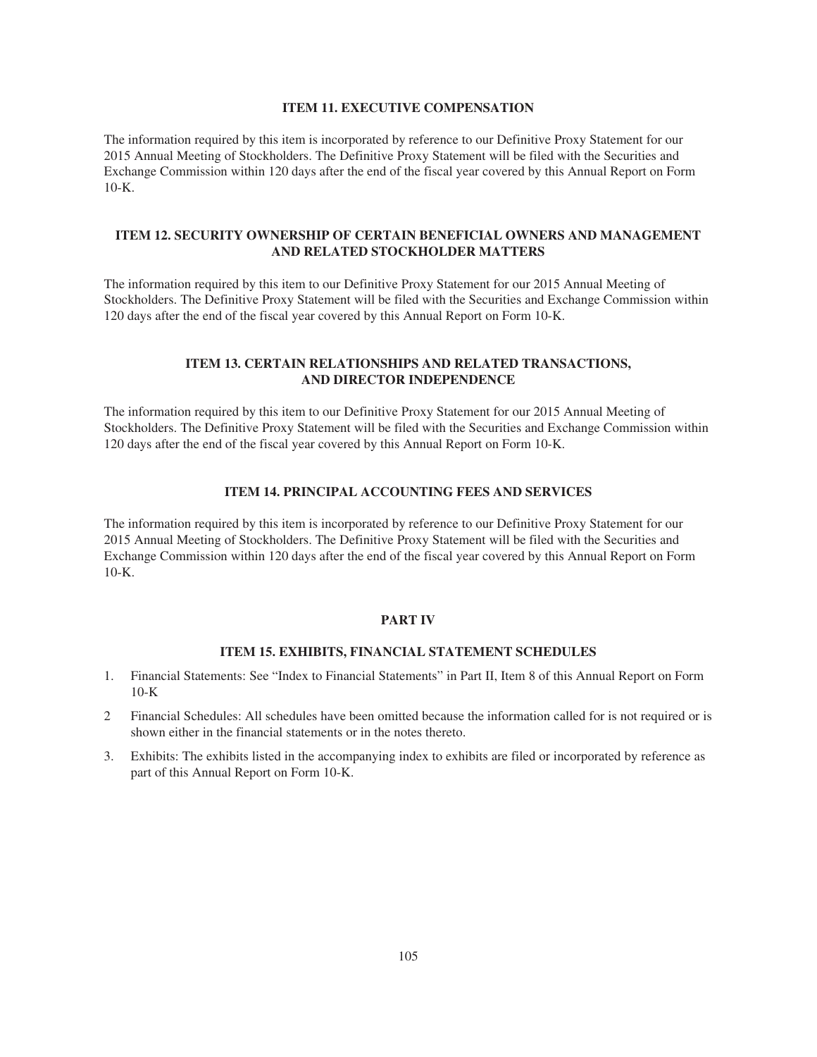## ITEM 11. EXECUTIVE COMPENSATION

The information required by this item is incorporated by reference to our Definitive Proxy Statement for our 2015 Annual Meeting of Stockholders. The Definitive Proxy Statement will be filed with the Securities and Exchange Commission within 120 days after the end of the fiscal year covered by this Annual Report on Form 10-K.

## ITEM 12. SECURITY OWNERSHIP OF CERTAIN BENEFICIAL OWNERS AND MANAGEMENT AND RELATED STOCKHOLDER MATTERS

The information required by this item to our Definitive Proxy Statement for our 2015 Annual Meeting of Stockholders. The Definitive Proxy Statement will be filed with the Securities and Exchange Commission within 120 days after the end of the fiscal year covered by this Annual Report on Form 10-K.

## ITEM 13. CERTAIN RELATIONSHIPS AND RELATED TRANSACTIONS, AND DIRECTOR INDEPENDENCE

The information required by this item to our Definitive Proxy Statement for our 2015 Annual Meeting of Stockholders. The Definitive Proxy Statement will be filed with the Securities and Exchange Commission within 120 days after the end of the fiscal year covered by this Annual Report on Form 10-K.

## ITEM 14. PRINCIPAL ACCOUNTING FEES AND SERVICES

The information required by this item is incorporated by reference to our Definitive Proxy Statement for our 2015 Annual Meeting of Stockholders. The Definitive Proxy Statement will be filed with the Securities and Exchange Commission within 120 days after the end of the fiscal year covered by this Annual Report on Form 10-K.

# PART IV

## ITEM 15. EXHIBITS, FINANCIAL STATEMENT SCHEDULES

1. Financial Statements: See "Index to Financial Statements" in Part II, Item 8 of this Annual Report on Form 10-K
2. Financial Schedules: All schedules have been omitted because the information called for is not required or is shown either in the financial statements or in the notes thereto.
3. Exhibits: The exhibits listed in the accompanying index to exhibits are filed or incorporated by reference as part of this Annual Report on Form 10-K.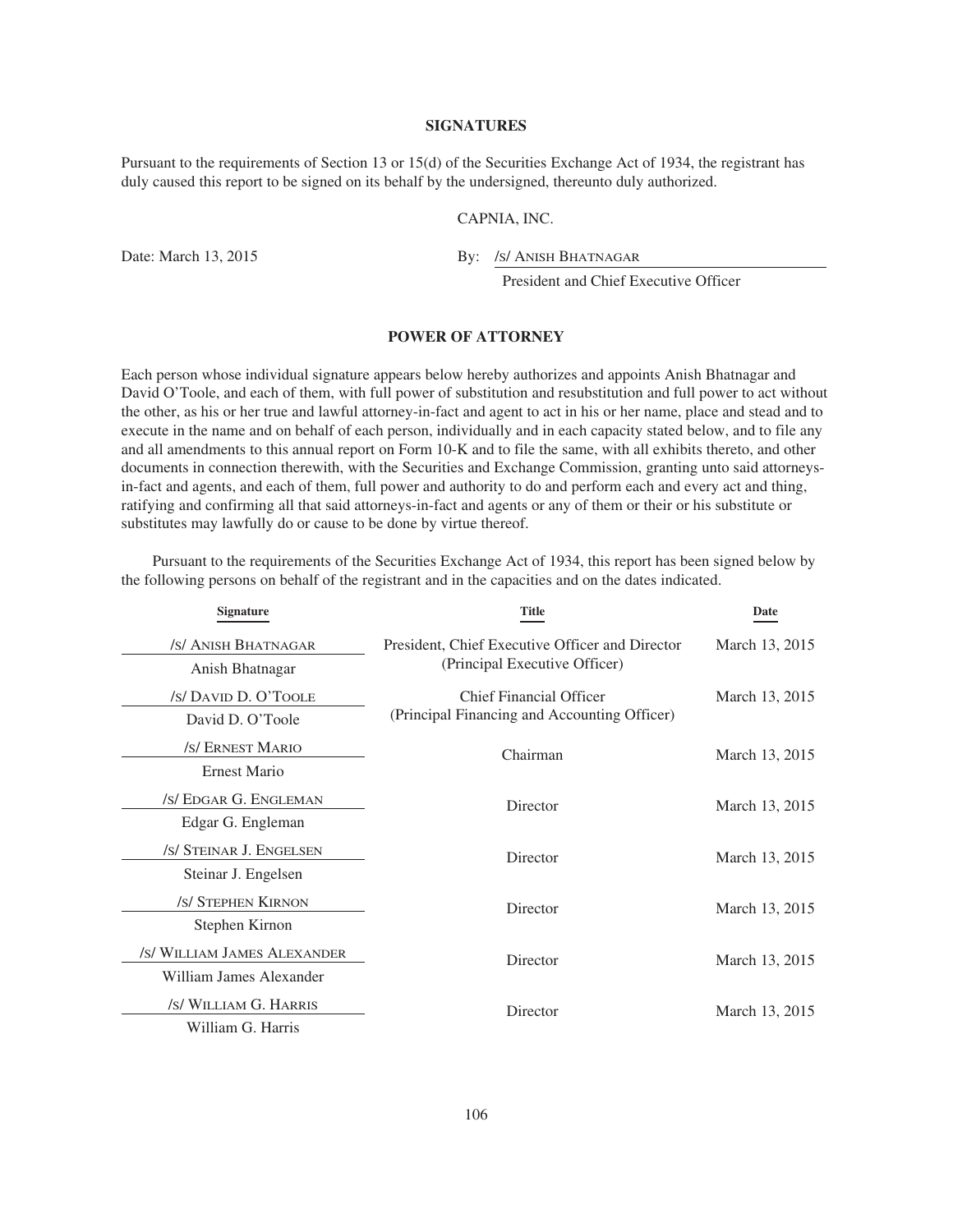## SIGNATURES

Pursuant to the requirements of Section 13 or 15(d) of the Securities Exchange Act of 1934, the registrant has duly caused this report to be signed on its behalf by the undersigned, thereunto duly authorized.

CAPNIA, INC.

Date: March 13, 2015

By: /S/ ANISH BHATNAGAR
President and Chief Executive Officer

## POWER OF ATTORNEY

Each person whose individual signature appears below hereby authorizes and appoints Anish Bhatnagar and David O'Toole, and each of them, with full power of substitution and resubstitution and full power to act without the other, as his or her true and lawful attorney-in-fact and agent to act in his or her name, place and stead and to execute in the name and on behalf of each person, individually and in each capacity stated below, and to file any and all amendments to this annual report on Form 10-K and to file the same, with all exhibits thereto, and other documents in connection therewith, with the Securities and Exchange Commission, granting unto said attorneys-in-fact and agents, and each of them, full power and authority to do and perform each and every act and thing, ratifying and confirming all that said attorneys-in-fact and agents or any of them or their or his substitute or substitutes may lawfully do or cause to be done by virtue thereof.

Pursuant to the requirements of the Securities Exchange Act of 1934, this report has been signed below by the following persons on behalf of the registrant and in the capacities and on the dates indicated.

| Signature | Title | Date |
|---|---|---|
| /S/ ANISH BHATNAGAR<br>Anish Bhatnagar | President, Chief Executive Officer and Director<br>(Principal Executive Officer) | March 13, 2015 |
| /S/ DAVID D. O'TOOLE<br>David D. O'Toole | Chief Financial Officer<br>(Principal Financing and Accounting Officer) | March 13, 2015 |
| /S/ ERNEST MARIO<br>Ernest Mario | Chairman | March 13, 2015 |
| /S/ EDGAR G. ENGLEMAN<br>Edgar G. Engleman | Director | March 13, 2015 |
| /S/ STEINAR J. ENGELSEN<br>Steinar J. Engelsen | Director | March 13, 2015 |
| /S/ STEPHEN KIRNON<br>Stephen Kirnon | Director | March 13, 2015 |
| /S/ WILLIAM JAMES ALEXANDER<br>William James Alexander | Director | March 13, 2015 |
| /S/ WILLIAM G. HARRIS<br>William G. Harris | Director | March 13, 2015 |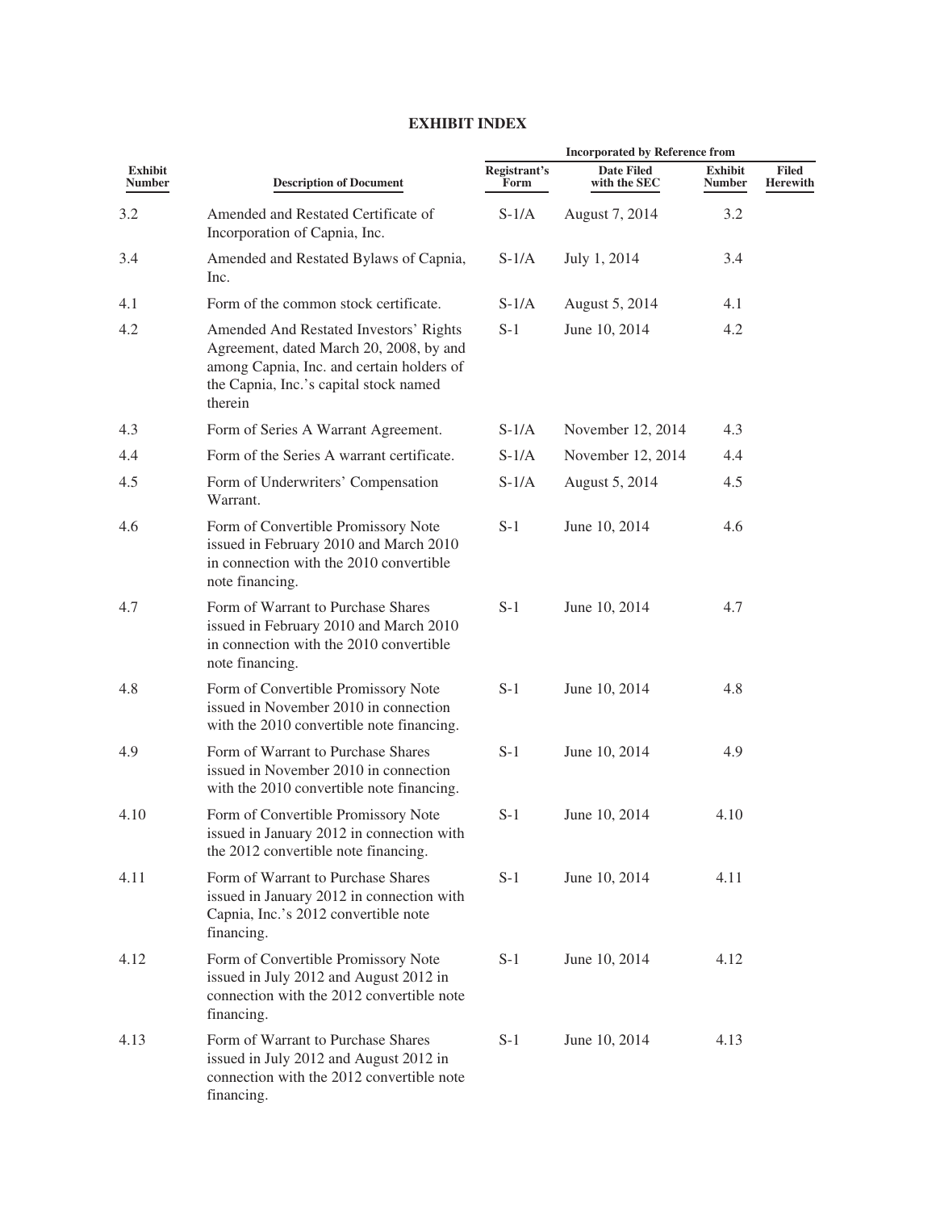## EXHIBIT INDEX

| Exhibit Number | Description of Document | Incorporated by Reference from | | | Filed Herewith |
|---|---|---|---|---|---|
| | | Registrant's Form | Date Filed with the SEC | Exhibit Number | |
| 3.2 | Amended and Restated Certificate of Incorporation of Capnia, Inc. | S-1/A | August 7, 2014 | 3.2 | |
| 3.4 | Amended and Restated Bylaws of Capnia, Inc. | S-1/A | July 1, 2014 | 3.4 | |
| 4.1 | Form of the common stock certificate. | S-1/A | August 5, 2014 | 4.1 | |
| 4.2 | Amended And Restated Investors' Rights Agreement, dated March 20, 2008, by and among Capnia, Inc. and certain holders of the Capnia, Inc.'s capital stock named therein | S-1 | June 10, 2014 | 4.2 | |
| 4.3 | Form of Series A Warrant Agreement. | S-1/A | November 12, 2014 | 4.3 | |
| 4.4 | Form of the Series A warrant certificate. | S-1/A | November 12, 2014 | 4.4 | |
| 4.5 | Form of Underwriters' Compensation Warrant. | S-1/A | August 5, 2014 | 4.5 | |
| 4.6 | Form of Convertible Promissory Note issued in February 2010 and March 2010 in connection with the 2010 convertible note financing. | S-1 | June 10, 2014 | 4.6 | |
| 4.7 | Form of Warrant to Purchase Shares issued in February 2010 and March 2010 in connection with the 2010 convertible note financing. | S-1 | June 10, 2014 | 4.7 | |
| 4.8 | Form of Convertible Promissory Note issued in November 2010 in connection with the 2010 convertible note financing. | S-1 | June 10, 2014 | 4.8 | |
| 4.9 | Form of Warrant to Purchase Shares issued in November 2010 in connection with the 2010 convertible note financing. | S-1 | June 10, 2014 | 4.9 | |
| 4.10 | Form of Convertible Promissory Note issued in January 2012 in connection with the 2012 convertible note financing. | S-1 | June 10, 2014 | 4.10 | |
| 4.11 | Form of Warrant to Purchase Shares issued in January 2012 in connection with Capnia, Inc.'s 2012 convertible note financing. | S-1 | June 10, 2014 | 4.11 | |
| 4.12 | Form of Convertible Promissory Note issued in July 2012 and August 2012 in connection with the 2012 convertible note financing. | S-1 | June 10, 2014 | 4.12 | |
| 4.13 | Form of Warrant to Purchase Shares issued in July 2012 and August 2012 in connection with the 2012 convertible note financing. | S-1 | June 10, 2014 | 4.13 | |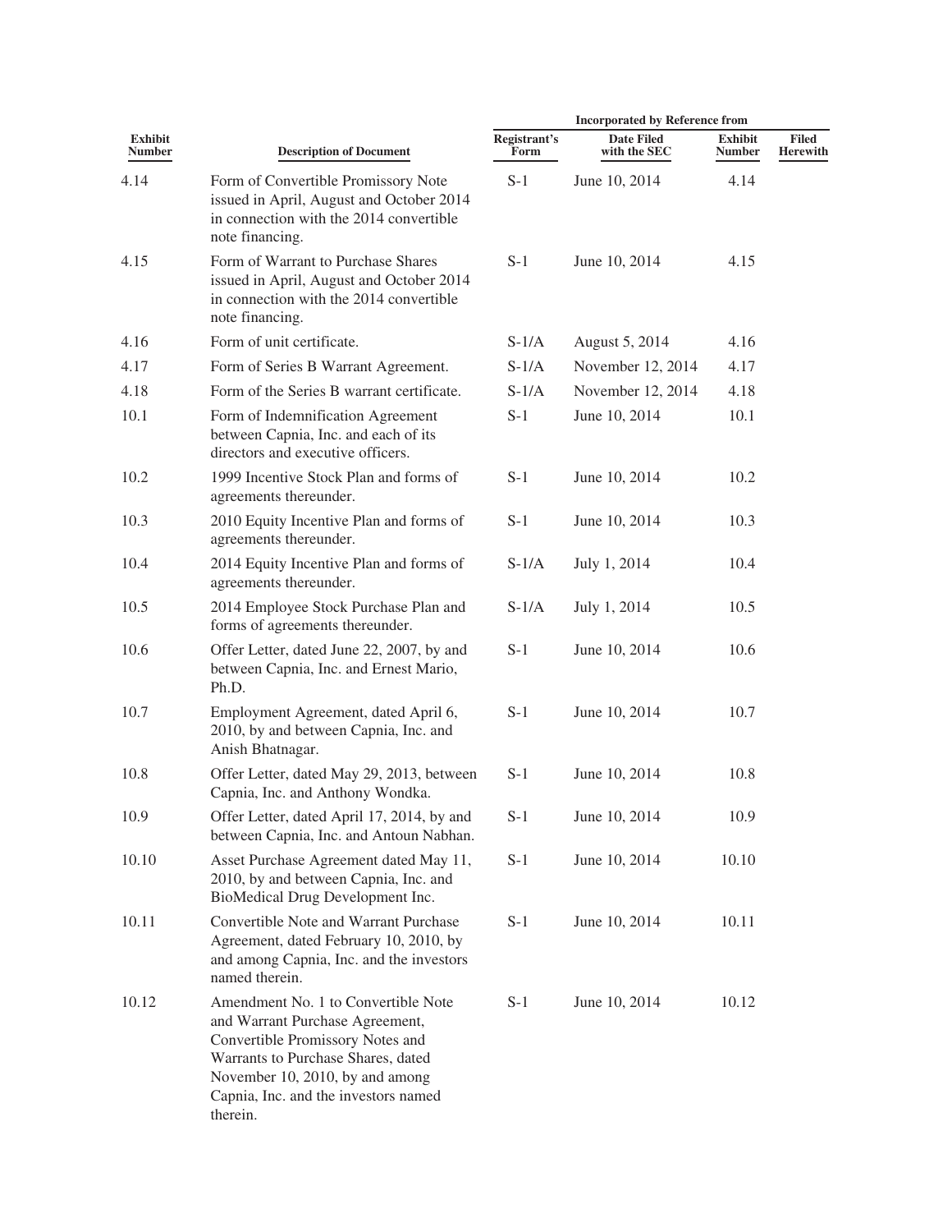| Exhibit Number | Description of Document | Incorporated by Reference from | | | |
|---|---|---|---|---|---|
| | | Registrant's Form | Date Filed with the SEC | Exhibit Number | Filed Herewith |
| 4.14 | Form of Convertible Promissory Note issued in April, August and October 2014 in connection with the 2014 convertible note financing. | S-1 | June 10, 2014 | 4.14 | |
| 4.15 | Form of Warrant to Purchase Shares issued in April, August and October 2014 in connection with the 2014 convertible note financing. | S-1 | June 10, 2014 | 4.15 | |
| 4.16 | Form of unit certificate. | S-1/A | August 5, 2014 | 4.16 | |
| 4.17 | Form of Series B Warrant Agreement. | S-1/A | November 12, 2014 | 4.17 | |
| 4.18 | Form of the Series B warrant certificate. | S-1/A | November 12, 2014 | 4.18 | |
| 10.1 | Form of Indemnification Agreement between Capnia, Inc. and each of its directors and executive officers. | S-1 | June 10, 2014 | 10.1 | |
| 10.2 | 1999 Incentive Stock Plan and forms of agreements thereunder. | S-1 | June 10, 2014 | 10.2 | |
| 10.3 | 2010 Equity Incentive Plan and forms of agreements thereunder. | S-1 | June 10, 2014 | 10.3 | |
| 10.4 | 2014 Equity Incentive Plan and forms of agreements thereunder. | S-1/A | July 1, 2014 | 10.4 | |
| 10.5 | 2014 Employee Stock Purchase Plan and forms of agreements thereunder. | S-1/A | July 1, 2014 | 10.5 | |
| 10.6 | Offer Letter, dated June 22, 2007, by and between Capnia, Inc. and Ernest Mario, Ph.D. | S-1 | June 10, 2014 | 10.6 | |
| 10.7 | Employment Agreement, dated April 6, 2010, by and between Capnia, Inc. and Anish Bhatnagar. | S-1 | June 10, 2014 | 10.7 | |
| 10.8 | Offer Letter, dated May 29, 2013, between Capnia, Inc. and Anthony Wondka. | S-1 | June 10, 2014 | 10.8 | |
| 10.9 | Offer Letter, dated April 17, 2014, by and between Capnia, Inc. and Antoun Nabhan. | S-1 | June 10, 2014 | 10.9 | |
| 10.10 | Asset Purchase Agreement dated May 11, 2010, by and between Capnia, Inc. and BioMedical Drug Development Inc. | S-1 | June 10, 2014 | 10.10 | |
| 10.11 | Convertible Note and Warrant Purchase Agreement, dated February 10, 2010, by and among Capnia, Inc. and the investors named therein. | S-1 | June 10, 2014 | 10.11 | |
| 10.12 | Amendment No. 1 to Convertible Note and Warrant Purchase Agreement, Convertible Promissory Notes and Warrants to Purchase Shares, dated November 10, 2010, by and among Capnia, Inc. and the investors named therein. | S-1 | June 10, 2014 | 10.12 | |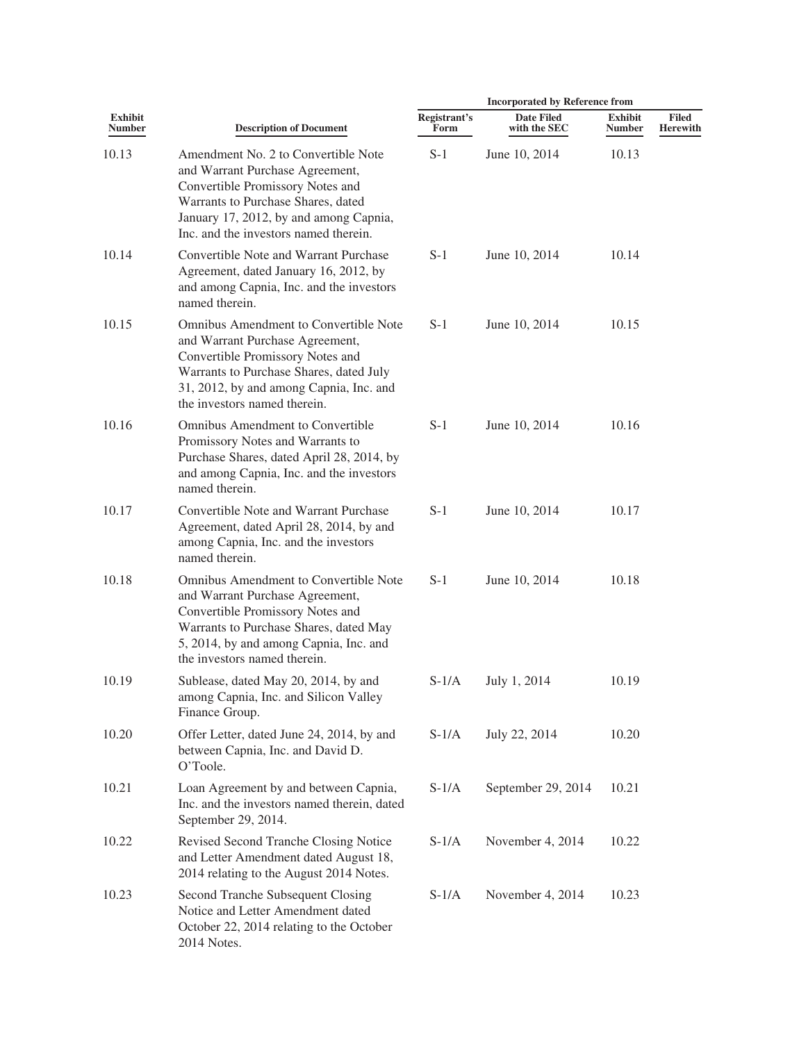| Exhibit Number | Description of Document | Incorporated by Reference from | | | |
|---|---|---|---|---|---|
| | | Registrant's Form | Date Filed with the SEC | Exhibit Number | Filed Herewith |
| 10.13 | Amendment No. 2 to Convertible Note and Warrant Purchase Agreement, Convertible Promissory Notes and Warrants to Purchase Shares, dated January 17, 2012, by and among Capnia, Inc. and the investors named therein. | S-1 | June 10, 2014 | 10.13 | |
| 10.14 | Convertible Note and Warrant Purchase Agreement, dated January 16, 2012, by and among Capnia, Inc. and the investors named therein. | S-1 | June 10, 2014 | 10.14 | |
| 10.15 | Omnibus Amendment to Convertible Note and Warrant Purchase Agreement, Convertible Promissory Notes and Warrants to Purchase Shares, dated July 31, 2012, by and among Capnia, Inc. and the investors named therein. | S-1 | June 10, 2014 | 10.15 | |
| 10.16 | Omnibus Amendment to Convertible Promissory Notes and Warrants to Purchase Shares, dated April 28, 2014, by and among Capnia, Inc. and the investors named therein. | S-1 | June 10, 2014 | 10.16 | |
| 10.17 | Convertible Note and Warrant Purchase Agreement, dated April 28, 2014, by and among Capnia, Inc. and the investors named therein. | S-1 | June 10, 2014 | 10.17 | |
| 10.18 | Omnibus Amendment to Convertible Note and Warrant Purchase Agreement, Convertible Promissory Notes and Warrants to Purchase Shares, dated May 5, 2014, by and among Capnia, Inc. and the investors named therein. | S-1 | June 10, 2014 | 10.18 | |
| 10.19 | Sublease, dated May 20, 2014, by and among Capnia, Inc. and Silicon Valley Finance Group. | S-1/A | July 1, 2014 | 10.19 | |
| 10.20 | Offer Letter, dated June 24, 2014, by and between Capnia, Inc. and David D. O'Toole. | S-1/A | July 22, 2014 | 10.20 | |
| 10.21 | Loan Agreement by and between Capnia, Inc. and the investors named therein, dated September 29, 2014. | S-1/A | September 29, 2014 | 10.21 | |
| 10.22 | Revised Second Tranche Closing Notice and Letter Amendment dated August 18, 2014 relating to the August 2014 Notes. | S-1/A | November 4, 2014 | 10.22 | |
| 10.23 | Second Tranche Subsequent Closing Notice and Letter Amendment dated October 22, 2014 relating to the October 2014 Notes. | S-1/A | November 4, 2014 | 10.23 | |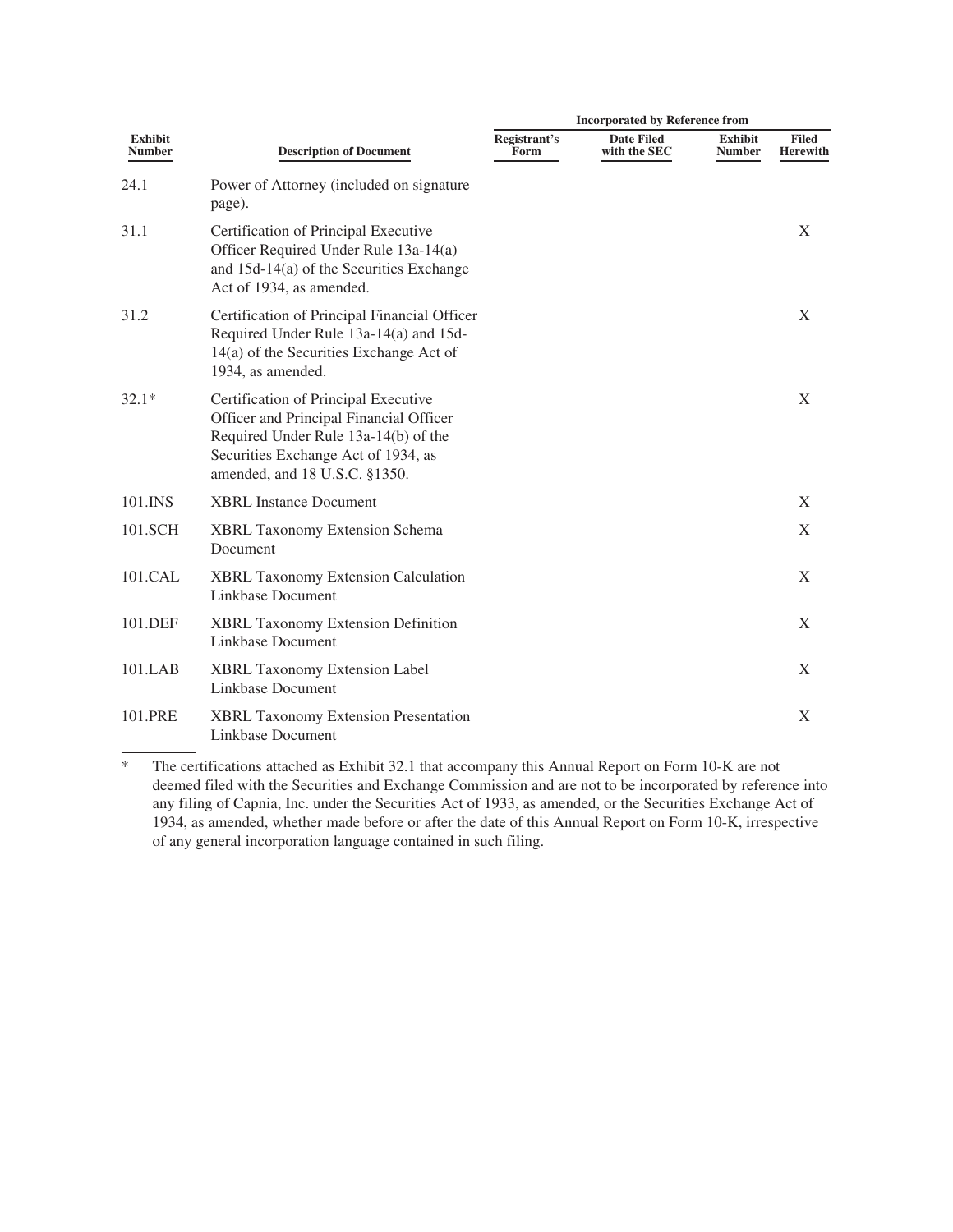| | | Incorporated by Reference from | | | |
|---|---|---|---|---|---|
| Exhibit Number | Description of Document | Registrant's Form | Date Filed with the SEC | Exhibit Number | Filed Herewith |
| 24.1 | Power of Attorney (included on signature page). | | | | |
| 31.1 | Certification of Principal Executive Officer Required Under Rule 13a-14(a) and 15d-14(a) of the Securities Exchange Act of 1934, as amended. | | | | X |
| 31.2 | Certification of Principal Financial Officer Required Under Rule 13a-14(a) and 15d-14(a) of the Securities Exchange Act of 1934, as amended. | | | | X |
| 32.1* | Certification of Principal Executive Officer and Principal Financial Officer Required Under Rule 13a-14(b) of the Securities Exchange Act of 1934, as amended, and 18 U.S.C. §1350. | | | | X |
| 101.INS | XBRL Instance Document | | | | X |
| 101.SCH | XBRL Taxonomy Extension Schema Document | | | | X |
| 101.CAL | XBRL Taxonomy Extension Calculation Linkbase Document | | | | X |
| 101.DEF | XBRL Taxonomy Extension Definition Linkbase Document | | | | X |
| 101.LAB | XBRL Taxonomy Extension Label Linkbase Document | | | | X |
| 101.PRE | XBRL Taxonomy Extension Presentation Linkbase Document | | | | X |

\* The certifications attached as Exhibit 32.1 that accompany this Annual Report on Form 10-K are not deemed filed with the Securities and Exchange Commission and are not to be incorporated by reference into any filing of Capnia, Inc. under the Securities Act of 1933, as amended, or the Securities Exchange Act of 1934, as amended, whether made before or after the date of this Annual Report on Form 10-K, irrespective of any general incorporation language contained in such filing.